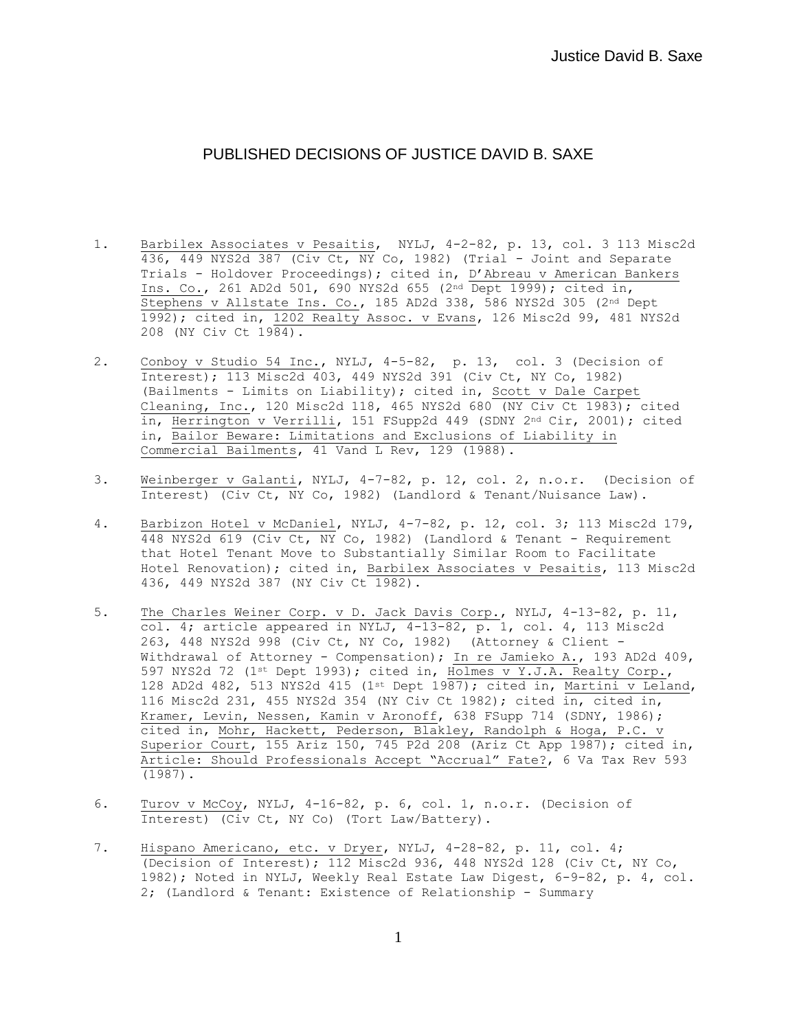# PUBLISHED DECISIONS OF JUSTICE DAVID B. SAXE

1. Barbilex Associates v Pesaitis, NYLJ, 4-2-82, p. 13, col. 3 113 Misc2d 436, 449 NYS2d 387 (Civ Ct, NY Co, 1982) (Trial - Joint and Separate Trials - Holdover Proceedings); cited in, D'Abreau v American Bankers Ins. Co., 261 AD2d 501, 690 NYS2d 655 (2nd Dept 1999); cited in, Stephens v Allstate Ins. Co., 185 AD2d 338, 586 NYS2d 305 (2nd Dept 1992); cited in, 1202 Realty Assoc. v Evans, 126 Misc2d 99, 481 NYS2d 208 (NY Civ Ct 1984).

2. Conboy v Studio 54 Inc., NYLJ, 4-5-82, p. 13, col. 3 (Decision of Interest); 113 Misc2d 403, 449 NYS2d 391 (Civ Ct, NY Co, 1982) (Bailments - Limits on Liability); cited in, Scott v Dale Carpet Cleaning, Inc., 120 Misc2d 118, 465 NYS2d 680 (NY Civ Ct 1983); cited in, Herrington v Verrilli, 151 FSupp2d 449 (SDNY 2nd Cir, 2001); cited in, Bailor Beware: Limitations and Exclusions of Liability in Commercial Bailments, 41 Vand L Rev, 129 (1988).

3. Weinberger v Galanti, NYLJ, 4-7-82, p. 12, col. 2, n.o.r. (Decision of Interest) (Civ Ct, NY Co, 1982) (Landlord & Tenant/Nuisance Law).

4. Barbizon Hotel v McDaniel, NYLJ, 4-7-82, p. 12, col. 3; 113 Misc2d 179, 448 NYS2d 619 (Civ Ct, NY Co, 1982) (Landlord & Tenant - Requirement that Hotel Tenant Move to Substantially Similar Room to Facilitate Hotel Renovation); cited in, Barbilex Associates v Pesaitis, 113 Misc2d 436, 449 NYS2d 387 (NY Civ Ct 1982).

5. The Charles Weiner Corp. v D. Jack Davis Corp., NYLJ, 4-13-82, p. 11, col. 4; article appeared in NYLJ, 4-13-82, p. 1, col. 4, 113 Misc2d 263, 448 NYS2d 998 (Civ Ct, NY Co, 1982) (Attorney & Client - Withdrawal of Attorney - Compensation); In re Jamieko A., 193 AD2d 409, 597 NYS2d 72 (1st Dept 1993); cited in, Holmes v Y.J.A. Realty Corp., 128 AD2d 482, 513 NYS2d 415 (1st Dept 1987); cited in, Martini v Leland, 116 Misc2d 231, 455 NYS2d 354 (NY Civ Ct 1982); cited in, cited in, Kramer, Levin, Nessen, Kamin v Aronoff, 638 FSupp 714 (SDNY, 1986); cited in, Mohr, Hackett, Pederson, Blakley, Randolph & Hoga, P.C. v Superior Court, 155 Ariz 150, 745 P2d 208 (Ariz Ct App 1987); cited in, Article: Should Professionals Accept "Accrual" Fate?, 6 Va Tax Rev 593 (1987).

6. Turov v McCoy, NYLJ, 4-16-82, p. 6, col. 1, n.o.r. (Decision of Interest) (Civ Ct, NY Co) (Tort Law/Battery).

7. Hispano Americano, etc. v Dryer, NYLJ, 4-28-82, p. 11, col. 4; (Decision of Interest); 112 Misc2d 936, 448 NYS2d 128 (Civ Ct, NY Co, 1982); Noted in NYLJ, Weekly Real Estate Law Digest, 6-9-82, p. 4, col. 2; (Landlord & Tenant: Existence of Relationship - Summary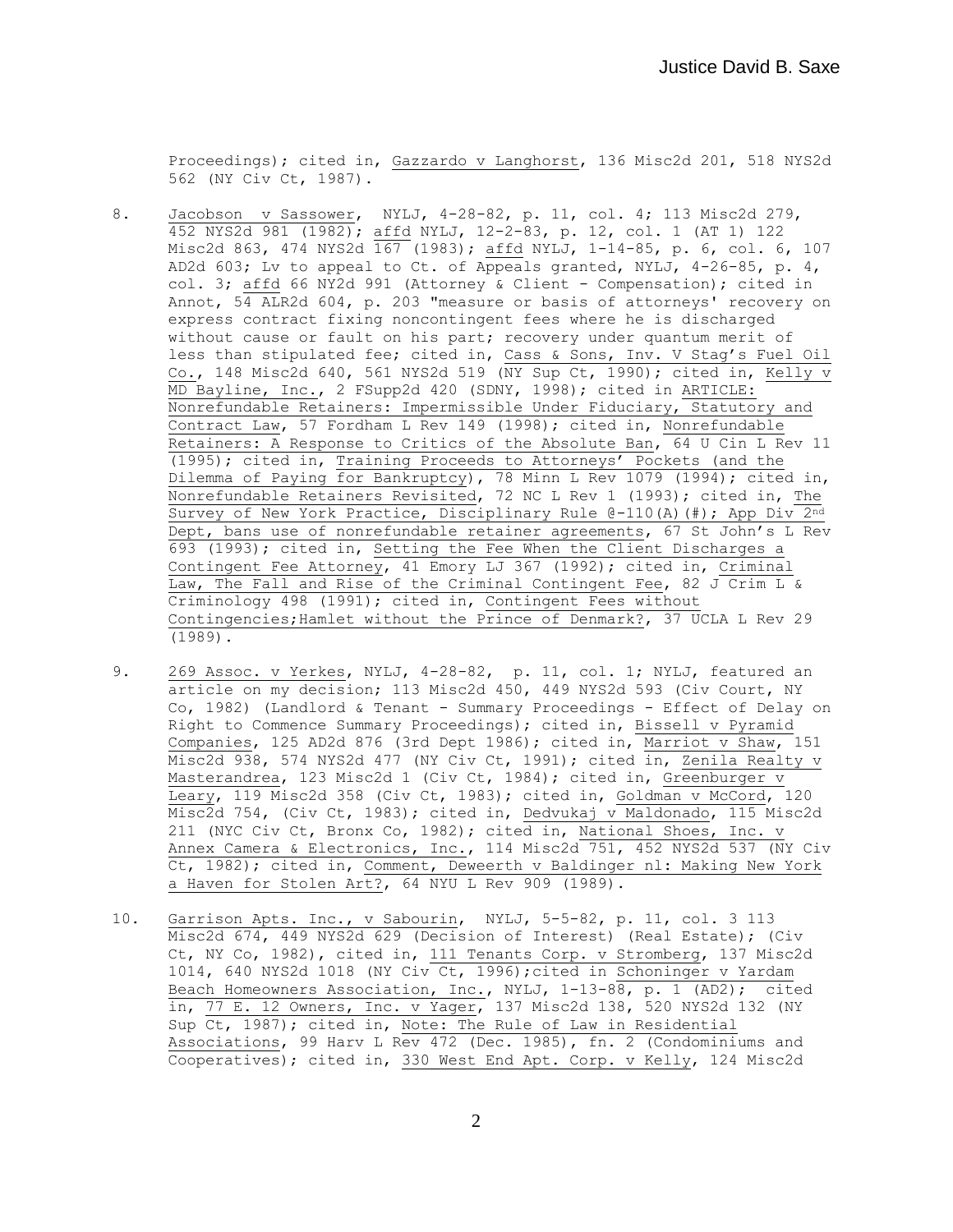Proceedings); cited in, Gazzardo v Langhorst, 136 Misc2d 201, 518 NYS2d 562 (NY Civ Ct, 1987).

8. Jacobson v Sassower, NYLJ, 4-28-82, p. 11, col. 4; 113 Misc2d 279, 452 NYS2d 981 (1982); affd NYLJ, 12-2-83, p. 12, col. 1 (AT 1) 122 Misc2d 863, 474 NYS2d 167 (1983); affd NYLJ, 1-14-85, p. 6, col. 6, 107 AD2d 603; Lv to appeal to Ct. of Appeals granted, NYLJ, 4-26-85, p. 4, col. 3; affd 66 NY2d 991 (Attorney & Client - Compensation); cited in Annot, 54 ALR2d 604, p. 203 "measure or basis of attorneys' recovery on express contract fixing noncontingent fees where he is discharged without cause or fault on his part; recovery under quantum merit of less than stipulated fee; cited in, Cass & Sons, Inv. V Stag's Fuel Oil Co., 148 Misc2d 640, 561 NYS2d 519 (NY Sup Ct, 1990); cited in, Kelly v MD Bayline, Inc., 2 FSupp2d 420 (SDNY, 1998); cited in ARTICLE: Nonrefundable Retainers: Impermissible Under Fiduciary, Statutory and Contract Law, 57 Fordham L Rev 149 (1998); cited in, Nonrefundable Retainers: A Response to Critics of the Absolute Ban, 64 U Cin L Rev 11 (1995); cited in, Training Proceeds to Attorneys' Pockets (and the Dilemma of Paying for Bankruptcy), 78 Minn L Rev 1079 (1994); cited in, Nonrefundable Retainers Revisited, 72 NC L Rev 1 (1993); cited in, The Survey of New York Practice, Disciplinary Rule @-110(A)(#); App Div 2nd Dept, bans use of nonrefundable retainer agreements, 67 St John's L Rev 693 (1993); cited in, Setting the Fee When the Client Discharges a Contingent Fee Attorney, 41 Emory LJ 367 (1992); cited in, Criminal Law, The Fall and Rise of the Criminal Contingent Fee, 82 J Crim L & Criminology 498 (1991); cited in, Contingent Fees without Contingencies;Hamlet without the Prince of Denmark?, 37 UCLA L Rev 29 (1989).

9. 269 Assoc. v Yerkes, NYLJ, 4-28-82, p. 11, col. 1; NYLJ, featured an article on my decision; 113 Misc2d 450, 449 NYS2d 593 (Civ Court, NY Co, 1982) (Landlord & Tenant - Summary Proceedings - Effect of Delay on Right to Commence Summary Proceedings); cited in, Bissell v Pyramid Companies, 125 AD2d 876 (3rd Dept 1986); cited in, Marriot v Shaw, 151 Misc2d 938, 574 NYS2d 477 (NY Civ Ct, 1991); cited in, Zenila Realty v Masterandrea, 123 Misc2d 1 (Civ Ct, 1984); cited in, Greenburger v Leary, 119 Misc2d 358 (Civ Ct, 1983); cited in, Goldman v McCord, 120 Misc2d 754, (Civ Ct, 1983); cited in, Dedvukaj v Maldonado, 115 Misc2d 211 (NYC Civ Ct, Bronx Co, 1982); cited in, National Shoes, Inc. v Annex Camera & Electronics, Inc., 114 Misc2d 751, 452 NYS2d 537 (NY Civ Ct, 1982); cited in, Comment, Deweerth v Baldinger nl: Making New York a Haven for Stolen Art?, 64 NYU L Rev 909 (1989).

10. Garrison Apts. Inc., v Sabourin, NYLJ, 5-5-82, p. 11, col. 3 113 Misc2d 674, 449 NYS2d 629 (Decision of Interest) (Real Estate); (Civ Ct, NY Co, 1982), cited in, 111 Tenants Corp. v Stromberg, 137 Misc2d 1014, 640 NYS2d 1018 (NY Civ Ct, 1996);cited in Schoninger v Yardam Beach Homeowners Association, Inc., NYLJ, 1-13-88, p. 1 (AD2); cited in, 77 E. 12 Owners, Inc. v Yager, 137 Misc2d 138, 520 NYS2d 132 (NY Sup Ct, 1987); cited in, Note: The Rule of Law in Residential Associations, 99 Harv L Rev 472 (Dec. 1985), fn. 2 (Condominiums and Cooperatives); cited in, 330 West End Apt. Corp. v Kelly, 124 Misc2d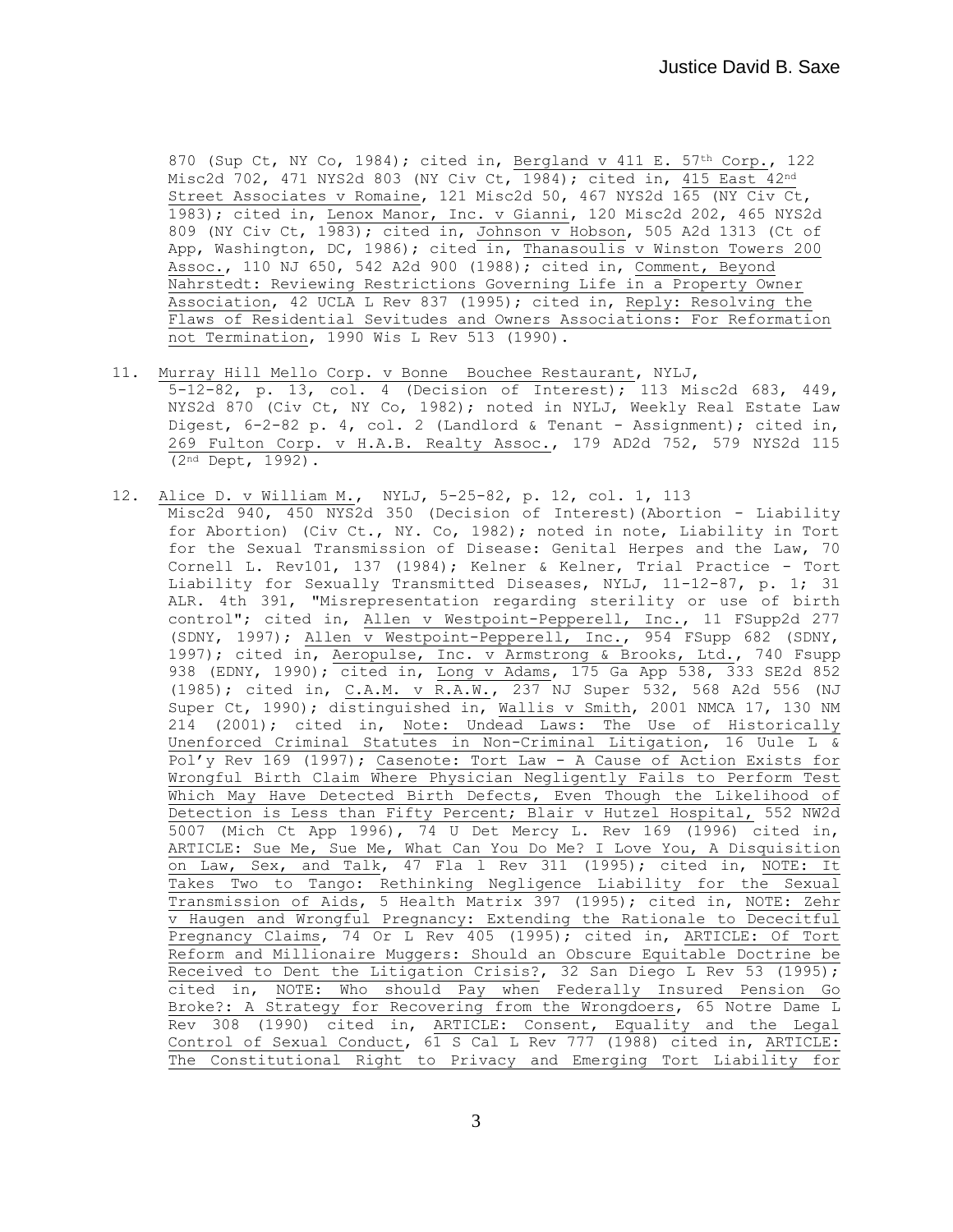870 (Sup Ct, NY Co, 1984); cited in, Bergland v 411 E. 57th Corp., 122 Misc2d 702, 471 NYS2d 803 (NY Civ Ct, 1984); cited in, 415 East 42nd Street Associates v Romaine, 121 Misc2d 50, 467 NYS2d 165 (NY Civ Ct, 1983); cited in, Lenox Manor, Inc. v Gianni, 120 Misc2d 202, 465 NYS2d 809 (NY Civ Ct, 1983); cited in, Johnson v Hobson, 505 A2d 1313 (Ct of App, Washington, DC, 1986); cited in, Thanasoulis v Winston Towers 200 Assoc., 110 NJ 650, 542 A2d 900 (1988); cited in, Comment, Beyond Nahrstedt: Reviewing Restrictions Governing Life in a Property Owner Association, 42 UCLA L Rev 837 (1995); cited in, Reply: Resolving the Flaws of Residential Sevitudes and Owners Associations: For Reformation not Termination, 1990 Wis L Rev 513 (1990).

11. Murray Hill Mello Corp. v Bonne Bouchee Restaurant, NYLJ, 5-12-82, p. 13, col. 4 (Decision of Interest); 113 Misc2d 683, 449, NYS2d 870 (Civ Ct, NY Co, 1982); noted in NYLJ, Weekly Real Estate Law Digest, 6-2-82 p. 4, col. 2 (Landlord & Tenant - Assignment); cited in, 269 Fulton Corp. v H.A.B. Realty Assoc., 179 AD2d 752, 579 NYS2d 115 (2nd Dept, 1992).

12. Alice D. v William M., NYLJ, 5-25-82, p. 12, col. 1, 113 Misc2d 940, 450 NYS2d 350 (Decision of Interest)(Abortion - Liability for Abortion) (Civ Ct., NY. Co, 1982); noted in note, Liability in Tort for the Sexual Transmission of Disease: Genital Herpes and the Law, 70 Cornell L. Rev101, 137 (1984); Kelner & Kelner, Trial Practice - Tort Liability for Sexually Transmitted Diseases, NYLJ, 11-12-87, p. 1; 31 ALR. 4th 391, "Misrepresentation regarding sterility or use of birth control"; cited in, Allen v Westpoint-Pepperell, Inc., 11 FSupp2d 277 (SDNY, 1997); Allen v Westpoint-Pepperell, Inc., 954 FSupp 682 (SDNY, 1997); cited in, Aeropulse, Inc. v Armstrong & Brooks, Ltd., 740 Fsupp 938 (EDNY, 1990); cited in, Long v Adams, 175 Ga App 538, 333 SE2d 852 (1985); cited in, C.A.M. v R.A.W., 237 NJ Super 532, 568 A2d 556 (NJ Super Ct, 1990); distinguished in, Wallis v Smith, 2001 NMCA 17, 130 NM 214 (2001); cited in, Note: Undead Laws: The Use of Historically Unenforced Criminal Statutes in Non-Criminal Litigation, 16 Uule L & Pol'y Rev 169 (1997); Casenote: Tort Law - A Cause of Action Exists for Wrongful Birth Claim Where Physician Negligently Fails to Perform Test Which May Have Detected Birth Defects, Even Though the Likelihood of Detection is Less than Fifty Percent; Blair v Hutzel Hospital, 552 NW2d 5007 (Mich Ct App 1996), 74 U Det Mercy L. Rev 169 (1996) cited in, ARTICLE: Sue Me, Sue Me, What Can You Do Me? I Love You, A Disquisition on Law, Sex, and Talk, 47 Fla l Rev 311 (1995); cited in, NOTE: It Takes Two to Tango: Rethinking Negligence Liability for the Sexual Transmission of Aids, 5 Health Matrix 397 (1995); cited in, NOTE: Zehr v Haugen and Wrongful Pregnancy: Extending the Rationale to Dececitful Pregnancy Claims, 74 Or L Rev 405 (1995); cited in, ARTICLE: Of Tort Reform and Millionaire Muggers: Should an Obscure Equitable Doctrine be Received to Dent the Litigation Crisis?, 32 San Diego L Rev 53 (1995); cited in, NOTE: Who should Pay when Federally Insured Pension Go Broke?: A Strategy for Recovering from the Wrongdoers, 65 Notre Dame L Rev 308 (1990) cited in, ARTICLE: Consent, Equality and the Legal Control of Sexual Conduct, 61 S Cal L Rev 777 (1988) cited in, ARTICLE: The Constitutional Right to Privacy and Emerging Tort Liability for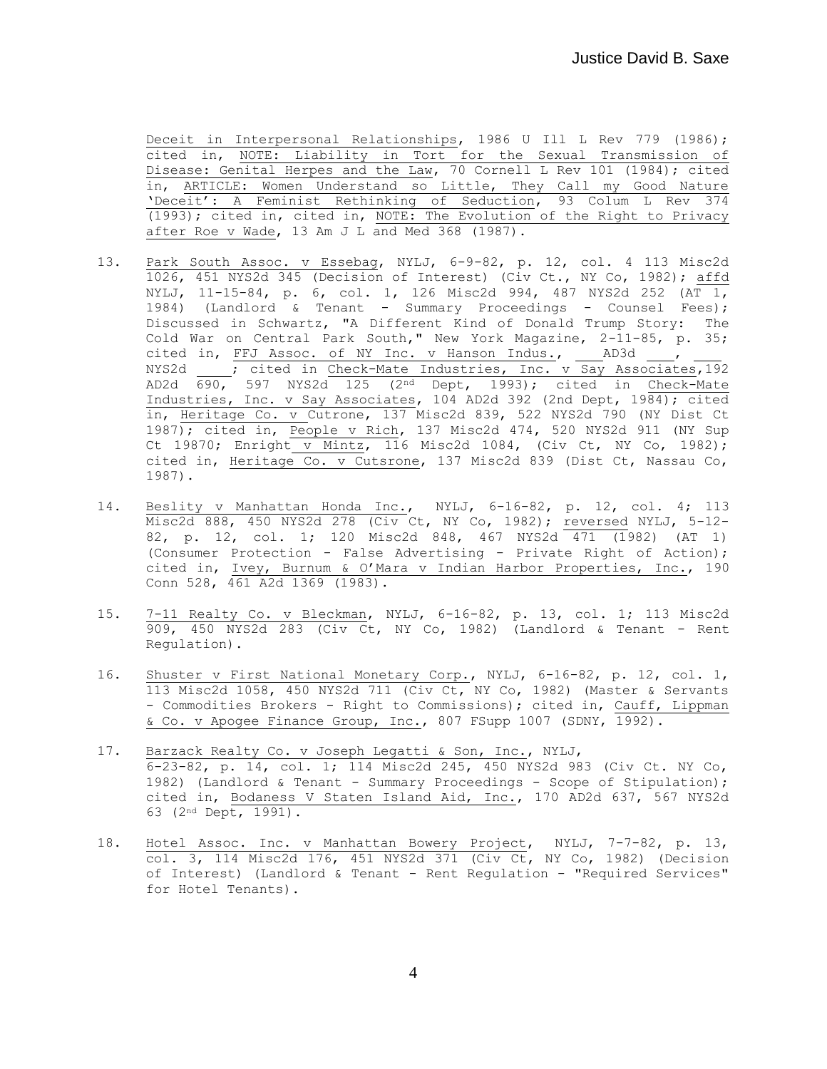Deceit in Interpersonal Relationships, 1986 U Ill L Rev 779 (1986); cited in, NOTE: Liability in Tort for the Sexual Transmission of Disease: Genital Herpes and the Law, 70 Cornell L Rev 101 (1984); cited in, ARTICLE: Women Understand so Little, They Call my Good Nature 'Deceit': A Feminist Rethinking of Seduction, 93 Colum L Rev 374 (1993); cited in, cited in, NOTE: The Evolution of the Right to Privacy after Roe v Wade, 13 Am J L and Med 368 (1987).

13. Park South Assoc. v Essebag, NYLJ, 6-9-82, p. 12, col. 4 113 Misc2d 1026, 451 NYS2d 345 (Decision of Interest) (Civ Ct., NY Co, 1982); affd NYLJ, 11-15-84, p. 6, col. 1, 126 Misc2d 994, 487 NYS2d 252 (AT 1, 1984) (Landlord & Tenant - Summary Proceedings - Counsel Fees); Discussed in Schwartz, "A Different Kind of Donald Trump Story: The Cold War on Central Park South," New York Magazine, 2-11-85, p. 35; cited in, FFJ Assoc. of NY Inc. v Hanson Indus., ___ AD3d ___, ___ NYS2d ___; cited in Check-Mate Industries, Inc. v Say Associates, 192 AD2d 690, 597 NYS2d 125 (2nd Dept, 1993); cited in Check-Mate Industries, Inc. v Say Associates, 104 AD2d 392 (2nd Dept, 1984); cited in, Heritage Co. v Cutrone, 137 Misc2d 839, 522 NYS2d 790 (NY Dist Ct 1987); cited in, People v Rich, 137 Misc2d 474, 520 NYS2d 911 (NY Sup Ct 19870; Enright v Mintz, 116 Misc2d 1084, (Civ Ct, NY Co, 1982); cited in, Heritage Co. v Cutsrone, 137 Misc2d 839 (Dist Ct, Nassau Co, 1987).

14. Beslity v Manhattan Honda Inc., NYLJ, 6-16-82, p. 12, col. 4; 113 Misc2d 888, 450 NYS2d 278 (Civ Ct, NY Co, 1982); reversed NYLJ, 5-12-82, p. 12, col. 1; 120 Misc2d 848, 467 NYS2d 471 (1982) (AT 1) (Consumer Protection - False Advertising - Private Right of Action); cited in, Ivey, Burnum & O'Mara v Indian Harbor Properties, Inc., 190 Conn 528, 461 A2d 1369 (1983).

15. 7-11 Realty Co. v Bleckman, NYLJ, 6-16-82, p. 13, col. 1; 113 Misc2d 909, 450 NYS2d 283 (Civ Ct, NY Co, 1982) (Landlord & Tenant - Rent Regulation).

16. Shuster v First National Monetary Corp., NYLJ, 6-16-82, p. 12, col. 1, 113 Misc2d 1058, 450 NYS2d 711 (Civ Ct, NY Co, 1982) (Master & Servants - Commodities Brokers - Right to Commissions); cited in, Cauff, Lippman & Co. v Apogee Finance Group, Inc., 807 FSupp 1007 (SDNY, 1992).

17. Barzack Realty Co. v Joseph Legatti & Son, Inc., NYLJ, 6-23-82, p. 14, col. 1; 114 Misc2d 245, 450 NYS2d 983 (Civ Ct. NY Co, 1982) (Landlord & Tenant - Summary Proceedings - Scope of Stipulation); cited in, Bodaness V Staten Island Aid, Inc., 170 AD2d 637, 567 NYS2d 63 (2nd Dept, 1991).

18. Hotel Assoc. Inc. v Manhattan Bowery Project, NYLJ, 7-7-82, p. 13, col. 3, 114 Misc2d 176, 451 NYS2d 371 (Civ Ct, NY Co, 1982) (Decision of Interest) (Landlord & Tenant - Rent Regulation - "Required Services" for Hotel Tenants).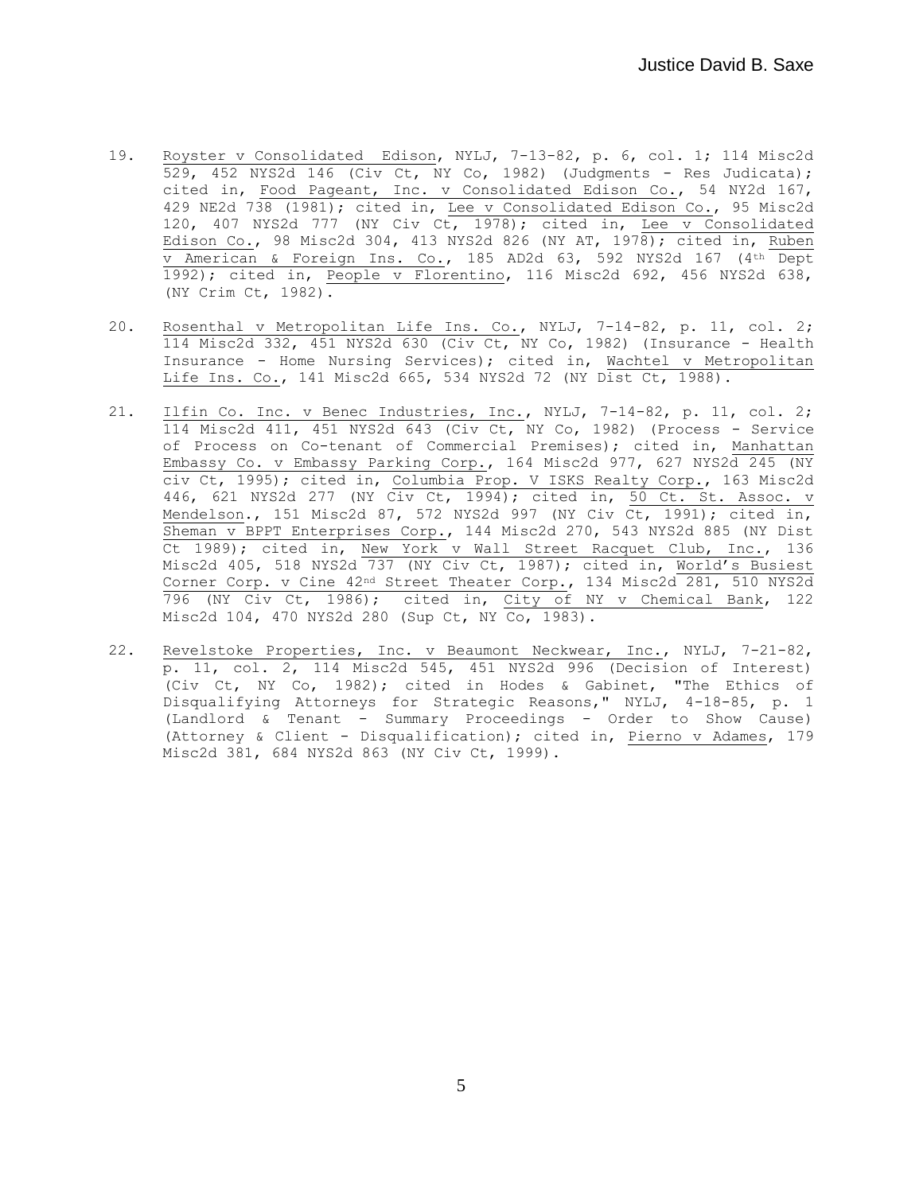19. Royster v Consolidated Edison, NYLJ, 7-13-82, p. 6, col. 1; 114 Misc2d 529, 452 NYS2d 146 (Civ Ct, NY Co, 1982) (Judgments - Res Judicata); cited in, Food Pageant, Inc. v Consolidated Edison Co., 54 NY2d 167, 429 NE2d 738 (1981); cited in, Lee v Consolidated Edison Co., 95 Misc2d 120, 407 NYS2d 777 (NY Civ Ct, 1978); cited in, Lee v Consolidated Edison Co., 98 Misc2d 304, 413 NYS2d 826 (NY AT, 1978); cited in, Ruben v American & Foreign Ins. Co., 185 AD2d 63, 592 NYS2d 167 (4th Dept 1992); cited in, People v Florentino, 116 Misc2d 692, 456 NYS2d 638, (NY Crim Ct, 1982).

20. Rosenthal v Metropolitan Life Ins. Co., NYLJ, 7-14-82, p. 11, col. 2; 114 Misc2d 332, 451 NYS2d 630 (Civ Ct, NY Co, 1982) (Insurance - Health Insurance - Home Nursing Services); cited in, Wachtel v Metropolitan Life Ins. Co., 141 Misc2d 665, 534 NYS2d 72 (NY Dist Ct, 1988).

21. Ilfin Co. Inc. v Benec Industries, Inc., NYLJ, 7-14-82, p. 11, col. 2; 114 Misc2d 411, 451 NYS2d 643 (Civ Ct, NY Co, 1982) (Process - Service of Process on Co-tenant of Commercial Premises); cited in, Manhattan Embassy Co. v Embassy Parking Corp., 164 Misc2d 977, 627 NYS2d 245 (NY civ Ct, 1995); cited in, Columbia Prop. V ISKS Realty Corp., 163 Misc2d 446, 621 NYS2d 277 (NY Civ Ct, 1994); cited in, 50 Ct. St. Assoc. v Mendelson., 151 Misc2d 87, 572 NYS2d 997 (NY Civ Ct, 1991); cited in, Sheman v BPPT Enterprises Corp., 144 Misc2d 270, 543 NYS2d 885 (NY Dist Ct 1989); cited in, New York v Wall Street Racquet Club, Inc., 136 Misc2d 405, 518 NYS2d 737 (NY Civ Ct, 1987); cited in, World's Busiest Corner Corp. v Cine 42nd Street Theater Corp., 134 Misc2d 281, 510 NYS2d 796 (NY Civ Ct, 1986); cited in, City of NY v Chemical Bank, 122 Misc2d 104, 470 NYS2d 280 (Sup Ct, NY Co, 1983).

22. Revelstoke Properties, Inc. v Beaumont Neckwear, Inc., NYLJ, 7-21-82, p. 11, col. 2, 114 Misc2d 545, 451 NYS2d 996 (Decision of Interest) (Civ Ct, NY Co, 1982); cited in Hodes & Gabinet, "The Ethics of Disqualifying Attorneys for Strategic Reasons," NYLJ, 4-18-85, p. 1 (Landlord & Tenant - Summary Proceedings - Order to Show Cause) (Attorney & Client - Disqualification); cited in, Pierno v Adames, 179 Misc2d 381, 684 NYS2d 863 (NY Civ Ct, 1999).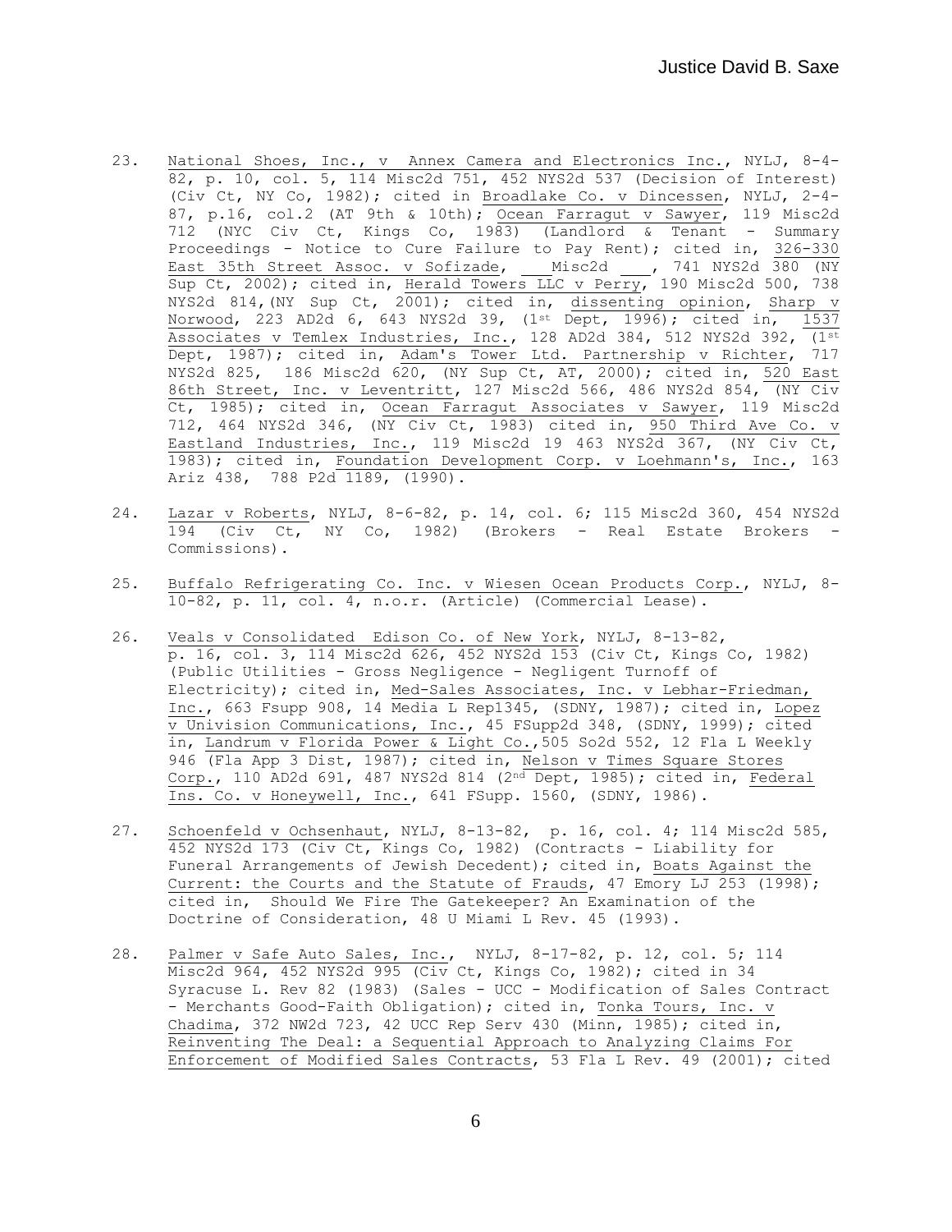23. National Shoes, Inc., v Annex Camera and Electronics Inc., NYLJ, 8-4-82, p. 10, col. 5, 114 Misc2d 751, 452 NYS2d 537 (Decision of Interest) (Civ Ct, NY Co, 1982); cited in Broadlake Co. v Dincessen, NYLJ, 2-4-87, p.16, col.2 (AT 9th & 10th); Ocean Farragut v Sawyer, 119 Misc2d 712 (NYC Civ Ct, Kings Co, 1983) (Landlord & Tenant - Summary Proceedings - Notice to Cure Failure to Pay Rent); cited in, 326-330 East 35th Street Assoc. v Sofizade, ___ Misc2d ___, 741 NYS2d 380 (NY Sup Ct, 2002); cited in, Herald Towers LLC v Perry, 190 Misc2d 500, 738 NYS2d 814,(NY Sup Ct, 2001); cited in, dissenting opinion, Sharp v Norwood, 223 AD2d 6, 643 NYS2d 39, (1st Dept, 1996); cited in, 1537 Associates v Temlex Industries, Inc., 128 AD2d 384, 512 NYS2d 392, (1st Dept, 1987); cited in, Adam's Tower Ltd. Partnership v Richter, 717 NYS2d 825, 186 Misc2d 620, (NY Sup Ct, AT, 2000); cited in, 520 East 86th Street, Inc. v Leventritt, 127 Misc2d 566, 486 NYS2d 854, (NY Civ Ct, 1985); cited in, Ocean Farragut Associates v Sawyer, 119 Misc2d 712, 464 NYS2d 346, (NY Civ Ct, 1983) cited in, 950 Third Ave Co. v Eastland Industries, Inc., 119 Misc2d 19 463 NYS2d 367, (NY Civ Ct, 1983); cited in, Foundation Development Corp. v Loehmann's, Inc., 163 Ariz 438, 788 P2d 1189, (1990).

24. Lazar v Roberts, NYLJ, 8-6-82, p. 14, col. 6; 115 Misc2d 360, 454 NYS2d 194 (Civ Ct, NY Co, 1982) (Brokers - Real Estate Brokers - Commissions).

25. Buffalo Refrigerating Co. Inc. v Wiesen Ocean Products Corp., NYLJ, 8-10-82, p. 11, col. 4, n.o.r. (Article) (Commercial Lease).

26. Veals v Consolidated Edison Co. of New York, NYLJ, 8-13-82, p. 16, col. 3, 114 Misc2d 626, 452 NYS2d 153 (Civ Ct, Kings Co, 1982) (Public Utilities - Gross Negligence - Negligent Turnoff of Electricity); cited in, Med-Sales Associates, Inc. v Lebhar-Friedman, Inc., 663 Fsupp 908, 14 Media L Rep1345, (SDNY, 1987); cited in, Lopez v Univision Communications, Inc., 45 FSupp2d 348, (SDNY, 1999); cited in, Landrum v Florida Power & Light Co.,505 So2d 552, 12 Fla L Weekly 946 (Fla App 3 Dist, 1987); cited in, Nelson v Times Square Stores Corp., 110 AD2d 691, 487 NYS2d 814 (2nd Dept, 1985); cited in, Federal Ins. Co. v Honeywell, Inc., 641 FSupp. 1560, (SDNY, 1986).

27. Schoenfeld v Ochsenhaut, NYLJ, 8-13-82, p. 16, col. 4; 114 Misc2d 585, 452 NYS2d 173 (Civ Ct, Kings Co, 1982) (Contracts - Liability for Funeral Arrangements of Jewish Decedent); cited in, Boats Against the Current: the Courts and the Statute of Frauds, 47 Emory LJ 253 (1998); cited in, Should We Fire The Gatekeeper? An Examination of the Doctrine of Consideration, 48 U Miami L Rev. 45 (1993).

28. Palmer v Safe Auto Sales, Inc., NYLJ, 8-17-82, p. 12, col. 5; 114 Misc2d 964, 452 NYS2d 995 (Civ Ct, Kings Co, 1982); cited in 34 Syracuse L. Rev 82 (1983) (Sales - UCC - Modification of Sales Contract - Merchants Good-Faith Obligation); cited in, Tonka Tours, Inc. v Chadima, 372 NW2d 723, 42 UCC Rep Serv 430 (Minn, 1985); cited in, Reinventing The Deal: a Sequential Approach to Analyzing Claims For Enforcement of Modified Sales Contracts, 53 Fla L Rev. 49 (2001); cited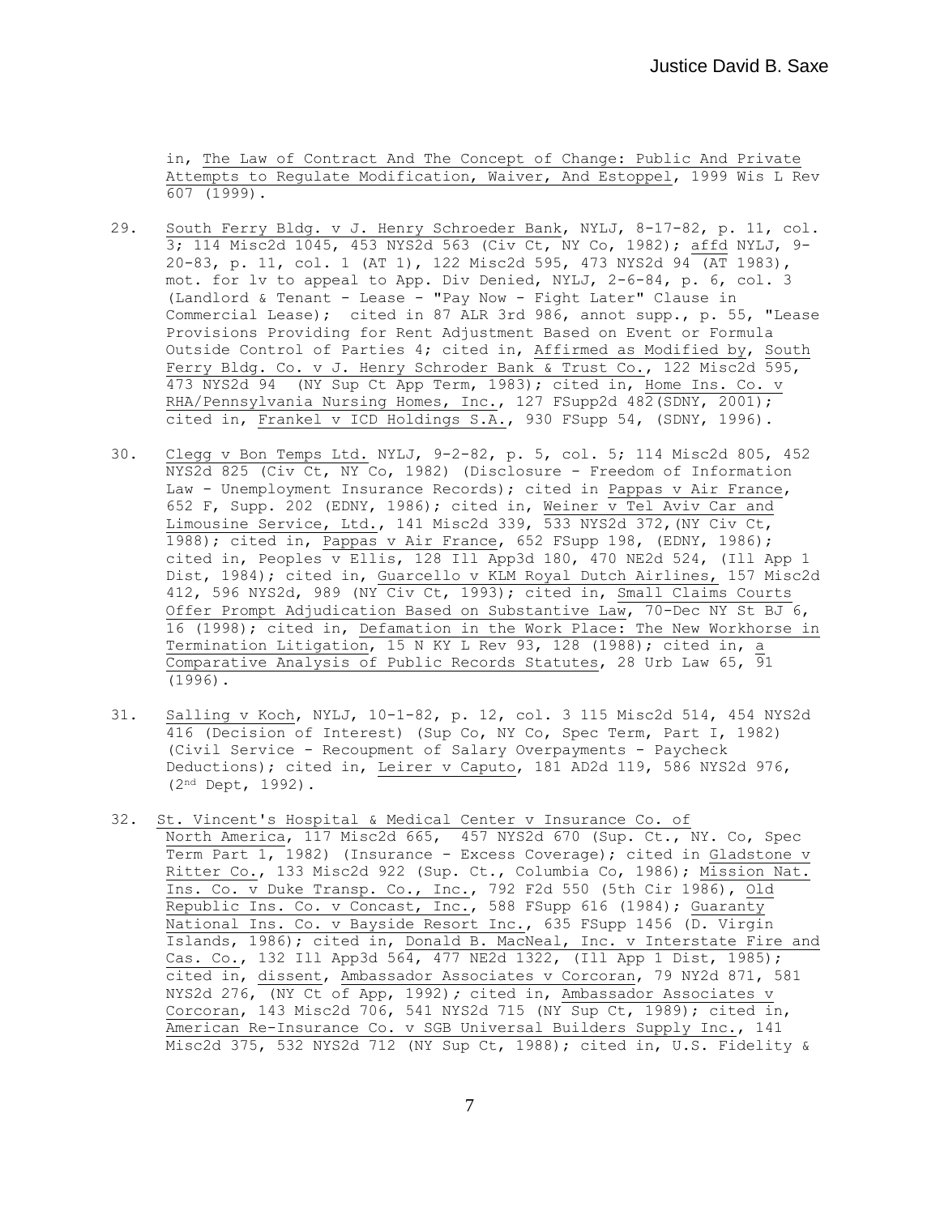in, <u>The Law of Contract And The Concept of Change: Public And Private Attempts to Regulate Modification, Waiver, And Estoppel</u>, 1999 Wis L Rev 607 (1999).

29. <u>South Ferry Bldg. v J. Henry Schroeder Bank</u>, NYLJ, 8-17-82, p. 11, col. 3; 114 Misc2d 1045, 453 NYS2d 563 (Civ Ct, NY Co, 1982); <u>affd</u> NYLJ, 9-20-83, p. 11, col. 1 (AT 1), 122 Misc2d 595, 473 NYS2d 94 (AT 1983), mot. for lv to appeal to App. Div Denied, NYLJ, 2-6-84, p. 6, col. 3 (Landlord & Tenant - Lease - "Pay Now - Fight Later" Clause in Commercial Lease); cited in 87 ALR 3rd 986, annot supp., p. 55, "Lease Provisions Providing for Rent Adjustment Based on Event or Formula Outside Control of Parties 4; cited in, <u>Affirmed as Modified by</u>, <u>South Ferry Bldg. Co. v J. Henry Schroder Bank & Trust Co.</u>, 122 Misc2d 595, 473 NYS2d 94 (NY Sup Ct App Term, 1983); cited in, <u>Home Ins. Co. v RHA/Pennsylvania Nursing Homes, Inc.</u>, 127 FSupp2d 482(SDNY, 2001); cited in, <u>Frankel v ICD Holdings S.A.</u>, 930 FSupp 54, (SDNY, 1996).

30. <u>Clegg v Bon Temps Ltd.</u> NYLJ, 9-2-82, p. 5, col. 5; 114 Misc2d 805, 452 NYS2d 825 (Civ Ct, NY Co, 1982) (Disclosure - Freedom of Information Law - Unemployment Insurance Records); cited in <u>Pappas v Air France</u>, 652 F, Supp. 202 (EDNY, 1986); cited in, <u>Weiner v Tel Aviv Car and Limousine Service, Ltd.</u>, 141 Misc2d 339, 533 NYS2d 372,(NY Civ Ct, 1988); cited in, <u>Pappas v Air France</u>, 652 FSupp 198, (EDNY, 1986); cited in, Peoples v Ellis, 128 Ill App3d 180, 470 NE2d 524, (Ill App 1 Dist, 1984); cited in, <u>Guarcello v KLM Royal Dutch Airlines,</u> 157 Misc2d 412, 596 NYS2d, 989 (NY Civ Ct, 1993); cited in, <u>Small Claims Courts Offer Prompt Adjudication Based on Substantive Law</u>, 70-Dec NY St BJ 6, 16 (1998); cited in, <u>Defamation in the Work Place: The New Workhorse in Termination Litigation</u>, 15 N KY L Rev 93, 128 (1988); cited in, <u>a Comparative Analysis of Public Records Statutes</u>, 28 Urb Law 65, 91 (1996).

31. <u>Salling v Koch</u>, NYLJ, 10-1-82, p. 12, col. 3 115 Misc2d 514, 454 NYS2d 416 (Decision of Interest) (Sup Co, NY Co, Spec Term, Part I, 1982) (Civil Service - Recoupment of Salary Overpayments - Paycheck Deductions); cited in, <u>Leirer v Caputo</u>, 181 AD2d 119, 586 NYS2d 976, (2nd Dept, 1992).

32. <u>St. Vincent's Hospital & Medical Center v Insurance Co. of North America</u>, 117 Misc2d 665, 457 NYS2d 670 (Sup. Ct., NY. Co, Spec Term Part 1, 1982) (Insurance - Excess Coverage); cited in <u>Gladstone v Ritter Co.</u>, 133 Misc2d 922 (Sup. Ct., Columbia Co, 1986); <u>Mission Nat. Ins. Co. v Duke Transp. Co., Inc.</u>, 792 F2d 550 (5th Cir 1986), <u>Old Republic Ins. Co. v Concast, Inc.</u>, 588 FSupp 616 (1984); <u>Guaranty National Ins. Co. v Bayside Resort Inc.</u>, 635 FSupp 1456 (D. Virgin Islands, 1986); cited in, <u>Donald B. MacNeal, Inc. v Interstate Fire and Cas. Co.</u>, 132 Ill App3d 564, 477 NE2d 1322, (Ill App 1 Dist, 1985); cited in, <u>dissent</u>, <u>Ambassador Associates v Corcoran</u>, 79 NY2d 871, 581 NYS2d 276, (NY Ct of App, 1992); cited in, <u>Ambassador Associates v Corcoran</u>, 143 Misc2d 706, 541 NYS2d 715 (NY Sup Ct, 1989); cited in, <u>American Re-Insurance Co. v SGB Universal Builders Supply Inc.</u>, 141 Misc2d 375, 532 NYS2d 712 (NY Sup Ct, 1988); cited in, U.S. Fidelity &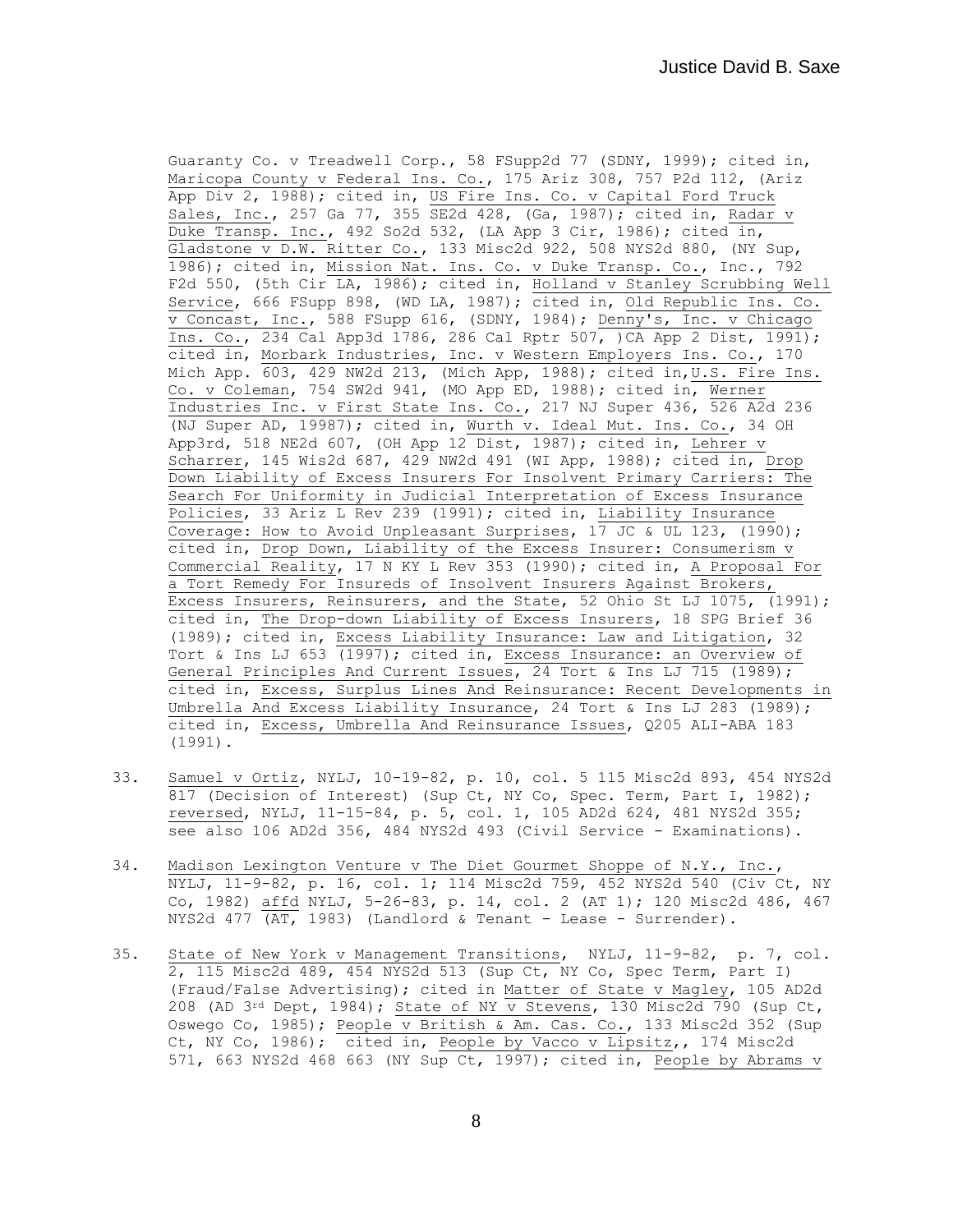Guaranty Co. v Treadwell Corp., 58 FSupp2d 77 (SDNY, 1999); cited in, Maricopa County v Federal Ins. Co., 175 Ariz 308, 757 P2d 112, (Ariz App Div 2, 1988); cited in, US Fire Ins. Co. v Capital Ford Truck Sales, Inc., 257 Ga 77, 355 SE2d 428, (Ga, 1987); cited in, Radar v Duke Transp. Inc., 492 So2d 532, (LA App 3 Cir, 1986); cited in, Gladstone v D.W. Ritter Co., 133 Misc2d 922, 508 NYS2d 880, (NY Sup, 1986); cited in, Mission Nat. Ins. Co. v Duke Transp. Co., Inc., 792 F2d 550, (5th Cir LA, 1986); cited in, Holland v Stanley Scrubbing Well Service, 666 FSupp 898, (WD LA, 1987); cited in, Old Republic Ins. Co. v Concast, Inc., 588 FSupp 616, (SDNY, 1984); Denny's, Inc. v Chicago Ins. Co., 234 Cal App3d 1786, 286 Cal Rptr 507, )CA App 2 Dist, 1991); cited in, Morbark Industries, Inc. v Western Employers Ins. Co., 170 Mich App. 603, 429 NW2d 213, (Mich App, 1988); cited in,U.S. Fire Ins. Co. v Coleman, 754 SW2d 941, (MO App ED, 1988); cited in, Werner Industries Inc. v First State Ins. Co., 217 NJ Super 436, 526 A2d 236 (NJ Super AD, 19987); cited in, Wurth v. Ideal Mut. Ins. Co., 34 OH App3rd, 518 NE2d 607, (OH App 12 Dist, 1987); cited in, Lehrer v Scharrer, 145 Wis2d 687, 429 NW2d 491 (WI App, 1988); cited in, Drop Down Liability of Excess Insurers For Insolvent Primary Carriers: The Search For Uniformity in Judicial Interpretation of Excess Insurance Policies, 33 Ariz L Rev 239 (1991); cited in, Liability Insurance Coverage: How to Avoid Unpleasant Surprises, 17 JC & UL 123, (1990); cited in, Drop Down, Liability of the Excess Insurer: Consumerism v Commercial Reality, 17 N KY L Rev 353 (1990); cited in, A Proposal For a Tort Remedy For Insureds of Insolvent Insurers Against Brokers, Excess Insurers, Reinsurers, and the State, 52 Ohio St LJ 1075, (1991); cited in, The Drop-down Liability of Excess Insurers, 18 SPG Brief 36 (1989); cited in, Excess Liability Insurance: Law and Litigation, 32 Tort & Ins LJ 653 (1997); cited in, Excess Insurance: an Overview of General Principles And Current Issues, 24 Tort & Ins LJ 715 (1989); cited in, Excess, Surplus Lines And Reinsurance: Recent Developments in Umbrella And Excess Liability Insurance, 24 Tort & Ins LJ 283 (1989); cited in, Excess, Umbrella And Reinsurance Issues, Q205 ALI-ABA 183 (1991).

33. Samuel v Ortiz, NYLJ, 10-19-82, p. 10, col. 5 115 Misc2d 893, 454 NYS2d 817 (Decision of Interest) (Sup Ct, NY Co, Spec. Term, Part I, 1982); reversed, NYLJ, 11-15-84, p. 5, col. 1, 105 AD2d 624, 481 NYS2d 355; see also 106 AD2d 356, 484 NYS2d 493 (Civil Service - Examinations).

34. Madison Lexington Venture v The Diet Gourmet Shoppe of N.Y., Inc., NYLJ, 11-9-82, p. 16, col. 1; 114 Misc2d 759, 452 NYS2d 540 (Civ Ct, NY Co, 1982) affd NYLJ, 5-26-83, p. 14, col. 2 (AT 1); 120 Misc2d 486, 467 NYS2d 477 (AT, 1983) (Landlord & Tenant - Lease - Surrender).

35. State of New York v Management Transitions, NYLJ, 11-9-82, p. 7, col. 2, 115 Misc2d 489, 454 NYS2d 513 (Sup Ct, NY Co, Spec Term, Part I) (Fraud/False Advertising); cited in Matter of State v Magley, 105 AD2d 208 (AD 3rd Dept, 1984); State of NY v Stevens, 130 Misc2d 790 (Sup Ct, Oswego Co, 1985); People v British & Am. Cas. Co., 133 Misc2d 352 (Sup Ct, NY Co, 1986); cited in, People by Vacco v Lipsitz,, 174 Misc2d 571, 663 NYS2d 468 663 (NY Sup Ct, 1997); cited in, People by Abrams v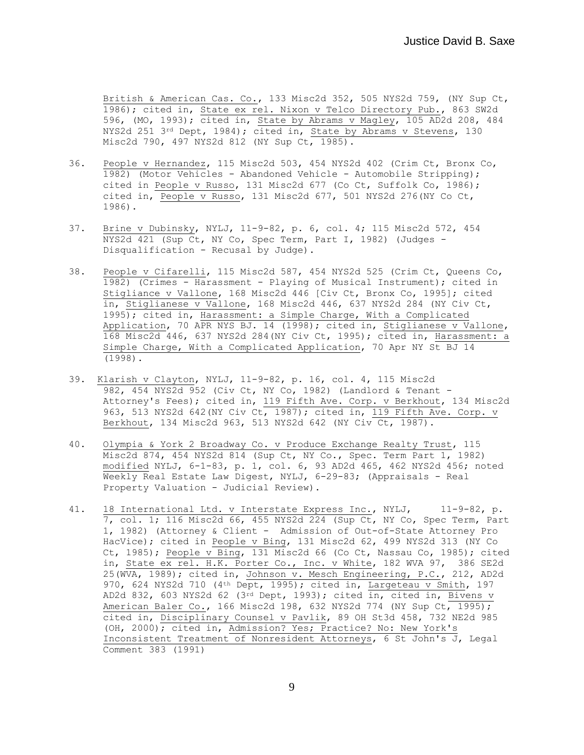British & American Cas. Co., 133 Misc2d 352, 505 NYS2d 759, (NY Sup Ct, 1986); cited in, State ex rel. Nixon v Telco Directory Pub., 863 SW2d 596, (MO, 1993); cited in, State by Abrams v Magley, 105 AD2d 208, 484 NYS2d 251 3rd Dept, 1984); cited in, State by Abrams v Stevens, 130 Misc2d 790, 497 NYS2d 812 (NY Sup Ct, 1985).

36. People v Hernandez, 115 Misc2d 503, 454 NYS2d 402 (Crim Ct, Bronx Co, 1982) (Motor Vehicles - Abandoned Vehicle - Automobile Stripping); cited in People v Russo, 131 Misc2d 677 (Co Ct, Suffolk Co, 1986); cited in, People v Russo, 131 Misc2d 677, 501 NYS2d 276(NY Co Ct, 1986).

37. Brine v Dubinsky, NYLJ, 11-9-82, p. 6, col. 4; 115 Misc2d 572, 454 NYS2d 421 (Sup Ct, NY Co, Spec Term, Part I, 1982) (Judges - Disqualification - Recusal by Judge).

38. People v Cifarelli, 115 Misc2d 587, 454 NYS2d 525 (Crim Ct, Queens Co, 1982) (Crimes - Harassment - Playing of Musical Instrument); cited in Stigliance v Vallone, 168 Misc2d 446 [Civ Ct, Bronx Co, 1995]; cited in, Stiglianese v Vallone, 168 Misc2d 446, 637 NYS2d 284 (NY Civ Ct, 1995); cited in, Harassment: a Simple Charge, With a Complicated Application, 70 APR NYS BJ. 14 (1998); cited in, Stiglianese v Vallone, 168 Misc2d 446, 637 NYS2d 284(NY Civ Ct, 1995); cited in, Harassment: a Simple Charge, With a Complicated Application, 70 Apr NY St BJ 14 (1998).

39. Klarish v Clayton, NYLJ, 11-9-82, p. 16, col. 4, 115 Misc2d 982, 454 NYS2d 952 (Civ Ct, NY Co, 1982) (Landlord & Tenant - Attorney's Fees); cited in, 119 Fifth Ave. Corp. v Berkhout, 134 Misc2d 963, 513 NYS2d 642(NY Civ Ct, 1987); cited in, 119 Fifth Ave. Corp. v Berkhout, 134 Misc2d 963, 513 NYS2d 642 (NY Civ Ct, 1987).

40. Olympia & York 2 Broadway Co. v Produce Exchange Realty Trust, 115 Misc2d 874, 454 NYS2d 814 (Sup Ct, NY Co., Spec. Term Part 1, 1982) modified NYLJ, 6-1-83, p. 1, col. 6, 93 AD2d 465, 462 NYS2d 456; noted Weekly Real Estate Law Digest, NYLJ, 6-29-83; (Appraisals - Real Property Valuation - Judicial Review).

41. 18 International Ltd. v Interstate Express Inc., NYLJ, 11-9-82, p. 7, col. 1; 116 Misc2d 66, 455 NYS2d 224 (Sup Ct, NY Co, Spec Term, Part 1, 1982) (Attorney & Client - Admission of Out-of-State Attorney Pro HacVice); cited in People v Bing, 131 Misc2d 62, 499 NYS2d 313 (NY Co Ct, 1985); People v Bing, 131 Misc2d 66 (Co Ct, Nassau Co, 1985); cited in, State ex rel. H.K. Porter Co., Inc. v White, 182 WVA 97, 386 SE2d 25(WVA, 1989); cited in, Johnson v. Mesch Engineering, P.C., 212, AD2d 970, 624 NYS2d 710 (4th Dept, 1995); cited in, Largeteau v Smith, 197 AD2d 832, 603 NYS2d 62 (3rd Dept, 1993); cited in, cited in, Bivens v American Baler Co., 166 Misc2d 198, 632 NYS2d 774 (NY Sup Ct, 1995); cited in, Disciplinary Counsel v Pavlik, 89 OH St3d 458, 732 NE2d 985 (OH, 2000); cited in, Admission? Yes; Practice? No: New York's Inconsistent Treatment of Nonresident Attorneys, 6 St John's J, Legal Comment 383 (1991)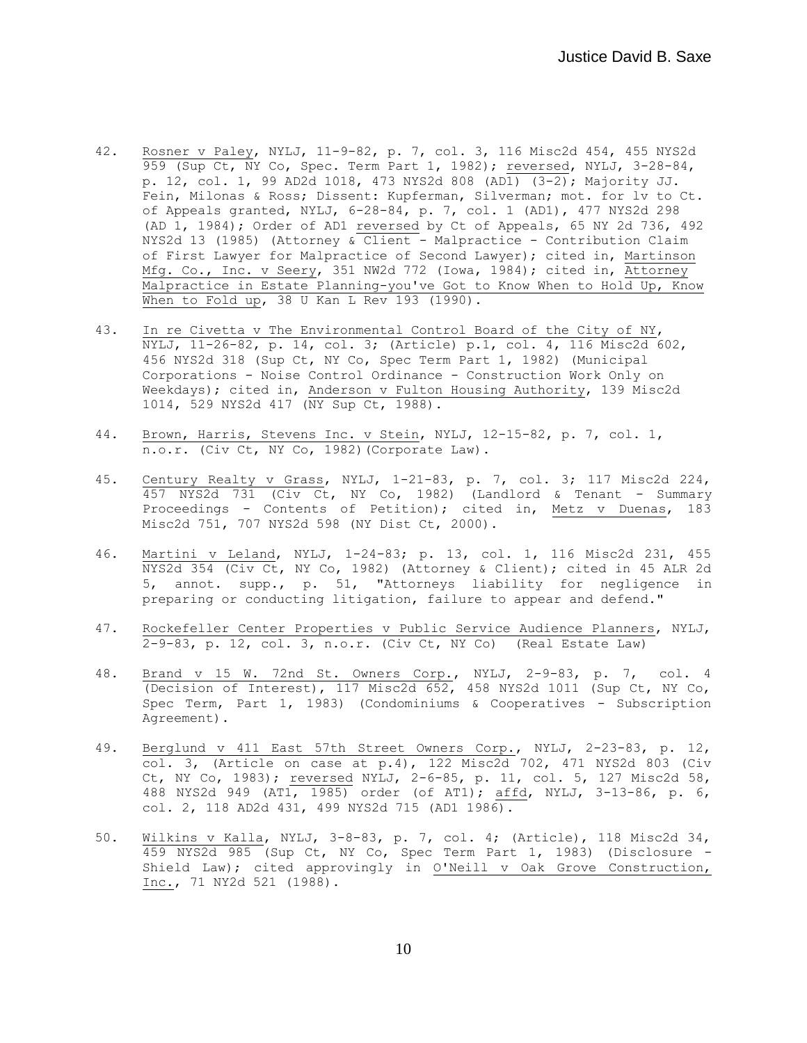42. Rosner v Paley, NYLJ, 11-9-82, p. 7, col. 3, 116 Misc2d 454, 455 NYS2d 959 (Sup Ct, NY Co, Spec. Term Part 1, 1982); reversed, NYLJ, 3-28-84, p. 12, col. 1, 99 AD2d 1018, 473 NYS2d 808 (AD1) (3-2); Majority JJ. Fein, Milonas & Ross; Dissent: Kupferman, Silverman; mot. for lv to Ct. of Appeals granted, NYLJ, 6-28-84, p. 7, col. 1 (AD1), 477 NYS2d 298 (AD 1, 1984); Order of AD1 reversed by Ct of Appeals, 65 NY 2d 736, 492 NYS2d 13 (1985) (Attorney & Client - Malpractice - Contribution Claim of First Lawyer for Malpractice of Second Lawyer); cited in, Martinson Mfg. Co., Inc. v Seery, 351 NW2d 772 (Iowa, 1984); cited in, Attorney Malpractice in Estate Planning-you've Got to Know When to Hold Up, Know When to Fold up, 38 U Kan L Rev 193 (1990).

43. In re Civetta v The Environmental Control Board of the City of NY, NYLJ, 11-26-82, p. 14, col. 3; (Article) p.1, col. 4, 116 Misc2d 602, 456 NYS2d 318 (Sup Ct, NY Co, Spec Term Part 1, 1982) (Municipal Corporations - Noise Control Ordinance - Construction Work Only on Weekdays); cited in, Anderson v Fulton Housing Authority, 139 Misc2d 1014, 529 NYS2d 417 (NY Sup Ct, 1988).

44. Brown, Harris, Stevens Inc. v Stein, NYLJ, 12-15-82, p. 7, col. 1, n.o.r. (Civ Ct, NY Co, 1982)(Corporate Law).

45. Century Realty v Grass, NYLJ, 1-21-83, p. 7, col. 3; 117 Misc2d 224, 457 NYS2d 731 (Civ Ct, NY Co, 1982) (Landlord & Tenant - Summary Proceedings - Contents of Petition); cited in, Metz v Duenas, 183 Misc2d 751, 707 NYS2d 598 (NY Dist Ct, 2000).

46. Martini v Leland, NYLJ, 1-24-83; p. 13, col. 1, 116 Misc2d 231, 455 NYS2d 354 (Civ Ct, NY Co, 1982) (Attorney & Client); cited in 45 ALR 2d 5, annot. supp., p. 51, "Attorneys liability for negligence in preparing or conducting litigation, failure to appear and defend."

47. Rockefeller Center Properties v Public Service Audience Planners, NYLJ, 2-9-83, p. 12, col. 3, n.o.r. (Civ Ct, NY Co) (Real Estate Law)

48. Brand v 15 W. 72nd St. Owners Corp., NYLJ, 2-9-83, p. 7, col. 4 (Decision of Interest), 117 Misc2d 652, 458 NYS2d 1011 (Sup Ct, NY Co, Spec Term, Part 1, 1983) (Condominiums & Cooperatives - Subscription Agreement).

49. Berglund v 411 East 57th Street Owners Corp., NYLJ, 2-23-83, p. 12, col. 3, (Article on case at p.4), 122 Misc2d 702, 471 NYS2d 803 (Civ Ct, NY Co, 1983); reversed NYLJ, 2-6-85, p. 11, col. 5, 127 Misc2d 58, 488 NYS2d 949 (AT1, 1985) order (of AT1); affd, NYLJ, 3-13-86, p. 6, col. 2, 118 AD2d 431, 499 NYS2d 715 (AD1 1986).

50. Wilkins v Kalla, NYLJ, 3-8-83, p. 7, col. 4; (Article), 118 Misc2d 34, 459 NYS2d 985 (Sup Ct, NY Co, Spec Term Part 1, 1983) (Disclosure - Shield Law); cited approvingly in O'Neill v Oak Grove Construction, Inc., 71 NY2d 521 (1988).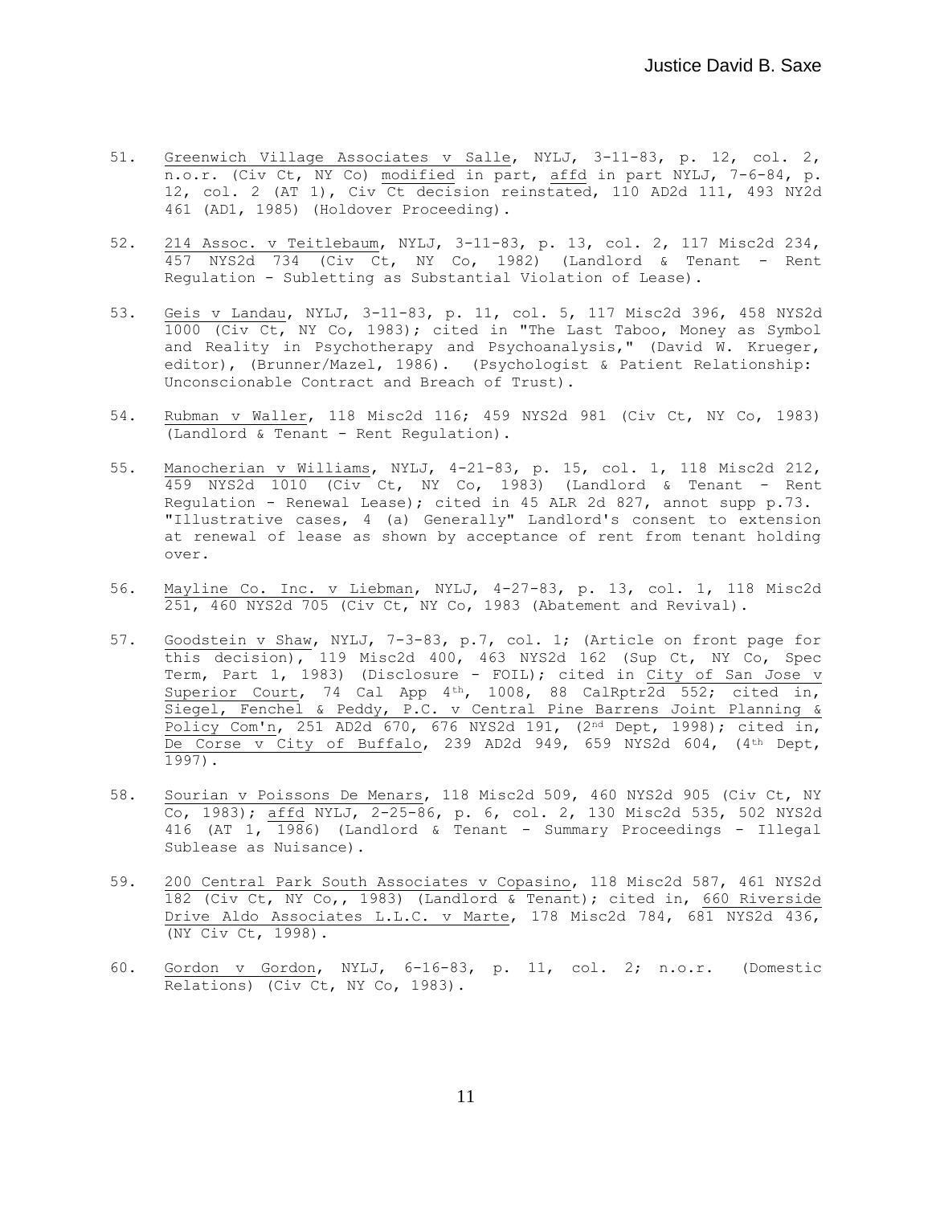51. Greenwich Village Associates v Salle, NYLJ, 3-11-83, p. 12, col. 2, n.o.r. (Civ Ct, NY Co) modified in part, affd in part NYLJ, 7-6-84, p. 12, col. 2 (AT 1), Civ Ct decision reinstated, 110 AD2d 111, 493 NY2d 461 (AD1, 1985) (Holdover Proceeding).

52. 214 Assoc. v Teitlebaum, NYLJ, 3-11-83, p. 13, col. 2, 117 Misc2d 234, 457 NYS2d 734 (Civ Ct, NY Co, 1982) (Landlord & Tenant - Rent Regulation - Subletting as Substantial Violation of Lease).

53. Geis v Landau, NYLJ, 3-11-83, p. 11, col. 5, 117 Misc2d 396, 458 NYS2d 1000 (Civ Ct, NY Co, 1983); cited in "The Last Taboo, Money as Symbol and Reality in Psychotherapy and Psychoanalysis," (David W. Krueger, editor), (Brunner/Mazel, 1986). (Psychologist & Patient Relationship: Unconscionable Contract and Breach of Trust).

54. Rubman v Waller, 118 Misc2d 116; 459 NYS2d 981 (Civ Ct, NY Co, 1983) (Landlord & Tenant - Rent Regulation).

55. Manocherian v Williams, NYLJ, 4-21-83, p. 15, col. 1, 118 Misc2d 212, 459 NYS2d 1010 (Civ Ct, NY Co, 1983) (Landlord & Tenant - Rent Regulation - Renewal Lease); cited in 45 ALR 2d 827, annot supp p.73. "Illustrative cases, 4 (a) Generally" Landlord's consent to extension at renewal of lease as shown by acceptance of rent from tenant holding over.

56. Mayline Co. Inc. v Liebman, NYLJ, 4-27-83, p. 13, col. 1, 118 Misc2d 251, 460 NYS2d 705 (Civ Ct, NY Co, 1983 (Abatement and Revival).

57. Goodstein v Shaw, NYLJ, 7-3-83, p.7, col. 1; (Article on front page for this decision), 119 Misc2d 400, 463 NYS2d 162 (Sup Ct, NY Co, Spec Term, Part 1, 1983) (Disclosure - FOIL); cited in City of San Jose v Superior Court, 74 Cal App 4th, 1008, 88 CalRptr2d 552; cited in, Siegel, Fenchel & Peddy, P.C. v Central Pine Barrens Joint Planning & Policy Com'n, 251 AD2d 670, 676 NYS2d 191, (2nd Dept, 1998); cited in, De Corse v City of Buffalo, 239 AD2d 949, 659 NYS2d 604, (4th Dept, 1997).

58. Sourian v Poissons De Menars, 118 Misc2d 509, 460 NYS2d 905 (Civ Ct, NY Co, 1983); affd NYLJ, 2-25-86, p. 6, col. 2, 130 Misc2d 535, 502 NYS2d 416 (AT 1, 1986) (Landlord & Tenant - Summary Proceedings - Illegal Sublease as Nuisance).

59. 200 Central Park South Associates v Copasino, 118 Misc2d 587, 461 NYS2d 182 (Civ Ct, NY Co,, 1983) (Landlord & Tenant); cited in, 660 Riverside Drive Aldo Associates L.L.C. v Marte, 178 Misc2d 784, 681 NYS2d 436, (NY Civ Ct, 1998).

60. Gordon v Gordon, NYLJ, 6-16-83, p. 11, col. 2; n.o.r. (Domestic Relations) (Civ Ct, NY Co, 1983).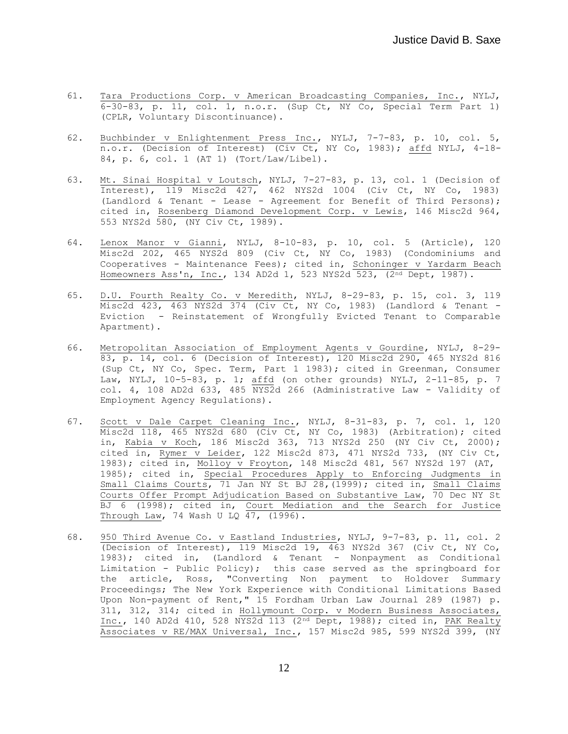61. Tara Productions Corp. v American Broadcasting Companies, Inc., NYLJ, 6-30-83, p. 11, col. 1, n.o.r. (Sup Ct, NY Co, Special Term Part 1) (CPLR, Voluntary Discontinuance).

62. Buchbinder v Enlightenment Press Inc., NYLJ, 7-7-83, p. 10, col. 5, n.o.r. (Decision of Interest) (Civ Ct, NY Co, 1983); affd NYLJ, 4-18-84, p. 6, col. 1 (AT 1) (Tort/Law/Libel).

63. Mt. Sinai Hospital v Loutsch, NYLJ, 7-27-83, p. 13, col. 1 (Decision of Interest), 119 Misc2d 427, 462 NYS2d 1004 (Civ Ct, NY Co, 1983) (Landlord & Tenant - Lease - Agreement for Benefit of Third Persons); cited in, Rosenberg Diamond Development Corp. v Lewis, 146 Misc2d 964, 553 NYS2d 580, (NY Civ Ct, 1989).

64. Lenox Manor v Gianni, NYLJ, 8-10-83, p. 10, col. 5 (Article), 120 Misc2d 202, 465 NYS2d 809 (Civ Ct, NY Co, 1983) (Condominiums and Cooperatives - Maintenance Fees); cited in, Schoninger v Yardarm Beach Homeowners Ass'n, Inc., 134 AD2d 1, 523 NYS2d 523, (2nd Dept, 1987).

65. D.U. Fourth Realty Co. v Meredith, NYLJ, 8-29-83, p. 15, col. 3, 119 Misc2d 423, 463 NYS2d 374 (Civ Ct, NY Co, 1983) (Landlord & Tenant - Eviction - Reinstatement of Wrongfully Evicted Tenant to Comparable Apartment).

66. Metropolitan Association of Employment Agents v Gourdine, NYLJ, 8-29-83, p. 14, col. 6 (Decision of Interest), 120 Misc2d 290, 465 NYS2d 816 (Sup Ct, NY Co, Spec. Term, Part 1 1983); cited in Greenman, Consumer Law, NYLJ, 10-5-83, p. 1; affd (on other grounds) NYLJ, 2-11-85, p. 7 col. 4, 108 AD2d 633, 485 NYS2d 266 (Administrative Law - Validity of Employment Agency Regulations).

67. Scott v Dale Carpet Cleaning Inc., NYLJ, 8-31-83, p. 7, col. 1, 120 Misc2d 118, 465 NYS2d 680 (Civ Ct, NY Co, 1983) (Arbitration); cited in, Kabia v Koch, 186 Misc2d 363, 713 NYS2d 250 (NY Civ Ct, 2000); cited in, Rymer v Leider, 122 Misc2d 873, 471 NYS2d 733, (NY Civ Ct, 1983); cited in, Molloy v Froyton, 148 Misc2d 481, 567 NYS2d 197 (AT, 1985); cited in, Special Procedures Apply to Enforcing Judgments in Small Claims Courts, 71 Jan NY St BJ 28,(1999); cited in, Small Claims Courts Offer Prompt Adjudication Based on Substantive Law, 70 Dec NY St BJ 6 (1998); cited in, Court Mediation and the Search for Justice Through Law, 74 Wash U LQ 47, (1996).

68. 950 Third Avenue Co. v Eastland Industries, NYLJ, 9-7-83, p. 11, col. 2 (Decision of Interest), 119 Misc2d 19, 463 NYS2d 367 (Civ Ct, NY Co, 1983); cited in, (Landlord & Tenant - Nonpayment as Conditional Limitation - Public Policy); this case served as the springboard for the article, Ross, "Converting Non payment to Holdover Summary Proceedings; The New York Experience with Conditional Limitations Based Upon Non-payment of Rent," 15 Fordham Urban Law Journal 289 (1987) p. 311, 312, 314; cited in Hollymount Corp. v Modern Business Associates, Inc., 140 AD2d 410, 528 NYS2d 113 (2nd Dept, 1988); cited in, PAK Realty Associates v RE/MAX Universal, Inc., 157 Misc2d 985, 599 NYS2d 399, (NY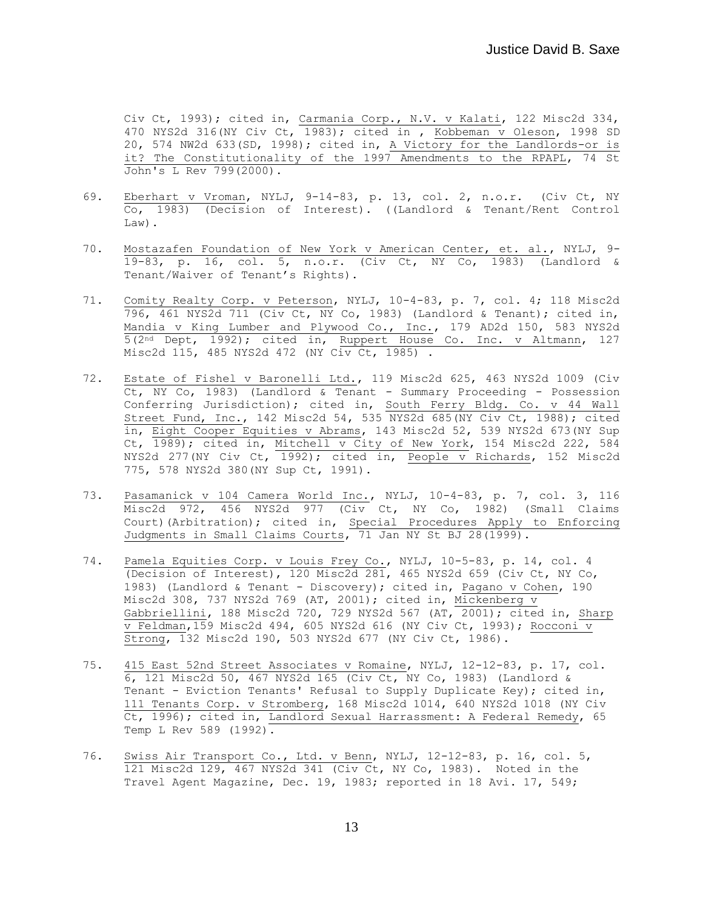Civ Ct, 1993); cited in, Carmania Corp., N.V. v Kalati, 122 Misc2d 334, 470 NYS2d 316(NY Civ Ct, 1983); cited in , Kobbeman v Oleson, 1998 SD 20, 574 NW2d 633(SD, 1998); cited in, A Victory for the Landlords-or is it? The Constitutionality of the 1997 Amendments to the RPAPL, 74 St John's L Rev 799(2000).

69. Eberhart v Vroman, NYLJ, 9-14-83, p. 13, col. 2, n.o.r. (Civ Ct, NY Co, 1983) (Decision of Interest). ((Landlord & Tenant/Rent Control Law).

70. Mostazafen Foundation of New York v American Center, et. al., NYLJ, 9-19-83, p. 16, col. 5, n.o.r. (Civ Ct, NY Co, 1983) (Landlord & Tenant/Waiver of Tenant's Rights).

71. Comity Realty Corp. v Peterson, NYLJ, 10-4-83, p. 7, col. 4; 118 Misc2d 796, 461 NYS2d 711 (Civ Ct, NY Co, 1983) (Landlord & Tenant); cited in, Mandia v King Lumber and Plywood Co., Inc., 179 AD2d 150, 583 NYS2d 5(2nd Dept, 1992); cited in, Ruppert House Co. Inc. v Altmann, 127 Misc2d 115, 485 NYS2d 472 (NY Civ Ct, 1985) .

72. Estate of Fishel v Baronelli Ltd., 119 Misc2d 625, 463 NYS2d 1009 (Civ Ct, NY Co, 1983) (Landlord & Tenant - Summary Proceeding - Possession Conferring Jurisdiction); cited in, South Ferry Bldg. Co. v 44 Wall Street Fund, Inc., 142 Misc2d 54, 535 NYS2d 685(NY Civ Ct, 1988); cited in, Eight Cooper Equities v Abrams, 143 Misc2d 52, 539 NYS2d 673(NY Sup Ct, 1989); cited in, Mitchell v City of New York, 154 Misc2d 222, 584 NYS2d 277(NY Civ Ct, 1992); cited in, People v Richards, 152 Misc2d 775, 578 NYS2d 380(NY Sup Ct, 1991).

73. Pasamanick v 104 Camera World Inc., NYLJ, 10-4-83, p. 7, col. 3, 116 Misc2d 972, 456 NYS2d 977 (Civ Ct, NY Co, 1982) (Small Claims Court)(Arbitration); cited in, Special Procedures Apply to Enforcing Judgments in Small Claims Courts, 71 Jan NY St BJ 28(1999).

74. Pamela Equities Corp. v Louis Frey Co., NYLJ, 10-5-83, p. 14, col. 4 (Decision of Interest), 120 Misc2d 281, 465 NYS2d 659 (Civ Ct, NY Co, 1983) (Landlord & Tenant - Discovery); cited in, Pagano v Cohen, 190 Misc2d 308, 737 NYS2d 769 (AT, 2001); cited in, Mickenberg v Gabbriellini, 188 Misc2d 720, 729 NYS2d 567 (AT, 2001); cited in, Sharp v Feldman,159 Misc2d 494, 605 NYS2d 616 (NY Civ Ct, 1993); Rocconi v Strong, 132 Misc2d 190, 503 NYS2d 677 (NY Civ Ct, 1986).

75. 415 East 52nd Street Associates v Romaine, NYLJ, 12-12-83, p. 17, col. 6, 121 Misc2d 50, 467 NYS2d 165 (Civ Ct, NY Co, 1983) (Landlord & Tenant - Eviction Tenants' Refusal to Supply Duplicate Key); cited in, 111 Tenants Corp. v Stromberg, 168 Misc2d 1014, 640 NYS2d 1018 (NY Civ Ct, 1996); cited in, Landlord Sexual Harrassment: A Federal Remedy, 65 Temp L Rev 589 (1992).

76. Swiss Air Transport Co., Ltd. v Benn, NYLJ, 12-12-83, p. 16, col. 5, 121 Misc2d 129, 467 NYS2d 341 (Civ Ct, NY Co, 1983). Noted in the Travel Agent Magazine, Dec. 19, 1983; reported in 18 Avi. 17, 549;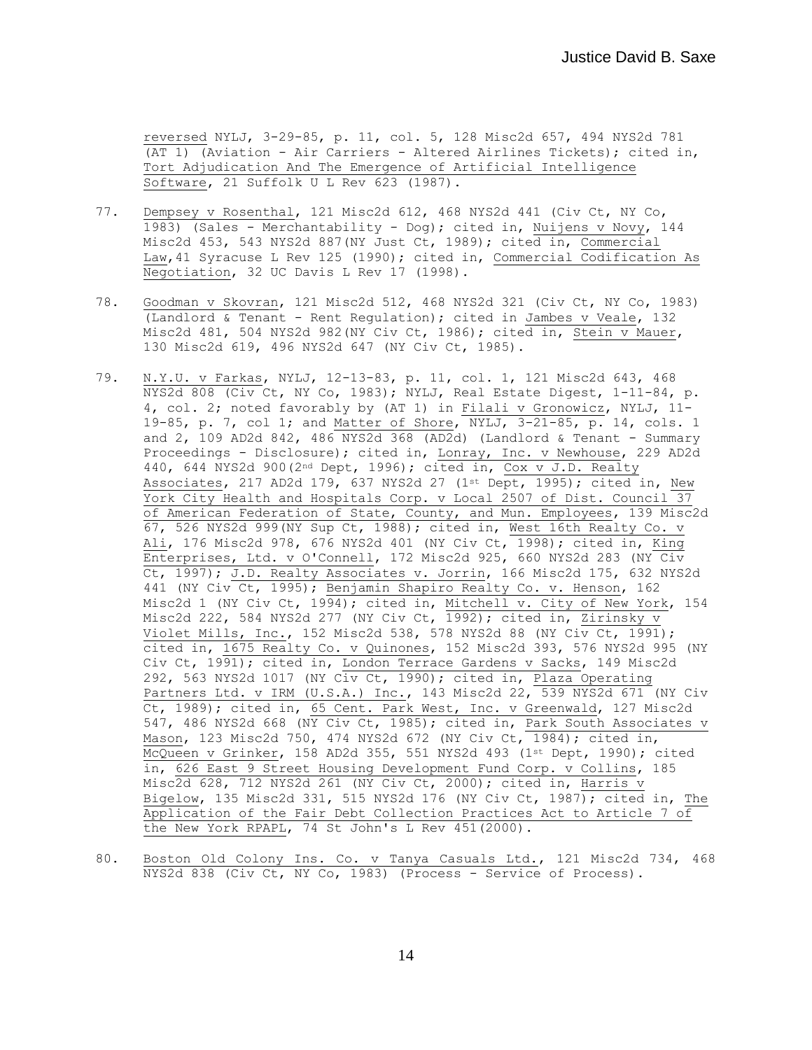reversed NYLJ, 3-29-85, p. 11, col. 5, 128 Misc2d 657, 494 NYS2d 781 (AT 1) (Aviation - Air Carriers - Altered Airlines Tickets); cited in, Tort Adjudication And The Emergence of Artificial Intelligence Software, 21 Suffolk U L Rev 623 (1987).

77. Dempsey v Rosenthal, 121 Misc2d 612, 468 NYS2d 441 (Civ Ct, NY Co, 1983) (Sales - Merchantability - Dog); cited in, Nuijens v Novy, 144 Misc2d 453, 543 NYS2d 887(NY Just Ct, 1989); cited in, Commercial Law,41 Syracuse L Rev 125 (1990); cited in, Commercial Codification As Negotiation, 32 UC Davis L Rev 17 (1998).

78. Goodman v Skovran, 121 Misc2d 512, 468 NYS2d 321 (Civ Ct, NY Co, 1983) (Landlord & Tenant - Rent Regulation); cited in Jambes v Veale, 132 Misc2d 481, 504 NYS2d 982(NY Civ Ct, 1986); cited in, Stein v Mauer, 130 Misc2d 619, 496 NYS2d 647 (NY Civ Ct, 1985).

79. N.Y.U. v Farkas, NYLJ, 12-13-83, p. 11, col. 1, 121 Misc2d 643, 468 NYS2d 808 (Civ Ct, NY Co, 1983); NYLJ, Real Estate Digest, 1-11-84, p. 4, col. 2; noted favorably by (AT 1) in Filali v Gronowicz, NYLJ, 11-19-85, p. 7, col 1; and Matter of Shore, NYLJ, 3-21-85, p. 14, cols. 1 and 2, 109 AD2d 842, 486 NYS2d 368 (AD2d) (Landlord & Tenant - Summary Proceedings - Disclosure); cited in, Lonray, Inc. v Newhouse, 229 AD2d 440, 644 NYS2d 900(2nd Dept, 1996); cited in, Cox v J.D. Realty Associates, 217 AD2d 179, 637 NYS2d 27 (1st Dept, 1995); cited in, New York City Health and Hospitals Corp. v Local 2507 of Dist. Council 37 of American Federation of State, County, and Mun. Employees, 139 Misc2d 67, 526 NYS2d 999(NY Sup Ct, 1988); cited in, West 16th Realty Co. v Ali, 176 Misc2d 978, 676 NYS2d 401 (NY Civ Ct, 1998); cited in, King Enterprises, Ltd. v O'Connell, 172 Misc2d 925, 660 NYS2d 283 (NY Civ Ct, 1997); J.D. Realty Associates v. Jorrin, 166 Misc2d 175, 632 NYS2d 441 (NY Civ Ct, 1995); Benjamin Shapiro Realty Co. v. Henson, 162 Misc2d 1 (NY Civ Ct, 1994); cited in, Mitchell v. City of New York, 154 Misc2d 222, 584 NYS2d 277 (NY Civ Ct, 1992); cited in, Zirinsky v Violet Mills, Inc., 152 Misc2d 538, 578 NYS2d 88 (NY Civ Ct, 1991); cited in, 1675 Realty Co. v Quinones, 152 Misc2d 393, 576 NYS2d 995 (NY Civ Ct, 1991); cited in, London Terrace Gardens v Sacks, 149 Misc2d 292, 563 NYS2d 1017 (NY Civ Ct, 1990); cited in, Plaza Operating Partners Ltd. v IRM (U.S.A.) Inc., 143 Misc2d 22, 539 NYS2d 671 (NY Civ Ct, 1989); cited in, 65 Cent. Park West, Inc. v Greenwald, 127 Misc2d 547, 486 NYS2d 668 (NY Civ Ct, 1985); cited in, Park South Associates v Mason, 123 Misc2d 750, 474 NYS2d 672 (NY Civ Ct, 1984); cited in, McQueen v Grinker, 158 AD2d 355, 551 NYS2d 493 (1st Dept, 1990); cited in, 626 East 9 Street Housing Development Fund Corp. v Collins, 185 Misc2d 628, 712 NYS2d 261 (NY Civ Ct, 2000); cited in, Harris v Bigelow, 135 Misc2d 331, 515 NYS2d 176 (NY Civ Ct, 1987); cited in, The Application of the Fair Debt Collection Practices Act to Article 7 of the New York RPAPL, 74 St John's L Rev 451(2000).

80. Boston Old Colony Ins. Co. v Tanya Casuals Ltd., 121 Misc2d 734, 468 NYS2d 838 (Civ Ct, NY Co, 1983) (Process - Service of Process).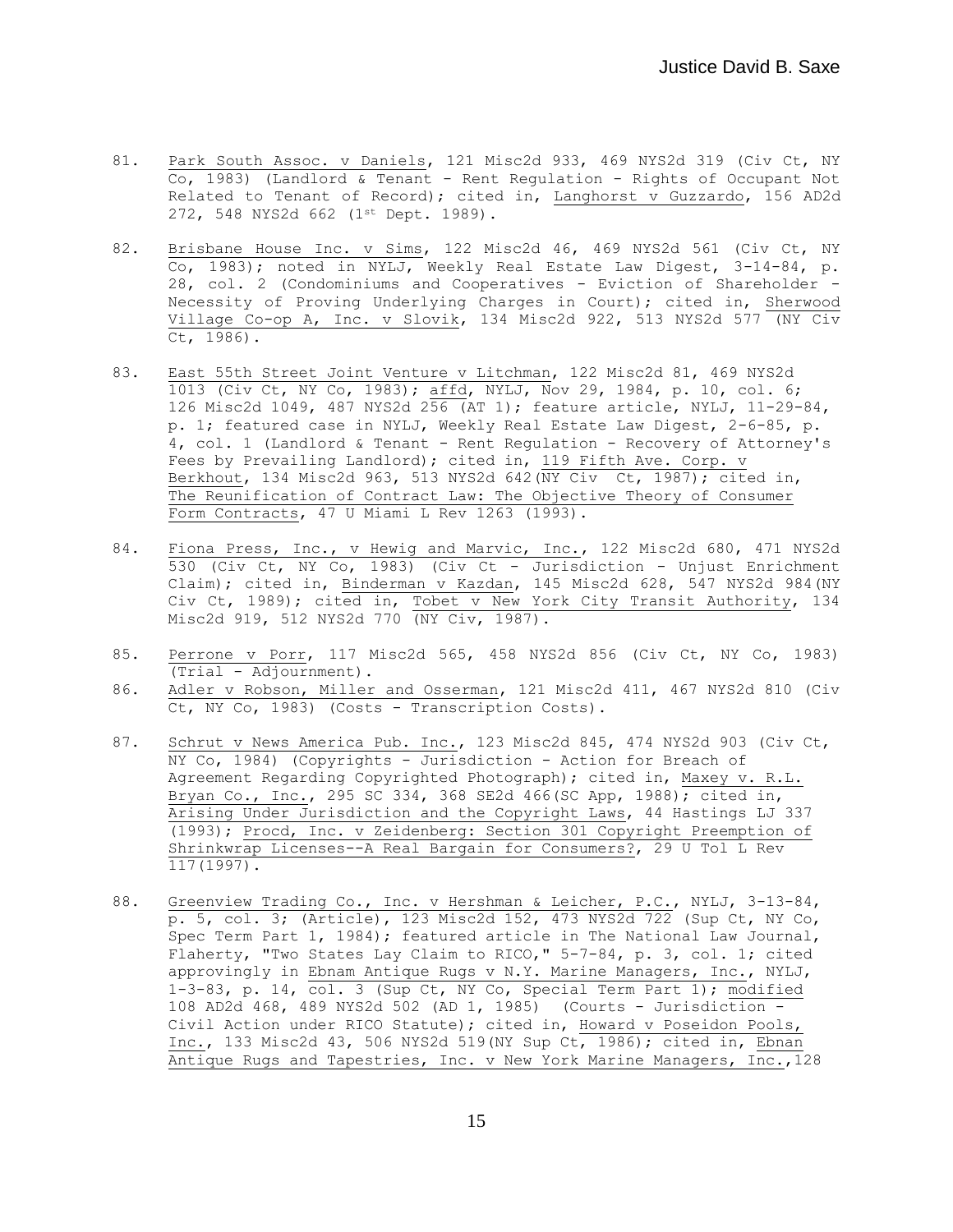81. Park South Assoc. v Daniels, 121 Misc2d 933, 469 NYS2d 319 (Civ Ct, NY Co, 1983) (Landlord & Tenant - Rent Regulation - Rights of Occupant Not Related to Tenant of Record); cited in, Langhorst v Guzzardo, 156 AD2d 272, 548 NYS2d 662 (1st Dept. 1989).

82. Brisbane House Inc. v Sims, 122 Misc2d 46, 469 NYS2d 561 (Civ Ct, NY Co, 1983); noted in NYLJ, Weekly Real Estate Law Digest, 3-14-84, p. 28, col. 2 (Condominiums and Cooperatives - Eviction of Shareholder - Necessity of Proving Underlying Charges in Court); cited in, Sherwood Village Co-op A, Inc. v Slovik, 134 Misc2d 922, 513 NYS2d 577 (NY Civ Ct, 1986).

83. East 55th Street Joint Venture v Litchman, 122 Misc2d 81, 469 NYS2d 1013 (Civ Ct, NY Co, 1983); affd, NYLJ, Nov 29, 1984, p. 10, col. 6; 126 Misc2d 1049, 487 NYS2d 256 (AT 1); feature article, NYLJ, 11-29-84, p. 1; featured case in NYLJ, Weekly Real Estate Law Digest, 2-6-85, p. 4, col. 1 (Landlord & Tenant - Rent Regulation - Recovery of Attorney's Fees by Prevailing Landlord); cited in, 119 Fifth Ave. Corp. v Berkhout, 134 Misc2d 963, 513 NYS2d 642(NY Civ Ct, 1987); cited in, The Reunification of Contract Law: The Objective Theory of Consumer Form Contracts, 47 U Miami L Rev 1263 (1993).

84. Fiona Press, Inc., v Hewig and Marvic, Inc., 122 Misc2d 680, 471 NYS2d 530 (Civ Ct, NY Co, 1983) (Civ Ct - Jurisdiction - Unjust Enrichment Claim); cited in, Binderman v Kazdan, 145 Misc2d 628, 547 NYS2d 984(NY Civ Ct, 1989); cited in, Tobet v New York City Transit Authority, 134 Misc2d 919, 512 NYS2d 770 (NY Civ, 1987).

85. Perrone v Porr, 117 Misc2d 565, 458 NYS2d 856 (Civ Ct, NY Co, 1983) (Trial - Adjournment).

86. Adler v Robson, Miller and Osserman, 121 Misc2d 411, 467 NYS2d 810 (Civ Ct, NY Co, 1983) (Costs - Transcription Costs).

87. Schrut v News America Pub. Inc., 123 Misc2d 845, 474 NYS2d 903 (Civ Ct, NY Co, 1984) (Copyrights - Jurisdiction - Action for Breach of Agreement Regarding Copyrighted Photograph); cited in, Maxey v. R.L. Bryan Co., Inc., 295 SC 334, 368 SE2d 466(SC App, 1988); cited in, Arising Under Jurisdiction and the Copyright Laws, 44 Hastings LJ 337 (1993); Procd, Inc. v Zeidenberg: Section 301 Copyright Preemption of Shrinkwrap Licenses--A Real Bargain for Consumers?, 29 U Tol L Rev 117(1997).

88. Greenview Trading Co., Inc. v Hershman & Leicher, P.C., NYLJ, 3-13-84, p. 5, col. 3; (Article), 123 Misc2d 152, 473 NYS2d 722 (Sup Ct, NY Co, Spec Term Part 1, 1984); featured article in The National Law Journal, Flaherty, "Two States Lay Claim to RICO," 5-7-84, p. 3, col. 1; cited approvingly in Ebnam Antique Rugs v N.Y. Marine Managers, Inc., NYLJ, 1-3-83, p. 14, col. 3 (Sup Ct, NY Co, Special Term Part 1); modified 108 AD2d 468, 489 NYS2d 502 (AD 1, 1985) (Courts - Jurisdiction - Civil Action under RICO Statute); cited in, Howard v Poseidon Pools, Inc., 133 Misc2d 43, 506 NYS2d 519(NY Sup Ct, 1986); cited in, Ebnan Antique Rugs and Tapestries, Inc. v New York Marine Managers, Inc.,128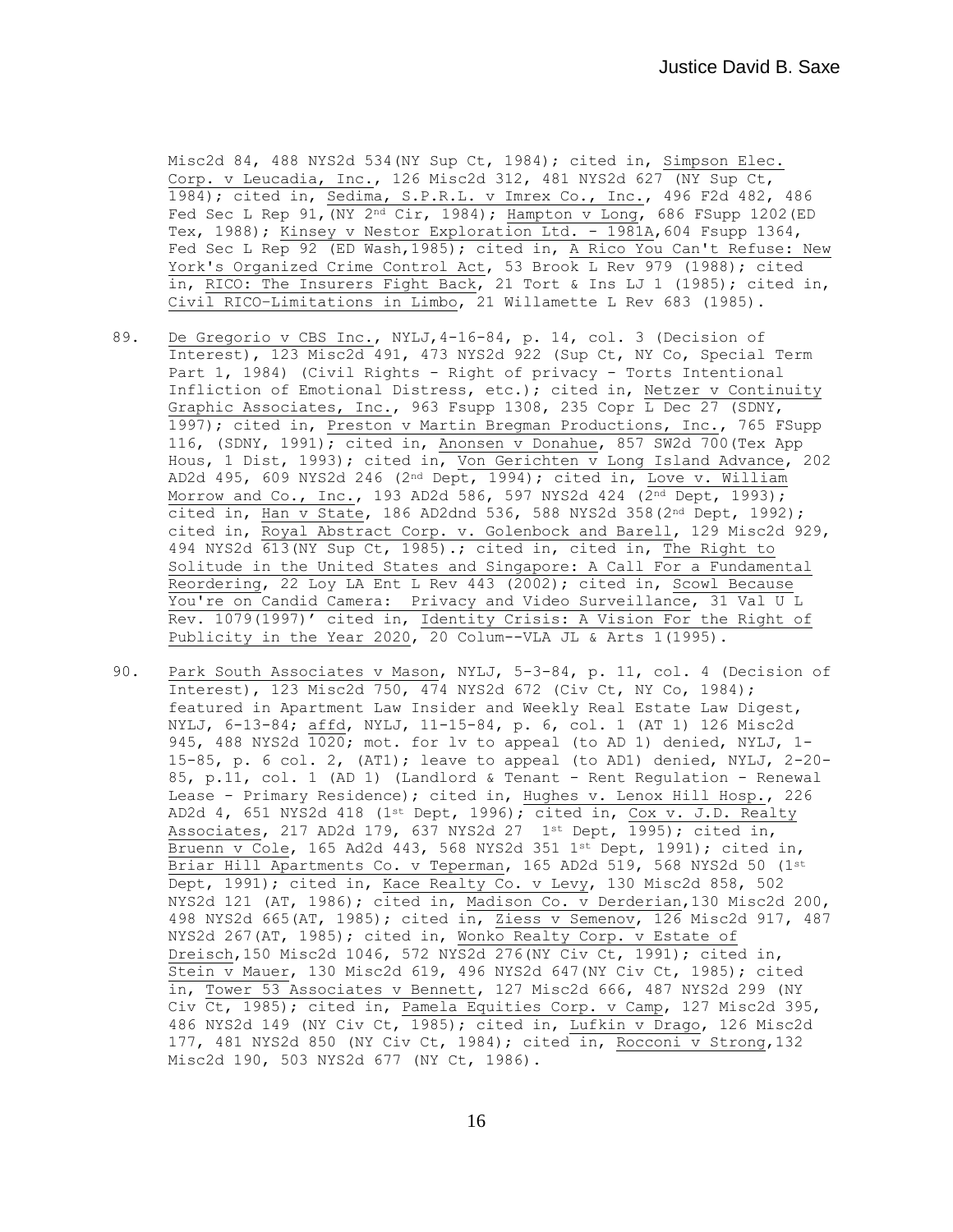Misc2d 84, 488 NYS2d 534(NY Sup Ct, 1984); cited in, Simpson Elec. Corp. v Leucadia, Inc., 126 Misc2d 312, 481 NYS2d 627 (NY Sup Ct, 1984); cited in, Sedima, S.P.R.L. v Imrex Co., Inc., 496 F2d 482, 486 Fed Sec L Rep 91,(NY 2nd Cir, 1984); Hampton v Long, 686 FSupp 1202(ED Tex, 1988); Kinsey v Nestor Exploration Ltd. - 1981A,604 Fsupp 1364, Fed Sec L Rep 92 (ED Wash,1985); cited in, A Rico You Can't Refuse: New York's Organized Crime Control Act, 53 Brook L Rev 979 (1988); cited in, RICO: The Insurers Fight Back, 21 Tort & Ins LJ 1 (1985); cited in, Civil RICO-Limitations in Limbo, 21 Willamette L Rev 683 (1985).

89. De Gregorio v CBS Inc., NYLJ,4-16-84, p. 14, col. 3 (Decision of Interest), 123 Misc2d 491, 473 NYS2d 922 (Sup Ct, NY Co, Special Term Part 1, 1984) (Civil Rights - Right of privacy - Torts Intentional Infliction of Emotional Distress, etc.); cited in, Netzer v Continuity Graphic Associates, Inc., 963 Fsupp 1308, 235 Copr L Dec 27 (SDNY, 1997); cited in, Preston v Martin Bregman Productions, Inc., 765 FSupp 116, (SDNY, 1991); cited in, Anonsen v Donahue, 857 SW2d 700(Tex App Hous, 1 Dist, 1993); cited in, Von Gerichten v Long Island Advance, 202 AD2d 495, 609 NYS2d 246 (2nd Dept, 1994); cited in, Love v. William Morrow and Co., Inc., 193 AD2d 586, 597 NYS2d 424 (2nd Dept, 1993); cited in, Han v State, 186 AD2dnd 536, 588 NYS2d 358(2nd Dept, 1992); cited in, Royal Abstract Corp. v. Golenbock and Barell, 129 Misc2d 929, 494 NYS2d 613(NY Sup Ct, 1985).; cited in, cited in, The Right to Solitude in the United States and Singapore: A Call For a Fundamental Reordering, 22 Loy LA Ent L Rev 443 (2002); cited in, Scowl Because You're on Candid Camera: Privacy and Video Surveillance, 31 Val U L Rev. 1079(1997)' cited in, Identity Crisis: A Vision For the Right of Publicity in the Year 2020, 20 Colum--VLA JL & Arts 1(1995).

90. Park South Associates v Mason, NYLJ, 5-3-84, p. 11, col. 4 (Decision of Interest), 123 Misc2d 750, 474 NYS2d 672 (Civ Ct, NY Co, 1984); featured in Apartment Law Insider and Weekly Real Estate Law Digest, NYLJ, 6-13-84; affd, NYLJ, 11-15-84, p. 6, col. 1 (AT 1) 126 Misc2d 945, 488 NYS2d 1020; mot. for lv to appeal (to AD 1) denied, NYLJ, 1-15-85, p. 6 col. 2, (AT1); leave to appeal (to AD1) denied, NYLJ, 2-20-85, p.11, col. 1 (AD 1) (Landlord & Tenant - Rent Regulation - Renewal Lease - Primary Residence); cited in, Hughes v. Lenox Hill Hosp., 226 AD2d 4, 651 NYS2d 418 (1st Dept, 1996); cited in, Cox v. J.D. Realty Associates, 217 AD2d 179, 637 NYS2d 27 1st Dept, 1995); cited in, Bruenn v Cole, 165 Ad2d 443, 568 NYS2d 351 1st Dept, 1991); cited in, Briar Hill Apartments Co. v Teperman, 165 AD2d 519, 568 NYS2d 50 (1st Dept, 1991); cited in, Kace Realty Co. v Levy, 130 Misc2d 858, 502 NYS2d 121 (AT, 1986); cited in, Madison Co. v Derderian,130 Misc2d 200, 498 NYS2d 665(AT, 1985); cited in, Ziess v Semenov, 126 Misc2d 917, 487 NYS2d 267(AT, 1985); cited in, Wonko Realty Corp. v Estate of Dreisch,150 Misc2d 1046, 572 NYS2d 276(NY Civ Ct, 1991); cited in, Stein v Mauer, 130 Misc2d 619, 496 NYS2d 647(NY Civ Ct, 1985); cited in, Tower 53 Associates v Bennett, 127 Misc2d 666, 487 NYS2d 299 (NY Civ Ct, 1985); cited in, Pamela Equities Corp. v Camp, 127 Misc2d 395, 486 NYS2d 149 (NY Civ Ct, 1985); cited in, Lufkin v Drago, 126 Misc2d 177, 481 NYS2d 850 (NY Civ Ct, 1984); cited in, Rocconi v Strong,132 Misc2d 190, 503 NYS2d 677 (NY Ct, 1986).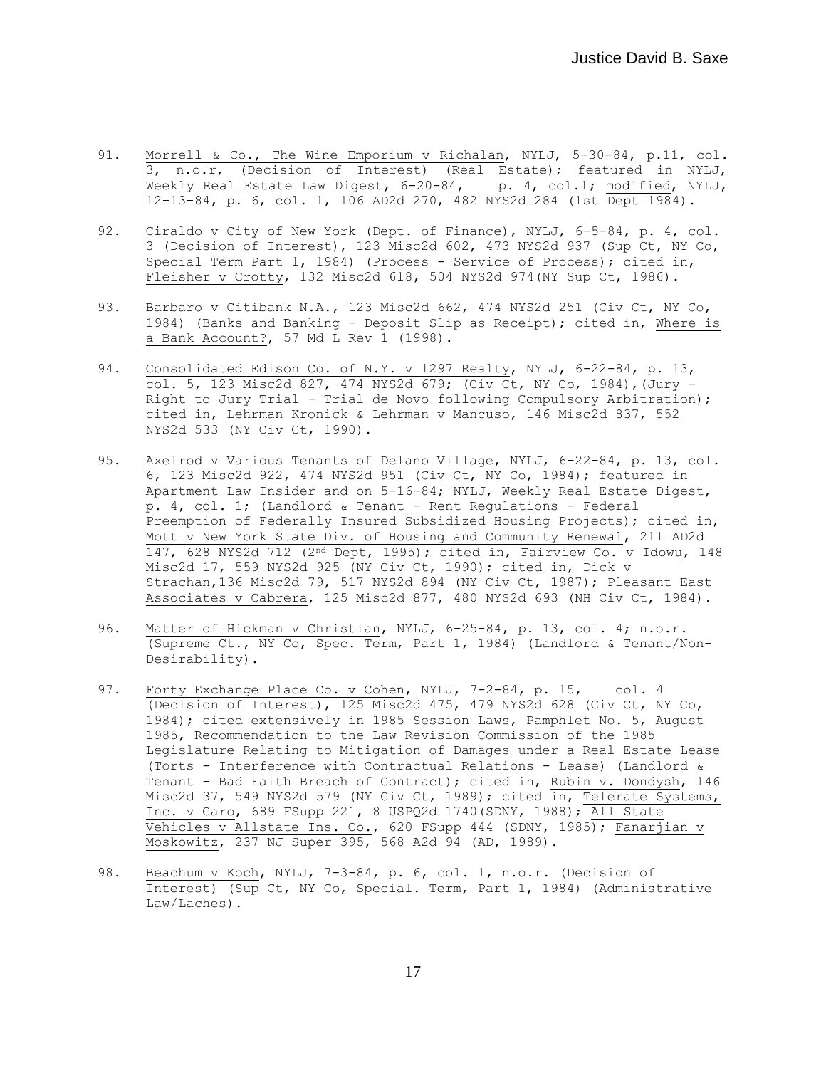91. Morrell & Co., The Wine Emporium v Richalan, NYLJ, 5-30-84, p.11, col. 3, n.o.r, (Decision of Interest) (Real Estate); featured in NYLJ, Weekly Real Estate Law Digest, 6-20-84, p. 4, col.1; modified, NYLJ, 12-13-84, p. 6, col. 1, 106 AD2d 270, 482 NYS2d 284 (1st Dept 1984).

92. Ciraldo v City of New York (Dept. of Finance), NYLJ, 6-5-84, p. 4, col. 3 (Decision of Interest), 123 Misc2d 602, 473 NYS2d 937 (Sup Ct, NY Co, Special Term Part 1, 1984) (Process - Service of Process); cited in, Fleisher v Crotty, 132 Misc2d 618, 504 NYS2d 974(NY Sup Ct, 1986).

93. Barbaro v Citibank N.A., 123 Misc2d 662, 474 NYS2d 251 (Civ Ct, NY Co, 1984) (Banks and Banking - Deposit Slip as Receipt); cited in, Where is a Bank Account?, 57 Md L Rev 1 (1998).

94. Consolidated Edison Co. of N.Y. v 1297 Realty, NYLJ, 6-22-84, p. 13, col. 5, 123 Misc2d 827, 474 NYS2d 679; (Civ Ct, NY Co, 1984),(Jury - Right to Jury Trial - Trial de Novo following Compulsory Arbitration); cited in, Lehrman Kronick & Lehrman v Mancuso, 146 Misc2d 837, 552 NYS2d 533 (NY Civ Ct, 1990).

95. Axelrod v Various Tenants of Delano Village, NYLJ, 6-22-84, p. 13, col. 6, 123 Misc2d 922, 474 NYS2d 951 (Civ Ct, NY Co, 1984); featured in Apartment Law Insider and on 5-16-84; NYLJ, Weekly Real Estate Digest, p. 4, col. 1; (Landlord & Tenant - Rent Regulations - Federal Preemption of Federally Insured Subsidized Housing Projects); cited in, Mott v New York State Div. of Housing and Community Renewal, 211 AD2d 147, 628 NYS2d 712 (2nd Dept, 1995); cited in, Fairview Co. v Idowu, 148 Misc2d 17, 559 NYS2d 925 (NY Civ Ct, 1990); cited in, Dick v Strachan,136 Misc2d 79, 517 NYS2d 894 (NY Civ Ct, 1987); Pleasant East Associates v Cabrera, 125 Misc2d 877, 480 NYS2d 693 (NH Civ Ct, 1984).

96. Matter of Hickman v Christian, NYLJ, 6-25-84, p. 13, col. 4; n.o.r. (Supreme Ct., NY Co, Spec. Term, Part 1, 1984) (Landlord & Tenant/Non-Desirability).

97. Forty Exchange Place Co. v Cohen, NYLJ, 7-2-84, p. 15, col. 4 (Decision of Interest), 125 Misc2d 475, 479 NYS2d 628 (Civ Ct, NY Co, 1984); cited extensively in 1985 Session Laws, Pamphlet No. 5, August 1985, Recommendation to the Law Revision Commission of the 1985 Legislature Relating to Mitigation of Damages under a Real Estate Lease (Torts - Interference with Contractual Relations - Lease) (Landlord & Tenant - Bad Faith Breach of Contract); cited in, Rubin v. Dondysh, 146 Misc2d 37, 549 NYS2d 579 (NY Civ Ct, 1989); cited in, Telerate Systems, Inc. v Caro, 689 FSupp 221, 8 USPQ2d 1740(SDNY, 1988); All State Vehicles v Allstate Ins. Co., 620 FSupp 444 (SDNY, 1985); Fanarjian v Moskowitz, 237 NJ Super 395, 568 A2d 94 (AD, 1989).

98. Beachum v Koch, NYLJ, 7-3-84, p. 6, col. 1, n.o.r. (Decision of Interest) (Sup Ct, NY Co, Special. Term, Part 1, 1984) (Administrative Law/Laches).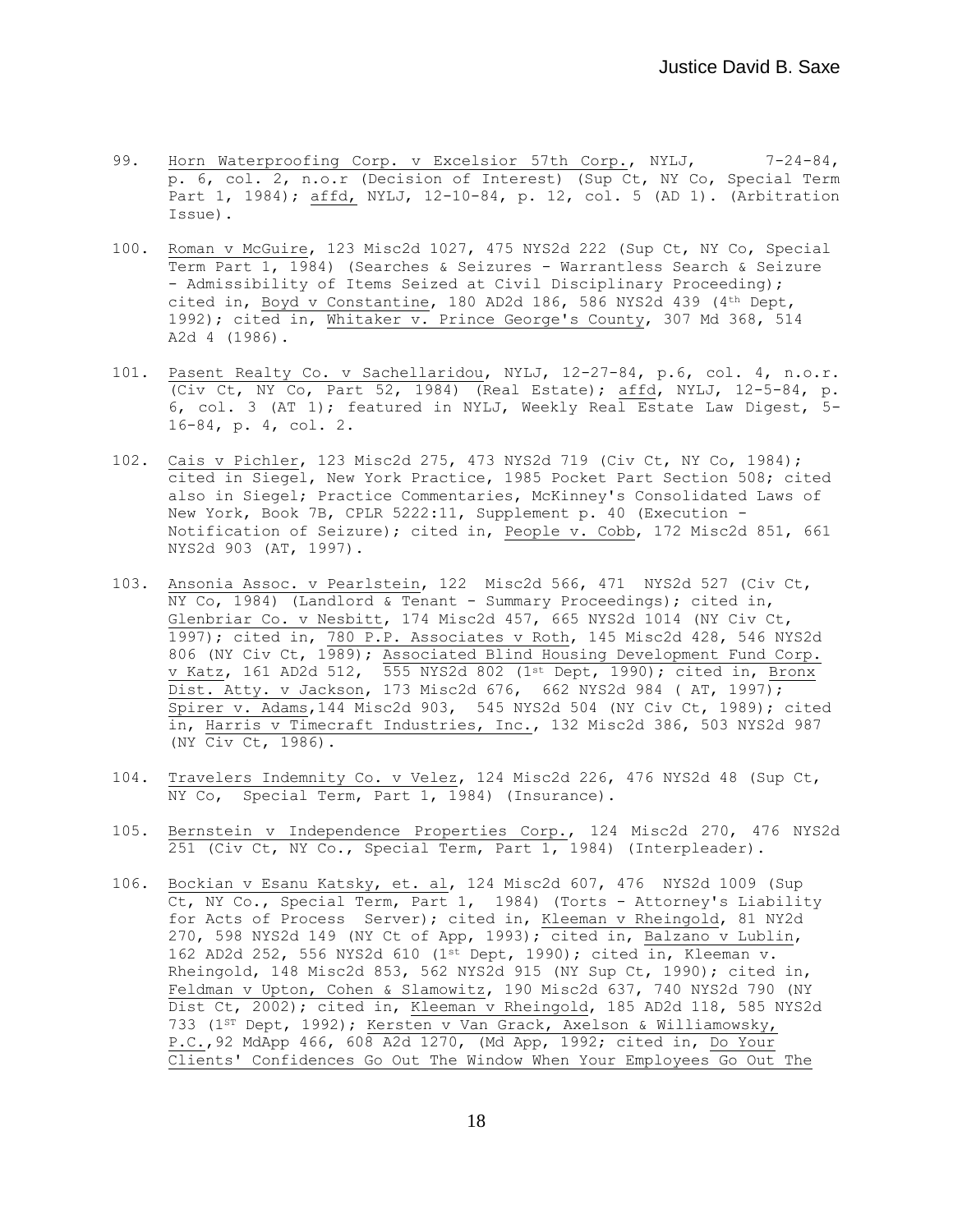99. Horn Waterproofing Corp. v Excelsior 57th Corp., NYLJ, 7-24-84, p. 6, col. 2, n.o.r (Decision of Interest) (Sup Ct, NY Co, Special Term Part 1, 1984); affd, NYLJ, 12-10-84, p. 12, col. 5 (AD 1). (Arbitration Issue).

100. Roman v McGuire, 123 Misc2d 1027, 475 NYS2d 222 (Sup Ct, NY Co, Special Term Part 1, 1984) (Searches & Seizures - Warrantless Search & Seizure - Admissibility of Items Seized at Civil Disciplinary Proceeding); cited in, Boyd v Constantine, 180 AD2d 186, 586 NYS2d 439 (4th Dept, 1992); cited in, Whitaker v. Prince George's County, 307 Md 368, 514 A2d 4 (1986).

101. Pasent Realty Co. v Sachellaridou, NYLJ, 12-27-84, p.6, col. 4, n.o.r. (Civ Ct, NY Co, Part 52, 1984) (Real Estate); affd, NYLJ, 12-5-84, p. 6, col. 3 (AT 1); featured in NYLJ, Weekly Real Estate Law Digest, 5-16-84, p. 4, col. 2.

102. Cais v Pichler, 123 Misc2d 275, 473 NYS2d 719 (Civ Ct, NY Co, 1984); cited in Siegel, New York Practice, 1985 Pocket Part Section 508; cited also in Siegel; Practice Commentaries, McKinney's Consolidated Laws of New York, Book 7B, CPLR 5222:11, Supplement p. 40 (Execution - Notification of Seizure); cited in, People v. Cobb, 172 Misc2d 851, 661 NYS2d 903 (AT, 1997).

103. Ansonia Assoc. v Pearlstein, 122 Misc2d 566, 471 NYS2d 527 (Civ Ct, NY Co, 1984) (Landlord & Tenant - Summary Proceedings); cited in, Glenbriar Co. v Nesbitt, 174 Misc2d 457, 665 NYS2d 1014 (NY Civ Ct, 1997); cited in, 780 P.P. Associates v Roth, 145 Misc2d 428, 546 NYS2d 806 (NY Civ Ct, 1989); Associated Blind Housing Development Fund Corp. v Katz, 161 AD2d 512, 555 NYS2d 802 (1st Dept, 1990); cited in, Bronx Dist. Atty. v Jackson, 173 Misc2d 676, 662 NYS2d 984 ( AT, 1997); Spirer v. Adams,144 Misc2d 903, 545 NYS2d 504 (NY Civ Ct, 1989); cited in, Harris v Timecraft Industries, Inc., 132 Misc2d 386, 503 NYS2d 987 (NY Civ Ct, 1986).

104. Travelers Indemnity Co. v Velez, 124 Misc2d 226, 476 NYS2d 48 (Sup Ct, NY Co, Special Term, Part 1, 1984) (Insurance).

105. Bernstein v Independence Properties Corp., 124 Misc2d 270, 476 NYS2d 251 (Civ Ct, NY Co., Special Term, Part 1, 1984) (Interpleader).

106. Bockian v Esanu Katsky, et. al, 124 Misc2d 607, 476 NYS2d 1009 (Sup Ct, NY Co., Special Term, Part 1, 1984) (Torts - Attorney's Liability for Acts of Process Server); cited in, Kleeman v Rheingold, 81 NY2d 270, 598 NYS2d 149 (NY Ct of App, 1993); cited in, Balzano v Lublin, 162 AD2d 252, 556 NYS2d 610 (1st Dept, 1990); cited in, Kleeman v. Rheingold, 148 Misc2d 853, 562 NYS2d 915 (NY Sup Ct, 1990); cited in, Feldman v Upton, Cohen & Slamowitz, 190 Misc2d 637, 740 NYS2d 790 (NY Dist Ct, 2002); cited in, Kleeman v Rheingold, 185 AD2d 118, 585 NYS2d 733 (1ST Dept, 1992); Kersten v Van Grack, Axelson & Williamowsky, P.C.,92 MdApp 466, 608 A2d 1270, (Md App, 1992; cited in, Do Your Clients' Confidences Go Out The Window When Your Employees Go Out The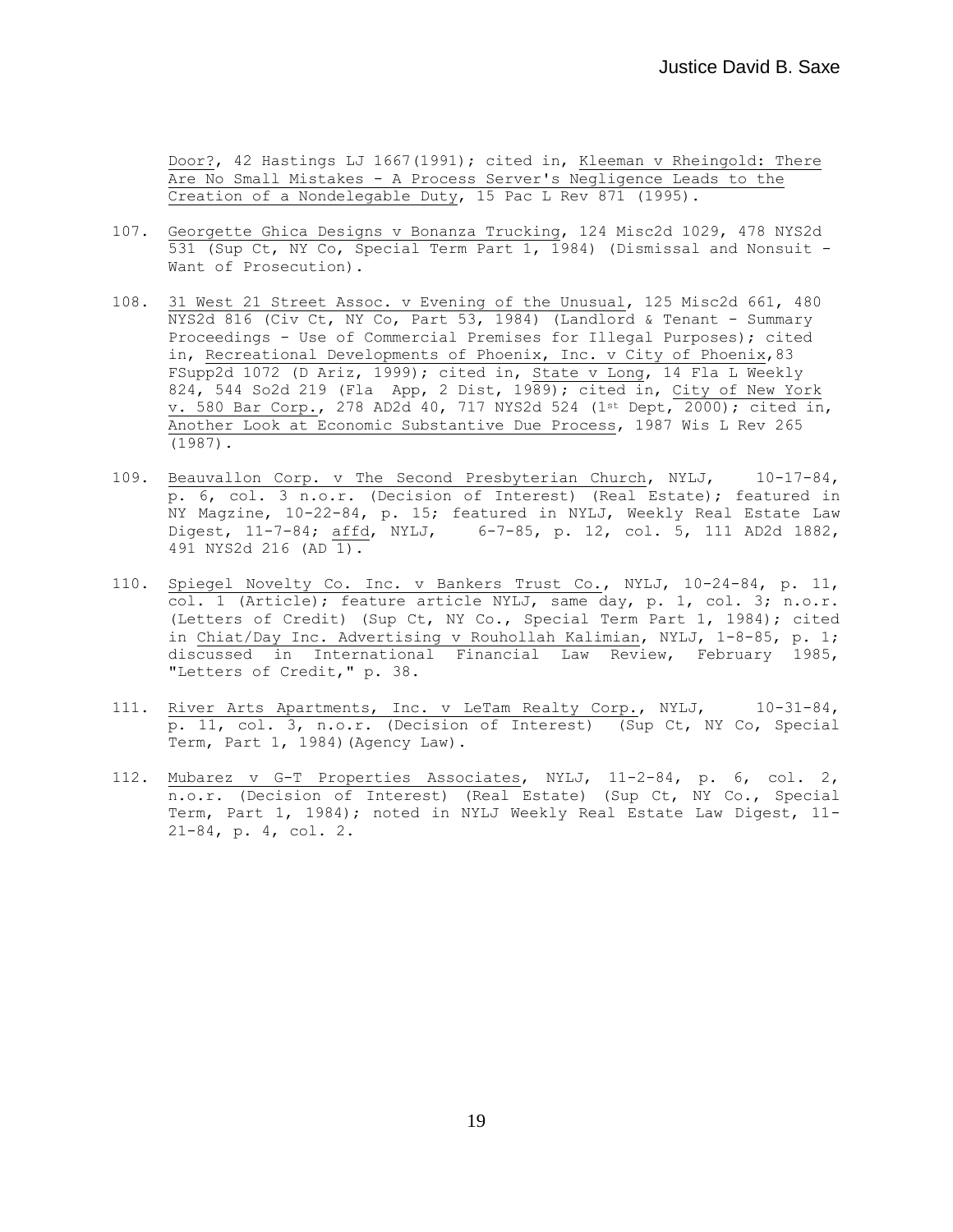Door?, 42 Hastings LJ 1667(1991); cited in, Kleeman v Rheingold: There Are No Small Mistakes - A Process Server's Negligence Leads to the Creation of a Nondelegable Duty, 15 Pac L Rev 871 (1995).

107. Georgette Ghica Designs v Bonanza Trucking, 124 Misc2d 1029, 478 NYS2d 531 (Sup Ct, NY Co, Special Term Part 1, 1984) (Dismissal and Nonsuit - Want of Prosecution).

108. 31 West 21 Street Assoc. v Evening of the Unusual, 125 Misc2d 661, 480 NYS2d 816 (Civ Ct, NY Co, Part 53, 1984) (Landlord & Tenant - Summary Proceedings - Use of Commercial Premises for Illegal Purposes); cited in, Recreational Developments of Phoenix, Inc. v City of Phoenix, 83 FSupp2d 1072 (D Ariz, 1999); cited in, State v Long, 14 Fla L Weekly 824, 544 So2d 219 (Fla App, 2 Dist, 1989); cited in, City of New York v. 580 Bar Corp., 278 AD2d 40, 717 NYS2d 524 (1st Dept, 2000); cited in, Another Look at Economic Substantive Due Process, 1987 Wis L Rev 265 (1987).

109. Beauvallon Corp. v The Second Presbyterian Church, NYLJ, 10-17-84, p. 6, col. 3 n.o.r. (Decision of Interest) (Real Estate); featured in NY Magzine, 10-22-84, p. 15; featured in NYLJ, Weekly Real Estate Law Digest, 11-7-84; affd, NYLJ, 6-7-85, p. 12, col. 5, 111 AD2d 1882, 491 NYS2d 216 (AD 1).

110. Spiegel Novelty Co. Inc. v Bankers Trust Co., NYLJ, 10-24-84, p. 11, col. 1 (Article); feature article NYLJ, same day, p. 1, col. 3; n.o.r. (Letters of Credit) (Sup Ct, NY Co., Special Term Part 1, 1984); cited in Chiat/Day Inc. Advertising v Rouhollah Kalimian, NYLJ, 1-8-85, p. 1; discussed in International Financial Law Review, February 1985, "Letters of Credit," p. 38.

111. River Arts Apartments, Inc. v LeTam Realty Corp., NYLJ, 10-31-84, p. 11, col. 3, n.o.r. (Decision of Interest) (Sup Ct, NY Co, Special Term, Part 1, 1984)(Agency Law).

112. Mubarez v G-T Properties Associates, NYLJ, 11-2-84, p. 6, col. 2, n.o.r. (Decision of Interest) (Real Estate) (Sup Ct, NY Co., Special Term, Part 1, 1984); noted in NYLJ Weekly Real Estate Law Digest, 11-21-84, p. 4, col. 2.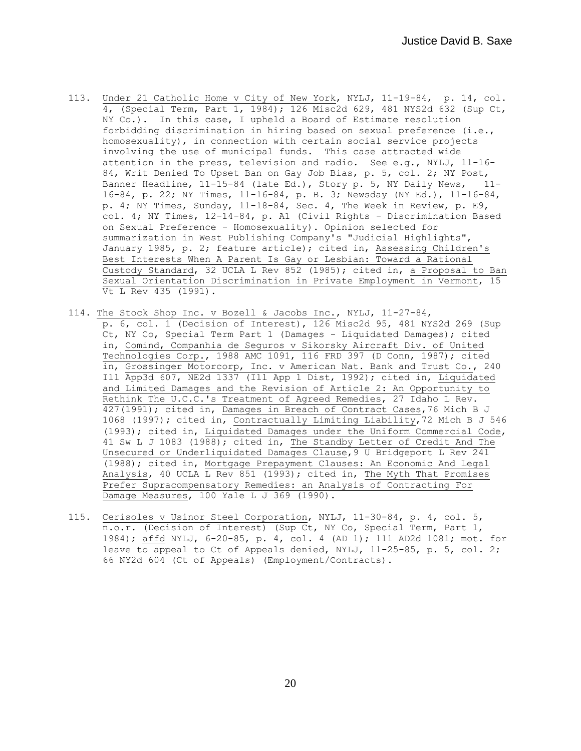113. Under 21 Catholic Home v City of New York, NYLJ, 11-19-84, p. 14, col. 4, (Special Term, Part 1, 1984); 126 Misc2d 629, 481 NYS2d 632 (Sup Ct, NY Co.). In this case, I upheld a Board of Estimate resolution forbidding discrimination in hiring based on sexual preference (i.e., homosexuality), in connection with certain social service projects involving the use of municipal funds. This case attracted wide attention in the press, television and radio. See e.g., NYLJ, 11-16-84, Writ Denied To Upset Ban on Gay Job Bias, p. 5, col. 2; NY Post, Banner Headline, 11-15-84 (late Ed.), Story p. 5, NY Daily News, 11-16-84, p. 22; NY Times, 11-16-84, p. B. 3; Newsday (NY Ed.), 11-16-84, p. 4; NY Times, Sunday, 11-18-84, Sec. 4, The Week in Review, p. E9, col. 4; NY Times, 12-14-84, p. A1 (Civil Rights - Discrimination Based on Sexual Preference - Homosexuality). Opinion selected for summarization in West Publishing Company's "Judicial Highlights", January 1985, p. 2; feature article); cited in, Assessing Children's Best Interests When A Parent Is Gay or Lesbian: Toward a Rational Custody Standard, 32 UCLA L Rev 852 (1985); cited in, a Proposal to Ban Sexual Orientation Discrimination in Private Employment in Vermont, 15 Vt L Rev 435 (1991).

114. The Stock Shop Inc. v Bozell & Jacobs Inc., NYLJ, 11-27-84, p. 6, col. 1 (Decision of Interest), 126 Misc2d 95, 481 NYS2d 269 (Sup Ct, NY Co, Special Term Part 1 (Damages - Liquidated Damages); cited in, Comind, Companhia de Seguros v Sikorsky Aircraft Div. of United Technologies Corp., 1988 AMC 1091, 116 FRD 397 (D Conn, 1987); cited in, Grossinger Motorcorp, Inc. v American Nat. Bank and Trust Co., 240 Ill App3d 607, NE2d 1337 (Ill App 1 Dist, 1992); cited in, Liquidated and Limited Damages and the Revision of Article 2: An Opportunity to Rethink The U.C.C.'s Treatment of Agreed Remedies, 27 Idaho L Rev. 427(1991); cited in, Damages in Breach of Contract Cases,76 Mich B J 1068 (1997); cited in, Contractually Limiting Liability,72 Mich B J 546 (1993); cited in, Liquidated Damages under the Uniform Commercial Code, 41 Sw L J 1083 (1988); cited in, The Standby Letter of Credit And The Unsecured or Underliquidated Damages Clause,9 U Bridgeport L Rev 241 (1988); cited in, Mortgage Prepayment Clauses: An Economic And Legal Analysis, 40 UCLA L Rev 851 (1993); cited in, The Myth That Promises Prefer Supracompensatory Remedies: an Analysis of Contracting For Damage Measures, 100 Yale L J 369 (1990).

115. Cerisoles v Usinor Steel Corporation, NYLJ, 11-30-84, p. 4, col. 5, n.o.r. (Decision of Interest) (Sup Ct, NY Co, Special Term, Part 1, 1984); affd NYLJ, 6-20-85, p. 4, col. 4 (AD 1); 111 AD2d 1081; mot. for leave to appeal to Ct of Appeals denied, NYLJ, 11-25-85, p. 5, col. 2; 66 NY2d 604 (Ct of Appeals) (Employment/Contracts).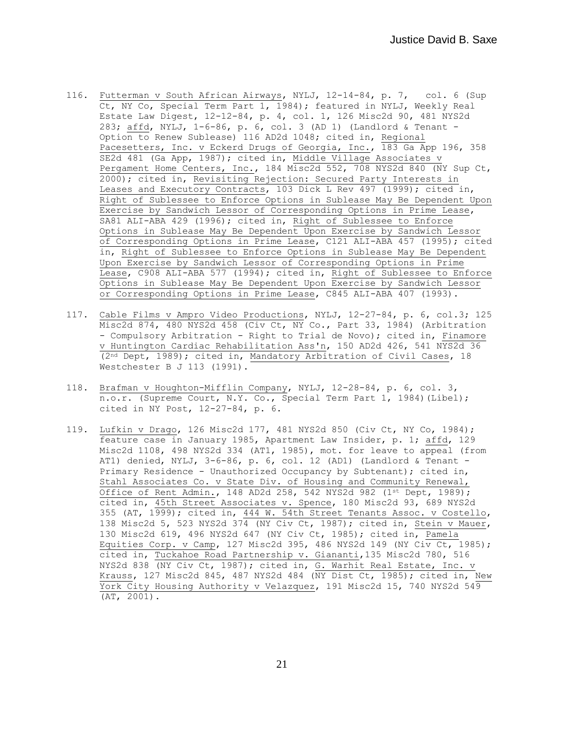116. Futterman v South African Airways, NYLJ, 12-14-84, p. 7, col. 6 (Sup Ct, NY Co, Special Term Part 1, 1984); featured in NYLJ, Weekly Real Estate Law Digest, 12-12-84, p. 4, col. 1, 126 Misc2d 90, 481 NYS2d 283; affd, NYLJ, 1-6-86, p. 6, col. 3 (AD 1) (Landlord & Tenant - Option to Renew Sublease) 116 AD2d 1048; cited in, Regional Pacesetters, Inc. v Eckerd Drugs of Georgia, Inc., 183 Ga App 196, 358 SE2d 481 (Ga App, 1987); cited in, Middle Village Associates v Pergament Home Centers, Inc., 184 Misc2d 552, 708 NYS2d 840 (NY Sup Ct, 2000); cited in, Revisiting Rejection: Secured Party Interests in Leases and Executory Contracts, 103 Dick L Rev 497 (1999); cited in, Right of Sublessee to Enforce Options in Sublease May Be Dependent Upon Exercise by Sandwich Lessor of Corresponding Options in Prime Lease, SA81 ALI-ABA 429 (1996); cited in, Right of Sublessee to Enforce Options in Sublease May Be Dependent Upon Exercise by Sandwich Lessor of Corresponding Options in Prime Lease, C121 ALI-ABA 457 (1995); cited in, Right of Sublessee to Enforce Options in Sublease May Be Dependent Upon Exercise by Sandwich Lessor of Corresponding Options in Prime Lease, C908 ALI-ABA 577 (1994); cited in, Right of Sublessee to Enforce Options in Sublease May Be Dependent Upon Exercise by Sandwich Lessor or Corresponding Options in Prime Lease, C845 ALI-ABA 407 (1993).

117. Cable Films v Ampro Video Productions, NYLJ, 12-27-84, p. 6, col.3; 125 Misc2d 874, 480 NYS2d 458 (Civ Ct, NY Co., Part 33, 1984) (Arbitration - Compulsory Arbitration - Right to Trial de Novo); cited in, Finamore v Huntington Cardiac Rehabilitation Ass'n, 150 AD2d 426, 541 NYS2d 36 (2nd Dept, 1989); cited in, Mandatory Arbitration of Civil Cases, 18 Westchester B J 113 (1991).

118. Brafman v Houghton-Mifflin Company, NYLJ, 12-28-84, p. 6, col. 3, n.o.r. (Supreme Court, N.Y. Co., Special Term Part 1, 1984)(Libel); cited in NY Post, 12-27-84, p. 6.

119. Lufkin v Drago, 126 Misc2d 177, 481 NYS2d 850 (Civ Ct, NY Co, 1984); feature case in January 1985, Apartment Law Insider, p. 1; affd, 129 Misc2d 1108, 498 NYS2d 334 (AT1, 1985), mot. for leave to appeal (from AT1) denied, NYLJ, 3-6-86, p. 6, col. 12 (AD1) (Landlord & Tenant - Primary Residence - Unauthorized Occupancy by Subtenant); cited in, Stahl Associates Co. v State Div. of Housing and Community Renewal, Office of Rent Admin., 148 AD2d 258, 542 NYS2d 982 (1st Dept, 1989); cited in, 45th Street Associates v. Spence, 180 Misc2d 93, 689 NYS2d 355 (AT, 1999); cited in, 444 W. 54th Street Tenants Assoc. v Costello, 138 Misc2d 5, 523 NYS2d 374 (NY Civ Ct, 1987); cited in, Stein v Mauer, 130 Misc2d 619, 496 NYS2d 647 (NY Civ Ct, 1985); cited in, Pamela Equities Corp. v Camp, 127 Misc2d 395, 486 NYS2d 149 (NY Civ Ct, 1985); cited in, Tuckahoe Road Partnership v. Giananti,135 Misc2d 780, 516 NYS2d 838 (NY Civ Ct, 1987); cited in, G. Warhit Real Estate, Inc. v Krauss, 127 Misc2d 845, 487 NYS2d 484 (NY Dist Ct, 1985); cited in, New York City Housing Authority v Velazquez, 191 Misc2d 15, 740 NYS2d 549 (AT, 2001).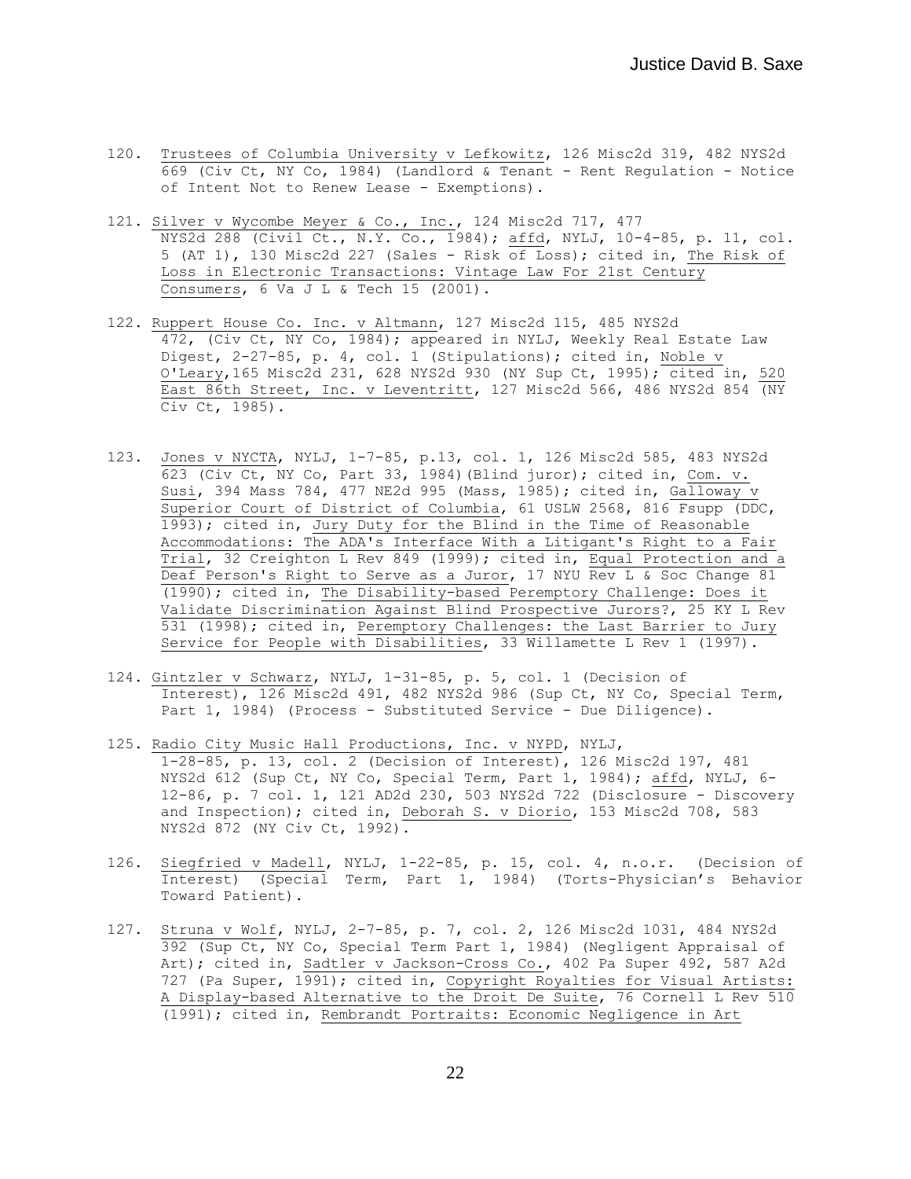120. Trustees of Columbia University v Lefkowitz, 126 Misc2d 319, 482 NYS2d 669 (Civ Ct, NY Co, 1984) (Landlord & Tenant - Rent Regulation - Notice of Intent Not to Renew Lease - Exemptions).

121. Silver v Wycombe Meyer & Co., Inc., 124 Misc2d 717, 477 NYS2d 288 (Civil Ct., N.Y. Co., 1984); affd, NYLJ, 10-4-85, p. 11, col. 5 (AT 1), 130 Misc2d 227 (Sales - Risk of Loss); cited in, The Risk of Loss in Electronic Transactions: Vintage Law For 21st Century Consumers, 6 Va J L & Tech 15 (2001).

122. Ruppert House Co. Inc. v Altmann, 127 Misc2d 115, 485 NYS2d 472, (Civ Ct, NY Co, 1984); appeared in NYLJ, Weekly Real Estate Law Digest, 2-27-85, p. 4, col. 1 (Stipulations); cited in, Noble v O'Leary,165 Misc2d 231, 628 NYS2d 930 (NY Sup Ct, 1995); cited in, 520 East 86th Street, Inc. v Leventritt, 127 Misc2d 566, 486 NYS2d 854 (NY Civ Ct, 1985).

123. Jones v NYCTA, NYLJ, 1-7-85, p.13, col. 1, 126 Misc2d 585, 483 NYS2d 623 (Civ Ct, NY Co, Part 33, 1984)(Blind juror); cited in, Com. v. Susi, 394 Mass 784, 477 NE2d 995 (Mass, 1985); cited in, Galloway v Superior Court of District of Columbia, 61 USLW 2568, 816 Fsupp (DDC, 1993); cited in, Jury Duty for the Blind in the Time of Reasonable Accommodations: The ADA's Interface With a Litigant's Right to a Fair Trial, 32 Creighton L Rev 849 (1999); cited in, Equal Protection and a Deaf Person's Right to Serve as a Juror, 17 NYU Rev L & Soc Change 81 (1990); cited in, The Disability-based Peremptory Challenge: Does it Validate Discrimination Against Blind Prospective Jurors?, 25 KY L Rev 531 (1998); cited in, Peremptory Challenges: the Last Barrier to Jury Service for People with Disabilities, 33 Willamette L Rev 1 (1997).

124. Gintzler v Schwarz, NYLJ, 1-31-85, p. 5, col. 1 (Decision of Interest), 126 Misc2d 491, 482 NYS2d 986 (Sup Ct, NY Co, Special Term, Part 1, 1984) (Process - Substituted Service - Due Diligence).

125. Radio City Music Hall Productions, Inc. v NYPD, NYLJ, 1-28-85, p. 13, col. 2 (Decision of Interest), 126 Misc2d 197, 481 NYS2d 612 (Sup Ct, NY Co, Special Term, Part 1, 1984); affd, NYLJ, 6-12-86, p. 7 col. 1, 121 AD2d 230, 503 NYS2d 722 (Disclosure - Discovery and Inspection); cited in, Deborah S. v Diorio, 153 Misc2d 708, 583 NYS2d 872 (NY Civ Ct, 1992).

126. Siegfried v Madell, NYLJ, 1-22-85, p. 15, col. 4, n.o.r. (Decision of Interest) (Special Term, Part 1, 1984) (Torts-Physician's Behavior Toward Patient).

127. Struna v Wolf, NYLJ, 2-7-85, p. 7, col. 2, 126 Misc2d 1031, 484 NYS2d 392 (Sup Ct, NY Co, Special Term Part 1, 1984) (Negligent Appraisal of Art); cited in, Sadtler v Jackson-Cross Co., 402 Pa Super 492, 587 A2d 727 (Pa Super, 1991); cited in, Copyright Royalties for Visual Artists: A Display-based Alternative to the Droit De Suite, 76 Cornell L Rev 510 (1991); cited in, Rembrandt Portraits: Economic Negligence in Art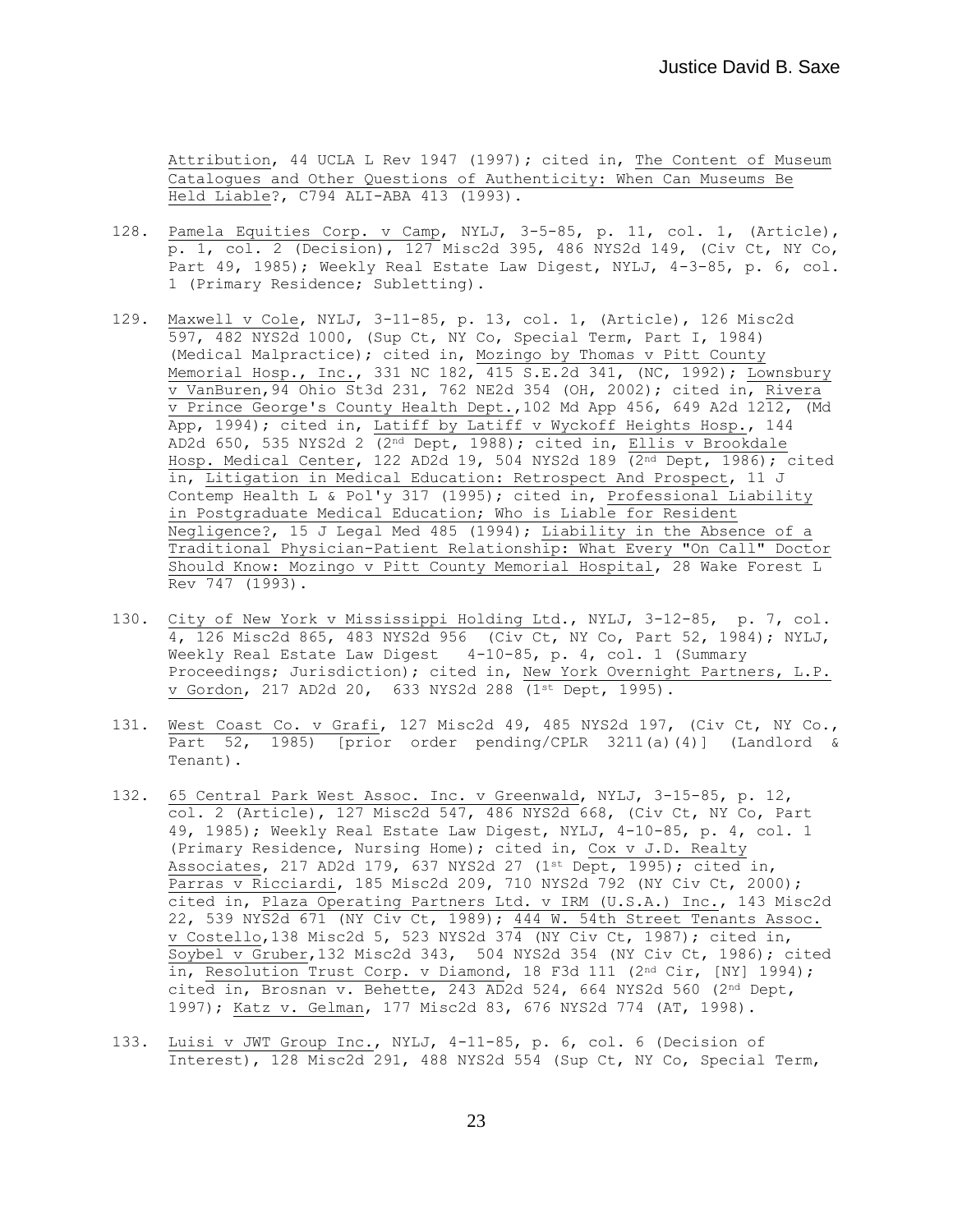Attribution, 44 UCLA L Rev 1947 (1997); cited in, The Content of Museum Catalogues and Other Questions of Authenticity: When Can Museums Be Held Liable?, C794 ALI-ABA 413 (1993).

128. Pamela Equities Corp. v Camp, NYLJ, 3-5-85, p. 11, col. 1, (Article), p. 1, col. 2 (Decision), 127 Misc2d 395, 486 NYS2d 149, (Civ Ct, NY Co, Part 49, 1985); Weekly Real Estate Law Digest, NYLJ, 4-3-85, p. 6, col. 1 (Primary Residence; Subletting).

129. Maxwell v Cole, NYLJ, 3-11-85, p. 13, col. 1, (Article), 126 Misc2d 597, 482 NYS2d 1000, (Sup Ct, NY Co, Special Term, Part I, 1984) (Medical Malpractice); cited in, Mozingo by Thomas v Pitt County Memorial Hosp., Inc., 331 NC 182, 415 S.E.2d 341, (NC, 1992); Lownsbury v VanBuren, 94 Ohio St3d 231, 762 NE2d 354 (OH, 2002); cited in, Rivera v Prince George's County Health Dept., 102 Md App 456, 649 A2d 1212, (Md App, 1994); cited in, Latiff by Latiff v Wyckoff Heights Hosp., 144 AD2d 650, 535 NYS2d 2 (2nd Dept, 1988); cited in, Ellis v Brookdale Hosp. Medical Center, 122 AD2d 19, 504 NYS2d 189 (2nd Dept, 1986); cited in, Litigation in Medical Education: Retrospect And Prospect, 11 J Contemp Health L & Pol'y 317 (1995); cited in, Professional Liability in Postgraduate Medical Education; Who is Liable for Resident Negligence?, 15 J Legal Med 485 (1994); Liability in the Absence of a Traditional Physician-Patient Relationship: What Every "On Call" Doctor Should Know: Mozingo v Pitt County Memorial Hospital, 28 Wake Forest L Rev 747 (1993).

130. City of New York v Mississippi Holding Ltd., NYLJ, 3-12-85, p. 7, col. 4, 126 Misc2d 865, 483 NYS2d 956 (Civ Ct, NY Co, Part 52, 1984); NYLJ, Weekly Real Estate Law Digest 4-10-85, p. 4, col. 1 (Summary Proceedings; Jurisdiction); cited in, New York Overnight Partners, L.P. v Gordon, 217 AD2d 20, 633 NYS2d 288 (1st Dept, 1995).

131. West Coast Co. v Grafi, 127 Misc2d 49, 485 NYS2d 197, (Civ Ct, NY Co., Part 52, 1985) [prior order pending/CPLR 3211(a)(4)] (Landlord & Tenant).

132. 65 Central Park West Assoc. Inc. v Greenwald, NYLJ, 3-15-85, p. 12, col. 2 (Article), 127 Misc2d 547, 486 NYS2d 668, (Civ Ct, NY Co, Part 49, 1985); Weekly Real Estate Law Digest, NYLJ, 4-10-85, p. 4, col. 1 (Primary Residence, Nursing Home); cited in, Cox v J.D. Realty Associates, 217 AD2d 179, 637 NYS2d 27 (1st Dept, 1995); cited in, Parras v Ricciardi, 185 Misc2d 209, 710 NYS2d 792 (NY Civ Ct, 2000); cited in, Plaza Operating Partners Ltd. v IRM (U.S.A.) Inc., 143 Misc2d 22, 539 NYS2d 671 (NY Civ Ct, 1989); 444 W. 54th Street Tenants Assoc. v Costello, 138 Misc2d 5, 523 NYS2d 374 (NY Civ Ct, 1987); cited in, Soybel v Gruber, 132 Misc2d 343, 504 NYS2d 354 (NY Civ Ct, 1986); cited in, Resolution Trust Corp. v Diamond, 18 F3d 111 (2nd Cir, [NY] 1994); cited in, Brosnan v. Behette, 243 AD2d 524, 664 NYS2d 560 (2nd Dept, 1997); Katz v. Gelman, 177 Misc2d 83, 676 NYS2d 774 (AT, 1998).

133. Luisi v JWT Group Inc., NYLJ, 4-11-85, p. 6, col. 6 (Decision of Interest), 128 Misc2d 291, 488 NYS2d 554 (Sup Ct, NY Co, Special Term,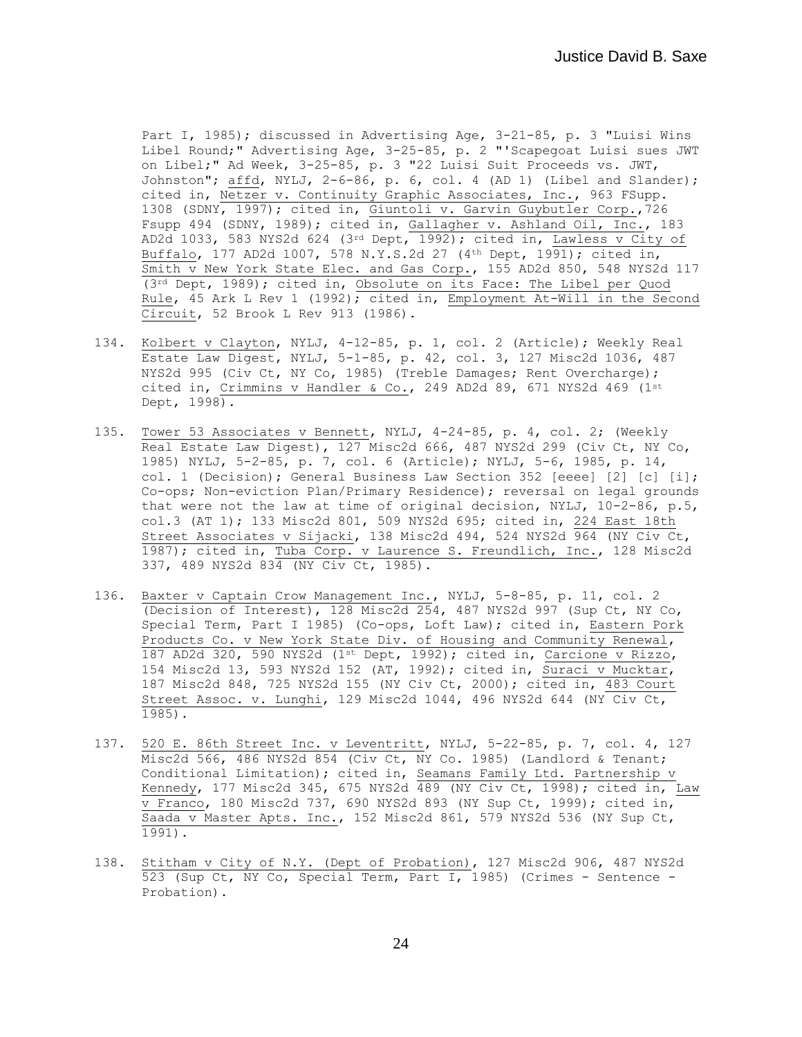Part I, 1985); discussed in Advertising Age, 3-21-85, p. 3 "Luisi Wins Libel Round;" Advertising Age, 3-25-85, p. 2 "'Scapegoat Luisi sues JWT on Libel;" Ad Week, 3-25-85, p. 3 "22 Luisi Suit Proceeds vs. JWT, Johnston"; affd, NYLJ, 2-6-86, p. 6, col. 4 (AD 1) (Libel and Slander); cited in, Netzer v. Continuity Graphic Associates, Inc., 963 FSupp. 1308 (SDNY, 1997); cited in, Giuntoli v. Garvin Guybutler Corp., 726 Fsupp 494 (SDNY, 1989); cited in, Gallagher v. Ashland Oil, Inc., 183 AD2d 1033, 583 NYS2d 624 (3rd Dept, 1992); cited in, Lawless v City of Buffalo, 177 AD2d 1007, 578 N.Y.S.2d 27 (4th Dept, 1991); cited in, Smith v New York State Elec. and Gas Corp., 155 AD2d 850, 548 NYS2d 117 (3rd Dept, 1989); cited in, Obsolute on its Face: The Libel per Quod Rule, 45 Ark L Rev 1 (1992); cited in, Employment At-Will in the Second Circuit, 52 Brook L Rev 913 (1986).

134. Kolbert v Clayton, NYLJ, 4-12-85, p. 1, col. 2 (Article); Weekly Real Estate Law Digest, NYLJ, 5-1-85, p. 42, col. 3, 127 Misc2d 1036, 487 NYS2d 995 (Civ Ct, NY Co, 1985) (Treble Damages; Rent Overcharge); cited in, Crimmins v Handler & Co., 249 AD2d 89, 671 NYS2d 469 (1st Dept, 1998).

135. Tower 53 Associates v Bennett, NYLJ, 4-24-85, p. 4, col. 2; (Weekly Real Estate Law Digest), 127 Misc2d 666, 487 NYS2d 299 (Civ Ct, NY Co, 1985) NYLJ, 5-2-85, p. 7, col. 6 (Article); NYLJ, 5-6, 1985, p. 14, col. 1 (Decision); General Business Law Section 352 [eeee] [2] [c] [i]; Co-ops; Non-eviction Plan/Primary Residence); reversal on legal grounds that were not the law at time of original decision, NYLJ, 10-2-86, p.5, col.3 (AT 1); 133 Misc2d 801, 509 NYS2d 695; cited in, 224 East 18th Street Associates v Sijacki, 138 Misc2d 494, 524 NYS2d 964 (NY Civ Ct, 1987); cited in, Tuba Corp. v Laurence S. Freundlich, Inc., 128 Misc2d 337, 489 NYS2d 834 (NY Civ Ct, 1985).

136. Baxter v Captain Crow Management Inc., NYLJ, 5-8-85, p. 11, col. 2 (Decision of Interest), 128 Misc2d 254, 487 NYS2d 997 (Sup Ct, NY Co, Special Term, Part I 1985) (Co-ops, Loft Law); cited in, Eastern Pork Products Co. v New York State Div. of Housing and Community Renewal, 187 AD2d 320, 590 NYS2d (1st Dept, 1992); cited in, Carcione v Rizzo, 154 Misc2d 13, 593 NYS2d 152 (AT, 1992); cited in, Suraci v Mucktar, 187 Misc2d 848, 725 NYS2d 155 (NY Civ Ct, 2000); cited in, 483 Court Street Assoc. v. Lunghi, 129 Misc2d 1044, 496 NYS2d 644 (NY Civ Ct, 1985).

137. 520 E. 86th Street Inc. v Leventritt, NYLJ, 5-22-85, p. 7, col. 4, 127 Misc2d 566, 486 NYS2d 854 (Civ Ct, NY Co. 1985) (Landlord & Tenant; Conditional Limitation); cited in, Seamans Family Ltd. Partnership v Kennedy, 177 Misc2d 345, 675 NYS2d 489 (NY Civ Ct, 1998); cited in, Law v Franco, 180 Misc2d 737, 690 NYS2d 893 (NY Sup Ct, 1999); cited in, Saada v Master Apts. Inc., 152 Misc2d 861, 579 NYS2d 536 (NY Sup Ct, 1991).

138. Stitham v City of N.Y. (Dept of Probation), 127 Misc2d 906, 487 NYS2d 523 (Sup Ct, NY Co, Special Term, Part I, 1985) (Crimes - Sentence - Probation).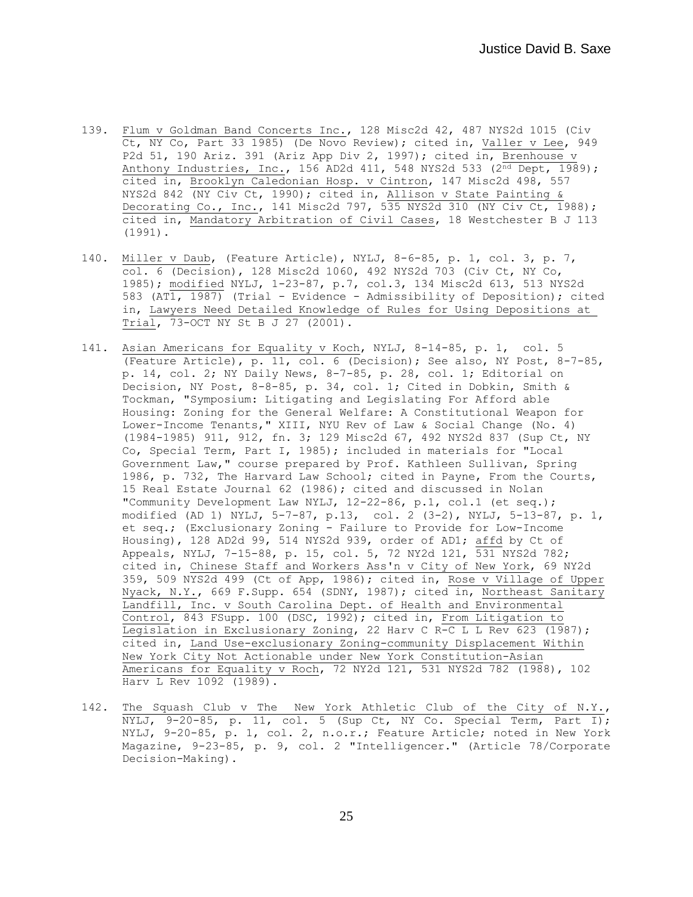139. Flum v Goldman Band Concerts Inc., 128 Misc2d 42, 487 NYS2d 1015 (Civ Ct, NY Co, Part 33 1985) (De Novo Review); cited in, Valler v Lee, 949 P2d 51, 190 Ariz. 391 (Ariz App Div 2, 1997); cited in, Brenhouse v Anthony Industries, Inc., 156 AD2d 411, 548 NYS2d 533 (2nd Dept, 1989); cited in, Brooklyn Caledonian Hosp. v Cintron, 147 Misc2d 498, 557 NYS2d 842 (NY Civ Ct, 1990); cited in, Allison v State Painting & Decorating Co., Inc., 141 Misc2d 797, 535 NYS2d 310 (NY Civ Ct, 1988); cited in, Mandatory Arbitration of Civil Cases, 18 Westchester B J 113 (1991).

140. Miller v Daub, (Feature Article), NYLJ, 8-6-85, p. 1, col. 3, p. 7, col. 6 (Decision), 128 Misc2d 1060, 492 NYS2d 703 (Civ Ct, NY Co, 1985); modified NYLJ, 1-23-87, p.7, col.3, 134 Misc2d 613, 513 NYS2d 583 (AT1, 1987) (Trial - Evidence - Admissibility of Deposition); cited in, Lawyers Need Detailed Knowledge of Rules for Using Depositions at Trial, 73-OCT NY St B J 27 (2001).

141. Asian Americans for Equality v Koch, NYLJ, 8-14-85, p. 1, col. 5 (Feature Article), p. 11, col. 6 (Decision); See also, NY Post, 8-7-85, p. 14, col. 2; NY Daily News, 8-7-85, p. 28, col. 1; Editorial on Decision, NY Post, 8-8-85, p. 34, col. 1; Cited in Dobkin, Smith & Tockman, "Symposium: Litigating and Legislating For Afford able Housing: Zoning for the General Welfare: A Constitutional Weapon for Lower-Income Tenants," XIII, NYU Rev of Law & Social Change (No. 4) (1984-1985) 911, 912, fn. 3; 129 Misc2d 67, 492 NYS2d 837 (Sup Ct, NY Co, Special Term, Part I, 1985); included in materials for "Local Government Law," course prepared by Prof. Kathleen Sullivan, Spring 1986, p. 732, The Harvard Law School; cited in Payne, From the Courts, 15 Real Estate Journal 62 (1986); cited and discussed in Nolan "Community Development Law NYLJ, 12-22-86, p.1, col.1 (et seq.); modified (AD 1) NYLJ, 5-7-87, p.13, col. 2 (3-2), NYLJ, 5-13-87, p. 1, et seq.; (Exclusionary Zoning - Failure to Provide for Low-Income Housing), 128 AD2d 99, 514 NYS2d 939, order of AD1; affd by Ct of Appeals, NYLJ, 7-15-88, p. 15, col. 5, 72 NY2d 121, 531 NYS2d 782; cited in, Chinese Staff and Workers Ass'n v City of New York, 69 NY2d 359, 509 NYS2d 499 (Ct of App, 1986); cited in, Rose v Village of Upper Nyack, N.Y., 669 F.Supp. 654 (SDNY, 1987); cited in, Northeast Sanitary Landfill, Inc. v South Carolina Dept. of Health and Environmental Control, 843 FSupp. 100 (DSC, 1992); cited in, From Litigation to Legislation in Exclusionary Zoning, 22 Harv C R-C L L Rev 623 (1987); cited in, Land Use-exclusionary Zoning-community Displacement Within New York City Not Actionable under New York Constitution-Asian Americans for Equality v Roch, 72 NY2d 121, 531 NYS2d 782 (1988), 102 Harv L Rev 1092 (1989).

142. The Squash Club v The New York Athletic Club of the City of N.Y., NYLJ, 9-20-85, p. 11, col. 5 (Sup Ct, NY Co. Special Term, Part I); NYLJ, 9-20-85, p. 1, col. 2, n.o.r.; Feature Article; noted in New York Magazine, 9-23-85, p. 9, col. 2 "Intelligencer." (Article 78/Corporate Decision-Making).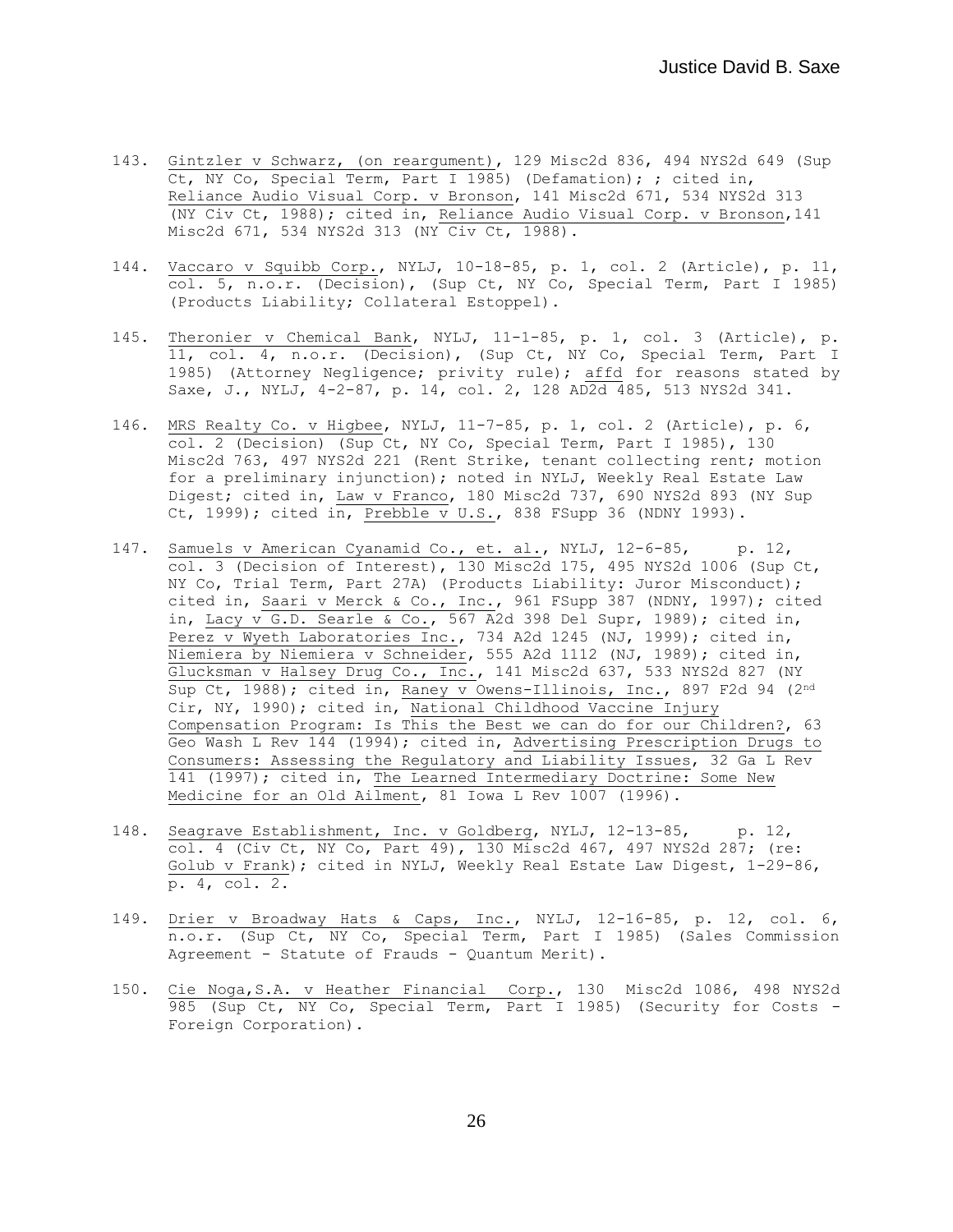143. Gintzler v Schwarz, (on reargument), 129 Misc2d 836, 494 NYS2d 649 (Sup Ct, NY Co, Special Term, Part I 1985) (Defamation); ; cited in, Reliance Audio Visual Corp. v Bronson, 141 Misc2d 671, 534 NYS2d 313 (NY Civ Ct, 1988); cited in, Reliance Audio Visual Corp. v Bronson,141 Misc2d 671, 534 NYS2d 313 (NY Civ Ct, 1988).

144. Vaccaro v Squibb Corp., NYLJ, 10-18-85, p. 1, col. 2 (Article), p. 11, col. 5, n.o.r. (Decision), (Sup Ct, NY Co, Special Term, Part I 1985) (Products Liability; Collateral Estoppel).

145. Theronier v Chemical Bank, NYLJ, 11-1-85, p. 1, col. 3 (Article), p. 11, col. 4, n.o.r. (Decision), (Sup Ct, NY Co, Special Term, Part I 1985) (Attorney Negligence; privity rule); affd for reasons stated by Saxe, J., NYLJ, 4-2-87, p. 14, col. 2, 128 AD2d 485, 513 NYS2d 341.

146. MRS Realty Co. v Higbee, NYLJ, 11-7-85, p. 1, col. 2 (Article), p. 6, col. 2 (Decision) (Sup Ct, NY Co, Special Term, Part I 1985), 130 Misc2d 763, 497 NYS2d 221 (Rent Strike, tenant collecting rent; motion for a preliminary injunction); noted in NYLJ, Weekly Real Estate Law Digest; cited in, Law v Franco, 180 Misc2d 737, 690 NYS2d 893 (NY Sup Ct, 1999); cited in, Prebble v U.S., 838 FSupp 36 (NDNY 1993).

147. Samuels v American Cyanamid Co., et. al., NYLJ, 12-6-85, p. 12, col. 3 (Decision of Interest), 130 Misc2d 175, 495 NYS2d 1006 (Sup Ct, NY Co, Trial Term, Part 27A) (Products Liability: Juror Misconduct); cited in, Saari v Merck & Co., Inc., 961 FSupp 387 (NDNY, 1997); cited in, Lacy v G.D. Searle & Co., 567 A2d 398 Del Supr, 1989); cited in, Perez v Wyeth Laboratories Inc., 734 A2d 1245 (NJ, 1999); cited in, Niemiera by Niemiera v Schneider, 555 A2d 1112 (NJ, 1989); cited in, Glucksman v Halsey Drug Co., Inc., 141 Misc2d 637, 533 NYS2d 827 (NY Sup Ct, 1988); cited in, Raney v Owens-Illinois, Inc., 897 F2d 94 (2nd Cir, NY, 1990); cited in, National Childhood Vaccine Injury Compensation Program: Is This the Best we can do for our Children?, 63 Geo Wash L Rev 144 (1994); cited in, Advertising Prescription Drugs to Consumers: Assessing the Regulatory and Liability Issues, 32 Ga L Rev 141 (1997); cited in, The Learned Intermediary Doctrine: Some New Medicine for an Old Ailment, 81 Iowa L Rev 1007 (1996).

148. Seagrave Establishment, Inc. v Goldberg, NYLJ, 12-13-85, p. 12, col. 4 (Civ Ct, NY Co, Part 49), 130 Misc2d 467, 497 NYS2d 287; (re: Golub v Frank); cited in NYLJ, Weekly Real Estate Law Digest, 1-29-86, p. 4, col. 2.

149. Drier v Broadway Hats & Caps, Inc., NYLJ, 12-16-85, p. 12, col. 6, n.o.r. (Sup Ct, NY Co, Special Term, Part I 1985) (Sales Commission Agreement - Statute of Frauds - Quantum Merit).

150. Cie Noga,S.A. v Heather Financial Corp., 130 Misc2d 1086, 498 NYS2d 985 (Sup Ct, NY Co, Special Term, Part I 1985) (Security for Costs - Foreign Corporation).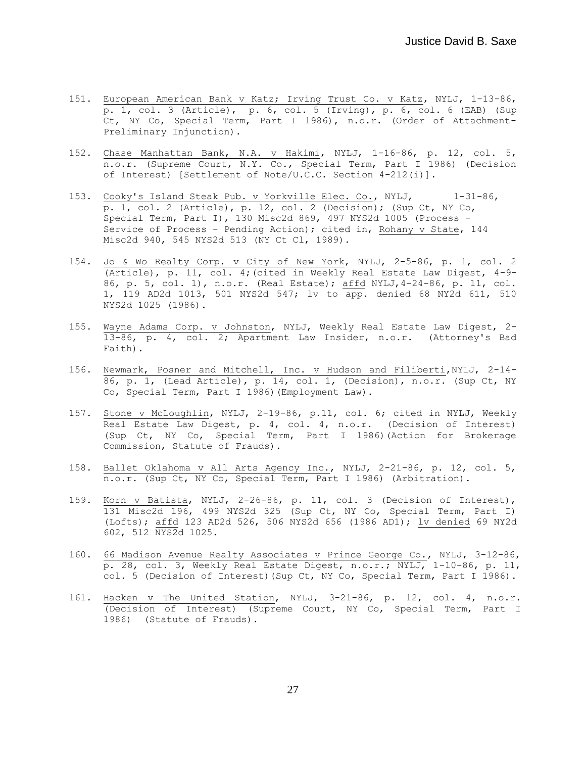151. European American Bank v Katz; Irving Trust Co. v Katz, NYLJ, 1-13-86, p. 1, col. 3 (Article), p. 6, col. 5 (Irving), p. 6, col. 6 (EAB) (Sup Ct, NY Co, Special Term, Part I 1986), n.o.r. (Order of Attachment-Preliminary Injunction).

152. Chase Manhattan Bank, N.A. v Hakimi, NYLJ, 1-16-86, p. 12, col. 5, n.o.r. (Supreme Court, N.Y. Co., Special Term, Part I 1986) (Decision of Interest) [Settlement of Note/U.C.C. Section 4-212(i)].

153. Cooky's Island Steak Pub. v Yorkville Elec. Co., NYLJ, 1-31-86, p. 1, col. 2 (Article), p. 12, col. 2 (Decision); (Sup Ct, NY Co, Special Term, Part I), 130 Misc2d 869, 497 NYS2d 1005 (Process - Service of Process - Pending Action); cited in, Rohany v State, 144 Misc2d 940, 545 NYS2d 513 (NY Ct Cl, 1989).

154. Jo & Wo Realty Corp. v City of New York, NYLJ, 2-5-86, p. 1, col. 2 (Article), p. 11, col. 4;(cited in Weekly Real Estate Law Digest, 4-9-86, p. 5, col. 1), n.o.r. (Real Estate); affd NYLJ,4-24-86, p. 11, col. 1, 119 AD2d 1013, 501 NYS2d 547; lv to app. denied 68 NY2d 611, 510 NYS2d 1025 (1986).

155. Wayne Adams Corp. v Johnston, NYLJ, Weekly Real Estate Law Digest, 2-13-86, p. 4, col. 2; Apartment Law Insider, n.o.r. (Attorney's Bad Faith).

156. Newmark, Posner and Mitchell, Inc. v Hudson and Filiberti,NYLJ, 2-14-86, p. 1, (Lead Article), p. 14, col. 1, (Decision), n.o.r. (Sup Ct, NY Co, Special Term, Part I 1986)(Employment Law).

157. Stone v McLoughlin, NYLJ, 2-19-86, p.11, col. 6; cited in NYLJ, Weekly Real Estate Law Digest, p. 4, col. 4, n.o.r. (Decision of Interest) (Sup Ct, NY Co, Special Term, Part I 1986)(Action for Brokerage Commission, Statute of Frauds).

158. Ballet Oklahoma v All Arts Agency Inc., NYLJ, 2-21-86, p. 12, col. 5, n.o.r. (Sup Ct, NY Co, Special Term, Part I 1986) (Arbitration).

159. Korn v Batista, NYLJ, 2-26-86, p. 11, col. 3 (Decision of Interest), 131 Misc2d 196, 499 NYS2d 325 (Sup Ct, NY Co, Special Term, Part I) (Lofts); affd 123 AD2d 526, 506 NYS2d 656 (1986 AD1); lv denied 69 NY2d 602, 512 NYS2d 1025.

160. 66 Madison Avenue Realty Associates v Prince George Co., NYLJ, 3-12-86, p. 28, col. 3, Weekly Real Estate Digest, n.o.r.; NYLJ, 1-10-86, p. 11, col. 5 (Decision of Interest)(Sup Ct, NY Co, Special Term, Part I 1986).

161. Hacken v The United Station, NYLJ, 3-21-86, p. 12, col. 4, n.o.r. (Decision of Interest) (Supreme Court, NY Co, Special Term, Part I 1986) (Statute of Frauds).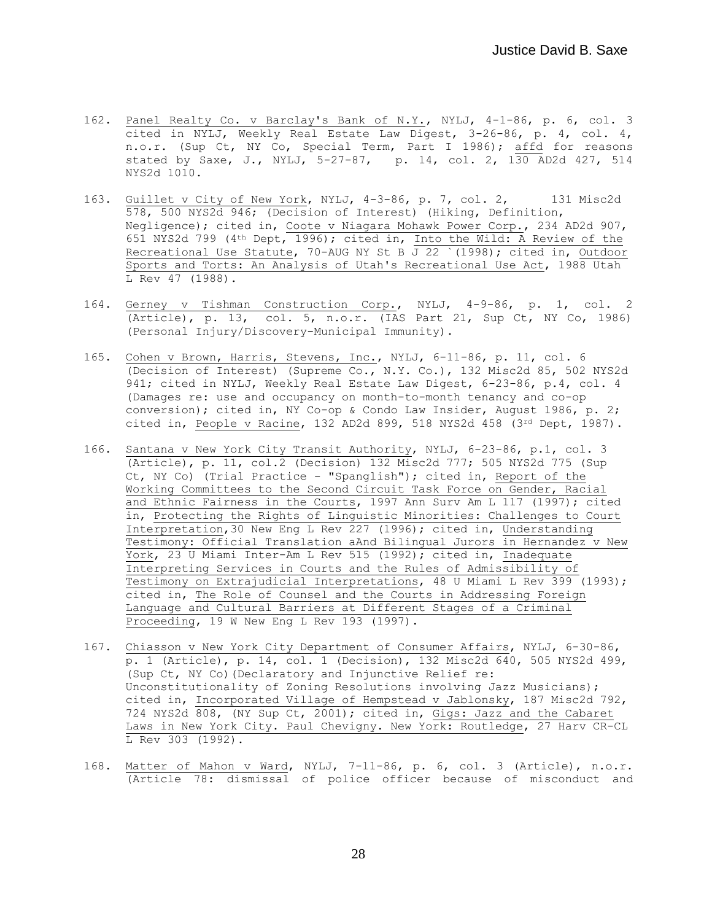162. Panel Realty Co. v Barclay's Bank of N.Y., NYLJ, 4-1-86, p. 6, col. 3 cited in NYLJ, Weekly Real Estate Law Digest, 3-26-86, p. 4, col. 4, n.o.r. (Sup Ct, NY Co, Special Term, Part I 1986); affd for reasons stated by Saxe, J., NYLJ, 5-27-87, p. 14, col. 2, 130 AD2d 427, 514 NYS2d 1010.

163. Guillet v City of New York, NYLJ, 4-3-86, p. 7, col. 2, 131 Misc2d 578, 500 NYS2d 946; (Decision of Interest) (Hiking, Definition, Negligence); cited in, Coote v Niagara Mohawk Power Corp., 234 AD2d 907, 651 NYS2d 799 (4th Dept, 1996); cited in, Into the Wild: A Review of the Recreational Use Statute, 70-AUG NY St B J 22 `(1998); cited in, Outdoor Sports and Torts: An Analysis of Utah's Recreational Use Act, 1988 Utah L Rev 47 (1988).

164. Gerney v Tishman Construction Corp., NYLJ, 4-9-86, p. 1, col. 2 (Article), p. 13, col. 5, n.o.r. (IAS Part 21, Sup Ct, NY Co, 1986) (Personal Injury/Discovery-Municipal Immunity).

165. Cohen v Brown, Harris, Stevens, Inc., NYLJ, 6-11-86, p. 11, col. 6 (Decision of Interest) (Supreme Co., N.Y. Co.), 132 Misc2d 85, 502 NYS2d 941; cited in NYLJ, Weekly Real Estate Law Digest, 6-23-86, p.4, col. 4 (Damages re: use and occupancy on month-to-month tenancy and co-op conversion); cited in, NY Co-op & Condo Law Insider, August 1986, p. 2; cited in, People v Racine, 132 AD2d 899, 518 NYS2d 458 (3rd Dept, 1987).

166. Santana v New York City Transit Authority, NYLJ, 6-23-86, p.1, col. 3 (Article), p. 11, col.2 (Decision) 132 Misc2d 777; 505 NYS2d 775 (Sup Ct, NY Co) (Trial Practice - "Spanglish"); cited in, Report of the Working Committees to the Second Circuit Task Force on Gender, Racial and Ethnic Fairness in the Courts, 1997 Ann Surv Am L 117 (1997); cited in, Protecting the Rights of Linguistic Minorities: Challenges to Court Interpretation, 30 New Eng L Rev 227 (1996); cited in, Understanding Testimony: Official Translation aAnd Bilingual Jurors in Hernandez v New York, 23 U Miami Inter-Am L Rev 515 (1992); cited in, Inadequate Interpreting Services in Courts and the Rules of Admissibility of Testimony on Extrajudicial Interpretations, 48 U Miami L Rev 399 (1993); cited in, The Role of Counsel and the Courts in Addressing Foreign Language and Cultural Barriers at Different Stages of a Criminal Proceeding, 19 W New Eng L Rev 193 (1997).

167. Chiasson v New York City Department of Consumer Affairs, NYLJ, 6-30-86, p. 1 (Article), p. 14, col. 1 (Decision), 132 Misc2d 640, 505 NYS2d 499, (Sup Ct, NY Co) (Declaratory and Injunctive Relief re: Unconstitutionality of Zoning Resolutions involving Jazz Musicians); cited in, Incorporated Village of Hempstead v Jablonsky, 187 Misc2d 792, 724 NYS2d 808, (NY Sup Ct, 2001); cited in, Gigs: Jazz and the Cabaret Laws in New York City. Paul Chevigny. New York: Routledge, 27 Harv CR-CL L Rev 303 (1992).

168. Matter of Mahon v Ward, NYLJ, 7-11-86, p. 6, col. 3 (Article), n.o.r. (Article 78: dismissal of police officer because of misconduct and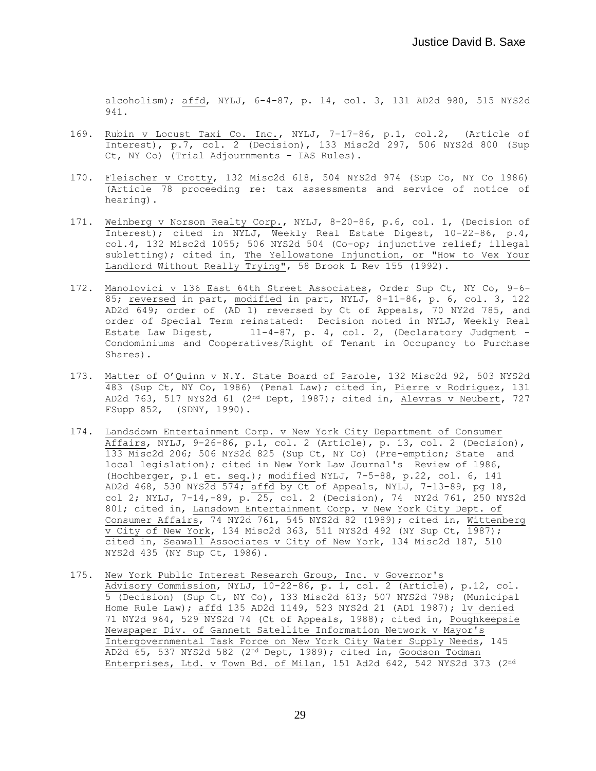alcoholism); affd, NYLJ, 6-4-87, p. 14, col. 3, 131 AD2d 980, 515 NYS2d 941.

169. Rubin v Locust Taxi Co. Inc., NYLJ, 7-17-86, p.1, col.2, (Article of Interest), p.7, col. 2 (Decision), 133 Misc2d 297, 506 NYS2d 800 (Sup Ct, NY Co) (Trial Adjournments - IAS Rules).

170. Fleischer v Crotty, 132 Misc2d 618, 504 NYS2d 974 (Sup Co, NY Co 1986) (Article 78 proceeding re: tax assessments and service of notice of hearing).

171. Weinberg v Norson Realty Corp., NYLJ, 8-20-86, p.6, col. 1, (Decision of Interest); cited in NYLJ, Weekly Real Estate Digest, 10-22-86, p.4, col.4, 132 Misc2d 1055; 506 NYS2d 504 (Co-op; injunctive relief; illegal subletting); cited in, The Yellowstone Injunction, or "How to Vex Your Landlord Without Really Trying", 58 Brook L Rev 155 (1992).

172. Manolovici v 136 East 64th Street Associates, Order Sup Ct, NY Co, 9-6-85; reversed in part, modified in part, NYLJ, 8-11-86, p. 6, col. 3, 122 AD2d 649; order of (AD 1) reversed by Ct of Appeals, 70 NY2d 785, and order of Special Term reinstated: Decision noted in NYLJ, Weekly Real Estate Law Digest, 11-4-87, p. 4, col. 2, (Declaratory Judgment - Condominiums and Cooperatives/Right of Tenant in Occupancy to Purchase Shares).

173. Matter of O'Quinn v N.Y. State Board of Parole, 132 Misc2d 92, 503 NYS2d 483 (Sup Ct, NY Co, 1986) (Penal Law); cited in, Pierre v Rodriguez, 131 AD2d 763, 517 NYS2d 61 (2nd Dept, 1987); cited in, Alevras v Neubert, 727 FSupp 852, (SDNY, 1990).

174. Landsdown Entertainment Corp. v New York City Department of Consumer Affairs, NYLJ, 9-26-86, p.1, col. 2 (Article), p. 13, col. 2 (Decision), 133 Misc2d 206; 506 NYS2d 825 (Sup Ct, NY Co) (Pre-emption; State and local legislation); cited in New York Law Journal's Review of 1986, (Hochberger, p.1 et. seq.); modified NYLJ, 7-5-88, p.22, col. 6, 141 AD2d 468, 530 NYS2d 574; affd by Ct of Appeals, NYLJ, 7-13-89, pg 18, col 2; NYLJ, 7-14,-89, p. 25, col. 2 (Decision), 74 NY2d 761, 250 NYS2d 801; cited in, Lansdown Entertainment Corp. v New York City Dept. of Consumer Affairs, 74 NY2d 761, 545 NYS2d 82 (1989); cited in, Wittenberg v City of New York, 134 Misc2d 363, 511 NYS2d 492 (NY Sup Ct, 1987); cited in, Seawall Associates v City of New York, 134 Misc2d 187, 510 NYS2d 435 (NY Sup Ct, 1986).

175. New York Public Interest Research Group, Inc. v Governor's Advisory Commission, NYLJ, 10-22-86, p. 1, col. 2 (Article), p.12, col. 5 (Decision) (Sup Ct, NY Co), 133 Misc2d 613; 507 NYS2d 798; (Municipal Home Rule Law); affd 135 AD2d 1149, 523 NYS2d 21 (AD1 1987); lv denied 71 NY2d 964, 529 NYS2d 74 (Ct of Appeals, 1988); cited in, Poughkeepsie Newspaper Div. of Gannett Satellite Information Network v Mayor's Intergovernmental Task Force on New York City Water Supply Needs, 145 AD2d 65, 537 NYS2d 582 (2nd Dept, 1989); cited in, Goodson Todman Enterprises, Ltd. v Town Bd. of Milan, 151 Ad2d 642, 542 NYS2d 373 (2nd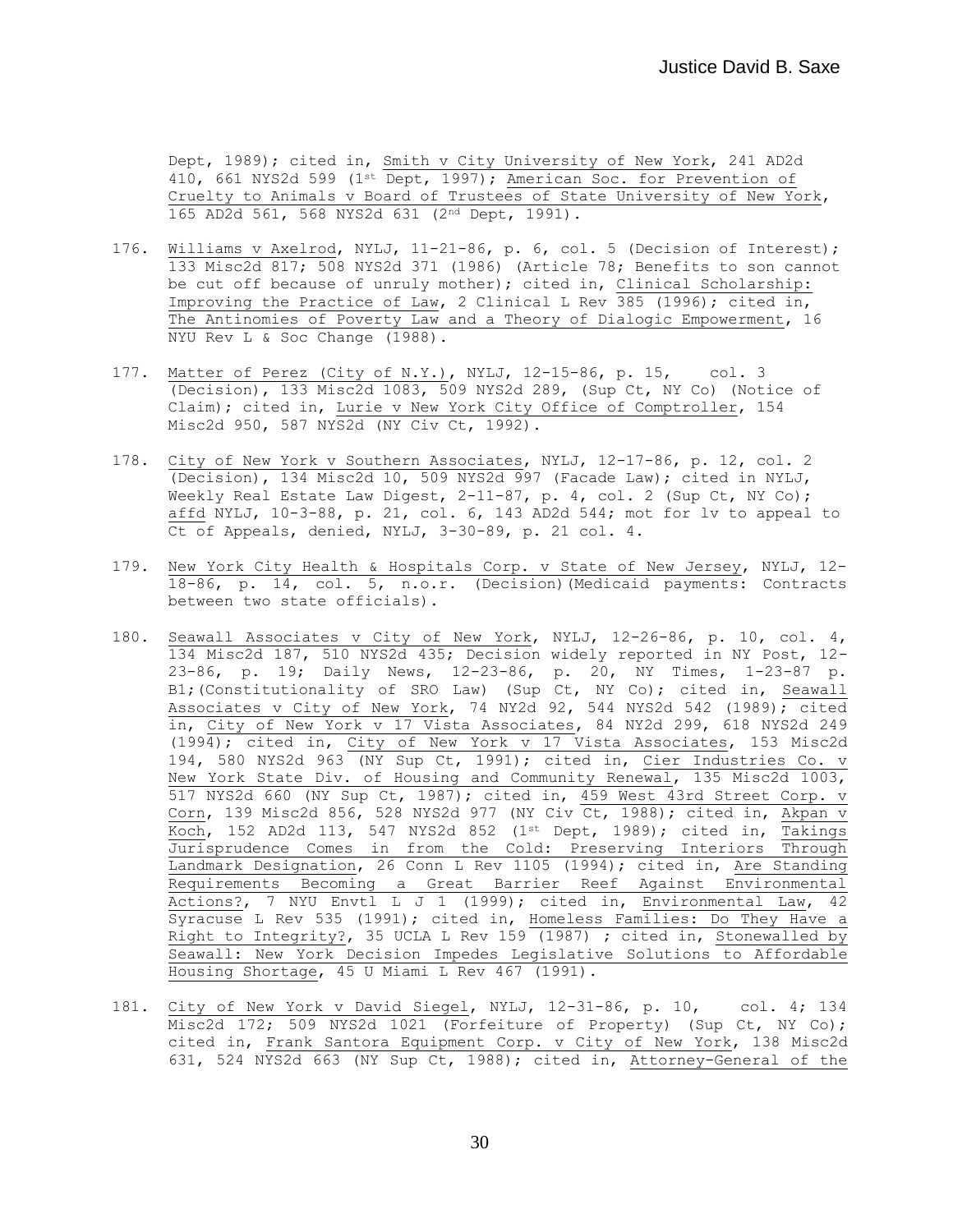Dept, 1989); cited in, Smith v City University of New York, 241 AD2d 410, 661 NYS2d 599 (1st Dept, 1997); American Soc. for Prevention of Cruelty to Animals v Board of Trustees of State University of New York, 165 AD2d 561, 568 NYS2d 631 (2nd Dept, 1991).

176. Williams v Axelrod, NYLJ, 11-21-86, p. 6, col. 5 (Decision of Interest); 133 Misc2d 817; 508 NYS2d 371 (1986) (Article 78; Benefits to son cannot be cut off because of unruly mother); cited in, Clinical Scholarship: Improving the Practice of Law, 2 Clinical L Rev 385 (1996); cited in, The Antinomies of Poverty Law and a Theory of Dialogic Empowerment, 16 NYU Rev L & Soc Change (1988).

177. Matter of Perez (City of N.Y.), NYLJ, 12-15-86, p. 15, col. 3 (Decision), 133 Misc2d 1083, 509 NYS2d 289, (Sup Ct, NY Co) (Notice of Claim); cited in, Lurie v New York City Office of Comptroller, 154 Misc2d 950, 587 NYS2d (NY Civ Ct, 1992).

178. City of New York v Southern Associates, NYLJ, 12-17-86, p. 12, col. 2 (Decision), 134 Misc2d 10, 509 NYS2d 997 (Facade Law); cited in NYLJ, Weekly Real Estate Law Digest, 2-11-87, p. 4, col. 2 (Sup Ct, NY Co); affd NYLJ, 10-3-88, p. 21, col. 6, 143 AD2d 544; mot for lv to appeal to Ct of Appeals, denied, NYLJ, 3-30-89, p. 21 col. 4.

179. New York City Health & Hospitals Corp. v State of New Jersey, NYLJ, 12-18-86, p. 14, col. 5, n.o.r. (Decision)(Medicaid payments: Contracts between two state officials).

180. Seawall Associates v City of New York, NYLJ, 12-26-86, p. 10, col. 4, 134 Misc2d 187, 510 NYS2d 435; Decision widely reported in NY Post, 12-23-86, p. 19; Daily News, 12-23-86, p. 20, NY Times, 1-23-87 p. B1;(Constitutionality of SRO Law) (Sup Ct, NY Co); cited in, Seawall Associates v City of New York, 74 NY2d 92, 544 NYS2d 542 (1989); cited in, City of New York v 17 Vista Associates, 84 NY2d 299, 618 NYS2d 249 (1994); cited in, City of New York v 17 Vista Associates, 153 Misc2d 194, 580 NYS2d 963 (NY Sup Ct, 1991); cited in, Cier Industries Co. v New York State Div. of Housing and Community Renewal, 135 Misc2d 1003, 517 NYS2d 660 (NY Sup Ct, 1987); cited in, 459 West 43rd Street Corp. v Corn, 139 Misc2d 856, 528 NYS2d 977 (NY Civ Ct, 1988); cited in, Akpan v Koch, 152 AD2d 113, 547 NYS2d 852 (1st Dept, 1989); cited in, Takings Jurisprudence Comes in from the Cold: Preserving Interiors Through Landmark Designation, 26 Conn L Rev 1105 (1994); cited in, Are Standing Requirements Becoming a Great Barrier Reef Against Environmental Actions?, 7 NYU Envtl L J 1 (1999); cited in, Environmental Law, 42 Syracuse L Rev 535 (1991); cited in, Homeless Families: Do They Have a Right to Integrity?, 35 UCLA L Rev 159 (1987) ; cited in, Stonewalled by Seawall: New York Decision Impedes Legislative Solutions to Affordable Housing Shortage, 45 U Miami L Rev 467 (1991).

181. City of New York v David Siegel, NYLJ, 12-31-86, p. 10, col. 4; 134 Misc2d 172; 509 NYS2d 1021 (Forfeiture of Property) (Sup Ct, NY Co); cited in, Frank Santora Equipment Corp. v City of New York, 138 Misc2d 631, 524 NYS2d 663 (NY Sup Ct, 1988); cited in, Attorney-General of the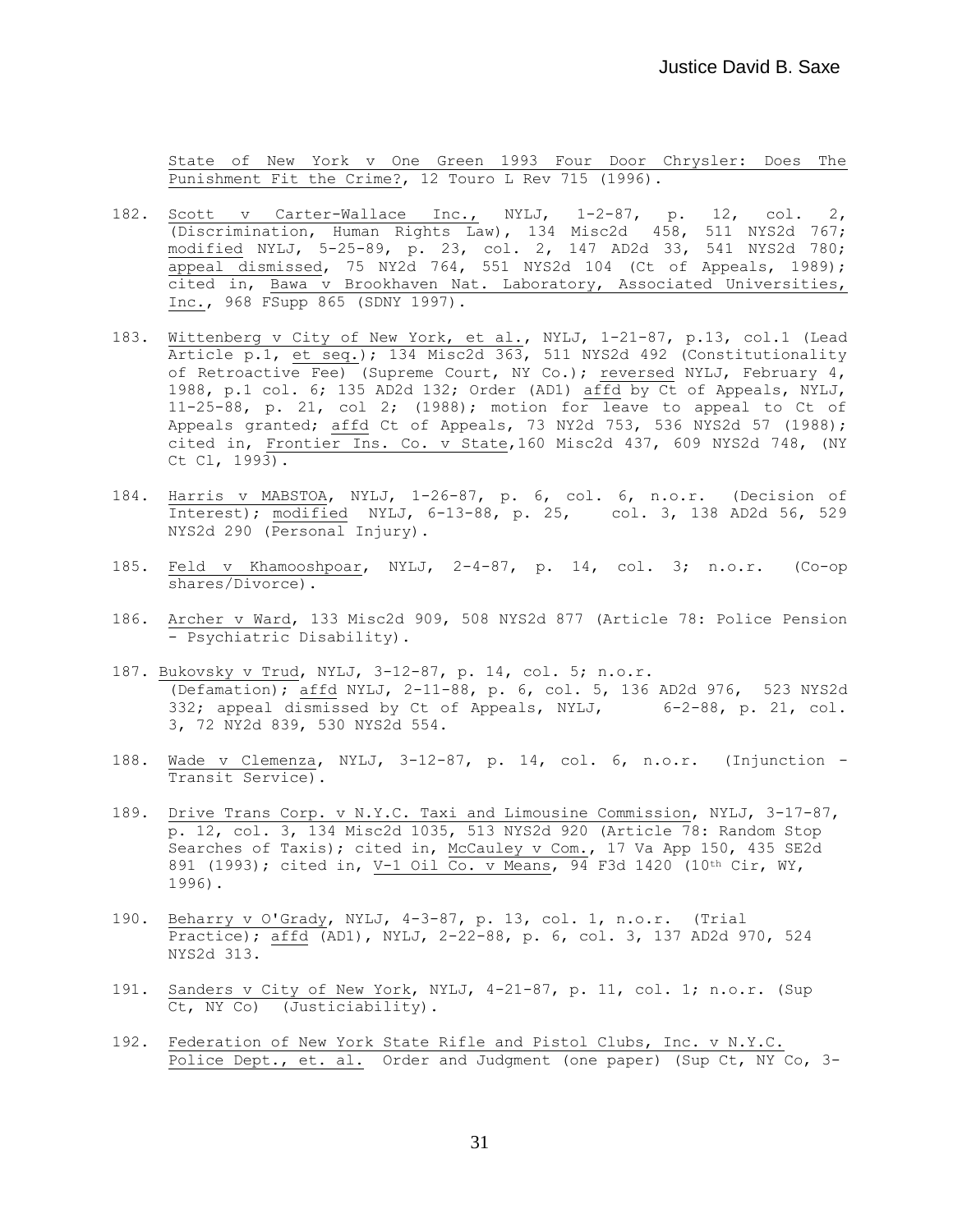State of New York v One Green 1993 Four Door Chrysler: Does The Punishment Fit the Crime?, 12 Touro L Rev 715 (1996).

182. Scott v Carter-Wallace Inc., NYLJ, 1-2-87, p. 12, col. 2, (Discrimination, Human Rights Law), 134 Misc2d 458, 511 NYS2d 767; modified NYLJ, 5-25-89, p. 23, col. 2, 147 AD2d 33, 541 NYS2d 780; appeal dismissed, 75 NY2d 764, 551 NYS2d 104 (Ct of Appeals, 1989); cited in, Bawa v Brookhaven Nat. Laboratory, Associated Universities, Inc., 968 FSupp 865 (SDNY 1997).

183. Wittenberg v City of New York, et al., NYLJ, 1-21-87, p.13, col.1 (Lead Article p.1, et seq.); 134 Misc2d 363, 511 NYS2d 492 (Constitutionality of Retroactive Fee) (Supreme Court, NY Co.); reversed NYLJ, February 4, 1988, p.1 col. 6; 135 AD2d 132; Order (AD1) affd by Ct of Appeals, NYLJ, 11-25-88, p. 21, col 2; (1988); motion for leave to appeal to Ct of Appeals granted; affd Ct of Appeals, 73 NY2d 753, 536 NYS2d 57 (1988); cited in, Frontier Ins. Co. v State, 160 Misc2d 437, 609 NYS2d 748, (NY Ct Cl, 1993).

184. Harris v MABSTOA, NYLJ, 1-26-87, p. 6, col. 6, n.o.r. (Decision of Interest); modified NYLJ, 6-13-88, p. 25, col. 3, 138 AD2d 56, 529 NYS2d 290 (Personal Injury).

185. Feld v Khamooshpoar, NYLJ, 2-4-87, p. 14, col. 3; n.o.r. (Co-op shares/Divorce).

186. Archer v Ward, 133 Misc2d 909, 508 NYS2d 877 (Article 78: Police Pension - Psychiatric Disability).

187. Bukovsky v Trud, NYLJ, 3-12-87, p. 14, col. 5; n.o.r. (Defamation); affd NYLJ, 2-11-88, p. 6, col. 5, 136 AD2d 976, 523 NYS2d 332; appeal dismissed by Ct of Appeals, NYLJ, 6-2-88, p. 21, col. 3, 72 NY2d 839, 530 NYS2d 554.

188. Wade v Clemenza, NYLJ, 3-12-87, p. 14, col. 6, n.o.r. (Injunction - Transit Service).

189. Drive Trans Corp. v N.Y.C. Taxi and Limousine Commission, NYLJ, 3-17-87, p. 12, col. 3, 134 Misc2d 1035, 513 NYS2d 920 (Article 78: Random Stop Searches of Taxis); cited in, McCauley v Com., 17 Va App 150, 435 SE2d 891 (1993); cited in, V-1 Oil Co. v Means, 94 F3d 1420 (10th Cir, WY, 1996).

190. Beharry v O'Grady, NYLJ, 4-3-87, p. 13, col. 1, n.o.r. (Trial Practice); affd (AD1), NYLJ, 2-22-88, p. 6, col. 3, 137 AD2d 970, 524 NYS2d 313.

191. Sanders v City of New York, NYLJ, 4-21-87, p. 11, col. 1; n.o.r. (Sup Ct, NY Co) (Justiciability).

192. Federation of New York State Rifle and Pistol Clubs, Inc. v N.Y.C. Police Dept., et. al. Order and Judgment (one paper) (Sup Ct, NY Co, 3-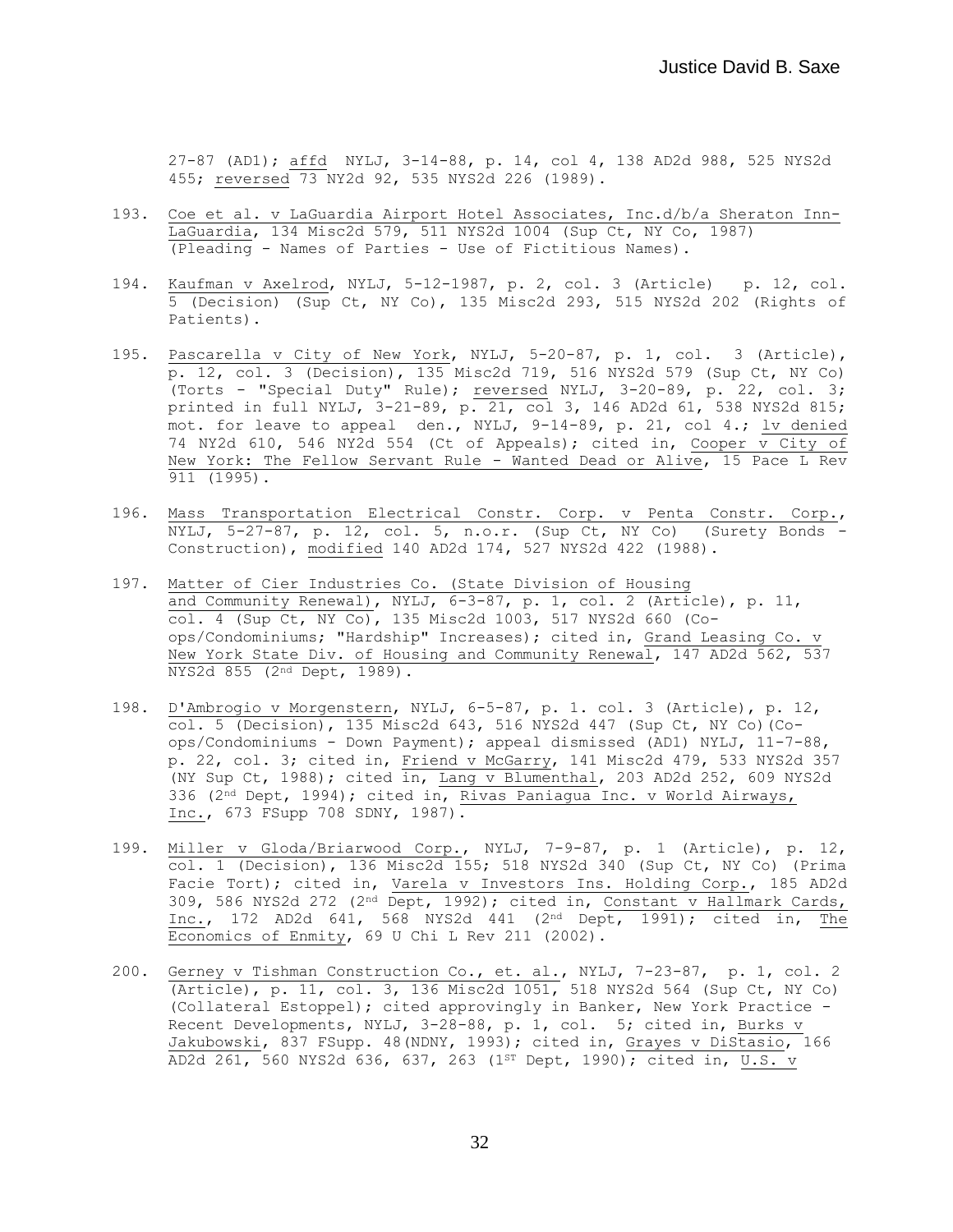27-87 (AD1); affd NYLJ, 3-14-88, p. 14, col 4, 138 AD2d 988, 525 NYS2d 455; reversed 73 NY2d 92, 535 NYS2d 226 (1989).

193. Coe et al. v LaGuardia Airport Hotel Associates, Inc.d/b/a Sheraton Inn-LaGuardia, 134 Misc2d 579, 511 NYS2d 1004 (Sup Ct, NY Co, 1987) (Pleading - Names of Parties - Use of Fictitious Names).

194. Kaufman v Axelrod, NYLJ, 5-12-1987, p. 2, col. 3 (Article) p. 12, col. 5 (Decision) (Sup Ct, NY Co), 135 Misc2d 293, 515 NYS2d 202 (Rights of Patients).

195. Pascarella v City of New York, NYLJ, 5-20-87, p. 1, col. 3 (Article), p. 12, col. 3 (Decision), 135 Misc2d 719, 516 NYS2d 579 (Sup Ct, NY Co) (Torts - "Special Duty" Rule); reversed NYLJ, 3-20-89, p. 22, col. 3; printed in full NYLJ, 3-21-89, p. 21, col 3, 146 AD2d 61, 538 NYS2d 815; mot. for leave to appeal den., NYLJ, 9-14-89, p. 21, col 4.; lv denied 74 NY2d 610, 546 NY2d 554 (Ct of Appeals); cited in, Cooper v City of New York: The Fellow Servant Rule - Wanted Dead or Alive, 15 Pace L Rev 911 (1995).

196. Mass Transportation Electrical Constr. Corp. v Penta Constr. Corp., NYLJ, 5-27-87, p. 12, col. 5, n.o.r. (Sup Ct, NY Co) (Surety Bonds - Construction), modified 140 AD2d 174, 527 NYS2d 422 (1988).

197. Matter of Cier Industries Co. (State Division of Housing and Community Renewal), NYLJ, 6-3-87, p. 1, col. 2 (Article), p. 11, col. 4 (Sup Ct, NY Co), 135 Misc2d 1003, 517 NYS2d 660 (Co-ops/Condominiums; "Hardship" Increases); cited in, Grand Leasing Co. v New York State Div. of Housing and Community Renewal, 147 AD2d 562, 537 NYS2d 855 (2nd Dept, 1989).

198. D'Ambrogio v Morgenstern, NYLJ, 6-5-87, p. 1. col. 3 (Article), p. 12, col. 5 (Decision), 135 Misc2d 643, 516 NYS2d 447 (Sup Ct, NY Co)(Co-ops/Condominiums - Down Payment); appeal dismissed (AD1) NYLJ, 11-7-88, p. 22, col. 3; cited in, Friend v McGarry, 141 Misc2d 479, 533 NYS2d 357 (NY Sup Ct, 1988); cited in, Lang v Blumenthal, 203 AD2d 252, 609 NYS2d 336 (2nd Dept, 1994); cited in, Rivas Paniagua Inc. v World Airways, Inc., 673 FSupp 708 SDNY, 1987).

199. Miller v Gloda/Briarwood Corp., NYLJ, 7-9-87, p. 1 (Article), p. 12, col. 1 (Decision), 136 Misc2d 155; 518 NYS2d 340 (Sup Ct, NY Co) (Prima Facie Tort); cited in, Varela v Investors Ins. Holding Corp., 185 AD2d 309, 586 NYS2d 272 (2nd Dept, 1992); cited in, Constant v Hallmark Cards, Inc., 172 AD2d 641, 568 NYS2d 441 (2nd Dept, 1991); cited in, The Economics of Enmity, 69 U Chi L Rev 211 (2002).

200. Gerney v Tishman Construction Co., et. al., NYLJ, 7-23-87, p. 1, col. 2 (Article), p. 11, col. 3, 136 Misc2d 1051, 518 NYS2d 564 (Sup Ct, NY Co) (Collateral Estoppel); cited approvingly in Banker, New York Practice - Recent Developments, NYLJ, 3-28-88, p. 1, col. 5; cited in, Burks v Jakubowski, 837 FSupp. 48(NDNY, 1993); cited in, Grayes v DiStasio, 166 AD2d 261, 560 NYS2d 636, 637, 263 (1ST Dept, 1990); cited in, U.S. v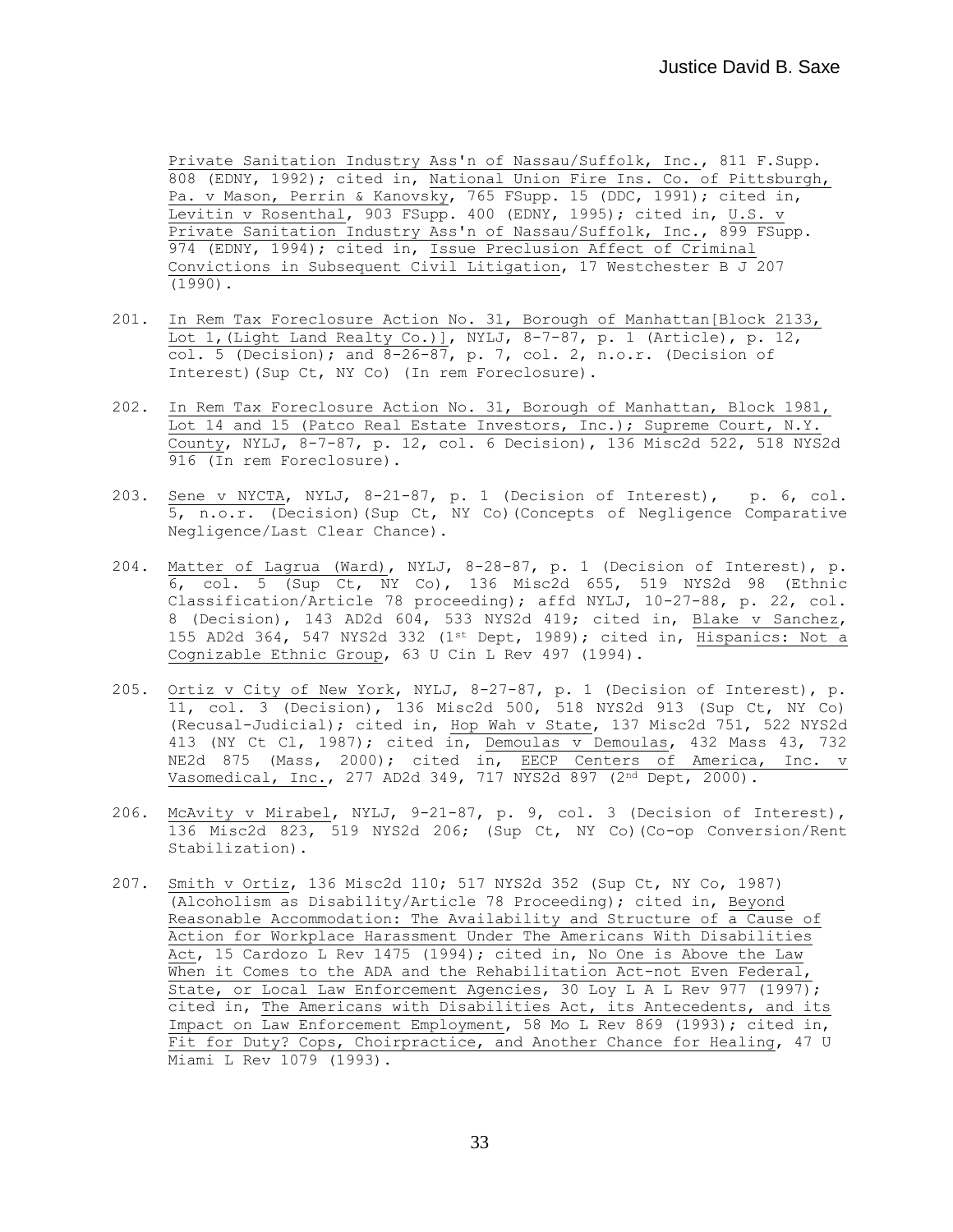Private Sanitation Industry Ass'n of Nassau/Suffolk, Inc., 811 F.Supp. 808 (EDNY, 1992); cited in, National Union Fire Ins. Co. of Pittsburgh, Pa. v Mason, Perrin & Kanovsky, 765 FSupp. 15 (DDC, 1991); cited in, Levitin v Rosenthal, 903 FSupp. 400 (EDNY, 1995); cited in, U.S. v Private Sanitation Industry Ass'n of Nassau/Suffolk, Inc., 899 FSupp. 974 (EDNY, 1994); cited in, Issue Preclusion Affect of Criminal Convictions in Subsequent Civil Litigation, 17 Westchester B J 207 (1990).

201. In Rem Tax Foreclosure Action No. 31, Borough of Manhattan[Block 2133, Lot 1,(Light Land Realty Co.)], NYLJ, 8-7-87, p. 1 (Article), p. 12, col. 5 (Decision); and 8-26-87, p. 7, col. 2, n.o.r. (Decision of Interest)(Sup Ct, NY Co) (In rem Foreclosure).

202. In Rem Tax Foreclosure Action No. 31, Borough of Manhattan, Block 1981, Lot 14 and 15 (Patco Real Estate Investors, Inc.); Supreme Court, N.Y. County, NYLJ, 8-7-87, p. 12, col. 6 Decision), 136 Misc2d 522, 518 NYS2d 916 (In rem Foreclosure).

203. Sene v NYCTA, NYLJ, 8-21-87, p. 1 (Decision of Interest), p. 6, col. 5, n.o.r. (Decision)(Sup Ct, NY Co)(Concepts of Negligence Comparative Negligence/Last Clear Chance).

204. Matter of Lagrua (Ward), NYLJ, 8-28-87, p. 1 (Decision of Interest), p. 6, col. 5 (Sup Ct, NY Co), 136 Misc2d 655, 519 NYS2d 98 (Ethnic Classification/Article 78 proceeding); affd NYLJ, 10-27-88, p. 22, col. 8 (Decision), 143 AD2d 604, 533 NYS2d 419; cited in, Blake v Sanchez, 155 AD2d 364, 547 NYS2d 332 (1st Dept, 1989); cited in, Hispanics: Not a Cognizable Ethnic Group, 63 U Cin L Rev 497 (1994).

205. Ortiz v City of New York, NYLJ, 8-27-87, p. 1 (Decision of Interest), p. 11, col. 3 (Decision), 136 Misc2d 500, 518 NYS2d 913 (Sup Ct, NY Co) (Recusal-Judicial); cited in, Hop Wah v State, 137 Misc2d 751, 522 NYS2d 413 (NY Ct Cl, 1987); cited in, Demoulas v Demoulas, 432 Mass 43, 732 NE2d 875 (Mass, 2000); cited in, EECP Centers of America, Inc. v Vasomedical, Inc., 277 AD2d 349, 717 NYS2d 897 (2nd Dept, 2000).

206. McAvity v Mirabel, NYLJ, 9-21-87, p. 9, col. 3 (Decision of Interest), 136 Misc2d 823, 519 NYS2d 206; (Sup Ct, NY Co)(Co-op Conversion/Rent Stabilization).

207. Smith v Ortiz, 136 Misc2d 110; 517 NYS2d 352 (Sup Ct, NY Co, 1987) (Alcoholism as Disability/Article 78 Proceeding); cited in, Beyond Reasonable Accommodation: The Availability and Structure of a Cause of Action for Workplace Harassment Under The Americans With Disabilities Act, 15 Cardozo L Rev 1475 (1994); cited in, No One is Above the Law When it Comes to the ADA and the Rehabilitation Act-not Even Federal, State, or Local Law Enforcement Agencies, 30 Loy L A L Rev 977 (1997); cited in, The Americans with Disabilities Act, its Antecedents, and its Impact on Law Enforcement Employment, 58 Mo L Rev 869 (1993); cited in, Fit for Duty? Cops, Choirpractice, and Another Chance for Healing, 47 U Miami L Rev 1079 (1993).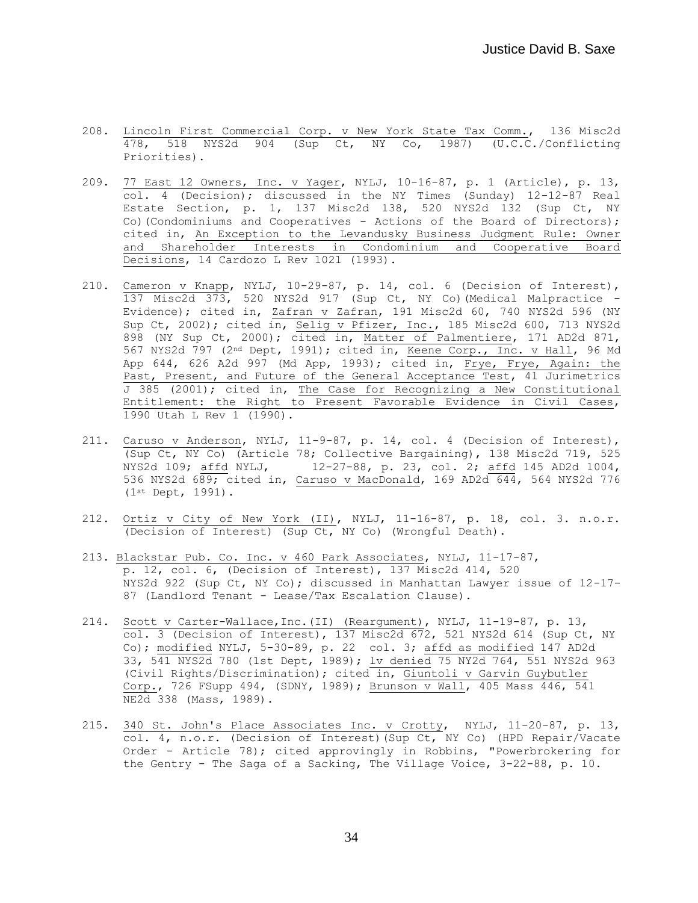208. Lincoln First Commercial Corp. v New York State Tax Comm., 136 Misc2d 478, 518 NYS2d 904 (Sup Ct, NY Co, 1987) (U.C.C./Conflicting Priorities).

209. 77 East 12 Owners, Inc. v Yager, NYLJ, 10-16-87, p. 1 (Article), p. 13, col. 4 (Decision); discussed in the NY Times (Sunday) 12-12-87 Real Estate Section, p. 1, 137 Misc2d 138, 520 NYS2d 132 (Sup Ct, NY Co)(Condominiums and Cooperatives - Actions of the Board of Directors); cited in, An Exception to the Levandusky Business Judgment Rule: Owner and Shareholder Interests in Condominium and Cooperative Board Decisions, 14 Cardozo L Rev 1021 (1993).

210. Cameron v Knapp, NYLJ, 10-29-87, p. 14, col. 6 (Decision of Interest), 137 Misc2d 373, 520 NYS2d 917 (Sup Ct, NY Co)(Medical Malpractice - Evidence); cited in, Zafran v Zafran, 191 Misc2d 60, 740 NYS2d 596 (NY Sup Ct, 2002); cited in, Selig v Pfizer, Inc., 185 Misc2d 600, 713 NYS2d 898 (NY Sup Ct, 2000); cited in, Matter of Palmentiere, 171 AD2d 871, 567 NYS2d 797 (2nd Dept, 1991); cited in, Keene Corp., Inc. v Hall, 96 Md App 644, 626 A2d 997 (Md App, 1993); cited in, Frye, Frye, Again: the Past, Present, and Future of the General Acceptance Test, 41 Jurimetrics J 385 (2001); cited in, The Case for Recognizing a New Constitutional Entitlement: the Right to Present Favorable Evidence in Civil Cases, 1990 Utah L Rev 1 (1990).

211. Caruso v Anderson, NYLJ, 11-9-87, p. 14, col. 4 (Decision of Interest), (Sup Ct, NY Co) (Article 78; Collective Bargaining), 138 Misc2d 719, 525 NYS2d 109; affd NYLJ, 12-27-88, p. 23, col. 2; affd 145 AD2d 1004, 536 NYS2d 689; cited in, Caruso v MacDonald, 169 AD2d 644, 564 NYS2d 776 (1st Dept, 1991).

212. Ortiz v City of New York (II), NYLJ, 11-16-87, p. 18, col. 3. n.o.r. (Decision of Interest) (Sup Ct, NY Co) (Wrongful Death).

213. Blackstar Pub. Co. Inc. v 460 Park Associates, NYLJ, 11-17-87, p. 12, col. 6, (Decision of Interest), 137 Misc2d 414, 520 NYS2d 922 (Sup Ct, NY Co); discussed in Manhattan Lawyer issue of 12-17-87 (Landlord Tenant - Lease/Tax Escalation Clause).

214. Scott v Carter-Wallace,Inc.(II) (Reargument), NYLJ, 11-19-87, p. 13, col. 3 (Decision of Interest), 137 Misc2d 672, 521 NYS2d 614 (Sup Ct, NY Co); modified NYLJ, 5-30-89, p. 22 col. 3; affd as modified 147 AD2d 33, 541 NYS2d 780 (1st Dept, 1989); lv denied 75 NY2d 764, 551 NYS2d 963 (Civil Rights/Discrimination); cited in, Giuntoli v Garvin Guybutler Corp., 726 FSupp 494, (SDNY, 1989); Brunson v Wall, 405 Mass 446, 541 NE2d 338 (Mass, 1989).

215. 340 St. John's Place Associates Inc. v Crotty, NYLJ, 11-20-87, p. 13, col. 4, n.o.r. (Decision of Interest)(Sup Ct, NY Co) (HPD Repair/Vacate Order - Article 78); cited approvingly in Robbins, "Powerbrokering for the Gentry - The Saga of a Sacking, The Village Voice, 3-22-88, p. 10.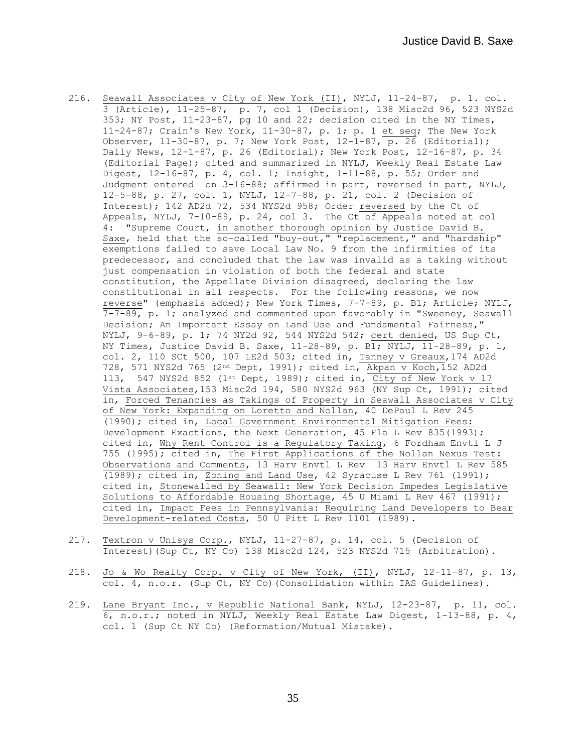216. Seawall Associates v City of New York (II), NYLJ, 11-24-87, p. 1. col. 3 (Article), 11-25-87, p. 7, col 1 (Decision), 138 Misc2d 96, 523 NYS2d 353; NY Post, 11-23-87, pg 10 and 22; decision cited in the NY Times, 11-24-87; Crain's New York, 11-30-87, p. 1; p. 1 et seq; The New York Observer, 11-30-87, p. 7; New York Post, 12-1-87, p. 26 (Editorial); Daily News, 12-1-87, p. 26 (Editorial); New York Post, 12-16-87, p. 34 (Editorial Page); cited and summarized in NYLJ, Weekly Real Estate Law Digest, 12-16-87, p. 4, col. 1; Insight, 1-11-88, p. 55; Order and Judgment entered on 3-16-88; affirmed in part, reversed in part, NYLJ, 12-5-88, p. 27, col. 1, NYLJ, 12-7-88, p. 21, col. 2 (Decision of Interest); 142 AD2d 72, 534 NYS2d 958; Order reversed by the Ct of Appeals, NYLJ, 7-10-89, p. 24, col 3. The Ct of Appeals noted at col 4: "Supreme Court, in another thorough opinion by Justice David B. Saxe, held that the so-called "buy-out," "replacement," and "hardship" exemptions failed to save Local Law No. 9 from the infirmities of its predecessor, and concluded that the law was invalid as a taking without just compensation in violation of both the federal and state constitution, the Appellate Division disagreed, declaring the law constitutional in all respects. For the following reasons, we now reverse" (emphasis added); New York Times, 7-7-89, p. B1; Article; NYLJ, 7-7-89, p. 1; analyzed and commented upon favorably in "Sweeney, Seawall Decision; An Important Essay on Land Use and Fundamental Fairness," NYLJ, 9-6-89, p. 1; 74 NY2d 92, 544 NYS2d 542; cert denied, US Sup Ct, NY Times, Justice David B. Saxe, 11-28-89, p. B1; NYLJ, 11-28-89, p. 1, col. 2, 110 SCt 500, 107 LE2d 503; cited in, Tanney v Greaux, 174 AD2d 728, 571 NYS2d 765 (2nd Dept, 1991); cited in, Akpan v Koch, 152 AD2d 113, 547 NYS2d 852 (1st Dept, 1989); cited in, City of New York v 17 Vista Associates, 153 Misc2d 194, 580 NYS2d 963 (NY Sup Ct, 1991); cited in, Forced Tenancies as Takings of Property in Seawall Associates v City of New York: Expanding on Loretto and Nollan, 40 DePaul L Rev 245 (1990); cited in, Local Government Environmental Mitigation Fees: Development Exactions, the Next Generation, 45 Fla L Rev 835(1993); cited in, Why Rent Control is a Regulatory Taking, 6 Fordham Envtl L J 755 (1995); cited in, The First Applications of the Nollan Nexus Test: Observations and Comments, 13 Harv Envtl L Rev 13 Harv Envtl L Rev 585 (1989); cited in, Zoning and Land Use, 42 Syracuse L Rev 761 (1991); cited in, Stonewalled by Seawall: New York Decision Impedes Legislative Solutions to Affordable Housing Shortage, 45 U Miami L Rev 467 (1991); cited in, Impact Fees in Pennsylvania: Requiring Land Developers to Bear Development-related Costs, 50 U Pitt L Rev 1101 (1989).

217. Textron v Unisys Corp., NYLJ, 11-27-87, p. 14, col. 5 (Decision of Interest)(Sup Ct, NY Co) 138 Misc2d 124, 523 NYS2d 715 (Arbitration).

218. Jo & Wo Realty Corp. v City of New York, (II), NYLJ, 12-11-87, p. 13, col. 4, n.o.r. (Sup Ct, NY Co)(Consolidation within IAS Guidelines).

219. Lane Bryant Inc., v Republic National Bank, NYLJ, 12-23-87, p. 11, col. 6, n.o.r.; noted in NYLJ, Weekly Real Estate Law Digest, 1-13-88, p. 4, col. 1 (Sup Ct NY Co) (Reformation/Mutual Mistake).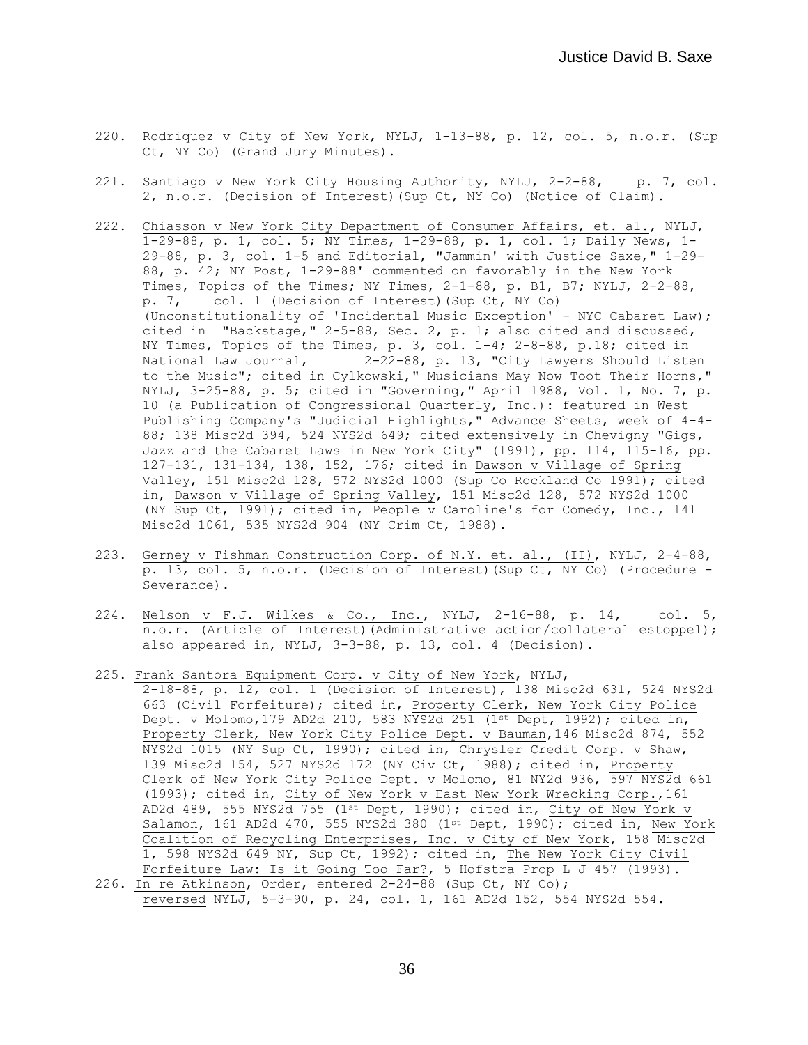220. Rodriquez v City of New York, NYLJ, 1-13-88, p. 12, col. 5, n.o.r. (Sup Ct, NY Co) (Grand Jury Minutes).

221. Santiago v New York City Housing Authority, NYLJ, 2-2-88, p. 7, col. 2, n.o.r. (Decision of Interest)(Sup Ct, NY Co) (Notice of Claim).

222. Chiasson v New York City Department of Consumer Affairs, et. al., NYLJ, 1-29-88, p. 1, col. 5; NY Times, 1-29-88, p. 1, col. 1; Daily News, 1-29-88, p. 3, col. 1-5 and Editorial, "Jammin' with Justice Saxe," 1-29-88, p. 42; NY Post, 1-29-88' commented on favorably in the New York Times, Topics of the Times; NY Times, 2-1-88, p. B1, B7; NYLJ, 2-2-88, p. 7, col. 1 (Decision of Interest)(Sup Ct, NY Co) (Unconstitutionality of 'Incidental Music Exception' - NYC Cabaret Law); cited in "Backstage," 2-5-88, Sec. 2, p. 1; also cited and discussed, NY Times, Topics of the Times, p. 3, col. 1-4; 2-8-88, p.18; cited in National Law Journal, 2-22-88, p. 13, "City Lawyers Should Listen to the Music"; cited in Cylkowski," Musicians May Now Toot Their Horns," NYLJ, 3-25-88, p. 5; cited in "Governing," April 1988, Vol. 1, No. 7, p. 10 (a Publication of Congressional Quarterly, Inc.): featured in West Publishing Company's "Judicial Highlights," Advance Sheets, week of 4-4-88; 138 Misc2d 394, 524 NYS2d 649; cited extensively in Chevigny "Gigs, Jazz and the Cabaret Laws in New York City" (1991), pp. 114, 115-16, pp. 127-131, 131-134, 138, 152, 176; cited in Dawson v Village of Spring Valley, 151 Misc2d 128, 572 NYS2d 1000 (Sup Co Rockland Co 1991); cited in, Dawson v Village of Spring Valley, 151 Misc2d 128, 572 NYS2d 1000 (NY Sup Ct, 1991); cited in, People v Caroline's for Comedy, Inc., 141 Misc2d 1061, 535 NYS2d 904 (NY Crim Ct, 1988).

223. Gerney v Tishman Construction Corp. of N.Y. et. al., (II), NYLJ, 2-4-88, p. 13, col. 5, n.o.r. (Decision of Interest)(Sup Ct, NY Co) (Procedure - Severance).

224. Nelson v F.J. Wilkes & Co., Inc., NYLJ, 2-16-88, p. 14, col. 5, n.o.r. (Article of Interest)(Administrative action/collateral estoppel); also appeared in, NYLJ, 3-3-88, p. 13, col. 4 (Decision).

225. Frank Santora Equipment Corp. v City of New York, NYLJ, 2-18-88, p. 12, col. 1 (Decision of Interest), 138 Misc2d 631, 524 NYS2d 663 (Civil Forfeiture); cited in, Property Clerk, New York City Police Dept. v Molomo, 179 AD2d 210, 583 NYS2d 251 (1st Dept, 1992); cited in, Property Clerk, New York City Police Dept. v Bauman, 146 Misc2d 874, 552 NYS2d 1015 (NY Sup Ct, 1990); cited in, Chrysler Credit Corp. v Shaw, 139 Misc2d 154, 527 NYS2d 172 (NY Civ Ct, 1988); cited in, Property Clerk of New York City Police Dept. v Molomo, 81 NY2d 936, 597 NYS2d 661 (1993); cited in, City of New York v East New York Wrecking Corp., 161 AD2d 489, 555 NYS2d 755 (1st Dept, 1990); cited in, City of New York v Salamon, 161 AD2d 470, 555 NYS2d 380 (1st Dept, 1990); cited in, New York Coalition of Recycling Enterprises, Inc. v City of New York, 158 Misc2d 1, 598 NYS2d 649 NY, Sup Ct, 1992); cited in, The New York City Civil Forfeiture Law: Is it Going Too Far?, 5 Hofstra Prop L J 457 (1993).

226. In re Atkinson, Order, entered 2-24-88 (Sup Ct, NY Co); reversed NYLJ, 5-3-90, p. 24, col. 1, 161 AD2d 152, 554 NYS2d 554.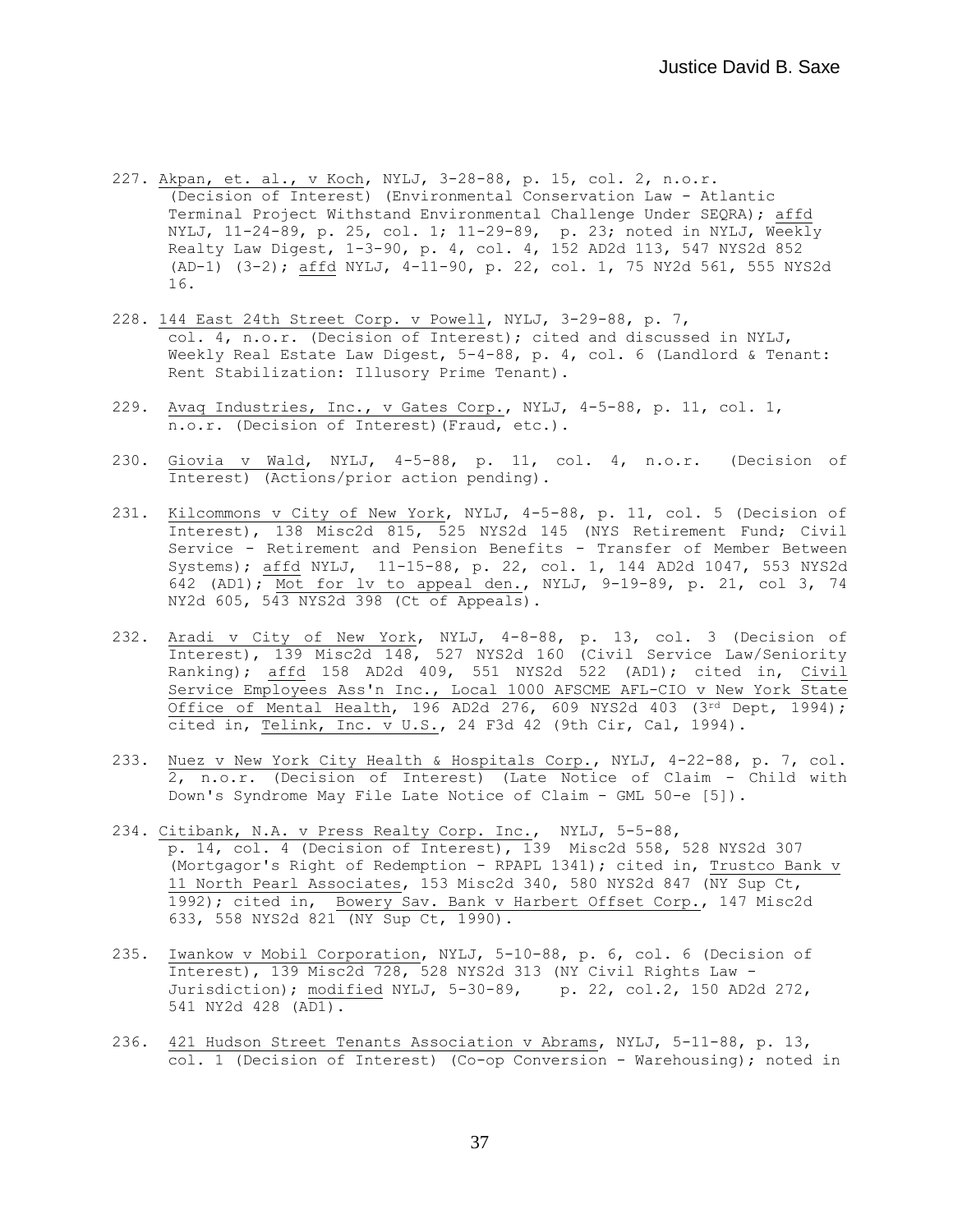227. Akpan, et. al., v Koch, NYLJ, 3-28-88, p. 15, col. 2, n.o.r. (Decision of Interest) (Environmental Conservation Law - Atlantic Terminal Project Withstand Environmental Challenge Under SEQRA); affd NYLJ, 11-24-89, p. 25, col. 1; 11-29-89, p. 23; noted in NYLJ, Weekly Realty Law Digest, 1-3-90, p. 4, col. 4, 152 AD2d 113, 547 NYS2d 852 (AD-1) (3-2); affd NYLJ, 4-11-90, p. 22, col. 1, 75 NY2d 561, 555 NYS2d 16.

228. 144 East 24th Street Corp. v Powell, NYLJ, 3-29-88, p. 7, col. 4, n.o.r. (Decision of Interest); cited and discussed in NYLJ, Weekly Real Estate Law Digest, 5-4-88, p. 4, col. 6 (Landlord & Tenant: Rent Stabilization: Illusory Prime Tenant).

229. Avaq Industries, Inc., v Gates Corp., NYLJ, 4-5-88, p. 11, col. 1, n.o.r. (Decision of Interest)(Fraud, etc.).

230. Giovia v Wald, NYLJ, 4-5-88, p. 11, col. 4, n.o.r. (Decision of Interest) (Actions/prior action pending).

231. Kilcommons v City of New York, NYLJ, 4-5-88, p. 11, col. 5 (Decision of Interest), 138 Misc2d 815, 525 NYS2d 145 (NYS Retirement Fund; Civil Service - Retirement and Pension Benefits - Transfer of Member Between Systems); affd NYLJ, 11-15-88, p. 22, col. 1, 144 AD2d 1047, 553 NYS2d 642 (AD1); Mot for lv to appeal den., NYLJ, 9-19-89, p. 21, col 3, 74 NY2d 605, 543 NYS2d 398 (Ct of Appeals).

232. Aradi v City of New York, NYLJ, 4-8-88, p. 13, col. 3 (Decision of Interest), 139 Misc2d 148, 527 NYS2d 160 (Civil Service Law/Seniority Ranking); affd 158 AD2d 409, 551 NYS2d 522 (AD1); cited in, Civil Service Employees Ass'n Inc., Local 1000 AFSCME AFL-CIO v New York State Office of Mental Health, 196 AD2d 276, 609 NYS2d 403 (3rd Dept, 1994); cited in, Telink, Inc. v U.S., 24 F3d 42 (9th Cir, Cal, 1994).

233. Nuez v New York City Health & Hospitals Corp., NYLJ, 4-22-88, p. 7, col. 2, n.o.r. (Decision of Interest) (Late Notice of Claim - Child with Down's Syndrome May File Late Notice of Claim - GML 50-e [5]).

234. Citibank, N.A. v Press Realty Corp. Inc., NYLJ, 5-5-88, p. 14, col. 4 (Decision of Interest), 139 Misc2d 558, 528 NYS2d 307 (Mortgagor's Right of Redemption - RPAPL 1341); cited in, Trustco Bank v 11 North Pearl Associates, 153 Misc2d 340, 580 NYS2d 847 (NY Sup Ct, 1992); cited in, Bowery Sav. Bank v Harbert Offset Corp., 147 Misc2d 633, 558 NYS2d 821 (NY Sup Ct, 1990).

235. Iwankow v Mobil Corporation, NYLJ, 5-10-88, p. 6, col. 6 (Decision of Interest), 139 Misc2d 728, 528 NYS2d 313 (NY Civil Rights Law - Jurisdiction); modified NYLJ, 5-30-89, p. 22, col.2, 150 AD2d 272, 541 NY2d 428 (AD1).

236. 421 Hudson Street Tenants Association v Abrams, NYLJ, 5-11-88, p. 13, col. 1 (Decision of Interest) (Co-op Conversion - Warehousing); noted in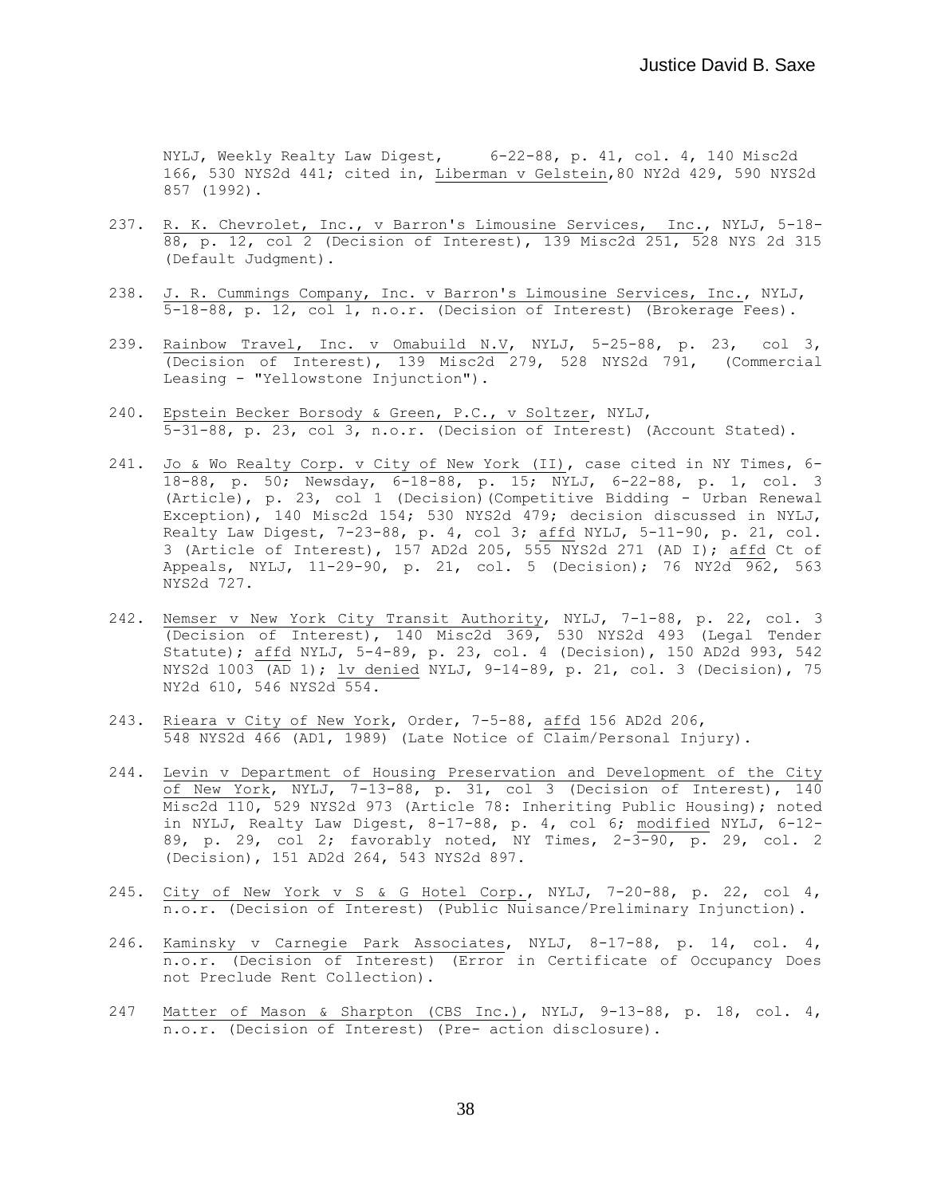NYLJ, Weekly Realty Law Digest, 6-22-88, p. 41, col. 4, 140 Misc2d 166, 530 NYS2d 441; cited in, Liberman v Gelstein, 80 NY2d 429, 590 NYS2d 857 (1992).

237. R. K. Chevrolet, Inc., v Barron's Limousine Services, Inc., NYLJ, 5-18-88, p. 12, col 2 (Decision of Interest), 139 Misc2d 251, 528 NYS 2d 315 (Default Judgment).

238. J. R. Cummings Company, Inc. v Barron's Limousine Services, Inc., NYLJ, 5-18-88, p. 12, col 1, n.o.r. (Decision of Interest) (Brokerage Fees).

239. Rainbow Travel, Inc. v Omabuild N.V, NYLJ, 5-25-88, p. 23, col 3, (Decision of Interest), 139 Misc2d 279, 528 NYS2d 791, (Commercial Leasing - "Yellowstone Injunction").

240. Epstein Becker Borsody & Green, P.C., v Soltzer, NYLJ, 5-31-88, p. 23, col 3, n.o.r. (Decision of Interest) (Account Stated).

241. Jo & Wo Realty Corp. v City of New York (II), case cited in NY Times, 6-18-88, p. 50; Newsday, 6-18-88, p. 15; NYLJ, 6-22-88, p. 1, col. 3 (Article), p. 23, col 1 (Decision)(Competitive Bidding - Urban Renewal Exception), 140 Misc2d 154; 530 NYS2d 479; decision discussed in NYLJ, Realty Law Digest, 7-23-88, p. 4, col 3; affd NYLJ, 5-11-90, p. 21, col. 3 (Article of Interest), 157 AD2d 205, 555 NYS2d 271 (AD I); affd Ct of Appeals, NYLJ, 11-29-90, p. 21, col. 5 (Decision); 76 NY2d 962, 563 NYS2d 727.

242. Nemser v New York City Transit Authority, NYLJ, 7-1-88, p. 22, col. 3 (Decision of Interest), 140 Misc2d 369, 530 NYS2d 493 (Legal Tender Statute); affd NYLJ, 5-4-89, p. 23, col. 4 (Decision), 150 AD2d 993, 542 NYS2d 1003 (AD 1); lv denied NYLJ, 9-14-89, p. 21, col. 3 (Decision), 75 NY2d 610, 546 NYS2d 554.

243. Rieara v City of New York, Order, 7-5-88, affd 156 AD2d 206, 548 NYS2d 466 (AD1, 1989) (Late Notice of Claim/Personal Injury).

244. Levin v Department of Housing Preservation and Development of the City of New York, NYLJ, 7-13-88, p. 31, col 3 (Decision of Interest), 140 Misc2d 110, 529 NYS2d 973 (Article 78: Inheriting Public Housing); noted in NYLJ, Realty Law Digest, 8-17-88, p. 4, col 6; modified NYLJ, 6-12-89, p. 29, col 2; favorably noted, NY Times, 2-3-90, p. 29, col. 2 (Decision), 151 AD2d 264, 543 NYS2d 897.

245. City of New York v S & G Hotel Corp., NYLJ, 7-20-88, p. 22, col 4, n.o.r. (Decision of Interest) (Public Nuisance/Preliminary Injunction).

246. Kaminsky v Carnegie Park Associates, NYLJ, 8-17-88, p. 14, col. 4, n.o.r. (Decision of Interest) (Error in Certificate of Occupancy Does not Preclude Rent Collection).

247 Matter of Mason & Sharpton (CBS Inc.), NYLJ, 9-13-88, p. 18, col. 4, n.o.r. (Decision of Interest) (Pre- action disclosure).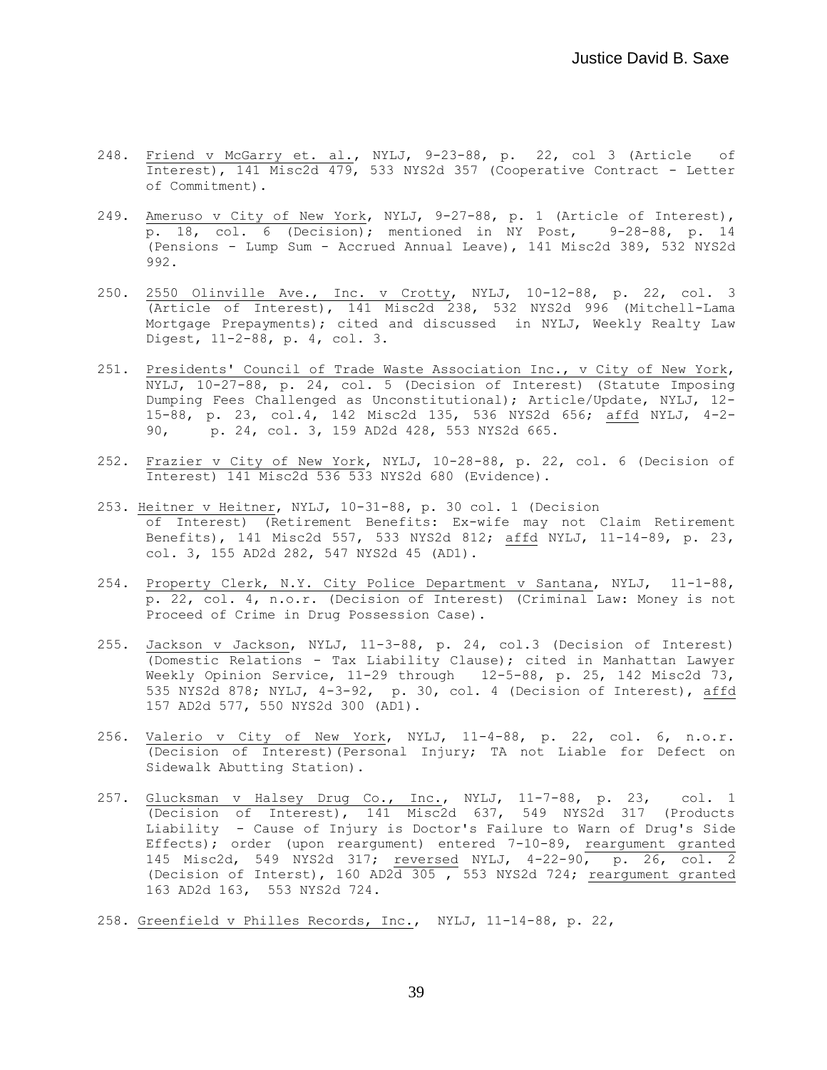248. Friend v McGarry et. al., NYLJ, 9-23-88, p. 22, col 3 (Article of Interest), 141 Misc2d 479, 533 NYS2d 357 (Cooperative Contract - Letter of Commitment).

249. Ameruso v City of New York, NYLJ, 9-27-88, p. 1 (Article of Interest), p. 18, col. 6 (Decision); mentioned in NY Post, 9-28-88, p. 14 (Pensions - Lump Sum - Accrued Annual Leave), 141 Misc2d 389, 532 NYS2d 992.

250. 2550 Olinville Ave., Inc. v Crotty, NYLJ, 10-12-88, p. 22, col. 3 (Article of Interest), 141 Misc2d 238, 532 NYS2d 996 (Mitchell-Lama Mortgage Prepayments); cited and discussed in NYLJ, Weekly Realty Law Digest, 11-2-88, p. 4, col. 3.

251. Presidents' Council of Trade Waste Association Inc., v City of New York, NYLJ, 10-27-88, p. 24, col. 5 (Decision of Interest) (Statute Imposing Dumping Fees Challenged as Unconstitutional); Article/Update, NYLJ, 12-15-88, p. 23, col.4, 142 Misc2d 135, 536 NYS2d 656; affd NYLJ, 4-2-90, p. 24, col. 3, 159 AD2d 428, 553 NYS2d 665.

252. Frazier v City of New York, NYLJ, 10-28-88, p. 22, col. 6 (Decision of Interest) 141 Misc2d 536 533 NYS2d 680 (Evidence).

253. Heitner v Heitner, NYLJ, 10-31-88, p. 30 col. 1 (Decision of Interest) (Retirement Benefits: Ex-wife may not Claim Retirement Benefits), 141 Misc2d 557, 533 NYS2d 812; affd NYLJ, 11-14-89, p. 23, col. 3, 155 AD2d 282, 547 NYS2d 45 (AD1).

254. Property Clerk, N.Y. City Police Department v Santana, NYLJ, 11-1-88, p. 22, col. 4, n.o.r. (Decision of Interest) (Criminal Law: Money is not Proceed of Crime in Drug Possession Case).

255. Jackson v Jackson, NYLJ, 11-3-88, p. 24, col.3 (Decision of Interest) (Domestic Relations - Tax Liability Clause); cited in Manhattan Lawyer Weekly Opinion Service, 11-29 through 12-5-88, p. 25, 142 Misc2d 73, 535 NYS2d 878; NYLJ, 4-3-92, p. 30, col. 4 (Decision of Interest), affd 157 AD2d 577, 550 NYS2d 300 (AD1).

256. Valerio v City of New York, NYLJ, 11-4-88, p. 22, col. 6, n.o.r. (Decision of Interest)(Personal Injury; TA not Liable for Defect on Sidewalk Abutting Station).

257. Glucksman v Halsey Drug Co., Inc., NYLJ, 11-7-88, p. 23, col. 1 (Decision of Interest), 141 Misc2d 637, 549 NYS2d 317 (Products Liability - Cause of Injury is Doctor's Failure to Warn of Drug's Side Effects); order (upon reargument) entered 7-10-89, reargument granted 145 Misc2d, 549 NYS2d 317; reversed NYLJ, 4-22-90, p. 26, col. 2 (Decision of Interst), 160 AD2d 305 , 553 NYS2d 724; reargument granted 163 AD2d 163, 553 NYS2d 724.

258. Greenfield v Philles Records, Inc., NYLJ, 11-14-88, p. 22,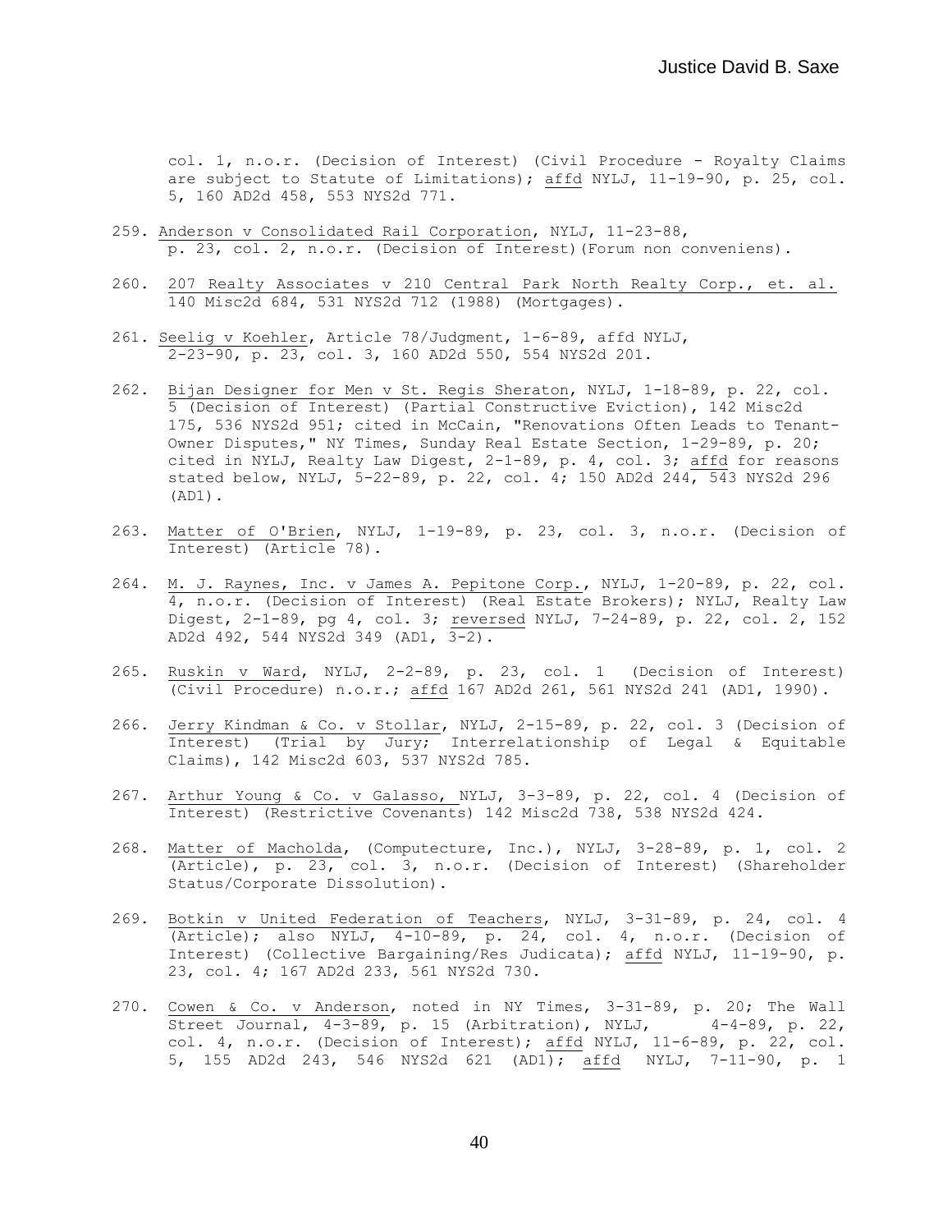col. 1, n.o.r. (Decision of Interest) (Civil Procedure - Royalty Claims are subject to Statute of Limitations); affd NYLJ, 11-19-90, p. 25, col. 5, 160 AD2d 458, 553 NYS2d 771.

259. Anderson v Consolidated Rail Corporation, NYLJ, 11-23-88, p. 23, col. 2, n.o.r. (Decision of Interest)(Forum non conveniens).

260. 207 Realty Associates v 210 Central Park North Realty Corp., et. al. 140 Misc2d 684, 531 NYS2d 712 (1988) (Mortgages).

261. Seelig v Koehler, Article 78/Judgment, 1-6-89, affd NYLJ, 2-23-90, p. 23, col. 3, 160 AD2d 550, 554 NYS2d 201.

262. Bijan Designer for Men v St. Regis Sheraton, NYLJ, 1-18-89, p. 22, col. 5 (Decision of Interest) (Partial Constructive Eviction), 142 Misc2d 175, 536 NYS2d 951; cited in McCain, "Renovations Often Leads to Tenant-Owner Disputes," NY Times, Sunday Real Estate Section, 1-29-89, p. 20; cited in NYLJ, Realty Law Digest, 2-1-89, p. 4, col. 3; affd for reasons stated below, NYLJ, 5-22-89, p. 22, col. 4; 150 AD2d 244, 543 NYS2d 296 (AD1).

263. Matter of O'Brien, NYLJ, 1-19-89, p. 23, col. 3, n.o.r. (Decision of Interest) (Article 78).

264. M. J. Raynes, Inc. v James A. Pepitone Corp., NYLJ, 1-20-89, p. 22, col. 4, n.o.r. (Decision of Interest) (Real Estate Brokers); NYLJ, Realty Law Digest, 2-1-89, pg 4, col. 3; reversed NYLJ, 7-24-89, p. 22, col. 2, 152 AD2d 492, 544 NYS2d 349 (AD1, 3-2).

265. Ruskin v Ward, NYLJ, 2-2-89, p. 23, col. 1 (Decision of Interest) (Civil Procedure) n.o.r.; affd 167 AD2d 261, 561 NYS2d 241 (AD1, 1990).

266. Jerry Kindman & Co. v Stollar, NYLJ, 2-15-89, p. 22, col. 3 (Decision of Interest) (Trial by Jury; Interrelationship of Legal & Equitable Claims), 142 Misc2d 603, 537 NYS2d 785.

267. Arthur Young & Co. v Galasso, NYLJ, 3-3-89, p. 22, col. 4 (Decision of Interest) (Restrictive Covenants) 142 Misc2d 738, 538 NYS2d 424.

268. Matter of Macholda, (Computecture, Inc.), NYLJ, 3-28-89, p. 1, col. 2 (Article), p. 23, col. 3, n.o.r. (Decision of Interest) (Shareholder Status/Corporate Dissolution).

269. Botkin v United Federation of Teachers, NYLJ, 3-31-89, p. 24, col. 4 (Article); also NYLJ, 4-10-89, p. 24, col. 4, n.o.r. (Decision of Interest) (Collective Bargaining/Res Judicata); affd NYLJ, 11-19-90, p. 23, col. 4; 167 AD2d 233, 561 NYS2d 730.

270. Cowen & Co. v Anderson, noted in NY Times, 3-31-89, p. 20; The Wall Street Journal, 4-3-89, p. 15 (Arbitration), NYLJ, 4-4-89, p. 22, col. 4, n.o.r. (Decision of Interest); affd NYLJ, 11-6-89, p. 22, col. 5, 155 AD2d 243, 546 NYS2d 621 (AD1); affd NYLJ, 7-11-90, p. 1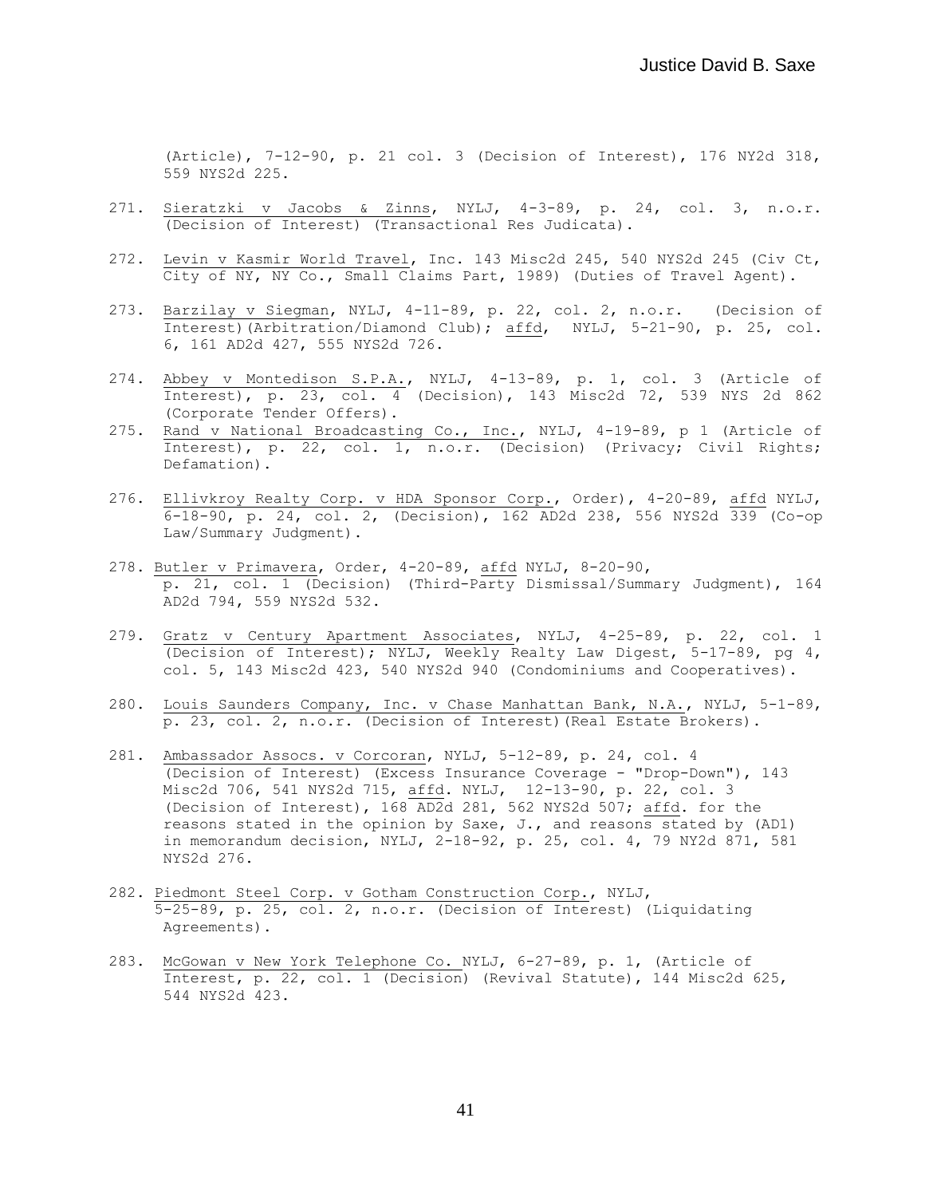(Article), 7-12-90, p. 21 col. 3 (Decision of Interest), 176 NY2d 318, 559 NYS2d 225.

271. Sieratzki v Jacobs & Zinns, NYLJ, 4-3-89, p. 24, col. 3, n.o.r. (Decision of Interest) (Transactional Res Judicata).

272. Levin v Kasmir World Travel, Inc. 143 Misc2d 245, 540 NYS2d 245 (Civ Ct, City of NY, NY Co., Small Claims Part, 1989) (Duties of Travel Agent).

273. Barzilay v Siegman, NYLJ, 4-11-89, p. 22, col. 2, n.o.r. (Decision of Interest)(Arbitration/Diamond Club); affd, NYLJ, 5-21-90, p. 25, col. 6, 161 AD2d 427, 555 NYS2d 726.

274. Abbey v Montedison S.P.A., NYLJ, 4-13-89, p. 1, col. 3 (Article of Interest), p. 23, col. 4 (Decision), 143 Misc2d 72, 539 NYS 2d 862 (Corporate Tender Offers).

275. Rand v National Broadcasting Co., Inc., NYLJ, 4-19-89, p 1 (Article of Interest), p. 22, col. 1, n.o.r. (Decision) (Privacy; Civil Rights; Defamation).

276. Ellivkroy Realty Corp. v HDA Sponsor Corp., Order), 4-20-89, affd NYLJ, 6-18-90, p. 24, col. 2, (Decision), 162 AD2d 238, 556 NYS2d 339 (Co-op Law/Summary Judgment).

278. Butler v Primavera, Order, 4-20-89, affd NYLJ, 8-20-90, p. 21, col. 1 (Decision) (Third-Party Dismissal/Summary Judgment), 164 AD2d 794, 559 NYS2d 532.

279. Gratz v Century Apartment Associates, NYLJ, 4-25-89, p. 22, col. 1 (Decision of Interest); NYLJ, Weekly Realty Law Digest, 5-17-89, pg 4, col. 5, 143 Misc2d 423, 540 NYS2d 940 (Condominiums and Cooperatives).

280. Louis Saunders Company, Inc. v Chase Manhattan Bank, N.A., NYLJ, 5-1-89, p. 23, col. 2, n.o.r. (Decision of Interest)(Real Estate Brokers).

281. Ambassador Assocs. v Corcoran, NYLJ, 5-12-89, p. 24, col. 4 (Decision of Interest) (Excess Insurance Coverage - "Drop-Down"), 143 Misc2d 706, 541 NYS2d 715, affd. NYLJ, 12-13-90, p. 22, col. 3 (Decision of Interest), 168 AD2d 281, 562 NYS2d 507; affd. for the reasons stated in the opinion by Saxe, J., and reasons stated by (AD1) in memorandum decision, NYLJ, 2-18-92, p. 25, col. 4, 79 NY2d 871, 581 NYS2d 276.

282. Piedmont Steel Corp. v Gotham Construction Corp., NYLJ, 5-25-89, p. 25, col. 2, n.o.r. (Decision of Interest) (Liquidating Agreements).

283. McGowan v New York Telephone Co. NYLJ, 6-27-89, p. 1, (Article of Interest, p. 22, col. 1 (Decision) (Revival Statute), 144 Misc2d 625, 544 NYS2d 423.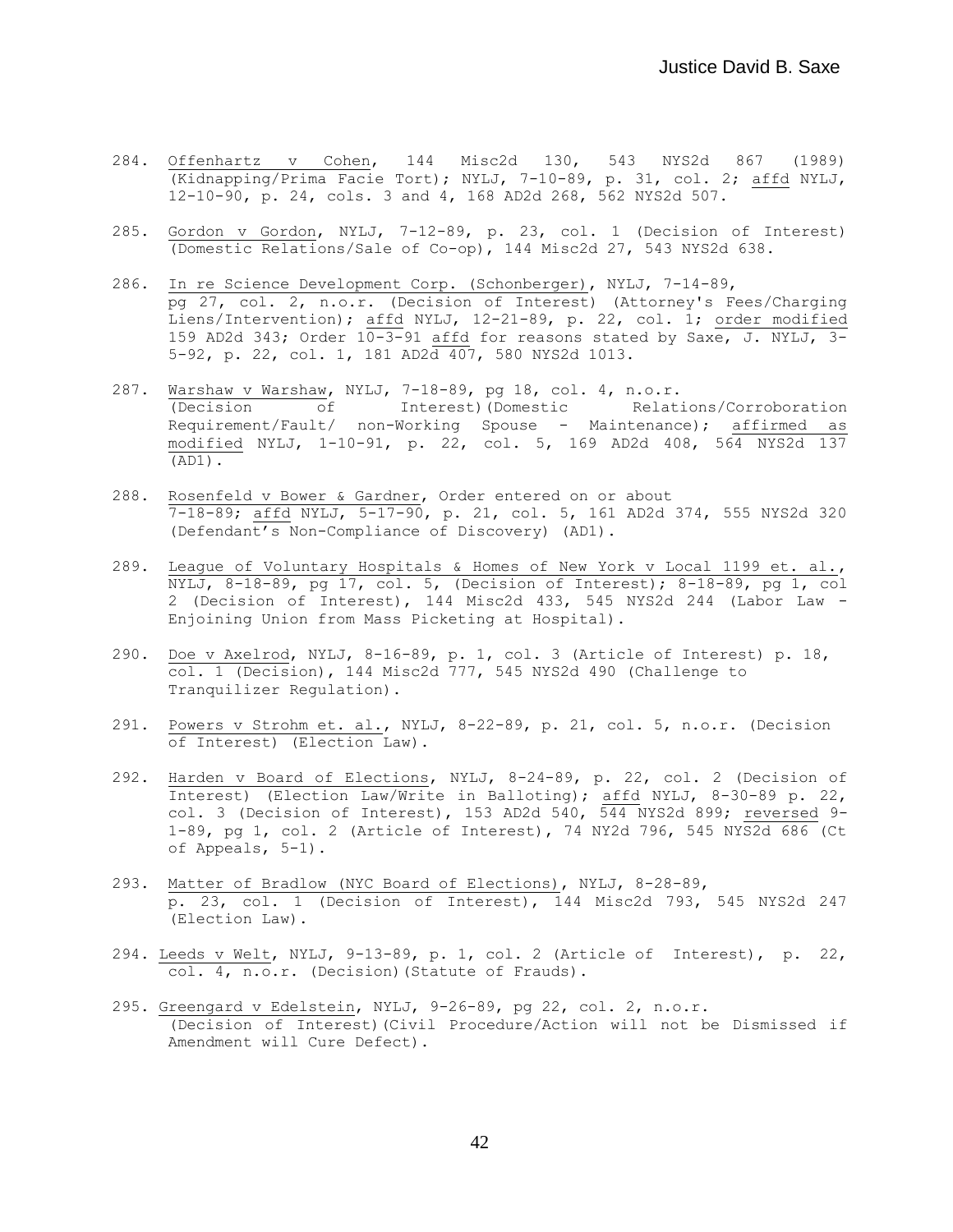284. Offenhartz v Cohen, 144 Misc2d 130, 543 NYS2d 867 (1989) (Kidnapping/Prima Facie Tort); NYLJ, 7-10-89, p. 31, col. 2; affd NYLJ, 12-10-90, p. 24, cols. 3 and 4, 168 AD2d 268, 562 NYS2d 507.

285. Gordon v Gordon, NYLJ, 7-12-89, p. 23, col. 1 (Decision of Interest) (Domestic Relations/Sale of Co-op), 144 Misc2d 27, 543 NYS2d 638.

286. In re Science Development Corp. (Schonberger), NYLJ, 7-14-89, pg 27, col. 2, n.o.r. (Decision of Interest) (Attorney's Fees/Charging Liens/Intervention); affd NYLJ, 12-21-89, p. 22, col. 1; order modified 159 AD2d 343; Order 10-3-91 affd for reasons stated by Saxe, J. NYLJ, 3-5-92, p. 22, col. 1, 181 AD2d 407, 580 NYS2d 1013.

287. Warshaw v Warshaw, NYLJ, 7-18-89, pg 18, col. 4, n.o.r. (Decision of Interest)(Domestic Relations/Corroboration Requirement/Fault/ non-Working Spouse - Maintenance); affirmed as modified NYLJ, 1-10-91, p. 22, col. 5, 169 AD2d 408, 564 NYS2d 137 (AD1).

288. Rosenfeld v Bower & Gardner, Order entered on or about 7-18-89; affd NYLJ, 5-17-90, p. 21, col. 5, 161 AD2d 374, 555 NYS2d 320 (Defendant's Non-Compliance of Discovery) (AD1).

289. League of Voluntary Hospitals & Homes of New York v Local 1199 et. al., NYLJ, 8-18-89, pg 17, col. 5, (Decision of Interest); 8-18-89, pg 1, col 2 (Decision of Interest), 144 Misc2d 433, 545 NYS2d 244 (Labor Law - Enjoining Union from Mass Picketing at Hospital).

290. Doe v Axelrod, NYLJ, 8-16-89, p. 1, col. 3 (Article of Interest) p. 18, col. 1 (Decision), 144 Misc2d 777, 545 NYS2d 490 (Challenge to Tranquilizer Regulation).

291. Powers v Strohm et. al., NYLJ, 8-22-89, p. 21, col. 5, n.o.r. (Decision of Interest) (Election Law).

292. Harden v Board of Elections, NYLJ, 8-24-89, p. 22, col. 2 (Decision of Interest) (Election Law/Write in Balloting); affd NYLJ, 8-30-89 p. 22, col. 3 (Decision of Interest), 153 AD2d 540, 544 NYS2d 899; reversed 9-1-89, pg 1, col. 2 (Article of Interest), 74 NY2d 796, 545 NYS2d 686 (Ct of Appeals, 5-1).

293. Matter of Bradlow (NYC Board of Elections), NYLJ, 8-28-89, p. 23, col. 1 (Decision of Interest), 144 Misc2d 793, 545 NYS2d 247 (Election Law).

294. Leeds v Welt, NYLJ, 9-13-89, p. 1, col. 2 (Article of Interest), p. 22, col. 4, n.o.r. (Decision)(Statute of Frauds).

295. Greengard v Edelstein, NYLJ, 9-26-89, pg 22, col. 2, n.o.r. (Decision of Interest)(Civil Procedure/Action will not be Dismissed if Amendment will Cure Defect).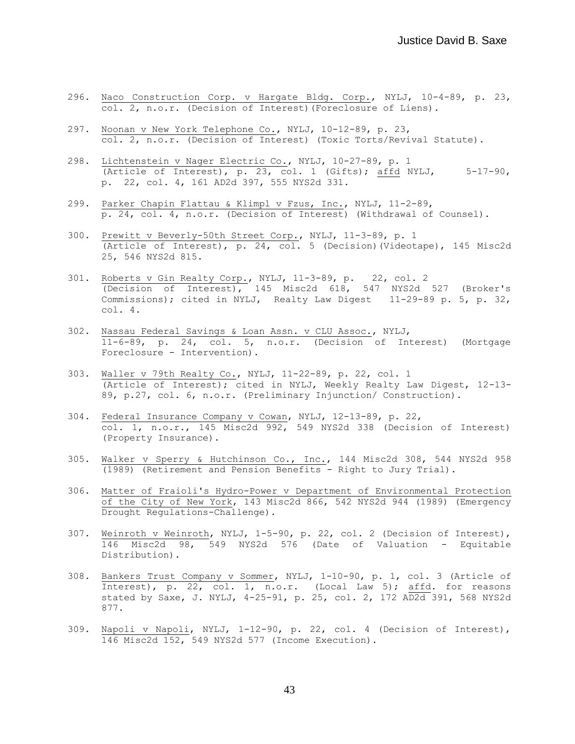296. Naco Construction Corp. v Hargate Bldg. Corp., NYLJ, 10-4-89, p. 23, col. 2, n.o.r. (Decision of Interest)(Foreclosure of Liens).

297. Noonan v New York Telephone Co., NYLJ, 10-12-89, p. 23, col. 2, n.o.r. (Decision of Interest) (Toxic Torts/Revival Statute).

298. Lichtenstein v Nager Electric Co., NYLJ, 10-27-89, p. 1 (Article of Interest), p. 23, col. 1 (Gifts); affd NYLJ, 5-17-90, p. 22, col. 4, 161 AD2d 397, 555 NYS2d 331.

299. Parker Chapin Flattau & Klimpl v Fzus, Inc., NYLJ, 11-2-89, p. 24, col. 4, n.o.r. (Decision of Interest) (Withdrawal of Counsel).

300. Prewitt v Beverly-50th Street Corp., NYLJ, 11-3-89, p. 1 (Article of Interest), p. 24, col. 5 (Decision)(Videotape), 145 Misc2d 25, 546 NYS2d 815.

301. Roberts v Gin Realty Corp., NYLJ, 11-3-89, p. 22, col. 2 (Decision of Interest), 145 Misc2d 618, 547 NYS2d 527 (Broker's Commissions); cited in NYLJ, Realty Law Digest 11-29-89 p. 5, p. 32, col. 4.

302. Nassau Federal Savings & Loan Assn. v CLU Assoc., NYLJ, 11-6-89, p. 24, col. 5, n.o.r. (Decision of Interest) (Mortgage Foreclosure - Intervention).

303. Waller v 79th Realty Co., NYLJ, 11-22-89, p. 22, col. 1 (Article of Interest); cited in NYLJ, Weekly Realty Law Digest, 12-13-89, p.27, col. 6, n.o.r. (Preliminary Injunction/ Construction).

304. Federal Insurance Company v Cowan, NYLJ, 12-13-89, p. 22, col. 1, n.o.r., 145 Misc2d 992, 549 NYS2d 338 (Decision of Interest) (Property Insurance).

305. Walker v Sperry & Hutchinson Co., Inc., 144 Misc2d 308, 544 NYS2d 958 (1989) (Retirement and Pension Benefits - Right to Jury Trial).

306. Matter of Fraioli's Hydro-Power v Department of Environmental Protection of the City of New York, 143 Misc2d 866, 542 NYS2d 944 (1989) (Emergency Drought Regulations-Challenge).

307. Weinroth v Weinroth, NYLJ, 1-5-90, p. 22, col. 2 (Decision of Interest), 146 Misc2d 98, 549 NYS2d 576 (Date of Valuation - Equitable Distribution).

308. Bankers Trust Company v Sommer, NYLJ, 1-10-90, p. 1, col. 3 (Article of Interest), p. 22, col. 1, n.o.r. (Local Law 5); affd. for reasons stated by Saxe, J. NYLJ, 4-25-91, p. 25, col. 2, 172 AD2d 391, 568 NYS2d 877.

309. Napoli v Napoli, NYLJ, 1-12-90, p. 22, col. 4 (Decision of Interest), 146 Misc2d 152, 549 NYS2d 577 (Income Execution).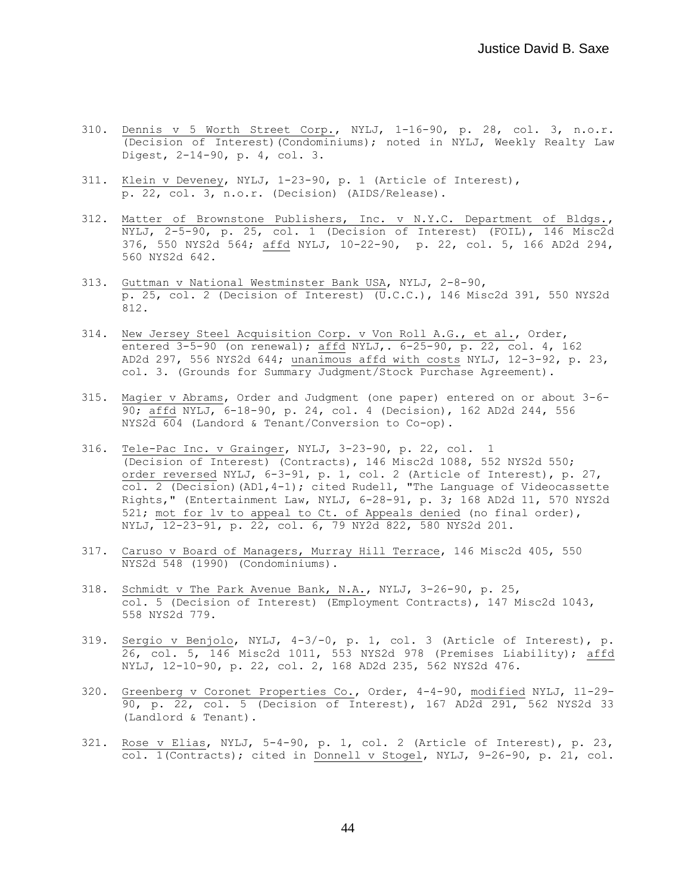310. Dennis v 5 Worth Street Corp., NYLJ, 1-16-90, p. 28, col. 3, n.o.r. (Decision of Interest)(Condominiums); noted in NYLJ, Weekly Realty Law Digest, 2-14-90, p. 4, col. 3.

311. Klein v Deveney, NYLJ, 1-23-90, p. 1 (Article of Interest), p. 22, col. 3, n.o.r. (Decision) (AIDS/Release).

312. Matter of Brownstone Publishers, Inc. v N.Y.C. Department of Bldgs., NYLJ, 2-5-90, p. 25, col. 1 (Decision of Interest) (FOIL), 146 Misc2d 376, 550 NYS2d 564; affd NYLJ, 10-22-90, p. 22, col. 5, 166 AD2d 294, 560 NYS2d 642.

313. Guttman v National Westminster Bank USA, NYLJ, 2-8-90, p. 25, col. 2 (Decision of Interest) (U.C.C.), 146 Misc2d 391, 550 NYS2d 812.

314. New Jersey Steel Acquisition Corp. v Von Roll A.G., et al., Order, entered 3-5-90 (on renewal); affd NYLJ,. 6-25-90, p. 22, col. 4, 162 AD2d 297, 556 NYS2d 644; unanimous affd with costs NYLJ, 12-3-92, p. 23, col. 3. (Grounds for Summary Judgment/Stock Purchase Agreement).

315. Magier v Abrams, Order and Judgment (one paper) entered on or about 3-6-90; affd NYLJ, 6-18-90, p. 24, col. 4 (Decision), 162 AD2d 244, 556 NYS2d 604 (Landord & Tenant/Conversion to Co-op).

316. Tele-Pac Inc. v Grainger, NYLJ, 3-23-90, p. 22, col. 1 (Decision of Interest) (Contracts), 146 Misc2d 1088, 552 NYS2d 550; order reversed NYLJ, 6-3-91, p. 1, col. 2 (Article of Interest), p. 27, col. 2 (Decision)(AD1,4-1); cited Rudell, "The Language of Videocassette Rights," (Entertainment Law, NYLJ, 6-28-91, p. 3; 168 AD2d 11, 570 NYS2d 521; mot for lv to appeal to Ct. of Appeals denied (no final order), NYLJ, 12-23-91, p. 22, col. 6, 79 NY2d 822, 580 NYS2d 201.

317. Caruso v Board of Managers, Murray Hill Terrace, 146 Misc2d 405, 550 NYS2d 548 (1990) (Condominiums).

318. Schmidt v The Park Avenue Bank, N.A., NYLJ, 3-26-90, p. 25, col. 5 (Decision of Interest) (Employment Contracts), 147 Misc2d 1043, 558 NYS2d 779.

319. Sergio v Benjolo, NYLJ, 4-3/-0, p. 1, col. 3 (Article of Interest), p. 26, col. 5, 146 Misc2d 1011, 553 NYS2d 978 (Premises Liability); affd NYLJ, 12-10-90, p. 22, col. 2, 168 AD2d 235, 562 NYS2d 476.

320. Greenberg v Coronet Properties Co., Order, 4-4-90, modified NYLJ, 11-29-90, p. 22, col. 5 (Decision of Interest), 167 AD2d 291, 562 NYS2d 33 (Landlord & Tenant).

321. Rose v Elias, NYLJ, 5-4-90, p. 1, col. 2 (Article of Interest), p. 23, col. 1(Contracts); cited in Donnell v Stogel, NYLJ, 9-26-90, p. 21, col.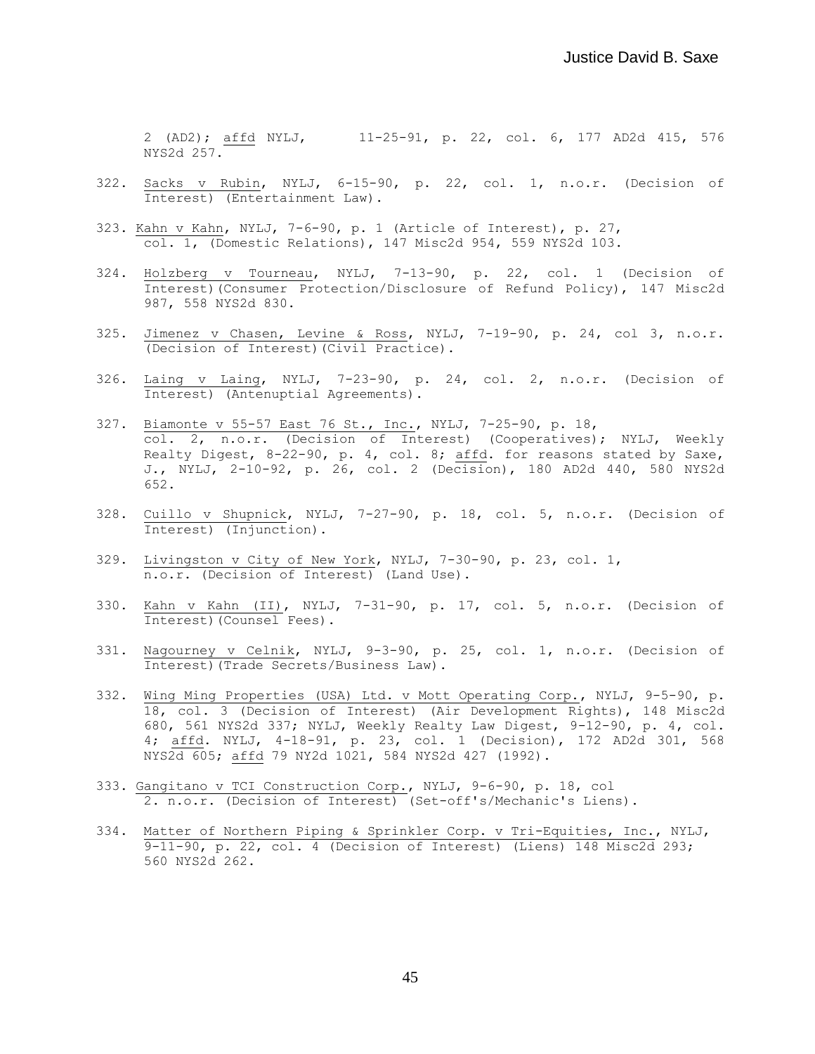2 (AD2); affd NYLJ, 11-25-91, p. 22, col. 6, 177 AD2d 415, 576 NYS2d 257.

322. Sacks v Rubin, NYLJ, 6-15-90, p. 22, col. 1, n.o.r. (Decision of Interest) (Entertainment Law).

323. Kahn v Kahn, NYLJ, 7-6-90, p. 1 (Article of Interest), p. 27, col. 1, (Domestic Relations), 147 Misc2d 954, 559 NYS2d 103.

324. Holzberg v Tourneau, NYLJ, 7-13-90, p. 22, col. 1 (Decision of Interest)(Consumer Protection/Disclosure of Refund Policy), 147 Misc2d 987, 558 NYS2d 830.

325. Jimenez v Chasen, Levine & Ross, NYLJ, 7-19-90, p. 24, col 3, n.o.r. (Decision of Interest)(Civil Practice).

326. Laing v Laing, NYLJ, 7-23-90, p. 24, col. 2, n.o.r. (Decision of Interest) (Antenuptial Agreements).

327. Biamonte v 55-57 East 76 St., Inc., NYLJ, 7-25-90, p. 18, col. 2, n.o.r. (Decision of Interest) (Cooperatives); NYLJ, Weekly Realty Digest, 8-22-90, p. 4, col. 8; affd. for reasons stated by Saxe, J., NYLJ, 2-10-92, p. 26, col. 2 (Decision), 180 AD2d 440, 580 NYS2d 652.

328. Cuillo v Shupnick, NYLJ, 7-27-90, p. 18, col. 5, n.o.r. (Decision of Interest) (Injunction).

329. Livingston v City of New York, NYLJ, 7-30-90, p. 23, col. 1, n.o.r. (Decision of Interest) (Land Use).

330. Kahn v Kahn (II), NYLJ, 7-31-90, p. 17, col. 5, n.o.r. (Decision of Interest)(Counsel Fees).

331. Nagourney v Celnik, NYLJ, 9-3-90, p. 25, col. 1, n.o.r. (Decision of Interest)(Trade Secrets/Business Law).

332. Wing Ming Properties (USA) Ltd. v Mott Operating Corp., NYLJ, 9-5-90, p. 18, col. 3 (Decision of Interest) (Air Development Rights), 148 Misc2d 680, 561 NYS2d 337; NYLJ, Weekly Realty Law Digest, 9-12-90, p. 4, col. 4; affd. NYLJ, 4-18-91, p. 23, col. 1 (Decision), 172 AD2d 301, 568 NYS2d 605; affd 79 NY2d 1021, 584 NYS2d 427 (1992).

333. Gangitano v TCI Construction Corp., NYLJ, 9-6-90, p. 18, col 2. n.o.r. (Decision of Interest) (Set-off's/Mechanic's Liens).

334. Matter of Northern Piping & Sprinkler Corp. v Tri-Equities, Inc., NYLJ, 9-11-90, p. 22, col. 4 (Decision of Interest) (Liens) 148 Misc2d 293; 560 NYS2d 262.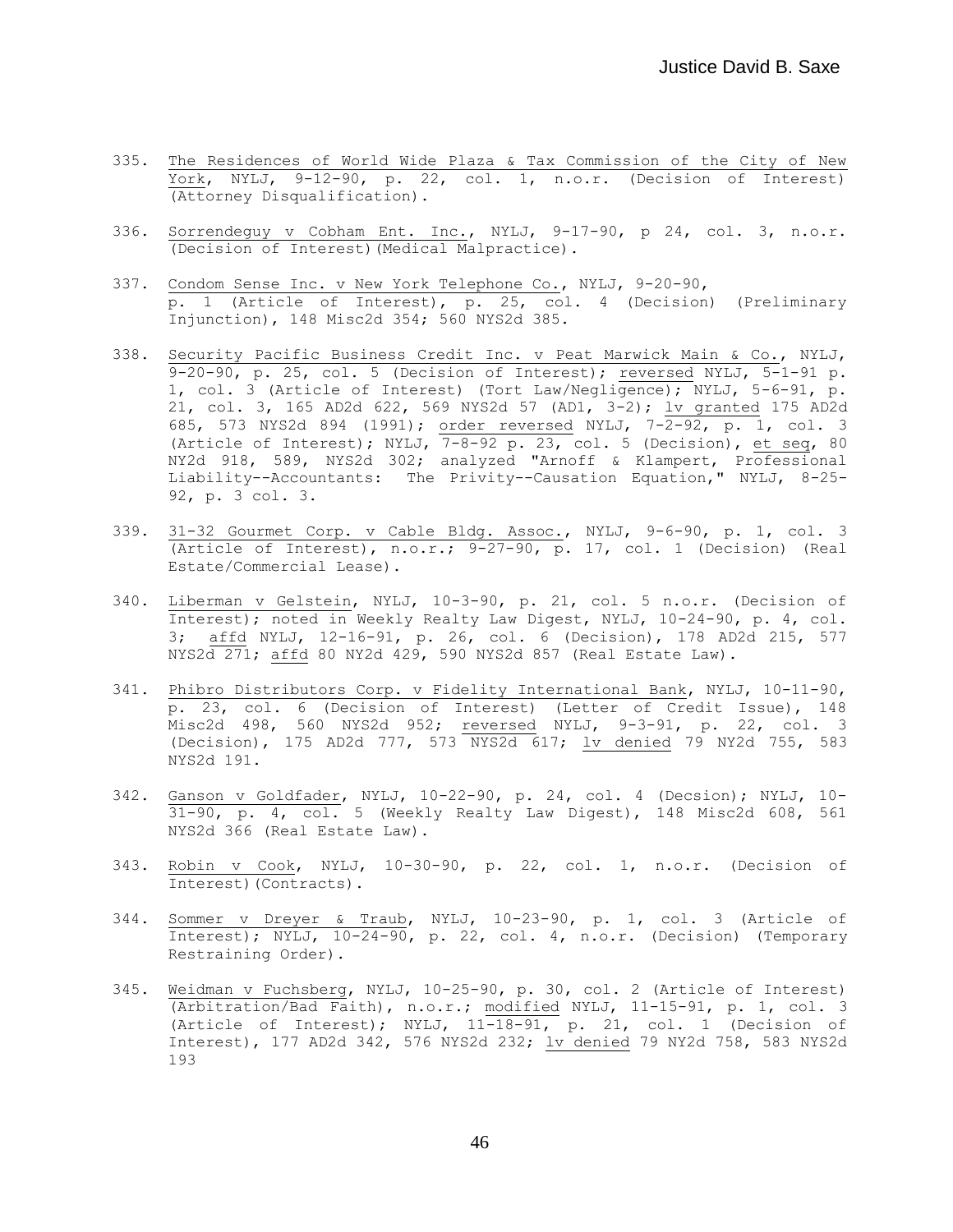335. The Residences of World Wide Plaza & Tax Commission of the City of New York, NYLJ, 9-12-90, p. 22, col. 1, n.o.r. (Decision of Interest) (Attorney Disqualification).

336. Sorrendeguy v Cobham Ent. Inc., NYLJ, 9-17-90, p 24, col. 3, n.o.r. (Decision of Interest)(Medical Malpractice).

337. Condom Sense Inc. v New York Telephone Co., NYLJ, 9-20-90, p. 1 (Article of Interest), p. 25, col. 4 (Decision) (Preliminary Injunction), 148 Misc2d 354; 560 NYS2d 385.

338. Security Pacific Business Credit Inc. v Peat Marwick Main & Co., NYLJ, 9-20-90, p. 25, col. 5 (Decision of Interest); reversed NYLJ, 5-1-91 p. 1, col. 3 (Article of Interest) (Tort Law/Negligence); NYLJ, 5-6-91, p. 21, col. 3, 165 AD2d 622, 569 NYS2d 57 (AD1, 3-2); lv granted 175 AD2d 685, 573 NYS2d 894 (1991); order reversed NYLJ, 7-2-92, p. 1, col. 3 (Article of Interest); NYLJ, 7-8-92 p. 23, col. 5 (Decision), et seq, 80 NY2d 918, 589, NYS2d 302; analyzed "Arnoff & Klampert, Professional Liability--Accountants: The Privity--Causation Equation," NYLJ, 8-25-92, p. 3 col. 3.

339. 31-32 Gourmet Corp. v Cable Bldg. Assoc., NYLJ, 9-6-90, p. 1, col. 3 (Article of Interest), n.o.r.; 9-27-90, p. 17, col. 1 (Decision) (Real Estate/Commercial Lease).

340. Liberman v Gelstein, NYLJ, 10-3-90, p. 21, col. 5 n.o.r. (Decision of Interest); noted in Weekly Realty Law Digest, NYLJ, 10-24-90, p. 4, col. 3; affd NYLJ, 12-16-91, p. 26, col. 6 (Decision), 178 AD2d 215, 577 NYS2d 271; affd 80 NY2d 429, 590 NYS2d 857 (Real Estate Law).

341. Phibro Distributors Corp. v Fidelity International Bank, NYLJ, 10-11-90, p. 23, col. 6 (Decision of Interest) (Letter of Credit Issue), 148 Misc2d 498, 560 NYS2d 952; reversed NYLJ, 9-3-91, p. 22, col. 3 (Decision), 175 AD2d 777, 573 NYS2d 617; lv denied 79 NY2d 755, 583 NYS2d 191.

342. Ganson v Goldfader, NYLJ, 10-22-90, p. 24, col. 4 (Decsion); NYLJ, 10-31-90, p. 4, col. 5 (Weekly Realty Law Digest), 148 Misc2d 608, 561 NYS2d 366 (Real Estate Law).

343. Robin v Cook, NYLJ, 10-30-90, p. 22, col. 1, n.o.r. (Decision of Interest)(Contracts).

344. Sommer v Dreyer & Traub, NYLJ, 10-23-90, p. 1, col. 3 (Article of Interest); NYLJ, 10-24-90, p. 22, col. 4, n.o.r. (Decision) (Temporary Restraining Order).

345. Weidman v Fuchsberg, NYLJ, 10-25-90, p. 30, col. 2 (Article of Interest) (Arbitration/Bad Faith), n.o.r.; modified NYLJ, 11-15-91, p. 1, col. 3 (Article of Interest); NYLJ, 11-18-91, p. 21, col. 1 (Decision of Interest), 177 AD2d 342, 576 NYS2d 232; lv denied 79 NY2d 758, 583 NYS2d 193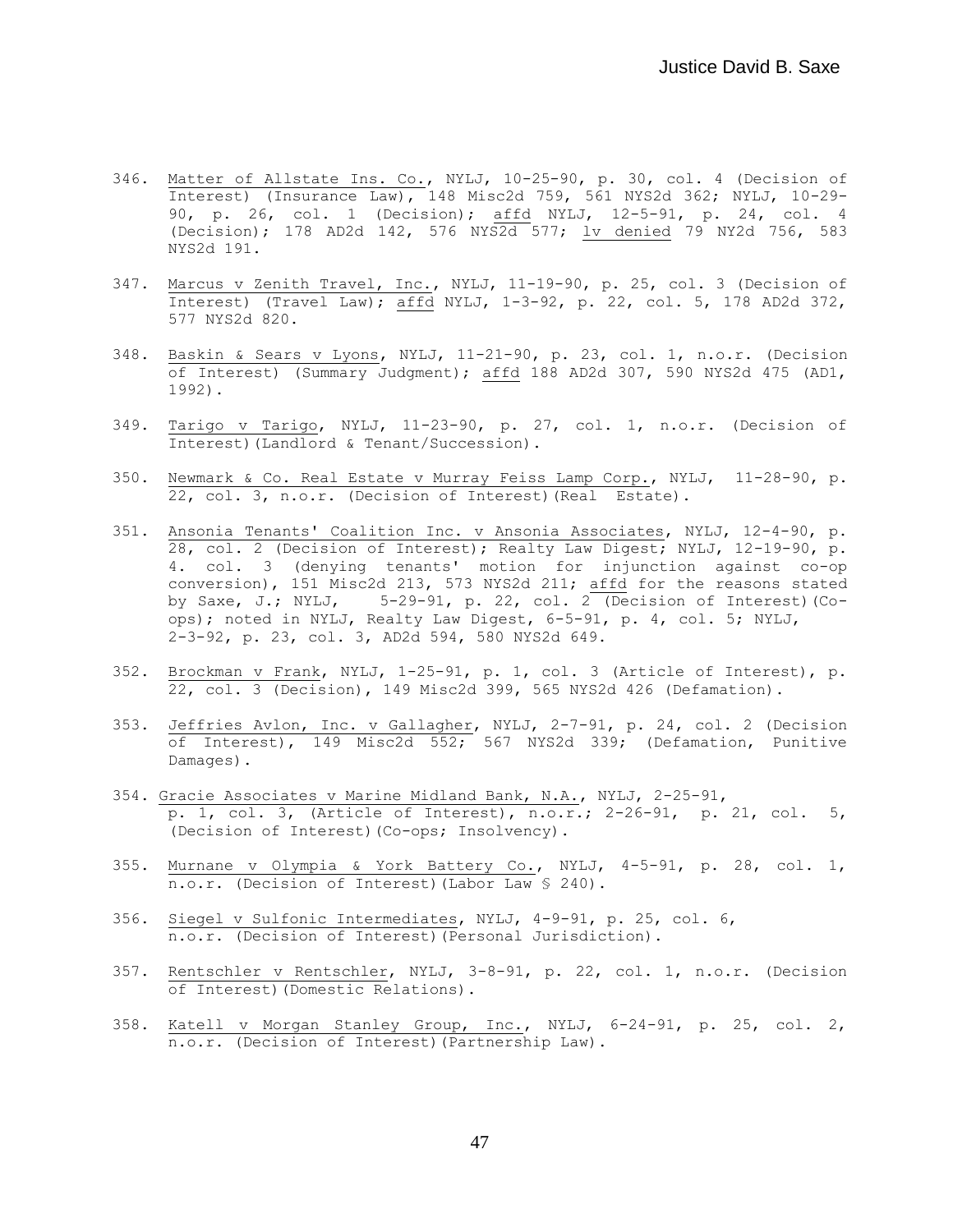346. Matter of Allstate Ins. Co., NYLJ, 10-25-90, p. 30, col. 4 (Decision of Interest) (Insurance Law), 148 Misc2d 759, 561 NYS2d 362; NYLJ, 10-29-90, p. 26, col. 1 (Decision); affd NYLJ, 12-5-91, p. 24, col. 4 (Decision); 178 AD2d 142, 576 NYS2d 577; lv denied 79 NY2d 756, 583 NYS2d 191.

347. Marcus v Zenith Travel, Inc., NYLJ, 11-19-90, p. 25, col. 3 (Decision of Interest) (Travel Law); affd NYLJ, 1-3-92, p. 22, col. 5, 178 AD2d 372, 577 NYS2d 820.

348. Baskin & Sears v Lyons, NYLJ, 11-21-90, p. 23, col. 1, n.o.r. (Decision of Interest) (Summary Judgment); affd 188 AD2d 307, 590 NYS2d 475 (AD1, 1992).

349. Tarigo v Tarigo, NYLJ, 11-23-90, p. 27, col. 1, n.o.r. (Decision of Interest)(Landlord & Tenant/Succession).

350. Newmark & Co. Real Estate v Murray Feiss Lamp Corp., NYLJ, 11-28-90, p. 22, col. 3, n.o.r. (Decision of Interest)(Real Estate).

351. Ansonia Tenants' Coalition Inc. v Ansonia Associates, NYLJ, 12-4-90, p. 28, col. 2 (Decision of Interest); Realty Law Digest; NYLJ, 12-19-90, p. 4. col. 3 (denying tenants' motion for injunction against co-op conversion), 151 Misc2d 213, 573 NYS2d 211; affd for the reasons stated by Saxe, J.; NYLJ, 5-29-91, p. 22, col. 2 (Decision of Interest)(Co-ops); noted in NYLJ, Realty Law Digest, 6-5-91, p. 4, col. 5; NYLJ, 2-3-92, p. 23, col. 3, AD2d 594, 580 NYS2d 649.

352. Brockman v Frank, NYLJ, 1-25-91, p. 1, col. 3 (Article of Interest), p. 22, col. 3 (Decision), 149 Misc2d 399, 565 NYS2d 426 (Defamation).

353. Jeffries Avlon, Inc. v Gallagher, NYLJ, 2-7-91, p. 24, col. 2 (Decision of Interest), 149 Misc2d 552; 567 NYS2d 339; (Defamation, Punitive Damages).

354. Gracie Associates v Marine Midland Bank, N.A., NYLJ, 2-25-91, p. 1, col. 3, (Article of Interest), n.o.r.; 2-26-91, p. 21, col. 5, (Decision of Interest)(Co-ops; Insolvency).

355. Murnane v Olympia & York Battery Co., NYLJ, 4-5-91, p. 28, col. 1, n.o.r. (Decision of Interest)(Labor Law § 240).

356. Siegel v Sulfonic Intermediates, NYLJ, 4-9-91, p. 25, col. 6, n.o.r. (Decision of Interest)(Personal Jurisdiction).

357. Rentschler v Rentschler, NYLJ, 3-8-91, p. 22, col. 1, n.o.r. (Decision of Interest)(Domestic Relations).

358. Katell v Morgan Stanley Group, Inc., NYLJ, 6-24-91, p. 25, col. 2, n.o.r. (Decision of Interest)(Partnership Law).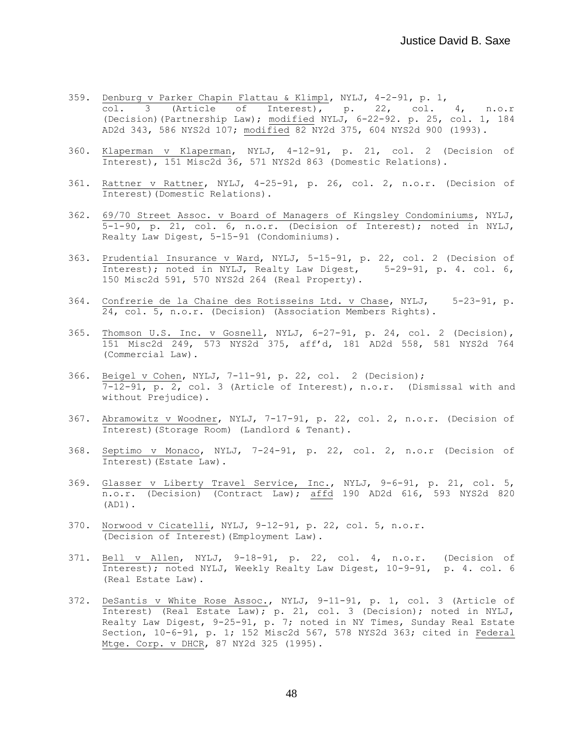359. Denburg v Parker Chapin Flattau & Klimpl, NYLJ, 4-2-91, p. 1, col. 3 (Article of Interest), p. 22, col. 4, n.o.r (Decision)(Partnership Law); modified NYLJ, 6-22-92. p. 25, col. 1, 184 AD2d 343, 586 NYS2d 107; modified 82 NY2d 375, 604 NYS2d 900 (1993).

360. Klaperman v Klaperman, NYLJ, 4-12-91, p. 21, col. 2 (Decision of Interest), 151 Misc2d 36, 571 NYS2d 863 (Domestic Relations).

361. Rattner v Rattner, NYLJ, 4-25-91, p. 26, col. 2, n.o.r. (Decision of Interest)(Domestic Relations).

362. 69/70 Street Assoc. v Board of Managers of Kingsley Condominiums, NYLJ, 5-1-90, p. 21, col. 6, n.o.r. (Decision of Interest); noted in NYLJ, Realty Law Digest, 5-15-91 (Condominiums).

363. Prudential Insurance v Ward, NYLJ, 5-15-91, p. 22, col. 2 (Decision of Interest); noted in NYLJ, Realty Law Digest, 5-29-91, p. 4. col. 6, 150 Misc2d 591, 570 NYS2d 264 (Real Property).

364. Confrerie de la Chaine des Rotisseins Ltd. v Chase, NYLJ, 5-23-91, p. 24, col. 5, n.o.r. (Decision) (Association Members Rights).

365. Thomson U.S. Inc. v Gosnell, NYLJ, 6-27-91, p. 24, col. 2 (Decision), 151 Misc2d 249, 573 NYS2d 375, aff'd, 181 AD2d 558, 581 NYS2d 764 (Commercial Law).

366. Beigel v Cohen, NYLJ, 7-11-91, p. 22, col. 2 (Decision); 7-12-91, p. 2, col. 3 (Article of Interest), n.o.r. (Dismissal with and without Prejudice).

367. Abramowitz v Woodner, NYLJ, 7-17-91, p. 22, col. 2, n.o.r. (Decision of Interest)(Storage Room) (Landlord & Tenant).

368. Septimo v Monaco, NYLJ, 7-24-91, p. 22, col. 2, n.o.r (Decision of Interest)(Estate Law).

369. Glasser v Liberty Travel Service, Inc., NYLJ, 9-6-91, p. 21, col. 5, n.o.r. (Decision) (Contract Law); affd 190 AD2d 616, 593 NYS2d 820 (AD1).

370. Norwood v Cicatelli, NYLJ, 9-12-91, p. 22, col. 5, n.o.r. (Decision of Interest)(Employment Law).

371. Bell v Allen, NYLJ, 9-18-91, p. 22, col. 4, n.o.r. (Decision of Interest); noted NYLJ, Weekly Realty Law Digest, 10-9-91, p. 4. col. 6 (Real Estate Law).

372. DeSantis v White Rose Assoc., NYLJ, 9-11-91, p. 1, col. 3 (Article of Interest) (Real Estate Law); p. 21, col. 3 (Decision); noted in NYLJ, Realty Law Digest, 9-25-91, p. 7; noted in NY Times, Sunday Real Estate Section, 10-6-91, p. 1; 152 Misc2d 567, 578 NYS2d 363; cited in Federal Mtge. Corp. v DHCR, 87 NY2d 325 (1995).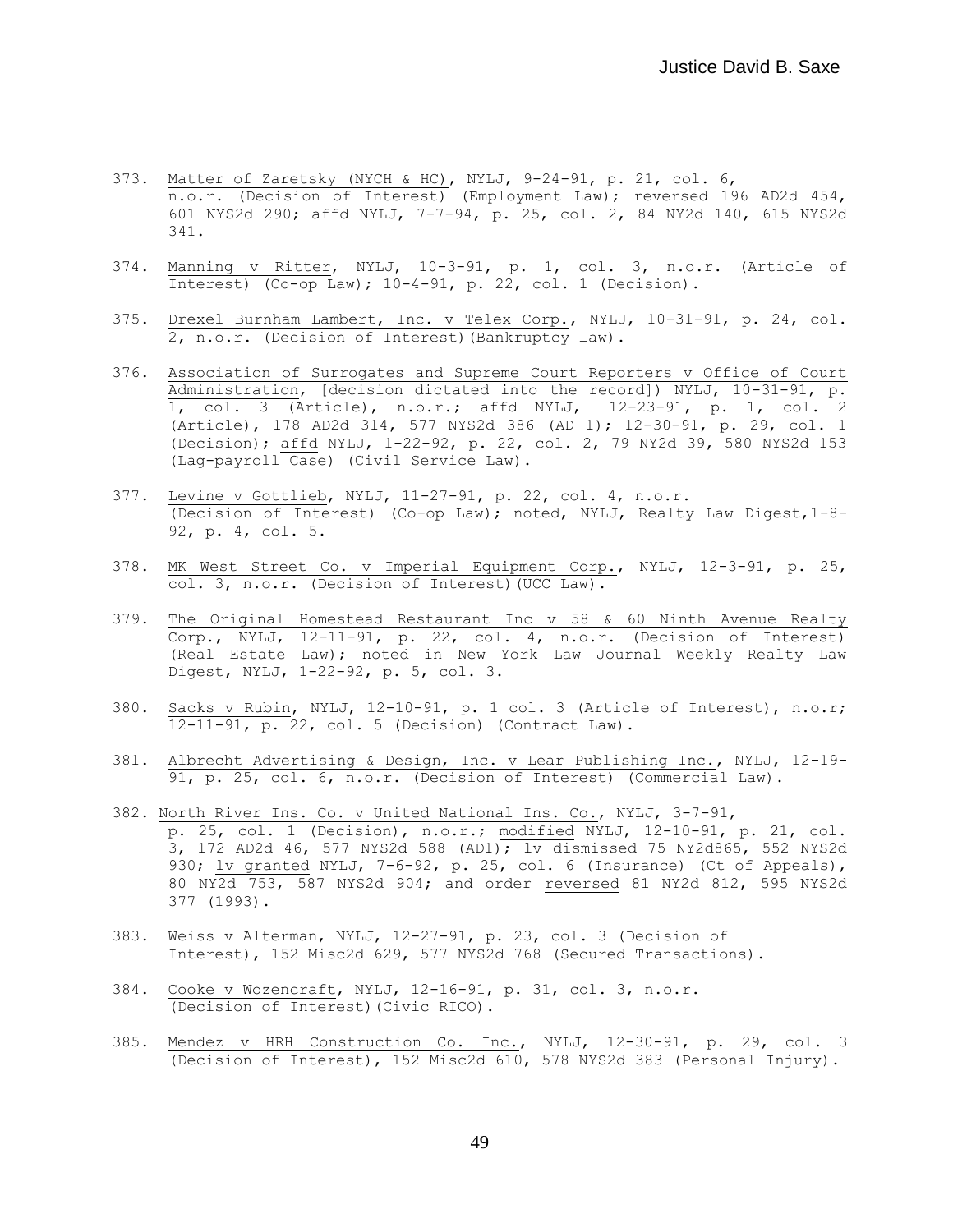373. Matter of Zaretsky (NYCH & HC), NYLJ, 9-24-91, p. 21, col. 6, n.o.r. (Decision of Interest) (Employment Law); reversed 196 AD2d 454, 601 NYS2d 290; affd NYLJ, 7-7-94, p. 25, col. 2, 84 NY2d 140, 615 NYS2d 341.

374. Manning v Ritter, NYLJ, 10-3-91, p. 1, col. 3, n.o.r. (Article of Interest) (Co-op Law); 10-4-91, p. 22, col. 1 (Decision).

375. Drexel Burnham Lambert, Inc. v Telex Corp., NYLJ, 10-31-91, p. 24, col. 2, n.o.r. (Decision of Interest)(Bankruptcy Law).

376. Association of Surrogates and Supreme Court Reporters v Office of Court Administration, [decision dictated into the record]) NYLJ, 10-31-91, p. 1, col. 3 (Article), n.o.r.; affd NYLJ, 12-23-91, p. 1, col. 2 (Article), 178 AD2d 314, 577 NYS2d 386 (AD 1); 12-30-91, p. 29, col. 1 (Decision); affd NYLJ, 1-22-92, p. 22, col. 2, 79 NY2d 39, 580 NYS2d 153 (Lag-payroll Case) (Civil Service Law).

377. Levine v Gottlieb, NYLJ, 11-27-91, p. 22, col. 4, n.o.r. (Decision of Interest) (Co-op Law); noted, NYLJ, Realty Law Digest,1-8-92, p. 4, col. 5.

378. MK West Street Co. v Imperial Equipment Corp., NYLJ, 12-3-91, p. 25, col. 3, n.o.r. (Decision of Interest)(UCC Law).

379. The Original Homestead Restaurant Inc v 58 & 60 Ninth Avenue Realty Corp., NYLJ, 12-11-91, p. 22, col. 4, n.o.r. (Decision of Interest) (Real Estate Law); noted in New York Law Journal Weekly Realty Law Digest, NYLJ, 1-22-92, p. 5, col. 3.

380. Sacks v Rubin, NYLJ, 12-10-91, p. 1 col. 3 (Article of Interest), n.o.r; 12-11-91, p. 22, col. 5 (Decision) (Contract Law).

381. Albrecht Advertising & Design, Inc. v Lear Publishing Inc., NYLJ, 12-19-91, p. 25, col. 6, n.o.r. (Decision of Interest) (Commercial Law).

382. North River Ins. Co. v United National Ins. Co., NYLJ, 3-7-91, p. 25, col. 1 (Decision), n.o.r.; modified NYLJ, 12-10-91, p. 21, col. 3, 172 AD2d 46, 577 NYS2d 588 (AD1); lv dismissed 75 NY2d865, 552 NYS2d 930; lv granted NYLJ, 7-6-92, p. 25, col. 6 (Insurance) (Ct of Appeals), 80 NY2d 753, 587 NYS2d 904; and order reversed 81 NY2d 812, 595 NYS2d 377 (1993).

383. Weiss v Alterman, NYLJ, 12-27-91, p. 23, col. 3 (Decision of Interest), 152 Misc2d 629, 577 NYS2d 768 (Secured Transactions).

384. Cooke v Wozencraft, NYLJ, 12-16-91, p. 31, col. 3, n.o.r. (Decision of Interest)(Civic RICO).

385. Mendez v HRH Construction Co. Inc., NYLJ, 12-30-91, p. 29, col. 3 (Decision of Interest), 152 Misc2d 610, 578 NYS2d 383 (Personal Injury).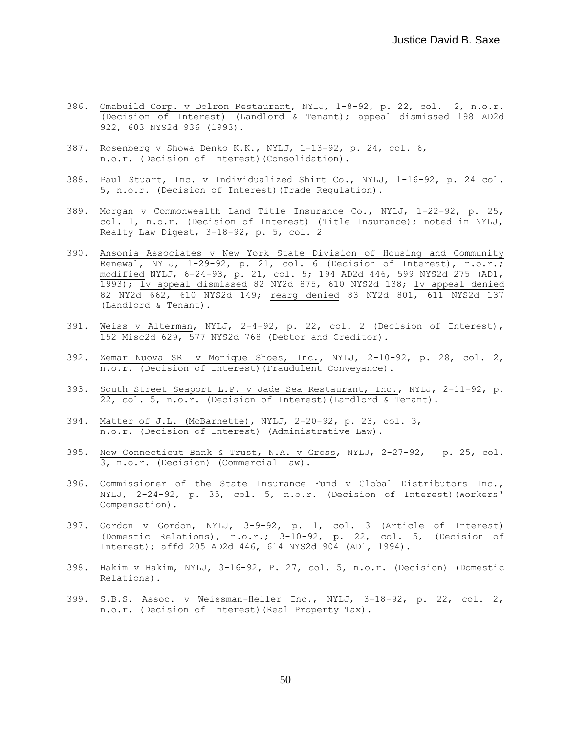386. Omabuild Corp. v Dolron Restaurant, NYLJ, 1-8-92, p. 22, col. 2, n.o.r. (Decision of Interest) (Landlord & Tenant); appeal dismissed 198 AD2d 922, 603 NYS2d 936 (1993).

387. Rosenberg v Showa Denko K.K., NYLJ, 1-13-92, p. 24, col. 6, n.o.r. (Decision of Interest)(Consolidation).

388. Paul Stuart, Inc. v Individualized Shirt Co., NYLJ, 1-16-92, p. 24 col. 5, n.o.r. (Decision of Interest)(Trade Regulation).

389. Morgan v Commonwealth Land Title Insurance Co., NYLJ, 1-22-92, p. 25, col. 1, n.o.r. (Decision of Interest) (Title Insurance); noted in NYLJ, Realty Law Digest, 3-18-92, p. 5, col. 2

390. Ansonia Associates v New York State Division of Housing and Community Renewal, NYLJ, 1-29-92, p. 21, col. 6 (Decision of Interest), n.o.r.; modified NYLJ, 6-24-93, p. 21, col. 5; 194 AD2d 446, 599 NYS2d 275 (AD1, 1993); lv appeal dismissed 82 NY2d 875, 610 NYS2d 138; lv appeal denied 82 NY2d 662, 610 NYS2d 149; rearg denied 83 NY2d 801, 611 NYS2d 137 (Landlord & Tenant).

391. Weiss v Alterman, NYLJ, 2-4-92, p. 22, col. 2 (Decision of Interest), 152 Misc2d 629, 577 NYS2d 768 (Debtor and Creditor).

392. Zemar Nuova SRL v Monique Shoes, Inc., NYLJ, 2-10-92, p. 28, col. 2, n.o.r. (Decision of Interest)(Fraudulent Conveyance).

393. South Street Seaport L.P. v Jade Sea Restaurant, Inc., NYLJ, 2-11-92, p. 22, col. 5, n.o.r. (Decision of Interest)(Landlord & Tenant).

394. Matter of J.L. (McBarnette), NYLJ, 2-20-92, p. 23, col. 3, n.o.r. (Decision of Interest) (Administrative Law).

395. New Connecticut Bank & Trust, N.A. v Gross, NYLJ, 2-27-92, p. 25, col. 3, n.o.r. (Decision) (Commercial Law).

396. Commissioner of the State Insurance Fund v Global Distributors Inc., NYLJ, 2-24-92, p. 35, col. 5, n.o.r. (Decision of Interest)(Workers' Compensation).

397. Gordon v Gordon, NYLJ, 3-9-92, p. 1, col. 3 (Article of Interest) (Domestic Relations), n.o.r.; 3-10-92, p. 22, col. 5, (Decision of Interest); affd 205 AD2d 446, 614 NYS2d 904 (AD1, 1994).

398. Hakim v Hakim, NYLJ, 3-16-92, P. 27, col. 5, n.o.r. (Decision) (Domestic Relations).

399. S.B.S. Assoc. v Weissman-Heller Inc., NYLJ, 3-18-92, p. 22, col. 2, n.o.r. (Decision of Interest)(Real Property Tax).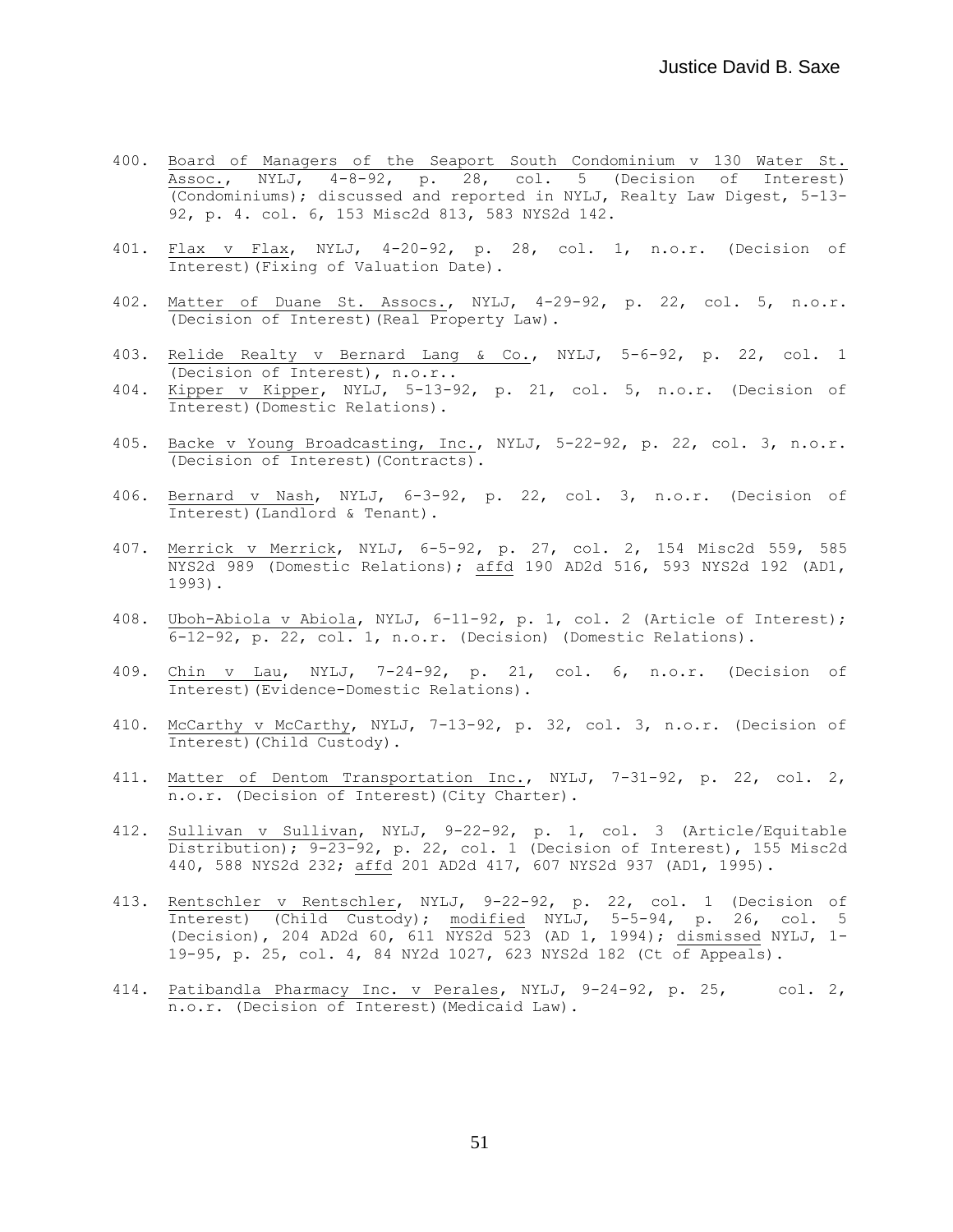400. Board of Managers of the Seaport South Condominium v 130 Water St. Assoc., NYLJ, 4-8-92, p. 28, col. 5 (Decision of Interest) (Condominiums); discussed and reported in NYLJ, Realty Law Digest, 5-13-92, p. 4. col. 6, 153 Misc2d 813, 583 NYS2d 142.

401. Flax v Flax, NYLJ, 4-20-92, p. 28, col. 1, n.o.r. (Decision of Interest)(Fixing of Valuation Date).

402. Matter of Duane St. Assocs., NYLJ, 4-29-92, p. 22, col. 5, n.o.r. (Decision of Interest)(Real Property Law).

403. Relide Realty v Bernard Lang & Co., NYLJ, 5-6-92, p. 22, col. 1 (Decision of Interest), n.o.r..

404. Kipper v Kipper, NYLJ, 5-13-92, p. 21, col. 5, n.o.r. (Decision of Interest)(Domestic Relations).

405. Backe v Young Broadcasting, Inc., NYLJ, 5-22-92, p. 22, col. 3, n.o.r. (Decision of Interest)(Contracts).

406. Bernard v Nash, NYLJ, 6-3-92, p. 22, col. 3, n.o.r. (Decision of Interest)(Landlord & Tenant).

407. Merrick v Merrick, NYLJ, 6-5-92, p. 27, col. 2, 154 Misc2d 559, 585 NYS2d 989 (Domestic Relations); affd 190 AD2d 516, 593 NYS2d 192 (AD1, 1993).

408. Uboh-Abiola v Abiola, NYLJ, 6-11-92, p. 1, col. 2 (Article of Interest); 6-12-92, p. 22, col. 1, n.o.r. (Decision) (Domestic Relations).

409. Chin v Lau, NYLJ, 7-24-92, p. 21, col. 6, n.o.r. (Decision of Interest)(Evidence-Domestic Relations).

410. McCarthy v McCarthy, NYLJ, 7-13-92, p. 32, col. 3, n.o.r. (Decision of Interest)(Child Custody).

411. Matter of Dentom Transportation Inc., NYLJ, 7-31-92, p. 22, col. 2, n.o.r. (Decision of Interest)(City Charter).

412. Sullivan v Sullivan, NYLJ, 9-22-92, p. 1, col. 3 (Article/Equitable Distribution); 9-23-92, p. 22, col. 1 (Decision of Interest), 155 Misc2d 440, 588 NYS2d 232; affd 201 AD2d 417, 607 NYS2d 937 (AD1, 1995).

413. Rentschler v Rentschler, NYLJ, 9-22-92, p. 22, col. 1 (Decision of Interest) (Child Custody); modified NYLJ, 5-5-94, p. 26, col. 5 (Decision), 204 AD2d 60, 611 NYS2d 523 (AD 1, 1994); dismissed NYLJ, 1-19-95, p. 25, col. 4, 84 NY2d 1027, 623 NYS2d 182 (Ct of Appeals).

414. Patibandla Pharmacy Inc. v Perales, NYLJ, 9-24-92, p. 25, col. 2, n.o.r. (Decision of Interest)(Medicaid Law).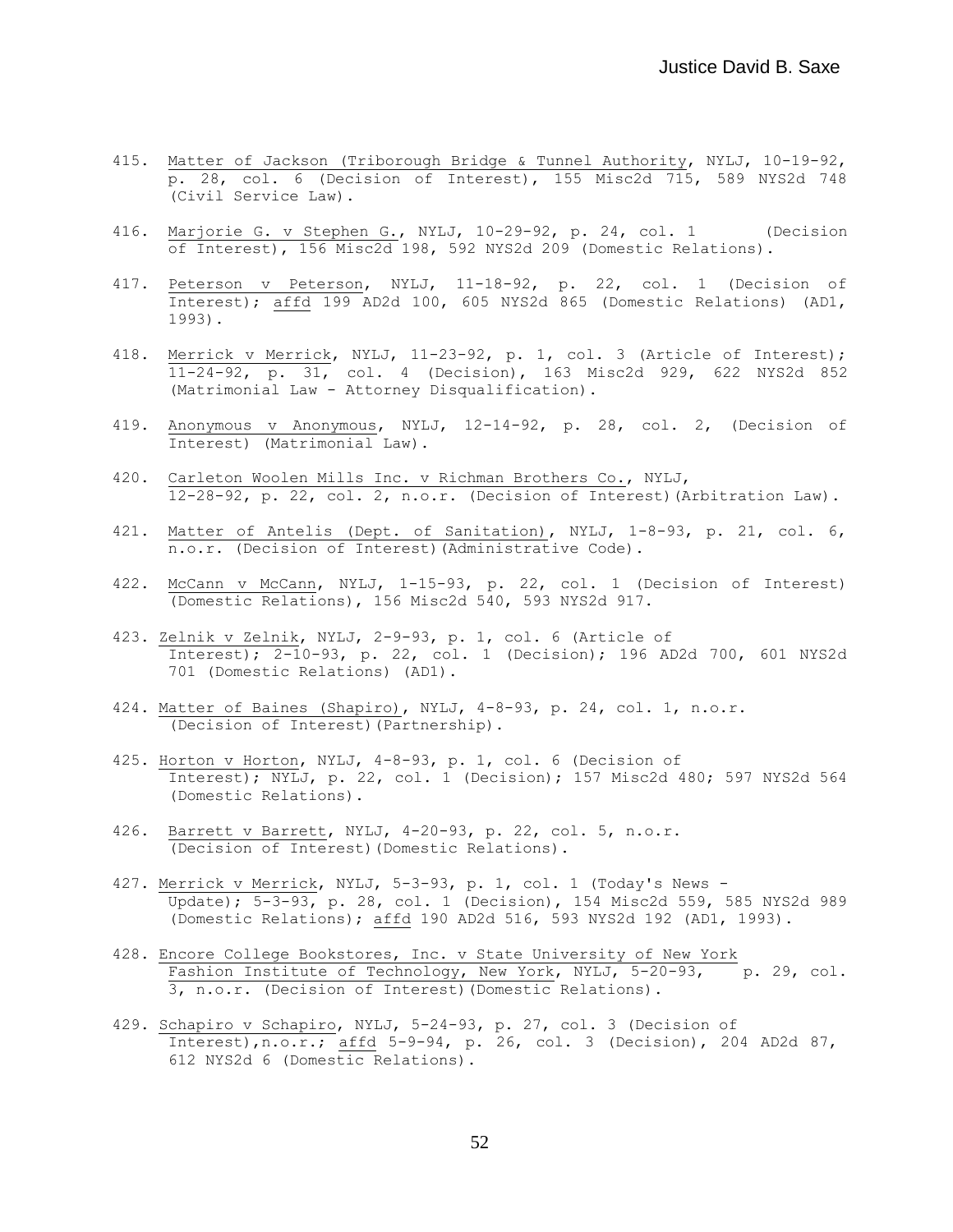415. Matter of Jackson (Triborough Bridge & Tunnel Authority, NYLJ, 10-19-92, p. 28, col. 6 (Decision of Interest), 155 Misc2d 715, 589 NYS2d 748 (Civil Service Law).

416. Marjorie G. v Stephen G., NYLJ, 10-29-92, p. 24, col. 1 (Decision of Interest), 156 Misc2d 198, 592 NYS2d 209 (Domestic Relations).

417. Peterson v Peterson, NYLJ, 11-18-92, p. 22, col. 1 (Decision of Interest); affd 199 AD2d 100, 605 NYS2d 865 (Domestic Relations) (AD1, 1993).

418. Merrick v Merrick, NYLJ, 11-23-92, p. 1, col. 3 (Article of Interest); 11-24-92, p. 31, col. 4 (Decision), 163 Misc2d 929, 622 NYS2d 852 (Matrimonial Law - Attorney Disqualification).

419. Anonymous v Anonymous, NYLJ, 12-14-92, p. 28, col. 2, (Decision of Interest) (Matrimonial Law).

420. Carleton Woolen Mills Inc. v Richman Brothers Co., NYLJ, 12-28-92, p. 22, col. 2, n.o.r. (Decision of Interest)(Arbitration Law).

421. Matter of Antelis (Dept. of Sanitation), NYLJ, 1-8-93, p. 21, col. 6, n.o.r. (Decision of Interest)(Administrative Code).

422. McCann v McCann, NYLJ, 1-15-93, p. 22, col. 1 (Decision of Interest) (Domestic Relations), 156 Misc2d 540, 593 NYS2d 917.

423. Zelnik v Zelnik, NYLJ, 2-9-93, p. 1, col. 6 (Article of Interest); 2-10-93, p. 22, col. 1 (Decision); 196 AD2d 700, 601 NYS2d 701 (Domestic Relations) (AD1).

424. Matter of Baines (Shapiro), NYLJ, 4-8-93, p. 24, col. 1, n.o.r. (Decision of Interest)(Partnership).

425. Horton v Horton, NYLJ, 4-8-93, p. 1, col. 6 (Decision of Interest); NYLJ, p. 22, col. 1 (Decision); 157 Misc2d 480; 597 NYS2d 564 (Domestic Relations).

426. Barrett v Barrett, NYLJ, 4-20-93, p. 22, col. 5, n.o.r. (Decision of Interest)(Domestic Relations).

427. Merrick v Merrick, NYLJ, 5-3-93, p. 1, col. 1 (Today's News - Update); 5-3-93, p. 28, col. 1 (Decision), 154 Misc2d 559, 585 NYS2d 989 (Domestic Relations); affd 190 AD2d 516, 593 NYS2d 192 (AD1, 1993).

428. Encore College Bookstores, Inc. v State University of New York Fashion Institute of Technology, New York, NYLJ, 5-20-93, p. 29, col. 3, n.o.r. (Decision of Interest)(Domestic Relations).

429. Schapiro v Schapiro, NYLJ, 5-24-93, p. 27, col. 3 (Decision of Interest),n.o.r.; affd 5-9-94, p. 26, col. 3 (Decision), 204 AD2d 87, 612 NYS2d 6 (Domestic Relations).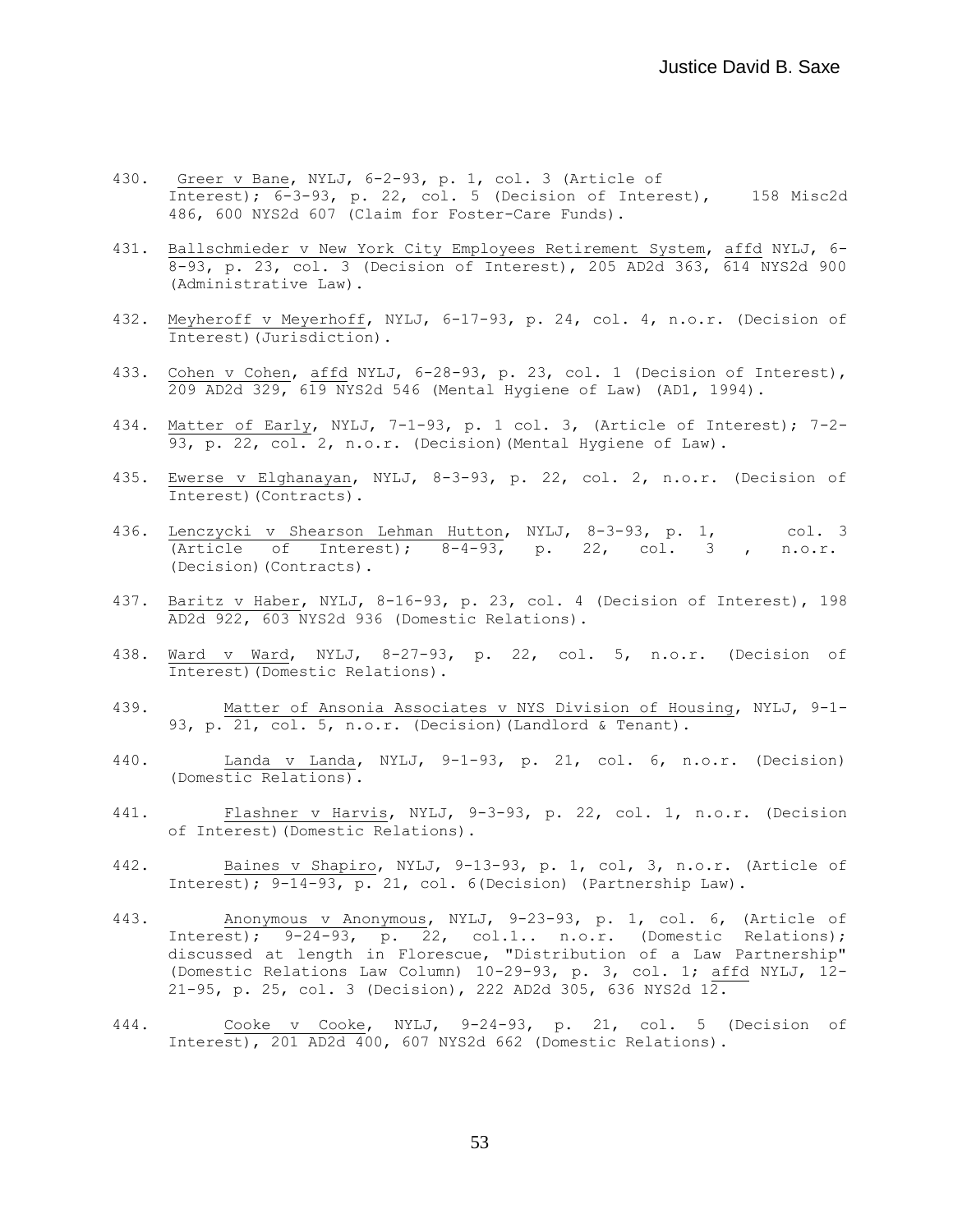430. Greer v Bane, NYLJ, 6-2-93, p. 1, col. 3 (Article of Interest); 6-3-93, p. 22, col. 5 (Decision of Interest), 158 Misc2d 486, 600 NYS2d 607 (Claim for Foster-Care Funds).

431. Ballschmieder v New York City Employees Retirement System, affd NYLJ, 6-8-93, p. 23, col. 3 (Decision of Interest), 205 AD2d 363, 614 NYS2d 900 (Administrative Law).

432. Meyheroff v Meyerhoff, NYLJ, 6-17-93, p. 24, col. 4, n.o.r. (Decision of Interest)(Jurisdiction).

433. Cohen v Cohen, affd NYLJ, 6-28-93, p. 23, col. 1 (Decision of Interest), 209 AD2d 329, 619 NYS2d 546 (Mental Hygiene of Law) (AD1, 1994).

434. Matter of Early, NYLJ, 7-1-93, p. 1 col. 3, (Article of Interest); 7-2-93, p. 22, col. 2, n.o.r. (Decision)(Mental Hygiene of Law).

435. Ewerse v Elghanayan, NYLJ, 8-3-93, p. 22, col. 2, n.o.r. (Decision of Interest)(Contracts).

436. Lenczycki v Shearson Lehman Hutton, NYLJ, 8-3-93, p. 1, col. 3 (Article of Interest); 8-4-93, p. 22, col. 3 , n.o.r. (Decision)(Contracts).

437. Baritz v Haber, NYLJ, 8-16-93, p. 23, col. 4 (Decision of Interest), 198 AD2d 922, 603 NYS2d 936 (Domestic Relations).

438. Ward v Ward, NYLJ, 8-27-93, p. 22, col. 5, n.o.r. (Decision of Interest)(Domestic Relations).

439. Matter of Ansonia Associates v NYS Division of Housing, NYLJ, 9-1-93, p. 21, col. 5, n.o.r. (Decision)(Landlord & Tenant).

440. Landa v Landa, NYLJ, 9-1-93, p. 21, col. 6, n.o.r. (Decision) (Domestic Relations).

441. Flashner v Harvis, NYLJ, 9-3-93, p. 22, col. 1, n.o.r. (Decision of Interest)(Domestic Relations).

442. Baines v Shapiro, NYLJ, 9-13-93, p. 1, col, 3, n.o.r. (Article of Interest); 9-14-93, p. 21, col. 6(Decision) (Partnership Law).

443. Anonymous v Anonymous, NYLJ, 9-23-93, p. 1, col. 6, (Article of Interest); 9-24-93, p. 22, col.1.. n.o.r. (Domestic Relations); discussed at length in Florescue, "Distribution of a Law Partnership" (Domestic Relations Law Column) 10-29-93, p. 3, col. 1; affd NYLJ, 12-21-95, p. 25, col. 3 (Decision), 222 AD2d 305, 636 NYS2d 12.

444. Cooke v Cooke, NYLJ, 9-24-93, p. 21, col. 5 (Decision of Interest), 201 AD2d 400, 607 NYS2d 662 (Domestic Relations).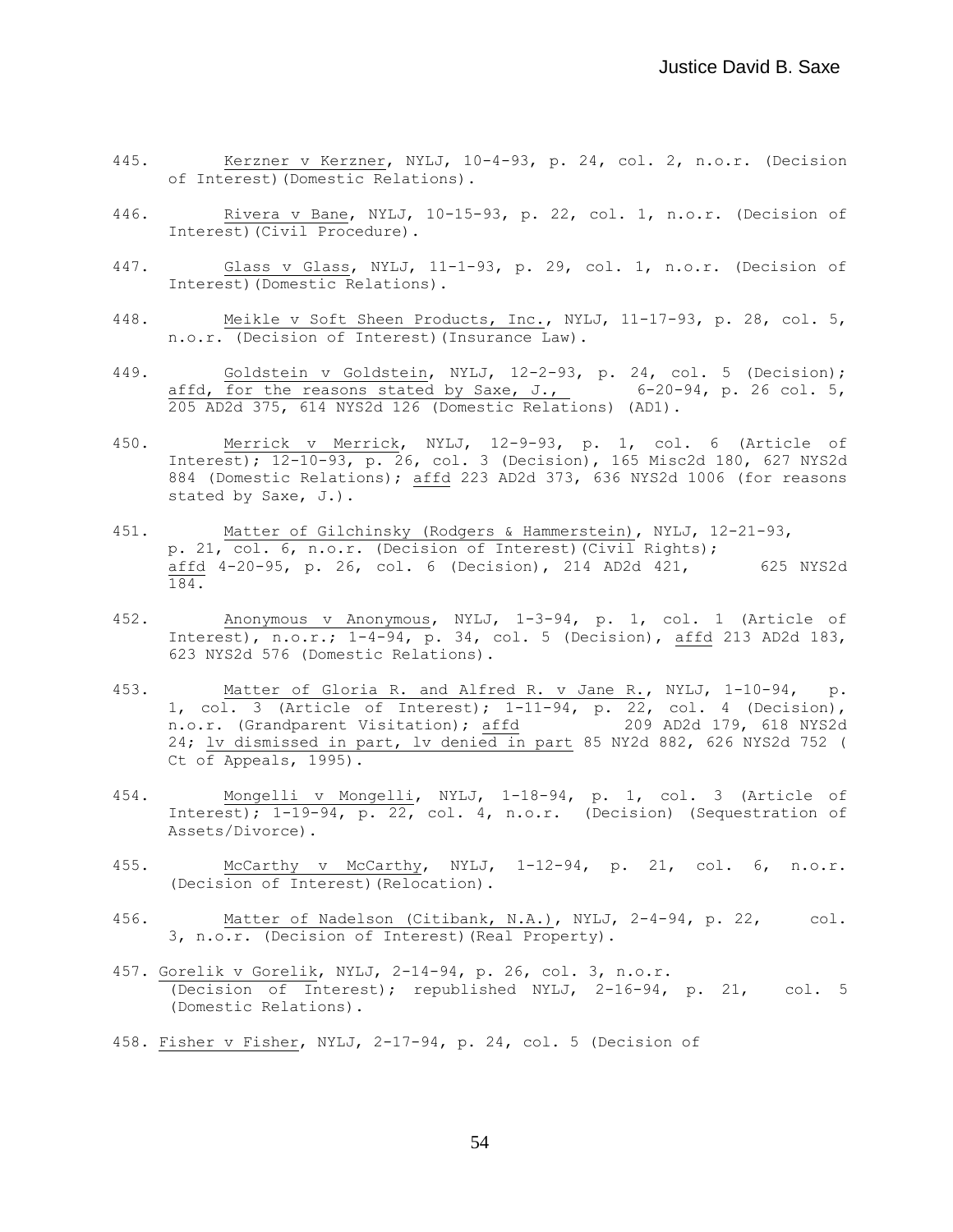445. Kerzner v Kerzner, NYLJ, 10-4-93, p. 24, col. 2, n.o.r. (Decision of Interest)(Domestic Relations).

446. Rivera v Bane, NYLJ, 10-15-93, p. 22, col. 1, n.o.r. (Decision of Interest)(Civil Procedure).

447. Glass v Glass, NYLJ, 11-1-93, p. 29, col. 1, n.o.r. (Decision of Interest)(Domestic Relations).

448. Meikle v Soft Sheen Products, Inc., NYLJ, 11-17-93, p. 28, col. 5, n.o.r. (Decision of Interest)(Insurance Law).

449. Goldstein v Goldstein, NYLJ, 12-2-93, p. 24, col. 5 (Decision); affd, for the reasons stated by Saxe, J., 6-20-94, p. 26 col. 5, 205 AD2d 375, 614 NYS2d 126 (Domestic Relations) (AD1).

450. Merrick v Merrick, NYLJ, 12-9-93, p. 1, col. 6 (Article of Interest); 12-10-93, p. 26, col. 3 (Decision), 165 Misc2d 180, 627 NYS2d 884 (Domestic Relations); affd 223 AD2d 373, 636 NYS2d 1006 (for reasons stated by Saxe, J.).

451. Matter of Gilchinsky (Rodgers & Hammerstein), NYLJ, 12-21-93, p. 21, col. 6, n.o.r. (Decision of Interest)(Civil Rights); affd 4-20-95, p. 26, col. 6 (Decision), 214 AD2d 421, 625 NYS2d 184.

452. Anonymous v Anonymous, NYLJ, 1-3-94, p. 1, col. 1 (Article of Interest), n.o.r.; 1-4-94, p. 34, col. 5 (Decision), affd 213 AD2d 183, 623 NYS2d 576 (Domestic Relations).

453. Matter of Gloria R. and Alfred R. v Jane R., NYLJ, 1-10-94, p. 1, col. 3 (Article of Interest); 1-11-94, p. 22, col. 4 (Decision), n.o.r. (Grandparent Visitation); affd 209 AD2d 179, 618 NYS2d 24; lv dismissed in part, lv denied in part 85 NY2d 882, 626 NYS2d 752 ( Ct of Appeals, 1995).

454. Mongelli v Mongelli, NYLJ, 1-18-94, p. 1, col. 3 (Article of Interest); 1-19-94, p. 22, col. 4, n.o.r. (Decision) (Sequestration of Assets/Divorce).

455. McCarthy v McCarthy, NYLJ, 1-12-94, p. 21, col. 6, n.o.r. (Decision of Interest)(Relocation).

456. Matter of Nadelson (Citibank, N.A.), NYLJ, 2-4-94, p. 22, col. 3, n.o.r. (Decision of Interest)(Real Property).

457. Gorelik v Gorelik, NYLJ, 2-14-94, p. 26, col. 3, n.o.r. (Decision of Interest); republished NYLJ, 2-16-94, p. 21, col. 5 (Domestic Relations).

458. Fisher v Fisher, NYLJ, 2-17-94, p. 24, col. 5 (Decision of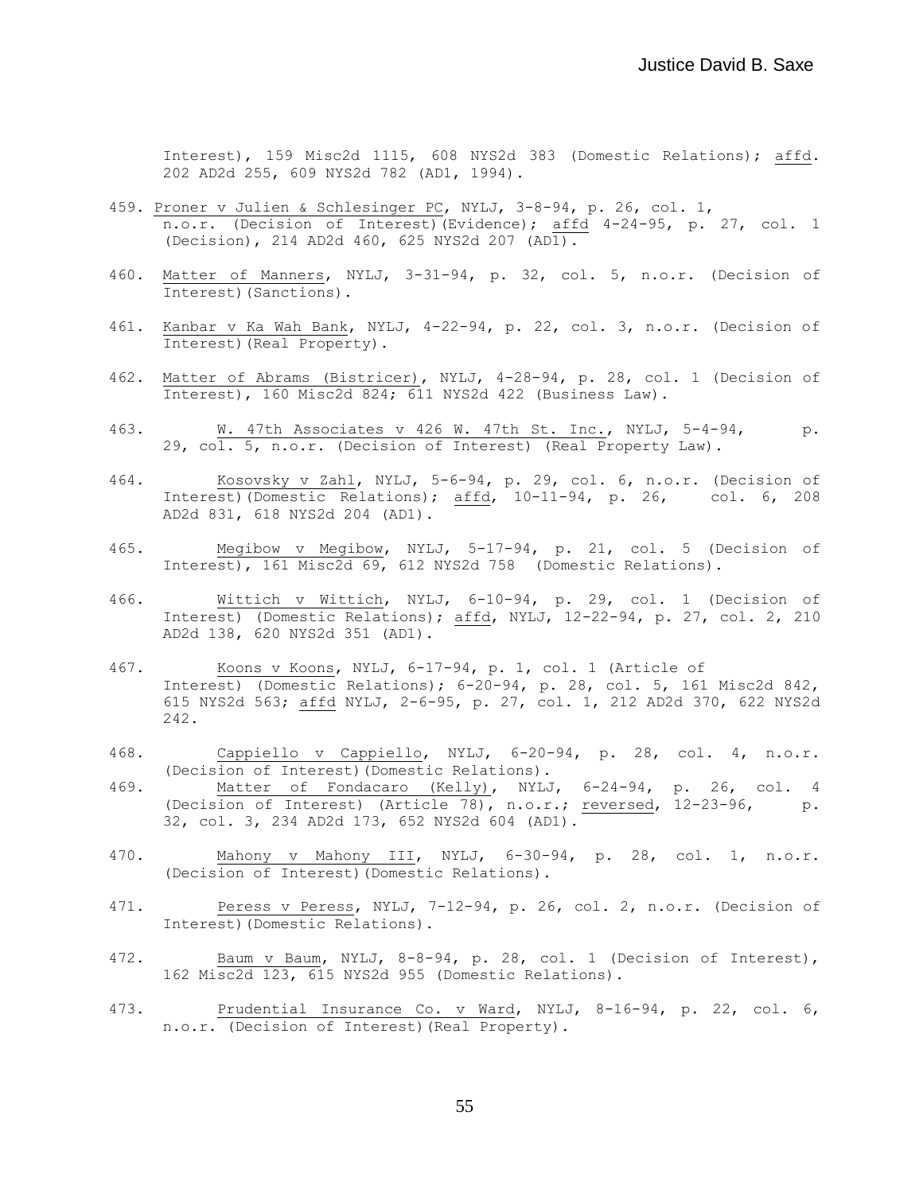Interest), 159 Misc2d 1115, 608 NYS2d 383 (Domestic Relations); affd. 202 AD2d 255, 609 NYS2d 782 (AD1, 1994).

459. Proner v Julien & Schlesinger PC, NYLJ, 3-8-94, p. 26, col. 1, n.o.r. (Decision of Interest)(Evidence); affd 4-24-95, p. 27, col. 1 (Decision), 214 AD2d 460, 625 NYS2d 207 (AD1).

460. Matter of Manners, NYLJ, 3-31-94, p. 32, col. 5, n.o.r. (Decision of Interest)(Sanctions).

461. Kanbar v Ka Wah Bank, NYLJ, 4-22-94, p. 22, col. 3, n.o.r. (Decision of Interest)(Real Property).

462. Matter of Abrams (Bistricer), NYLJ, 4-28-94, p. 28, col. 1 (Decision of Interest), 160 Misc2d 824; 611 NYS2d 422 (Business Law).

463. W. 47th Associates v 426 W. 47th St. Inc., NYLJ, 5-4-94, p. 29, col. 5, n.o.r. (Decision of Interest) (Real Property Law).

464. Kosovsky v Zahl, NYLJ, 5-6-94, p. 29, col. 6, n.o.r. (Decision of Interest)(Domestic Relations); affd, 10-11-94, p. 26, col. 6, 208 AD2d 831, 618 NYS2d 204 (AD1).

465. Megibow v Megibow, NYLJ, 5-17-94, p. 21, col. 5 (Decision of Interest), 161 Misc2d 69, 612 NYS2d 758 (Domestic Relations).

466. Wittich v Wittich, NYLJ, 6-10-94, p. 29, col. 1 (Decision of Interest) (Domestic Relations); affd, NYLJ, 12-22-94, p. 27, col. 2, 210 AD2d 138, 620 NYS2d 351 (AD1).

467. Koons v Koons, NYLJ, 6-17-94, p. 1, col. 1 (Article of Interest) (Domestic Relations); 6-20-94, p. 28, col. 5, 161 Misc2d 842, 615 NYS2d 563; affd NYLJ, 2-6-95, p. 27, col. 1, 212 AD2d 370, 622 NYS2d 242.

468. Cappiello v Cappiello, NYLJ, 6-20-94, p. 28, col. 4, n.o.r. (Decision of Interest)(Domestic Relations).

469. Matter of Fondacaro (Kelly), NYLJ, 6-24-94, p. 26, col. 4 (Decision of Interest) (Article 78), n.o.r.; reversed, 12-23-96, p. 32, col. 3, 234 AD2d 173, 652 NYS2d 604 (AD1).

470. Mahony v Mahony III, NYLJ, 6-30-94, p. 28, col. 1, n.o.r. (Decision of Interest)(Domestic Relations).

471. Peress v Peress, NYLJ, 7-12-94, p. 26, col. 2, n.o.r. (Decision of Interest)(Domestic Relations).

472. Baum v Baum, NYLJ, 8-8-94, p. 28, col. 1 (Decision of Interest), 162 Misc2d 123, 615 NYS2d 955 (Domestic Relations).

473. Prudential Insurance Co. v Ward, NYLJ, 8-16-94, p. 22, col. 6, n.o.r. (Decision of Interest)(Real Property).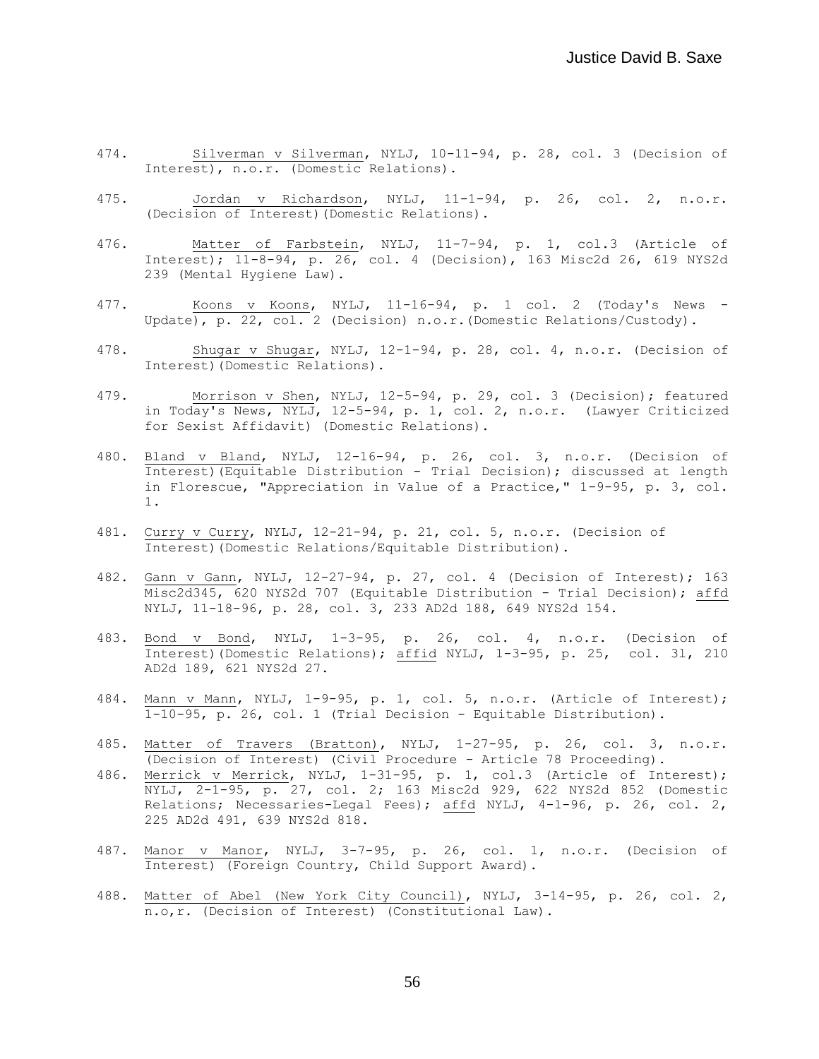474. Silverman v Silverman, NYLJ, 10-11-94, p. 28, col. 3 (Decision of Interest), n.o.r. (Domestic Relations).

475. Jordan v Richardson, NYLJ, 11-1-94, p. 26, col. 2, n.o.r. (Decision of Interest)(Domestic Relations).

476. Matter of Farbstein, NYLJ, 11-7-94, p. 1, col.3 (Article of Interest); 11-8-94, p. 26, col. 4 (Decision), 163 Misc2d 26, 619 NYS2d 239 (Mental Hygiene Law).

477. Koons v Koons, NYLJ, 11-16-94, p. 1 col. 2 (Today's News - Update), p. 22, col. 2 (Decision) n.o.r.(Domestic Relations/Custody).

478. Shugar v Shugar, NYLJ, 12-1-94, p. 28, col. 4, n.o.r. (Decision of Interest)(Domestic Relations).

479. Morrison v Shen, NYLJ, 12-5-94, p. 29, col. 3 (Decision); featured in Today's News, NYLJ, 12-5-94, p. 1, col. 2, n.o.r. (Lawyer Criticized for Sexist Affidavit) (Domestic Relations).

480. Bland v Bland, NYLJ, 12-16-94, p. 26, col. 3, n.o.r. (Decision of Interest)(Equitable Distribution - Trial Decision); discussed at length in Florescue, "Appreciation in Value of a Practice," 1-9-95, p. 3, col. 1.

481. Curry v Curry, NYLJ, 12-21-94, p. 21, col. 5, n.o.r. (Decision of Interest)(Domestic Relations/Equitable Distribution).

482. Gann v Gann, NYLJ, 12-27-94, p. 27, col. 4 (Decision of Interest); 163 Misc2d345, 620 NYS2d 707 (Equitable Distribution - Trial Decision); affd NYLJ, 11-18-96, p. 28, col. 3, 233 AD2d 188, 649 NYS2d 154.

483. Bond v Bond, NYLJ, 1-3-95, p. 26, col. 4, n.o.r. (Decision of Interest)(Domestic Relations); affid NYLJ, 1-3-95, p. 25, col. 3l, 210 AD2d 189, 621 NYS2d 27.

484. Mann v Mann, NYLJ, 1-9-95, p. 1, col. 5, n.o.r. (Article of Interest); 1-10-95, p. 26, col. 1 (Trial Decision - Equitable Distribution).

485. Matter of Travers (Bratton), NYLJ, 1-27-95, p. 26, col. 3, n.o.r. (Decision of Interest) (Civil Procedure - Article 78 Proceeding).

486. Merrick v Merrick, NYLJ, 1-31-95, p. 1, col.3 (Article of Interest); NYLJ, 2-1-95, p. 27, col. 2; 163 Misc2d 929, 622 NYS2d 852 (Domestic Relations; Necessaries-Legal Fees); affd NYLJ, 4-1-96, p. 26, col. 2, 225 AD2d 491, 639 NYS2d 818.

487. Manor v Manor, NYLJ, 3-7-95, p. 26, col. 1, n.o.r. (Decision of Interest) (Foreign Country, Child Support Award).

488. Matter of Abel (New York City Council), NYLJ, 3-14-95, p. 26, col. 2, n.o,r. (Decision of Interest) (Constitutional Law).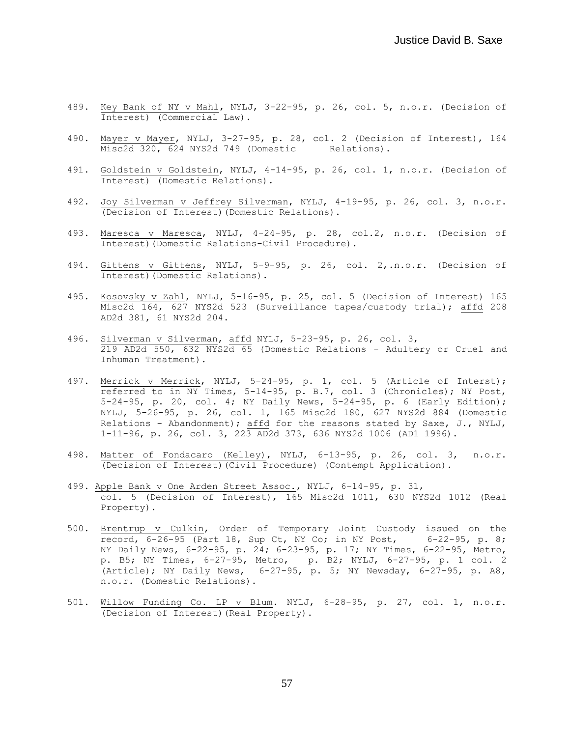489. Key Bank of NY v Mahl, NYLJ, 3-22-95, p. 26, col. 5, n.o.r. (Decision of Interest) (Commercial Law).

490. Mayer v Mayer, NYLJ, 3-27-95, p. 28, col. 2 (Decision of Interest), 164 Misc2d 320, 624 NYS2d 749 (Domestic Relations).

491. Goldstein v Goldstein, NYLJ, 4-14-95, p. 26, col. 1, n.o.r. (Decision of Interest) (Domestic Relations).

492. Joy Silverman v Jeffrey Silverman, NYLJ, 4-19-95, p. 26, col. 3, n.o.r. (Decision of Interest)(Domestic Relations).

493. Maresca v Maresca, NYLJ, 4-24-95, p. 28, col.2, n.o.r. (Decision of Interest)(Domestic Relations-Civil Procedure).

494. Gittens v Gittens, NYLJ, 5-9-95, p. 26, col. 2,.n.o.r. (Decision of Interest)(Domestic Relations).

495. Kosovsky v Zahl, NYLJ, 5-16-95, p. 25, col. 5 (Decision of Interest) 165 Misc2d 164, 627 NYS2d 523 (Surveillance tapes/custody trial); affd 208 AD2d 381, 61 NYS2d 204.

496. Silverman v Silverman, affd NYLJ, 5-23-95, p. 26, col. 3, 219 AD2d 550, 632 NYS2d 65 (Domestic Relations - Adultery or Cruel and Inhuman Treatment).

497. Merrick v Merrick, NYLJ, 5-24-95, p. 1, col. 5 (Article of Interst); referred to in NY Times, 5-14-95, p. B.7, col. 3 (Chronicles); NY Post, 5-24-95, p. 20, col. 4; NY Daily News, 5-24-95, p. 6 (Early Edition); NYLJ, 5-26-95, p. 26, col. 1, 165 Misc2d 180, 627 NYS2d 884 (Domestic Relations - Abandonment); affd for the reasons stated by Saxe, J., NYLJ, 1-11-96, p. 26, col. 3, 223 AD2d 373, 636 NYS2d 1006 (AD1 1996).

498. Matter of Fondacaro (Kelley), NYLJ, 6-13-95, p. 26, col. 3, n.o.r. (Decision of Interest)(Civil Procedure) (Contempt Application).

499. Apple Bank v One Arden Street Assoc., NYLJ, 6-14-95, p. 31, col. 5 (Decision of Interest), 165 Misc2d 1011, 630 NYS2d 1012 (Real Property).

500. Brentrup v Culkin, Order of Temporary Joint Custody issued on the record, 6-26-95 (Part 18, Sup Ct, NY Co; in NY Post, 6-22-95, p. 8; NY Daily News, 6-22-95, p. 24; 6-23-95, p. 17; NY Times, 6-22-95, Metro, p. B5; NY Times, 6-27-95, Metro, p. B2; NYLJ, 6-27-95, p. 1 col. 2 (Article); NY Daily News, 6-27-95, p. 5; NY Newsday, 6-27-95, p. A8, n.o.r. (Domestic Relations).

501. Willow Funding Co. LP v Blum. NYLJ, 6-28-95, p. 27, col. 1, n.o.r. (Decision of Interest)(Real Property).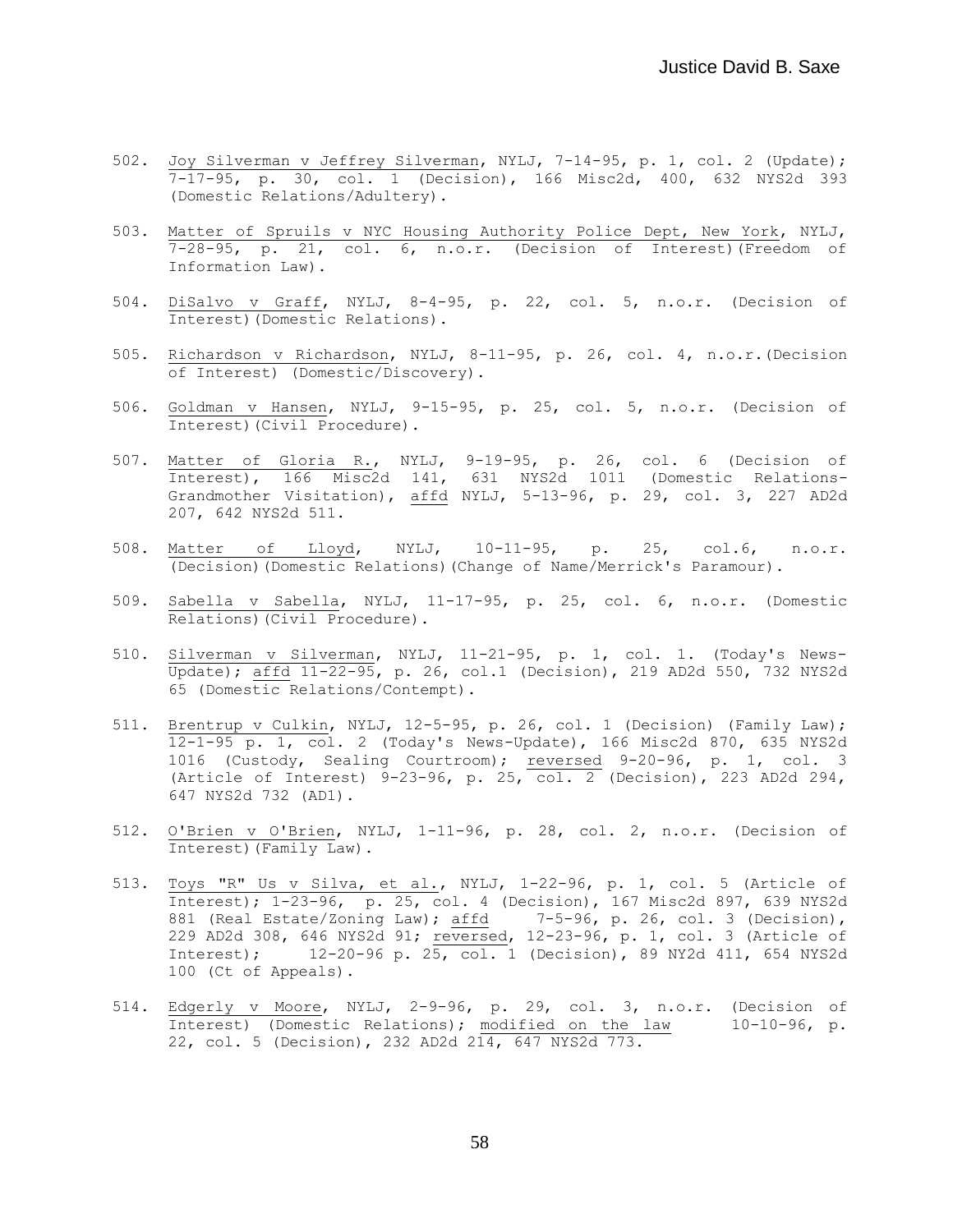502. Joy Silverman v Jeffrey Silverman, NYLJ, 7-14-95, p. 1, col. 2 (Update); 7-17-95, p. 30, col. 1 (Decision), 166 Misc2d, 400, 632 NYS2d 393 (Domestic Relations/Adultery).

503. Matter of Spruils v NYC Housing Authority Police Dept, New York, NYLJ, 7-28-95, p. 21, col. 6, n.o.r. (Decision of Interest)(Freedom of Information Law).

504. DiSalvo v Graff, NYLJ, 8-4-95, p. 22, col. 5, n.o.r. (Decision of Interest)(Domestic Relations).

505. Richardson v Richardson, NYLJ, 8-11-95, p. 26, col. 4, n.o.r.(Decision of Interest) (Domestic/Discovery).

506. Goldman v Hansen, NYLJ, 9-15-95, p. 25, col. 5, n.o.r. (Decision of Interest)(Civil Procedure).

507. Matter of Gloria R., NYLJ, 9-19-95, p. 26, col. 6 (Decision of Interest), 166 Misc2d 141, 631 NYS2d 1011 (Domestic Relations-Grandmother Visitation), affd NYLJ, 5-13-96, p. 29, col. 3, 227 AD2d 207, 642 NYS2d 511.

508. Matter of Lloyd, NYLJ, 10-11-95, p. 25, col.6, n.o.r. (Decision)(Domestic Relations)(Change of Name/Merrick's Paramour).

509. Sabella v Sabella, NYLJ, 11-17-95, p. 25, col. 6, n.o.r. (Domestic Relations)(Civil Procedure).

510. Silverman v Silverman, NYLJ, 11-21-95, p. 1, col. 1. (Today's News-Update); affd 11-22-95, p. 26, col.1 (Decision), 219 AD2d 550, 732 NYS2d 65 (Domestic Relations/Contempt).

511. Brentrup v Culkin, NYLJ, 12-5-95, p. 26, col. 1 (Decision) (Family Law); 12-1-95 p. 1, col. 2 (Today's News-Update), 166 Misc2d 870, 635 NYS2d 1016 (Custody, Sealing Courtroom); reversed 9-20-96, p. 1, col. 3 (Article of Interest) 9-23-96, p. 25, col. 2 (Decision), 223 AD2d 294, 647 NYS2d 732 (AD1).

512. O'Brien v O'Brien, NYLJ, 1-11-96, p. 28, col. 2, n.o.r. (Decision of Interest)(Family Law).

513. Toys "R" Us v Silva, et al., NYLJ, 1-22-96, p. 1, col. 5 (Article of Interest); 1-23-96, p. 25, col. 4 (Decision), 167 Misc2d 897, 639 NYS2d 881 (Real Estate/Zoning Law); affd 7-5-96, p. 26, col. 3 (Decision), 229 AD2d 308, 646 NYS2d 91; reversed, 12-23-96, p. 1, col. 3 (Article of Interest); 12-20-96 p. 25, col. 1 (Decision), 89 NY2d 411, 654 NYS2d 100 (Ct of Appeals).

514. Edgerly v Moore, NYLJ, 2-9-96, p. 29, col. 3, n.o.r. (Decision of Interest) (Domestic Relations); modified on the law 10-10-96, p. 22, col. 5 (Decision), 232 AD2d 214, 647 NYS2d 773.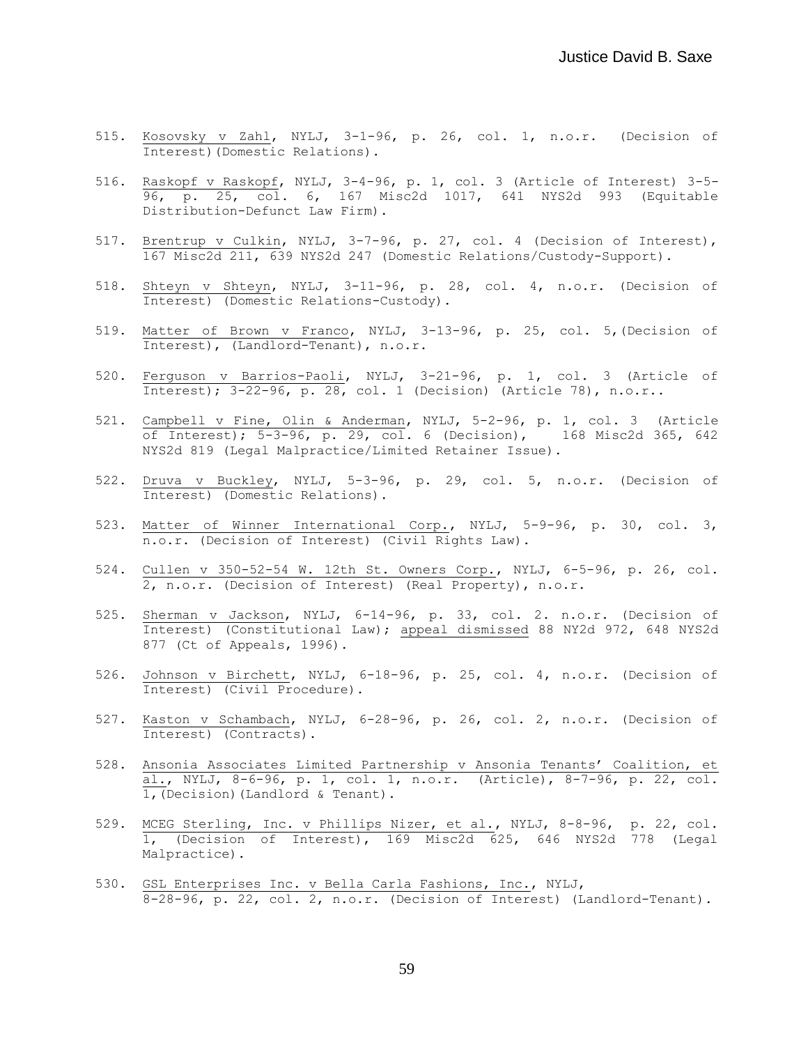515. Kosovsky v Zahl, NYLJ, 3-1-96, p. 26, col. 1, n.o.r. (Decision of Interest)(Domestic Relations).

516. Raskopf v Raskopf, NYLJ, 3-4-96, p. 1, col. 3 (Article of Interest) 3-5-96, p. 25, col. 6, 167 Misc2d 1017, 641 NYS2d 993 (Equitable Distribution-Defunct Law Firm).

517. Brentrup v Culkin, NYLJ, 3-7-96, p. 27, col. 4 (Decision of Interest), 167 Misc2d 211, 639 NYS2d 247 (Domestic Relations/Custody-Support).

518. Shteyn v Shteyn, NYLJ, 3-11-96, p. 28, col. 4, n.o.r. (Decision of Interest) (Domestic Relations-Custody).

519. Matter of Brown v Franco, NYLJ, 3-13-96, p. 25, col. 5,(Decision of Interest), (Landlord-Tenant), n.o.r.

520. Ferguson v Barrios-Paoli, NYLJ, 3-21-96, p. 1, col. 3 (Article of Interest); 3-22-96, p. 28, col. 1 (Decision) (Article 78), n.o.r..

521. Campbell v Fine, Olin & Anderman, NYLJ, 5-2-96, p. 1, col. 3 (Article of Interest); 5-3-96, p. 29, col. 6 (Decision), 168 Misc2d 365, 642 NYS2d 819 (Legal Malpractice/Limited Retainer Issue).

522. Druva v Buckley, NYLJ, 5-3-96, p. 29, col. 5, n.o.r. (Decision of Interest) (Domestic Relations).

523. Matter of Winner International Corp., NYLJ, 5-9-96, p. 30, col. 3, n.o.r. (Decision of Interest) (Civil Rights Law).

524. Cullen v 350-52-54 W. 12th St. Owners Corp., NYLJ, 6-5-96, p. 26, col. 2, n.o.r. (Decision of Interest) (Real Property), n.o.r.

525. Sherman v Jackson, NYLJ, 6-14-96, p. 33, col. 2. n.o.r. (Decision of Interest) (Constitutional Law); appeal dismissed 88 NY2d 972, 648 NYS2d 877 (Ct of Appeals, 1996).

526. Johnson v Birchett, NYLJ, 6-18-96, p. 25, col. 4, n.o.r. (Decision of Interest) (Civil Procedure).

527. Kaston v Schambach, NYLJ, 6-28-96, p. 26, col. 2, n.o.r. (Decision of Interest) (Contracts).

528. Ansonia Associates Limited Partnership v Ansonia Tenants' Coalition, et al., NYLJ, 8-6-96, p. 1, col. 1, n.o.r. (Article), 8-7-96, p. 22, col. 1,(Decision)(Landlord & Tenant).

529. MCEG Sterling, Inc. v Phillips Nizer, et al., NYLJ, 8-8-96, p. 22, col. 1, (Decision of Interest), 169 Misc2d 625, 646 NYS2d 778 (Legal Malpractice).

530. GSL Enterprises Inc. v Bella Carla Fashions, Inc., NYLJ, 8-28-96, p. 22, col. 2, n.o.r. (Decision of Interest) (Landlord-Tenant).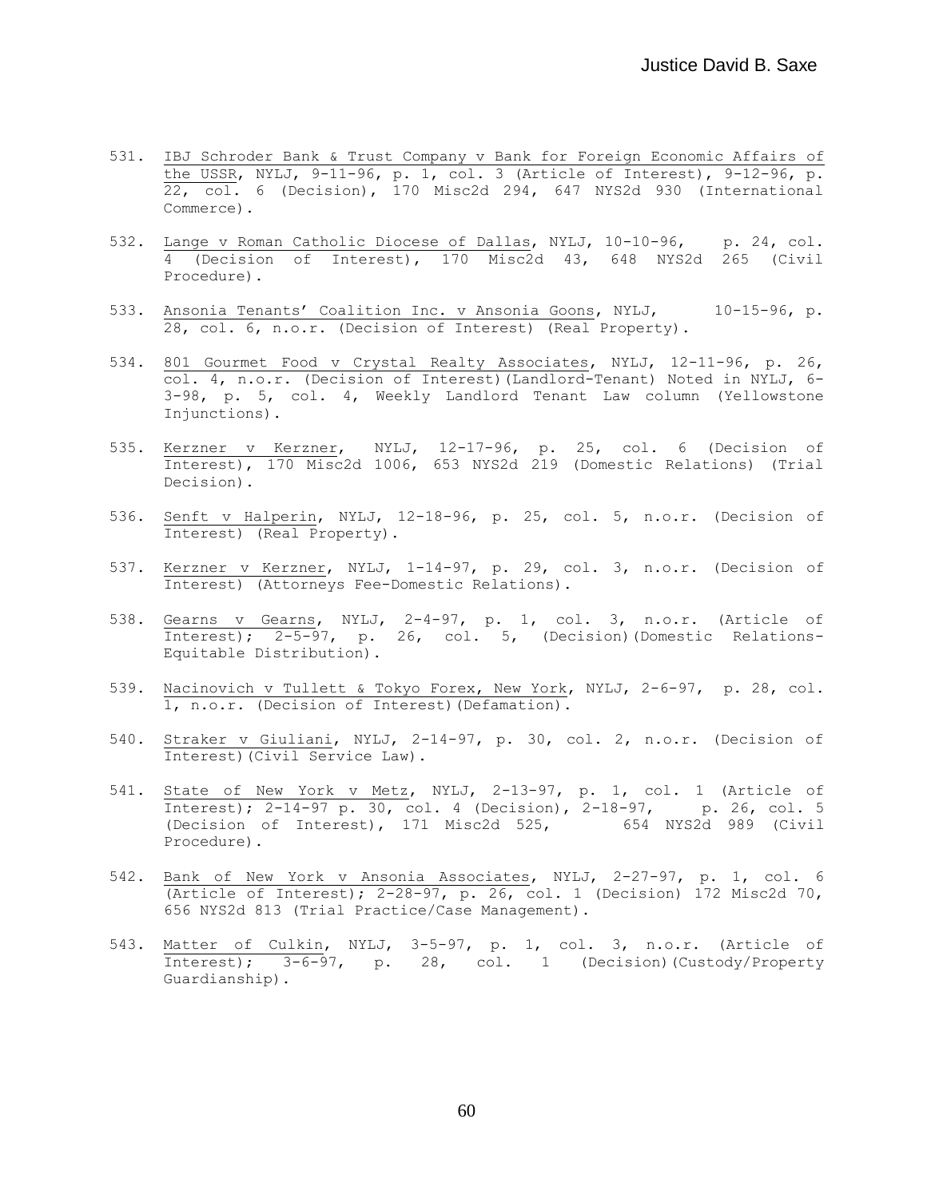531. IBJ Schroder Bank & Trust Company v Bank for Foreign Economic Affairs of the USSR, NYLJ, 9-11-96, p. 1, col. 3 (Article of Interest), 9-12-96, p. 22, col. 6 (Decision), 170 Misc2d 294, 647 NYS2d 930 (International Commerce).

532. Lange v Roman Catholic Diocese of Dallas, NYLJ, 10-10-96, p. 24, col. 4 (Decision of Interest), 170 Misc2d 43, 648 NYS2d 265 (Civil Procedure).

533. Ansonia Tenants' Coalition Inc. v Ansonia Goons, NYLJ, 10-15-96, p. 28, col. 6, n.o.r. (Decision of Interest) (Real Property).

534. 801 Gourmet Food v Crystal Realty Associates, NYLJ, 12-11-96, p. 26, col. 4, n.o.r. (Decision of Interest)(Landlord-Tenant) Noted in NYLJ, 6-3-98, p. 5, col. 4, Weekly Landlord Tenant Law column (Yellowstone Injunctions).

535. Kerzner v Kerzner, NYLJ, 12-17-96, p. 25, col. 6 (Decision of Interest), 170 Misc2d 1006, 653 NYS2d 219 (Domestic Relations) (Trial Decision).

536. Senft v Halperin, NYLJ, 12-18-96, p. 25, col. 5, n.o.r. (Decision of Interest) (Real Property).

537. Kerzner v Kerzner, NYLJ, 1-14-97, p. 29, col. 3, n.o.r. (Decision of Interest) (Attorneys Fee-Domestic Relations).

538. Gearns v Gearns, NYLJ, 2-4-97, p. 1, col. 3, n.o.r. (Article of Interest); 2-5-97, p. 26, col. 5, (Decision)(Domestic Relations-Equitable Distribution).

539. Nacinovich v Tullett & Tokyo Forex, New York, NYLJ, 2-6-97, p. 28, col. 1, n.o.r. (Decision of Interest)(Defamation).

540. Straker v Giuliani, NYLJ, 2-14-97, p. 30, col. 2, n.o.r. (Decision of Interest)(Civil Service Law).

541. State of New York v Metz, NYLJ, 2-13-97, p. 1, col. 1 (Article of Interest); 2-14-97 p. 30, col. 4 (Decision), 2-18-97, p. 26, col. 5 (Decision of Interest), 171 Misc2d 525, 654 NYS2d 989 (Civil Procedure).

542. Bank of New York v Ansonia Associates, NYLJ, 2-27-97, p. 1, col. 6 (Article of Interest); 2-28-97, p. 26, col. 1 (Decision) 172 Misc2d 70, 656 NYS2d 813 (Trial Practice/Case Management).

543. Matter of Culkin, NYLJ, 3-5-97, p. 1, col. 3, n.o.r. (Article of Interest); 3-6-97, p. 28, col. 1 (Decision)(Custody/Property Guardianship).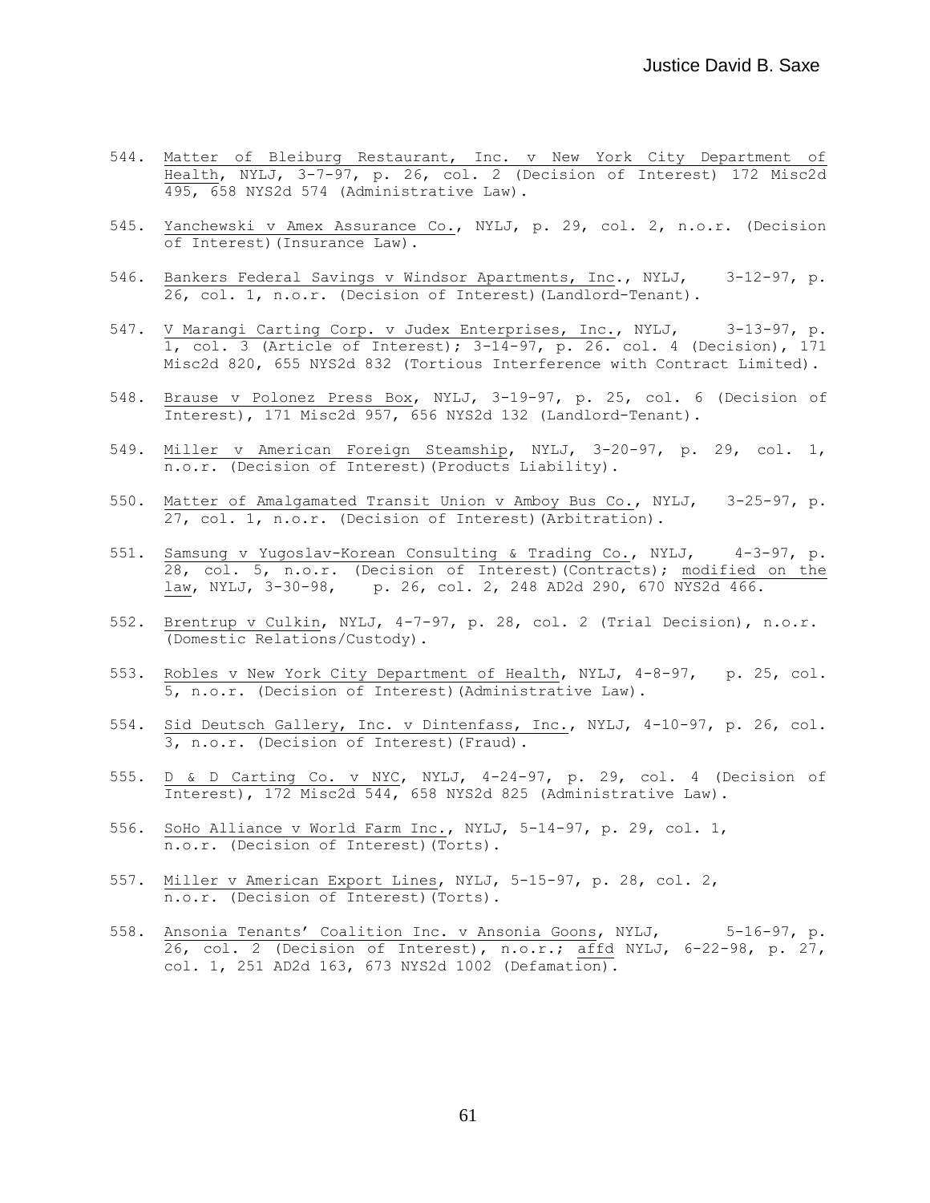544. Matter of Bleiburg Restaurant, Inc. v New York City Department of Health, NYLJ, 3-7-97, p. 26, col. 2 (Decision of Interest) 172 Misc2d 495, 658 NYS2d 574 (Administrative Law).

545. Yanchewski v Amex Assurance Co., NYLJ, p. 29, col. 2, n.o.r. (Decision of Interest)(Insurance Law).

546. Bankers Federal Savings v Windsor Apartments, Inc., NYLJ, 3-12-97, p. 26, col. 1, n.o.r. (Decision of Interest)(Landlord-Tenant).

547. V Marangi Carting Corp. v Judex Enterprises, Inc., NYLJ, 3-13-97, p. 1, col. 3 (Article of Interest); 3-14-97, p. 26. col. 4 (Decision), 171 Misc2d 820, 655 NYS2d 832 (Tortious Interference with Contract Limited).

548. Brause v Polonez Press Box, NYLJ, 3-19-97, p. 25, col. 6 (Decision of Interest), 171 Misc2d 957, 656 NYS2d 132 (Landlord-Tenant).

549. Miller v American Foreign Steamship, NYLJ, 3-20-97, p. 29, col. 1, n.o.r. (Decision of Interest)(Products Liability).

550. Matter of Amalgamated Transit Union v Amboy Bus Co., NYLJ, 3-25-97, p. 27, col. 1, n.o.r. (Decision of Interest)(Arbitration).

551. Samsung v Yugoslav-Korean Consulting & Trading Co., NYLJ, 4-3-97, p. 28, col. 5, n.o.r. (Decision of Interest)(Contracts); modified on the law, NYLJ, 3-30-98, p. 26, col. 2, 248 AD2d 290, 670 NYS2d 466.

552. Brentrup v Culkin, NYLJ, 4-7-97, p. 28, col. 2 (Trial Decision), n.o.r. (Domestic Relations/Custody).

553. Robles v New York City Department of Health, NYLJ, 4-8-97, p. 25, col. 5, n.o.r. (Decision of Interest)(Administrative Law).

554. Sid Deutsch Gallery, Inc. v Dintenfass, Inc., NYLJ, 4-10-97, p. 26, col. 3, n.o.r. (Decision of Interest)(Fraud).

555. D & D Carting Co. v NYC, NYLJ, 4-24-97, p. 29, col. 4 (Decision of Interest), 172 Misc2d 544, 658 NYS2d 825 (Administrative Law).

556. SoHo Alliance v World Farm Inc., NYLJ, 5-14-97, p. 29, col. 1, n.o.r. (Decision of Interest)(Torts).

557. Miller v American Export Lines, NYLJ, 5-15-97, p. 28, col. 2, n.o.r. (Decision of Interest)(Torts).

558. Ansonia Tenants' Coalition Inc. v Ansonia Goons, NYLJ, 5-16-97, p. 26, col. 2 (Decision of Interest), n.o.r.; affd NYLJ, 6-22-98, p. 27, col. 1, 251 AD2d 163, 673 NYS2d 1002 (Defamation).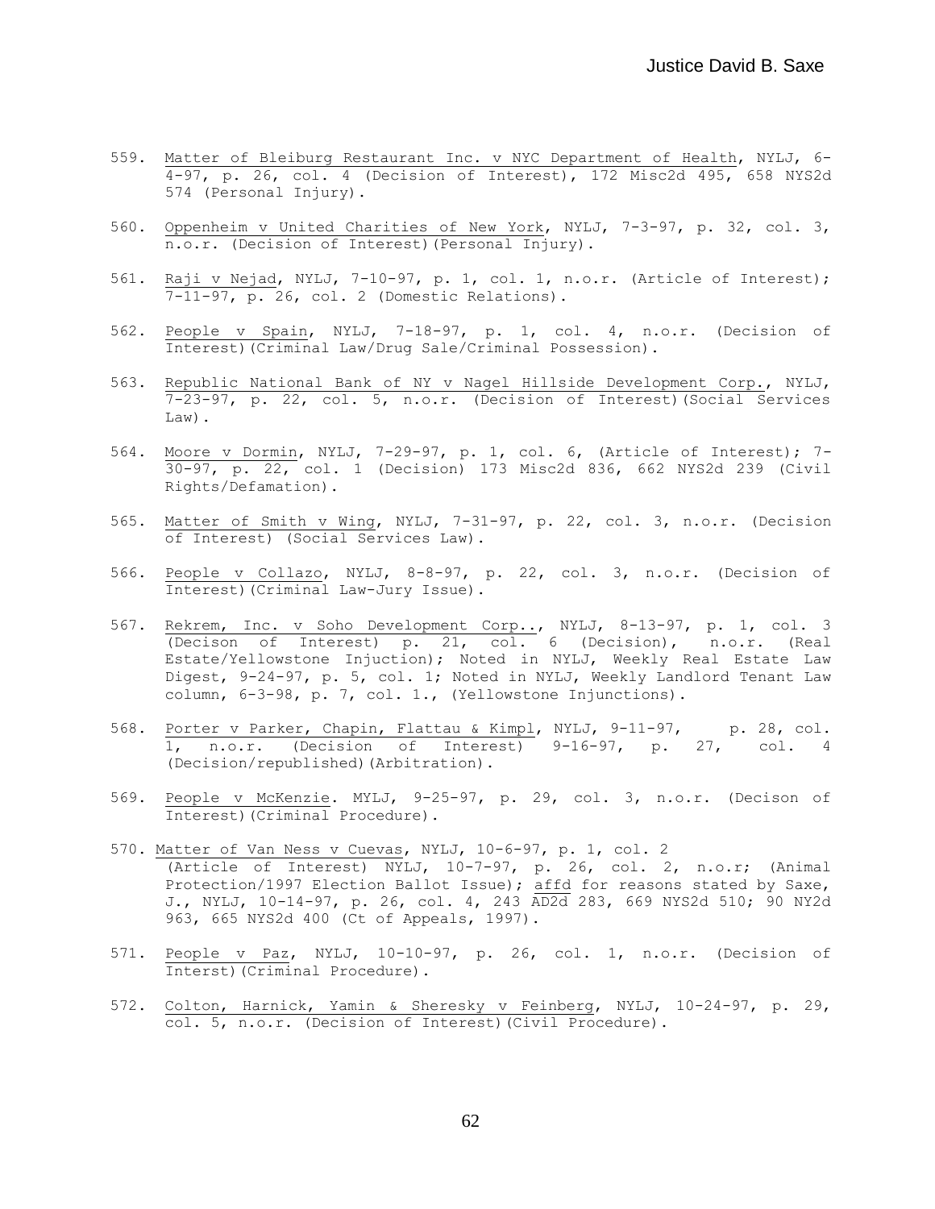559. Matter of Bleiburg Restaurant Inc. v NYC Department of Health, NYLJ, 6-4-97, p. 26, col. 4 (Decision of Interest), 172 Misc2d 495, 658 NYS2d 574 (Personal Injury).

560. Oppenheim v United Charities of New York, NYLJ, 7-3-97, p. 32, col. 3, n.o.r. (Decision of Interest)(Personal Injury).

561. Raji v Nejad, NYLJ, 7-10-97, p. 1, col. 1, n.o.r. (Article of Interest); 7-11-97, p. 26, col. 2 (Domestic Relations).

562. People v Spain, NYLJ, 7-18-97, p. 1, col. 4, n.o.r. (Decision of Interest)(Criminal Law/Drug Sale/Criminal Possession).

563. Republic National Bank of NY v Nagel Hillside Development Corp., NYLJ, 7-23-97, p. 22, col. 5, n.o.r. (Decision of Interest)(Social Services Law).

564. Moore v Dormin, NYLJ, 7-29-97, p. 1, col. 6, (Article of Interest); 7-30-97, p. 22, col. 1 (Decision) 173 Misc2d 836, 662 NYS2d 239 (Civil Rights/Defamation).

565. Matter of Smith v Wing, NYLJ, 7-31-97, p. 22, col. 3, n.o.r. (Decision of Interest) (Social Services Law).

566. People v Collazo, NYLJ, 8-8-97, p. 22, col. 3, n.o.r. (Decision of Interest)(Criminal Law-Jury Issue).

567. Rekrem, Inc. v Soho Development Corp.., NYLJ, 8-13-97, p. 1, col. 3 (Decison of Interest) p. 21, col. 6 (Decision), n.o.r. (Real Estate/Yellowstone Injuction); Noted in NYLJ, Weekly Real Estate Law Digest, 9-24-97, p. 5, col. 1; Noted in NYLJ, Weekly Landlord Tenant Law column, 6-3-98, p. 7, col. 1., (Yellowstone Injunctions).

568. Porter v Parker, Chapin, Flattau & Kimpl, NYLJ, 9-11-97, p. 28, col. 1, n.o.r. (Decision of Interest) 9-16-97, p. 27, col. 4 (Decision/republished)(Arbitration).

569. People v McKenzie. MYLJ, 9-25-97, p. 29, col. 3, n.o.r. (Decison of Interest)(Criminal Procedure).

570. Matter of Van Ness v Cuevas, NYLJ, 10-6-97, p. 1, col. 2 (Article of Interest) NYLJ, 10-7-97, p. 26, col. 2, n.o.r; (Animal Protection/1997 Election Ballot Issue); affd for reasons stated by Saxe, J., NYLJ, 10-14-97, p. 26, col. 4, 243 AD2d 283, 669 NYS2d 510; 90 NY2d 963, 665 NYS2d 400 (Ct of Appeals, 1997).

571. People v Paz, NYLJ, 10-10-97, p. 26, col. 1, n.o.r. (Decision of Interst)(Criminal Procedure).

572. Colton, Harnick, Yamin & Sheresky v Feinberg, NYLJ, 10-24-97, p. 29, col. 5, n.o.r. (Decision of Interest)(Civil Procedure).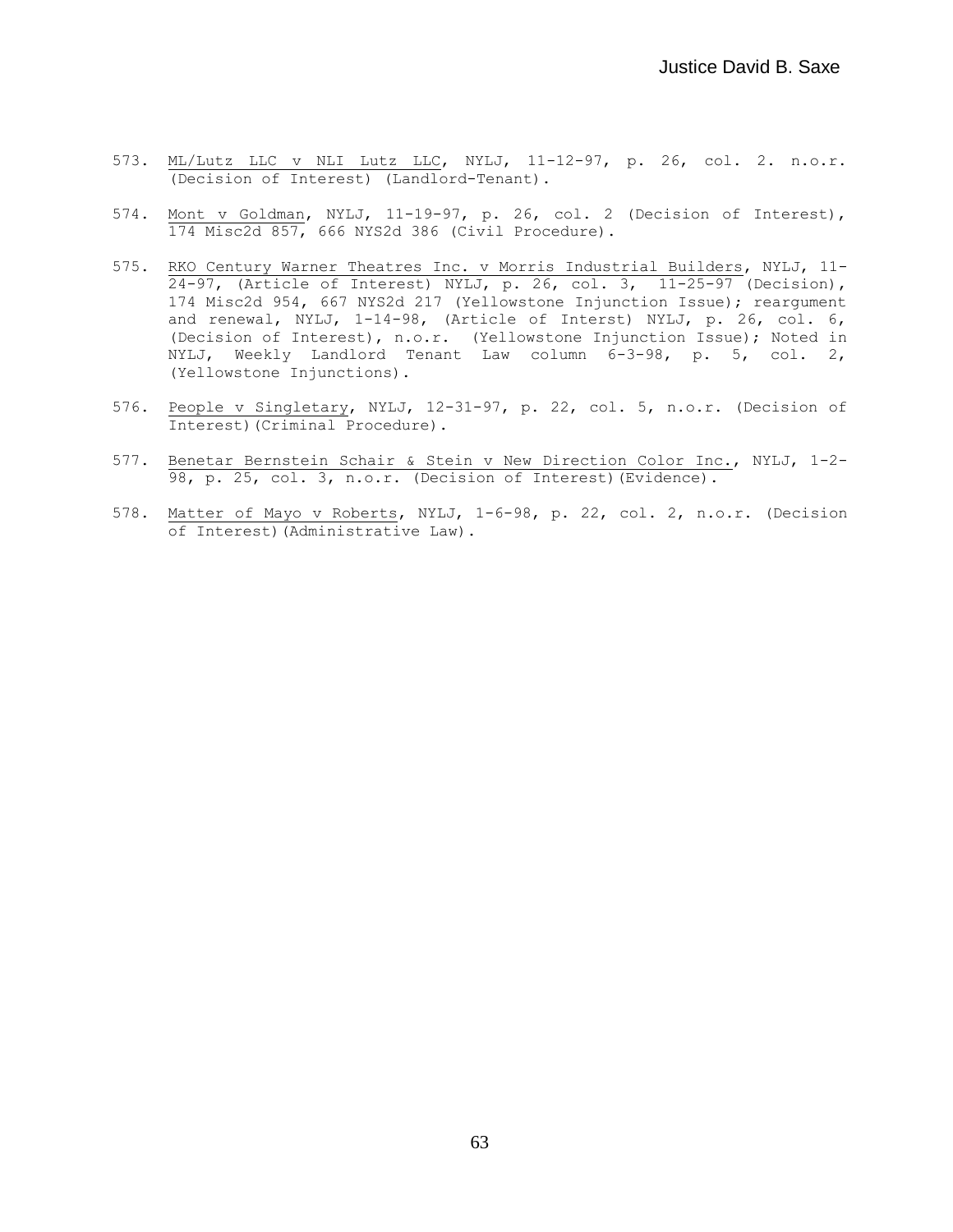573. ML/Lutz LLC v NLI Lutz LLC, NYLJ, 11-12-97, p. 26, col. 2. n.o.r. (Decision of Interest) (Landlord-Tenant).

574. Mont v Goldman, NYLJ, 11-19-97, p. 26, col. 2 (Decision of Interest), 174 Misc2d 857, 666 NYS2d 386 (Civil Procedure).

575. RKO Century Warner Theatres Inc. v Morris Industrial Builders, NYLJ, 11-24-97, (Article of Interest) NYLJ, p. 26, col. 3, 11-25-97 (Decision), 174 Misc2d 954, 667 NYS2d 217 (Yellowstone Injunction Issue); reargument and renewal, NYLJ, 1-14-98, (Article of Interst) NYLJ, p. 26, col. 6, (Decision of Interest), n.o.r. (Yellowstone Injunction Issue); Noted in NYLJ, Weekly Landlord Tenant Law column 6-3-98, p. 5, col. 2, (Yellowstone Injunctions).

576. People v Singletary, NYLJ, 12-31-97, p. 22, col. 5, n.o.r. (Decision of Interest)(Criminal Procedure).

577. Benetar Bernstein Schair & Stein v New Direction Color Inc., NYLJ, 1-2-98, p. 25, col. 3, n.o.r. (Decision of Interest)(Evidence).

578. Matter of Mayo v Roberts, NYLJ, 1-6-98, p. 22, col. 2, n.o.r. (Decision of Interest)(Administrative Law).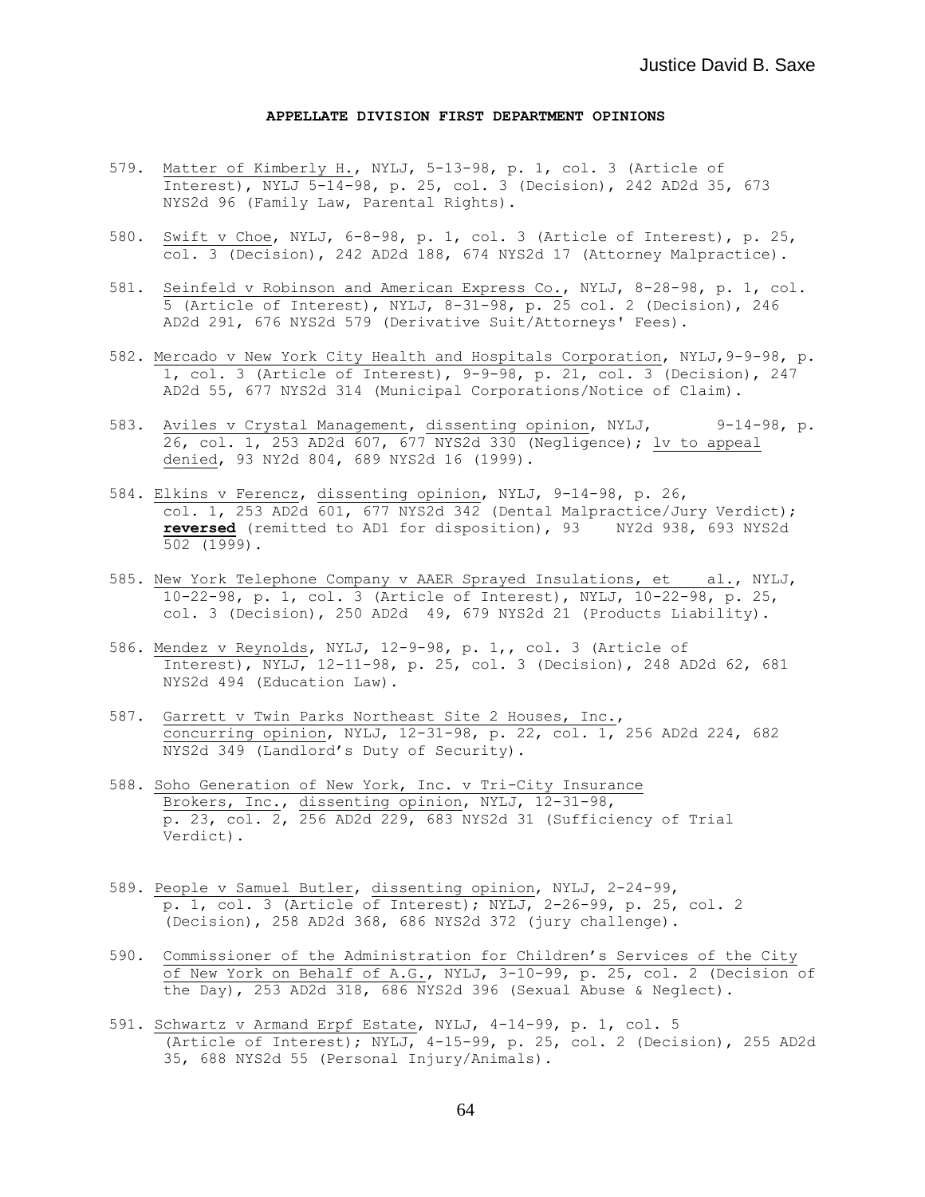## APPELLATE DIVISION FIRST DEPARTMENT OPINIONS

579. Matter of Kimberly H., NYLJ, 5-13-98, p. 1, col. 3 (Article of Interest), NYLJ 5-14-98, p. 25, col. 3 (Decision), 242 AD2d 35, 673 NYS2d 96 (Family Law, Parental Rights).

580. Swift v Choe, NYLJ, 6-8-98, p. 1, col. 3 (Article of Interest), p. 25, col. 3 (Decision), 242 AD2d 188, 674 NYS2d 17 (Attorney Malpractice).

581. Seinfeld v Robinson and American Express Co., NYLJ, 8-28-98, p. 1, col. 5 (Article of Interest), NYLJ, 8-31-98, p. 25 col. 2 (Decision), 246 AD2d 291, 676 NYS2d 579 (Derivative Suit/Attorneys' Fees).

582. Mercado v New York City Health and Hospitals Corporation, NYLJ, 9-9-98, p. 1, col. 3 (Article of Interest), 9-9-98, p. 21, col. 3 (Decision), 247 AD2d 55, 677 NYS2d 314 (Municipal Corporations/Notice of Claim).

583. Aviles v Crystal Management, dissenting opinion, NYLJ, 9-14-98, p. 26, col. 1, 253 AD2d 607, 677 NYS2d 330 (Negligence); lv to appeal denied, 93 NY2d 804, 689 NYS2d 16 (1999).

584. Elkins v Ferencz, dissenting opinion, NYLJ, 9-14-98, p. 26, col. 1, 253 AD2d 601, 677 NYS2d 342 (Dental Malpractice/Jury Verdict); **reversed** (remitted to AD1 for disposition), 93 NY2d 938, 693 NYS2d 502 (1999).

585. New York Telephone Company v AAER Sprayed Insulations, et al., NYLJ, 10-22-98, p. 1, col. 3 (Article of Interest), NYLJ, 10-22-98, p. 25, col. 3 (Decision), 250 AD2d 49, 679 NYS2d 21 (Products Liability).

586. Mendez v Reynolds, NYLJ, 12-9-98, p. 1,, col. 3 (Article of Interest), NYLJ, 12-11-98, p. 25, col. 3 (Decision), 248 AD2d 62, 681 NYS2d 494 (Education Law).

587. Garrett v Twin Parks Northeast Site 2 Houses, Inc., concurring opinion, NYLJ, 12-31-98, p. 22, col. 1, 256 AD2d 224, 682 NYS2d 349 (Landlord's Duty of Security).

588. Soho Generation of New York, Inc. v Tri-City Insurance Brokers, Inc., dissenting opinion, NYLJ, 12-31-98, p. 23, col. 2, 256 AD2d 229, 683 NYS2d 31 (Sufficiency of Trial Verdict).

589. People v Samuel Butler, dissenting opinion, NYLJ, 2-24-99, p. 1, col. 3 (Article of Interest); NYLJ, 2-26-99, p. 25, col. 2 (Decision), 258 AD2d 368, 686 NYS2d 372 (jury challenge).

590. Commissioner of the Administration for Children's Services of the City of New York on Behalf of A.G., NYLJ, 3-10-99, p. 25, col. 2 (Decision of the Day), 253 AD2d 318, 686 NYS2d 396 (Sexual Abuse & Neglect).

591. Schwartz v Armand Erpf Estate, NYLJ, 4-14-99, p. 1, col. 5 (Article of Interest); NYLJ, 4-15-99, p. 25, col. 2 (Decision), 255 AD2d 35, 688 NYS2d 55 (Personal Injury/Animals).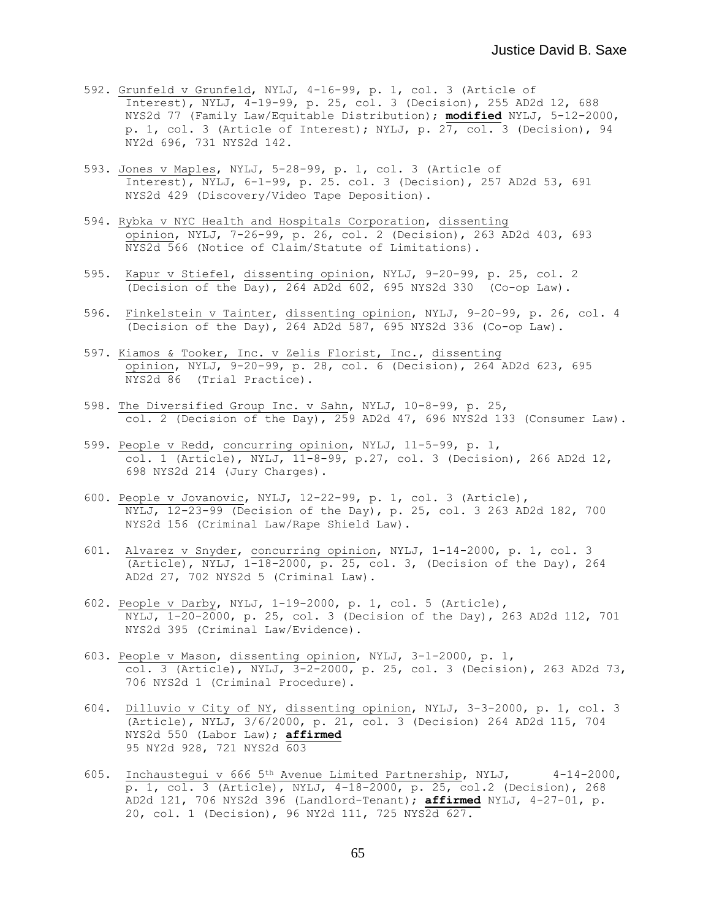592. Grunfeld v Grunfeld, NYLJ, 4-16-99, p. 1, col. 3 (Article of Interest), NYLJ, 4-19-99, p. 25, col. 3 (Decision), 255 AD2d 12, 688 NYS2d 77 (Family Law/Equitable Distribution); **modified** NYLJ, 5-12-2000, p. 1, col. 3 (Article of Interest); NYLJ, p. 27, col. 3 (Decision), 94 NY2d 696, 731 NYS2d 142.

593. Jones v Maples, NYLJ, 5-28-99, p. 1, col. 3 (Article of Interest), NYLJ, 6-1-99, p. 25. col. 3 (Decision), 257 AD2d 53, 691 NYS2d 429 (Discovery/Video Tape Deposition).

594. Rybka v NYC Health and Hospitals Corporation, dissenting opinion, NYLJ, 7-26-99, p. 26, col. 2 (Decision), 263 AD2d 403, 693 NYS2d 566 (Notice of Claim/Statute of Limitations).

595. Kapur v Stiefel, dissenting opinion, NYLJ, 9-20-99, p. 25, col. 2 (Decision of the Day), 264 AD2d 602, 695 NYS2d 330 (Co-op Law).

596. Finkelstein v Tainter, dissenting opinion, NYLJ, 9-20-99, p. 26, col. 4 (Decision of the Day), 264 AD2d 587, 695 NYS2d 336 (Co-op Law).

597. Kiamos & Tooker, Inc. v Zelis Florist, Inc., dissenting opinion, NYLJ, 9-20-99, p. 28, col. 6 (Decision), 264 AD2d 623, 695 NYS2d 86 (Trial Practice).

598. The Diversified Group Inc. v Sahn, NYLJ, 10-8-99, p. 25, col. 2 (Decision of the Day), 259 AD2d 47, 696 NYS2d 133 (Consumer Law).

599. People v Redd, concurring opinion, NYLJ, 11-5-99, p. 1, col. 1 (Article), NYLJ, 11-8-99, p.27, col. 3 (Decision), 266 AD2d 12, 698 NYS2d 214 (Jury Charges).

600. People v Jovanovic, NYLJ, 12-22-99, p. 1, col. 3 (Article), NYLJ, 12-23-99 (Decision of the Day), p. 25, col. 3 263 AD2d 182, 700 NYS2d 156 (Criminal Law/Rape Shield Law).

601. Alvarez v Snyder, concurring opinion, NYLJ, 1-14-2000, p. 1, col. 3 (Article), NYLJ, 1-18-2000, p. 25, col. 3, (Decision of the Day), 264 AD2d 27, 702 NYS2d 5 (Criminal Law).

602. People v Darby, NYLJ, 1-19-2000, p. 1, col. 5 (Article), NYLJ, 1-20-2000, p. 25, col. 3 (Decision of the Day), 263 AD2d 112, 701 NYS2d 395 (Criminal Law/Evidence).

603. People v Mason, dissenting opinion, NYLJ, 3-1-2000, p. 1, col. 3 (Article), NYLJ, 3-2-2000, p. 25, col. 3 (Decision), 263 AD2d 73, 706 NYS2d 1 (Criminal Procedure).

604. Dilluvio v City of NY, dissenting opinion, NYLJ, 3-3-2000, p. 1, col. 3 (Article), NYLJ, 3/6/2000, p. 21, col. 3 (Decision) 264 AD2d 115, 704 NYS2d 550 (Labor Law); **affirmed** 95 NY2d 928, 721 NYS2d 603

605. Inchaustegui v 666 5th Avenue Limited Partnership, NYLJ, 4-14-2000, p. 1, col. 3 (Article), NYLJ, 4-18-2000, p. 25, col.2 (Decision), 268 AD2d 121, 706 NYS2d 396 (Landlord-Tenant); **affirmed** NYLJ, 4-27-01, p. 20, col. 1 (Decision), 96 NY2d 111, 725 NYS2d 627.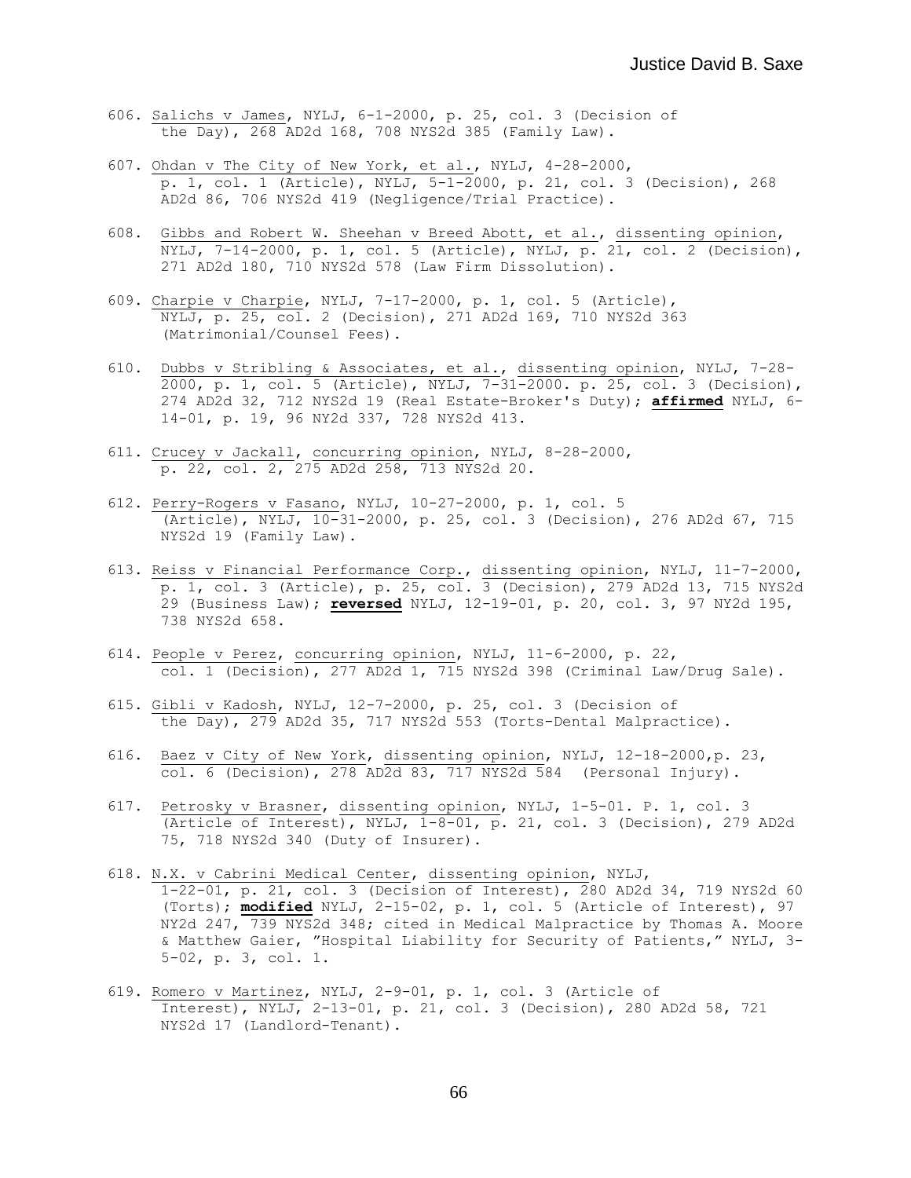606. Salichs v James, NYLJ, 6-1-2000, p. 25, col. 3 (Decision of the Day), 268 AD2d 168, 708 NYS2d 385 (Family Law).

607. Ohdan v The City of New York, et al., NYLJ, 4-28-2000, p. 1, col. 1 (Article), NYLJ, 5-1-2000, p. 21, col. 3 (Decision), 268 AD2d 86, 706 NYS2d 419 (Negligence/Trial Practice).

608. Gibbs and Robert W. Sheehan v Breed Abott, et al., dissenting opinion, NYLJ, 7-14-2000, p. 1, col. 5 (Article), NYLJ, p. 21, col. 2 (Decision), 271 AD2d 180, 710 NYS2d 578 (Law Firm Dissolution).

609. Charpie v Charpie, NYLJ, 7-17-2000, p. 1, col. 5 (Article), NYLJ, p. 25, col. 2 (Decision), 271 AD2d 169, 710 NYS2d 363 (Matrimonial/Counsel Fees).

610. Dubbs v Stribling & Associates, et al., dissenting opinion, NYLJ, 7-28-2000, p. 1, col. 5 (Article), NYLJ, 7-31-2000. p. 25, col. 3 (Decision), 274 AD2d 32, 712 NYS2d 19 (Real Estate-Broker's Duty); **affirmed** NYLJ, 6-14-01, p. 19, 96 NY2d 337, 728 NYS2d 413.

611. Crucey v Jackall, concurring opinion, NYLJ, 8-28-2000, p. 22, col. 2, 275 AD2d 258, 713 NYS2d 20.

612. Perry-Rogers v Fasano, NYLJ, 10-27-2000, p. 1, col. 5 (Article), NYLJ, 10-31-2000, p. 25, col. 3 (Decision), 276 AD2d 67, 715 NYS2d 19 (Family Law).

613. Reiss v Financial Performance Corp., dissenting opinion, NYLJ, 11-7-2000, p. 1, col. 3 (Article), p. 25, col. 3 (Decision), 279 AD2d 13, 715 NYS2d 29 (Business Law); **reversed** NYLJ, 12-19-01, p. 20, col. 3, 97 NY2d 195, 738 NYS2d 658.

614. People v Perez, concurring opinion, NYLJ, 11-6-2000, p. 22, col. 1 (Decision), 277 AD2d 1, 715 NYS2d 398 (Criminal Law/Drug Sale).

615. Gibli v Kadosh, NYLJ, 12-7-2000, p. 25, col. 3 (Decision of the Day), 279 AD2d 35, 717 NYS2d 553 (Torts-Dental Malpractice).

616. Baez v City of New York, dissenting opinion, NYLJ, 12-18-2000,p. 23, col. 6 (Decision), 278 AD2d 83, 717 NYS2d 584 (Personal Injury).

617. Petrosky v Brasner, dissenting opinion, NYLJ, 1-5-01. P. 1, col. 3 (Article of Interest), NYLJ, 1-8-01, p. 21, col. 3 (Decision), 279 AD2d 75, 718 NYS2d 340 (Duty of Insurer).

618. N.X. v Cabrini Medical Center, dissenting opinion, NYLJ, 1-22-01, p. 21, col. 3 (Decision of Interest), 280 AD2d 34, 719 NYS2d 60 (Torts); **modified** NYLJ, 2-15-02, p. 1, col. 5 (Article of Interest), 97 NY2d 247, 739 NYS2d 348; cited in Medical Malpractice by Thomas A. Moore & Matthew Gaier, "Hospital Liability for Security of Patients," NYLJ, 3-5-02, p. 3, col. 1.

619. Romero v Martinez, NYLJ, 2-9-01, p. 1, col. 3 (Article of Interest), NYLJ, 2-13-01, p. 21, col. 3 (Decision), 280 AD2d 58, 721 NYS2d 17 (Landlord-Tenant).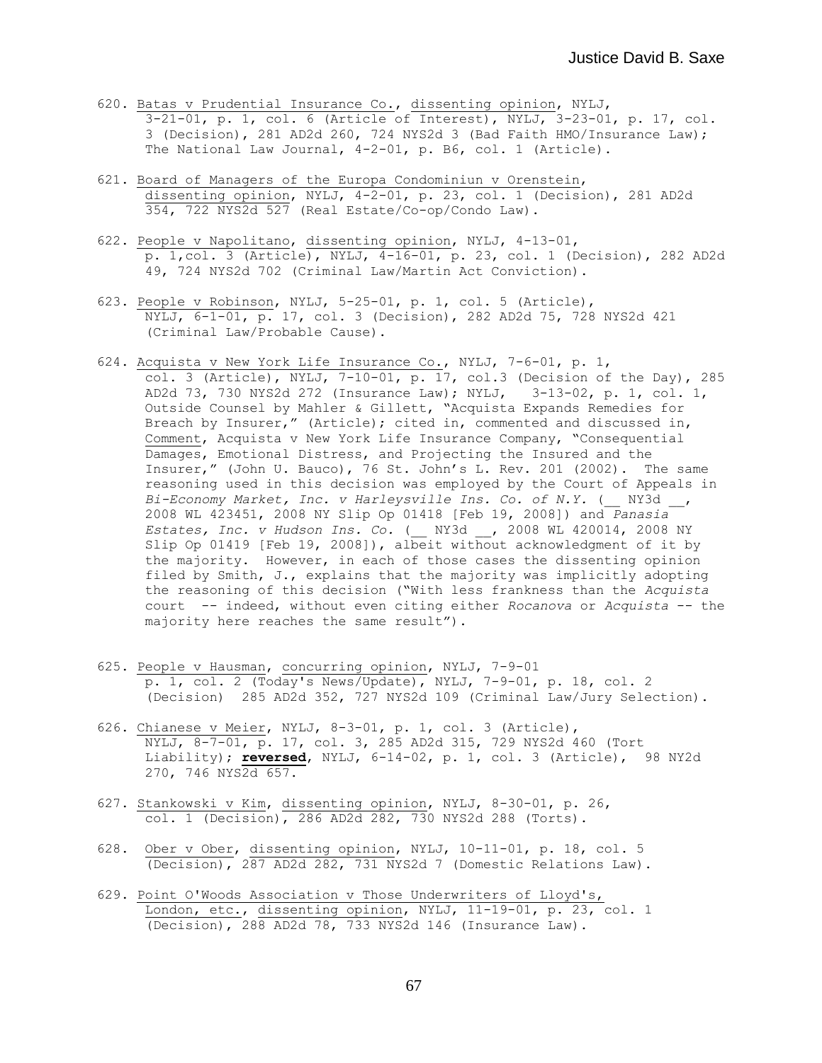620. Batas v Prudential Insurance Co., dissenting opinion, NYLJ, 3-21-01, p. 1, col. 6 (Article of Interest), NYLJ, 3-23-01, p. 17, col. 3 (Decision), 281 AD2d 260, 724 NYS2d 3 (Bad Faith HMO/Insurance Law); The National Law Journal, 4-2-01, p. B6, col. 1 (Article).

621. Board of Managers of the Europa Condominiun v Orenstein, dissenting opinion, NYLJ, 4-2-01, p. 23, col. 1 (Decision), 281 AD2d 354, 722 NYS2d 527 (Real Estate/Co-op/Condo Law).

622. People v Napolitano, dissenting opinion, NYLJ, 4-13-01, p. 1,col. 3 (Article), NYLJ, 4-16-01, p. 23, col. 1 (Decision), 282 AD2d 49, 724 NYS2d 702 (Criminal Law/Martin Act Conviction).

623. People v Robinson, NYLJ, 5-25-01, p. 1, col. 5 (Article), NYLJ, 6-1-01, p. 17, col. 3 (Decision), 282 AD2d 75, 728 NYS2d 421 (Criminal Law/Probable Cause).

624. Acquista v New York Life Insurance Co., NYLJ, 7-6-01, p. 1, col. 3 (Article), NYLJ, 7-10-01, p. 17, col.3 (Decision of the Day), 285 AD2d 73, 730 NYS2d 272 (Insurance Law); NYLJ, 3-13-02, p. 1, col. 1, Outside Counsel by Mahler & Gillett, "Acquista Expands Remedies for Breach by Insurer," (Article); cited in, commented and discussed in, Comment, Acquista v New York Life Insurance Company, "Consequential Damages, Emotional Distress, and Projecting the Insured and the Insurer," (John U. Bauco), 76 St. John's L. Rev. 201 (2002). The same reasoning used in this decision was employed by the Court of Appeals in *Bi-Economy Market, Inc. v Harleysville Ins. Co. of N.Y.* (__ NY3d __, 2008 WL 423451, 2008 NY Slip Op 01418 [Feb 19, 2008]) and *Panasia Estates, Inc. v Hudson Ins. Co.* (__ NY3d __, 2008 WL 420014, 2008 NY Slip Op 01419 [Feb 19, 2008]), albeit without acknowledgment of it by the majority. However, in each of those cases the dissenting opinion filed by Smith, J., explains that the majority was implicitly adopting the reasoning of this decision ("With less frankness than the *Acquista* court -- indeed, without even citing either *Rocanova* or *Acquista* -- the majority here reaches the same result").

625. People v Hausman, concurring opinion, NYLJ, 7-9-01 p. 1, col. 2 (Today's News/Update), NYLJ, 7-9-01, p. 18, col. 2 (Decision) 285 AD2d 352, 727 NYS2d 109 (Criminal Law/Jury Selection).

626. Chianese v Meier, NYLJ, 8-3-01, p. 1, col. 3 (Article), NYLJ, 8-7-01, p. 17, col. 3, 285 AD2d 315, 729 NYS2d 460 (Tort Liability); **reversed**, NYLJ, 6-14-02, p. 1, col. 3 (Article), 98 NY2d 270, 746 NYS2d 657.

627. Stankowski v Kim, dissenting opinion, NYLJ, 8-30-01, p. 26, col. 1 (Decision), 286 AD2d 282, 730 NYS2d 288 (Torts).

628. Ober v Ober, dissenting opinion, NYLJ, 10-11-01, p. 18, col. 5 (Decision), 287 AD2d 282, 731 NYS2d 7 (Domestic Relations Law).

629. Point O'Woods Association v Those Underwriters of Lloyd's, London, etc., dissenting opinion, NYLJ, 11-19-01, p. 23, col. 1 (Decision), 288 AD2d 78, 733 NYS2d 146 (Insurance Law).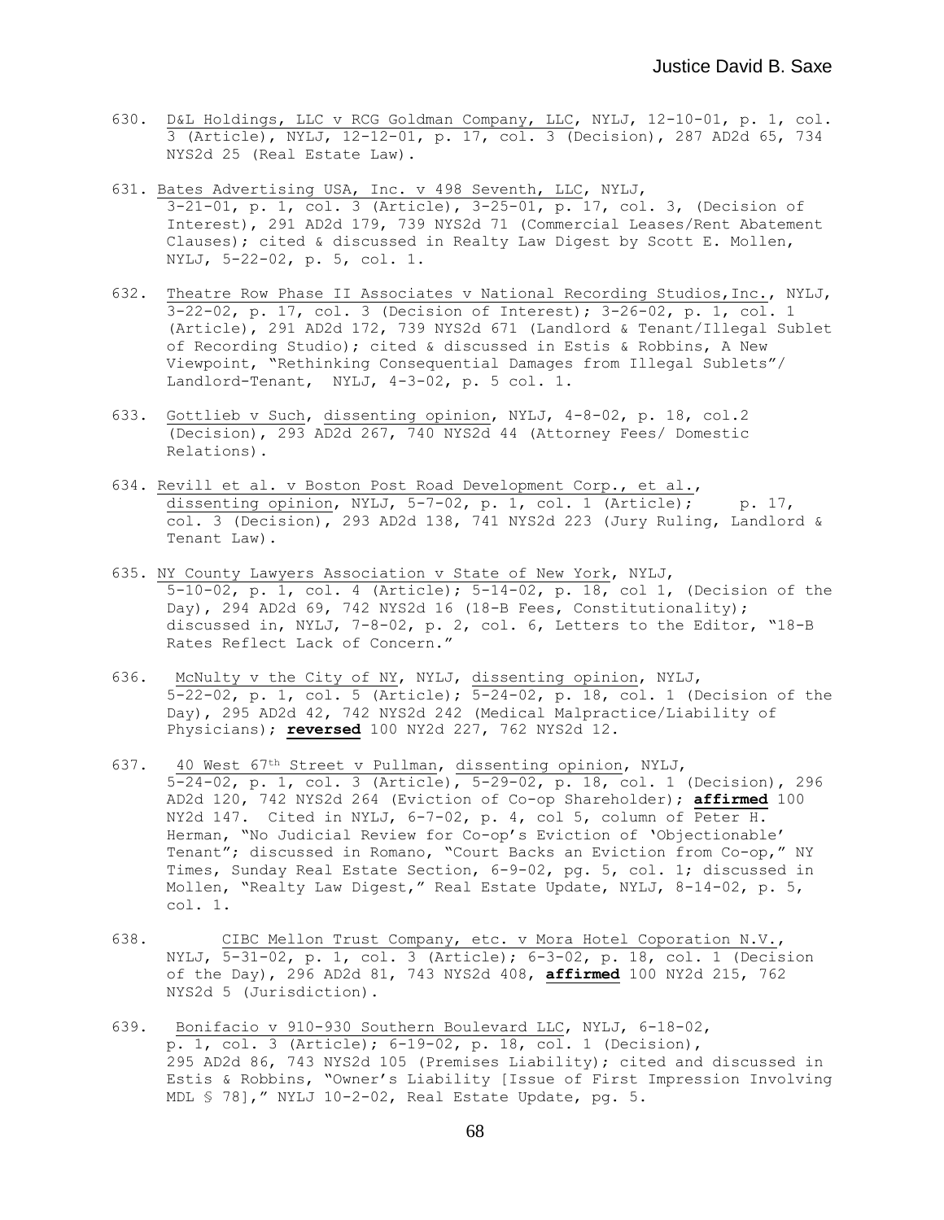630. D&L Holdings, LLC v RCG Goldman Company, LLC, NYLJ, 12-10-01, p. 1, col. 3 (Article), NYLJ, 12-12-01, p. 17, col. 3 (Decision), 287 AD2d 65, 734 NYS2d 25 (Real Estate Law).

631. Bates Advertising USA, Inc. v 498 Seventh, LLC, NYLJ, 3-21-01, p. 1, col. 3 (Article), 3-25-01, p. 17, col. 3, (Decision of Interest), 291 AD2d 179, 739 NYS2d 71 (Commercial Leases/Rent Abatement Clauses); cited & discussed in Realty Law Digest by Scott E. Mollen, NYLJ, 5-22-02, p. 5, col. 1.

632. Theatre Row Phase II Associates v National Recording Studios,Inc., NYLJ, 3-22-02, p. 17, col. 3 (Decision of Interest); 3-26-02, p. 1, col. 1 (Article), 291 AD2d 172, 739 NYS2d 671 (Landlord & Tenant/Illegal Sublet of Recording Studio); cited & discussed in Estis & Robbins, A New Viewpoint, "Rethinking Consequential Damages from Illegal Sublets"/ Landlord-Tenant, NYLJ, 4-3-02, p. 5 col. 1.

633. Gottlieb v Such, dissenting opinion, NYLJ, 4-8-02, p. 18, col.2 (Decision), 293 AD2d 267, 740 NYS2d 44 (Attorney Fees/ Domestic Relations).

634. Revill et al. v Boston Post Road Development Corp., et al., dissenting opinion, NYLJ, 5-7-02, p. 1, col. 1 (Article); p. 17, col. 3 (Decision), 293 AD2d 138, 741 NYS2d 223 (Jury Ruling, Landlord & Tenant Law).

635. NY County Lawyers Association v State of New York, NYLJ, 5-10-02, p. 1, col. 4 (Article); 5-14-02, p. 18, col 1, (Decision of the Day), 294 AD2d 69, 742 NYS2d 16 (18-B Fees, Constitutionality); discussed in, NYLJ, 7-8-02, p. 2, col. 6, Letters to the Editor, "18-B Rates Reflect Lack of Concern."

636. McNulty v the City of NY, NYLJ, dissenting opinion, NYLJ, 5-22-02, p. 1, col. 5 (Article); 5-24-02, p. 18, col. 1 (Decision of the Day), 295 AD2d 42, 742 NYS2d 242 (Medical Malpractice/Liability of Physicians); **reversed** 100 NY2d 227, 762 NYS2d 12.

637. 40 West 67th Street v Pullman, dissenting opinion, NYLJ, 5-24-02, p. 1, col. 3 (Article), 5-29-02, p. 18, col. 1 (Decision), 296 AD2d 120, 742 NYS2d 264 (Eviction of Co-op Shareholder); **affirmed** 100 NY2d 147. Cited in NYLJ, 6-7-02, p. 4, col 5, column of Peter H. Herman, "No Judicial Review for Co-op's Eviction of 'Objectionable' Tenant"; discussed in Romano, "Court Backs an Eviction from Co-op," NY Times, Sunday Real Estate Section, 6-9-02, pg. 5, col. 1; discussed in Mollen, "Realty Law Digest," Real Estate Update, NYLJ, 8-14-02, p. 5, col. 1.

638. CIBC Mellon Trust Company, etc. v Mora Hotel Coporation N.V., NYLJ, 5-31-02, p. 1, col. 3 (Article); 6-3-02, p. 18, col. 1 (Decision of the Day), 296 AD2d 81, 743 NYS2d 408, **affirmed** 100 NY2d 215, 762 NYS2d 5 (Jurisdiction).

639. Bonifacio v 910-930 Southern Boulevard LLC, NYLJ, 6-18-02, p. 1, col. 3 (Article); 6-19-02, p. 18, col. 1 (Decision), 295 AD2d 86, 743 NYS2d 105 (Premises Liability); cited and discussed in Estis & Robbins, "Owner's Liability [Issue of First Impression Involving MDL § 78]," NYLJ 10-2-02, Real Estate Update, pg. 5.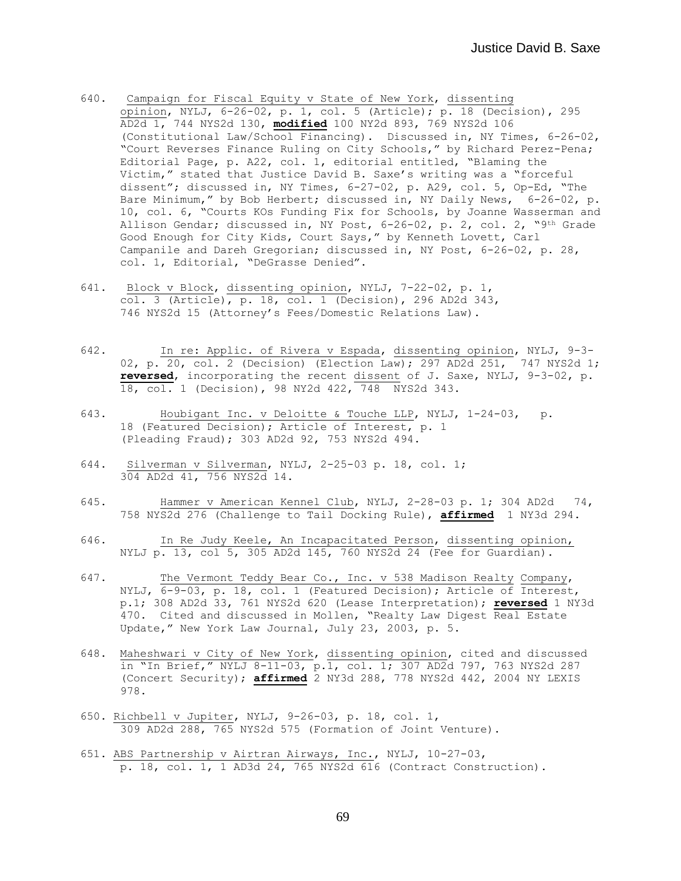640. Campaign for Fiscal Equity v State of New York, dissenting opinion, NYLJ, 6-26-02, p. 1, col. 5 (Article); p. 18 (Decision), 295 AD2d 1, 744 NYS2d 130, **modified** 100 NY2d 893, 769 NYS2d 106 (Constitutional Law/School Financing). Discussed in, NY Times, 6-26-02, "Court Reverses Finance Ruling on City Schools," by Richard Perez-Pena; Editorial Page, p. A22, col. 1, editorial entitled, "Blaming the Victim," stated that Justice David B. Saxe's writing was a "forceful dissent"; discussed in, NY Times, 6-27-02, p. A29, col. 5, Op-Ed, "The Bare Minimum," by Bob Herbert; discussed in, NY Daily News, 6-26-02, p. 10, col. 6, "Courts KOs Funding Fix for Schools, by Joanne Wasserman and Allison Gendar; discussed in, NY Post, 6-26-02, p. 2, col. 2, "9th Grade Good Enough for City Kids, Court Says," by Kenneth Lovett, Carl Campanile and Dareh Gregorian; discussed in, NY Post, 6-26-02, p. 28, col. 1, Editorial, "DeGrasse Denied".

641. Block v Block, dissenting opinion, NYLJ, 7-22-02, p. 1, col. 3 (Article), p. 18, col. 1 (Decision), 296 AD2d 343, 746 NYS2d 15 (Attorney's Fees/Domestic Relations Law).

642. In re: Applic. of Rivera v Espada, dissenting opinion, NYLJ, 9-3-02, p. 20, col. 2 (Decision) (Election Law); 297 AD2d 251, 747 NYS2d 1; **reversed**, incorporating the recent dissent of J. Saxe, NYLJ, 9-3-02, p. 18, col. 1 (Decision), 98 NY2d 422, 748 NYS2d 343.

643. Houbigant Inc. v Deloitte & Touche LLP, NYLJ, 1-24-03, p. 18 (Featured Decision); Article of Interest, p. 1 (Pleading Fraud); 303 AD2d 92, 753 NYS2d 494.

644. Silverman v Silverman, NYLJ, 2-25-03 p. 18, col. 1; 304 AD2d 41, 756 NYS2d 14.

645. Hammer v American Kennel Club, NYLJ, 2-28-03 p. 1; 304 AD2d 74, 758 NYS2d 276 (Challenge to Tail Docking Rule), **affirmed** 1 NY3d 294.

646. In Re Judy Keele, An Incapacitated Person, dissenting opinion, NYLJ p. 13, col 5, 305 AD2d 145, 760 NYS2d 24 (Fee for Guardian).

647. The Vermont Teddy Bear Co., Inc. v 538 Madison Realty Company, NYLJ, 6-9-03, p. 18, col. 1 (Featured Decision); Article of Interest, p.1; 308 AD2d 33, 761 NYS2d 620 (Lease Interpretation); **reversed** 1 NY3d 470. Cited and discussed in Mollen, "Realty Law Digest Real Estate Update," New York Law Journal, July 23, 2003, p. 5.

648. Maheshwari v City of New York, dissenting opinion, cited and discussed in "In Brief," NYLJ 8-11-03, p.1, col. 1; 307 AD2d 797, 763 NYS2d 287 (Concert Security); **affirmed** 2 NY3d 288, 778 NYS2d 442, 2004 NY LEXIS 978.

650. Richbell v Jupiter, NYLJ, 9-26-03, p. 18, col. 1, 309 AD2d 288, 765 NYS2d 575 (Formation of Joint Venture).

651. ABS Partnership v Airtran Airways, Inc., NYLJ, 10-27-03, p. 18, col. 1, 1 AD3d 24, 765 NYS2d 616 (Contract Construction).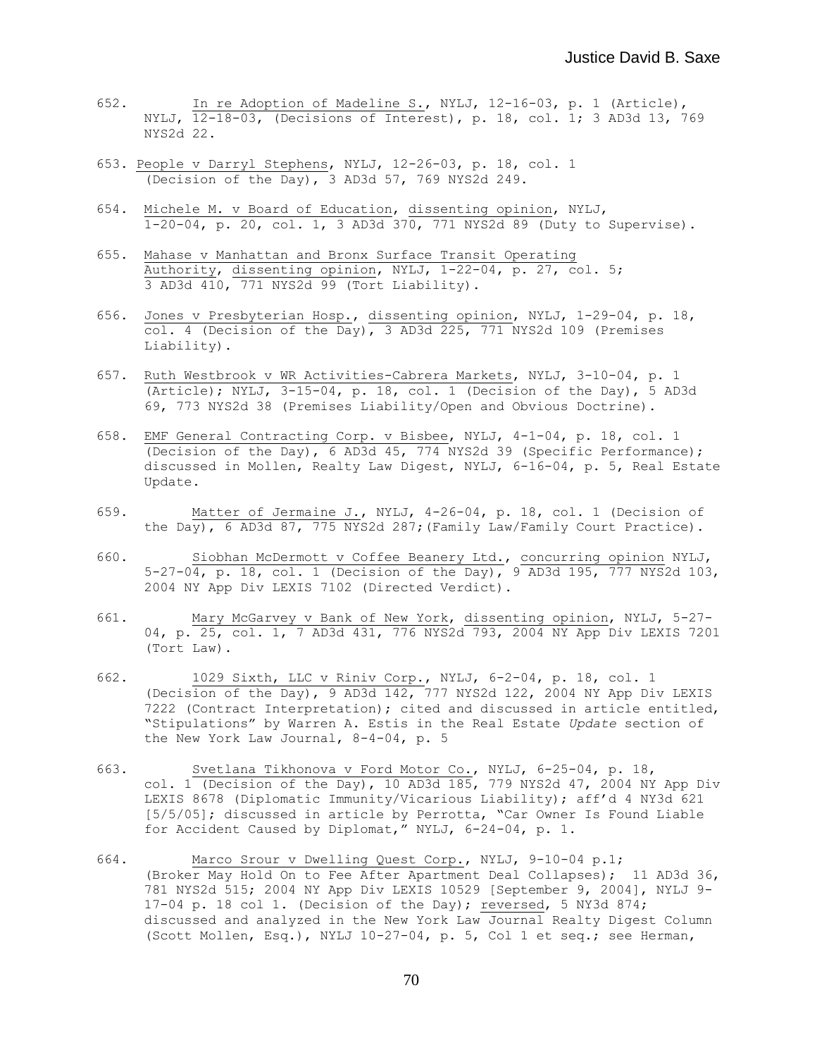652. <u>In re Adoption of Madeline S.</u>, NYLJ, 12-16-03, p. 1 (Article), NYLJ, 12-18-03, (Decisions of Interest), p. 18, col. 1; 3 AD3d 13, 769 NYS2d 22.

653. <u>People v Darryl Stephens</u>, NYLJ, 12-26-03, p. 18, col. 1 (Decision of the Day), 3 AD3d 57, 769 NYS2d 249.

654. <u>Michele M. v Board of Education</u>, <u>dissenting opinion</u>, NYLJ, 1-20-04, p. 20, col. 1, 3 AD3d 370, 771 NYS2d 89 (Duty to Supervise).

655. <u>Mahase v Manhattan and Bronx Surface Transit Operating Authority</u>, <u>dissenting opinion</u>, NYLJ, 1-22-04, p. 27, col. 5; 3 AD3d 410, 771 NYS2d 99 (Tort Liability).

656. <u>Jones v Presbyterian Hosp.</u>, <u>dissenting opinion</u>, NYLJ, 1-29-04, p. 18, col. 4 (Decision of the Day), 3 AD3d 225, 771 NYS2d 109 (Premises Liability).

657. <u>Ruth Westbrook v WR Activities-Cabrera Markets</u>, NYLJ, 3-10-04, p. 1 (Article); NYLJ, 3-15-04, p. 18, col. 1 (Decision of the Day), 5 AD3d 69, 773 NYS2d 38 (Premises Liability/Open and Obvious Doctrine).

658. <u>EMF General Contracting Corp. v Bisbee</u>, NYLJ, 4-1-04, p. 18, col. 1 (Decision of the Day), 6 AD3d 45, 774 NYS2d 39 (Specific Performance); discussed in Mollen, Realty Law Digest, NYLJ, 6-16-04, p. 5, Real Estate Update.

659. <u>Matter of Jermaine J.</u>, NYLJ, 4-26-04, p. 18, col. 1 (Decision of the Day), 6 AD3d 87, 775 NYS2d 287;(Family Law/Family Court Practice).

660. <u>Siobhan McDermott v Coffee Beanery Ltd.</u>, <u>concurring opinion</u> NYLJ, 5-27-04, p. 18, col. 1 (Decision of the Day), 9 AD3d 195, 777 NYS2d 103, 2004 NY App Div LEXIS 7102 (Directed Verdict).

661. <u>Mary McGarvey v Bank of New York</u>, <u>dissenting opinion</u>, NYLJ, 5-27-04, p. 25, col. 1, 7 AD3d 431, 776 NYS2d 793, 2004 NY App Div LEXIS 7201 (Tort Law).

662. <u>1029 Sixth, LLC v Riniv Corp.</u>, NYLJ, 6-2-04, p. 18, col. 1 (Decision of the Day), 9 AD3d 142, 777 NYS2d 122, 2004 NY App Div LEXIS 7222 (Contract Interpretation); cited and discussed in article entitled, "Stipulations" by Warren A. Estis in the Real Estate *Update* section of the New York Law Journal, 8-4-04, p. 5

663. <u>Svetlana Tikhonova v Ford Motor Co.</u>, NYLJ, 6-25-04, p. 18, col. 1 (Decision of the Day), 10 AD3d 185, 779 NYS2d 47, 2004 NY App Div LEXIS 8678 (Diplomatic Immunity/Vicarious Liability); aff'd 4 NY3d 621 [5/5/05]; discussed in article by Perrotta, "Car Owner Is Found Liable for Accident Caused by Diplomat," NYLJ, 6-24-04, p. 1.

664. <u>Marco Srour v Dwelling Quest Corp.</u>, NYLJ, 9-10-04 p.1; (Broker May Hold On to Fee After Apartment Deal Collapses); 11 AD3d 36, 781 NYS2d 515; 2004 NY App Div LEXIS 10529 [September 9, 2004], NYLJ 9-17-04 p. 18 col 1. (Decision of the Day); <u>reversed</u>, 5 NY3d 874; discussed and analyzed in the New York Law Journal Realty Digest Column (Scott Mollen, Esq.), NYLJ 10-27-04, p. 5, Col 1 et seq.; see Herman,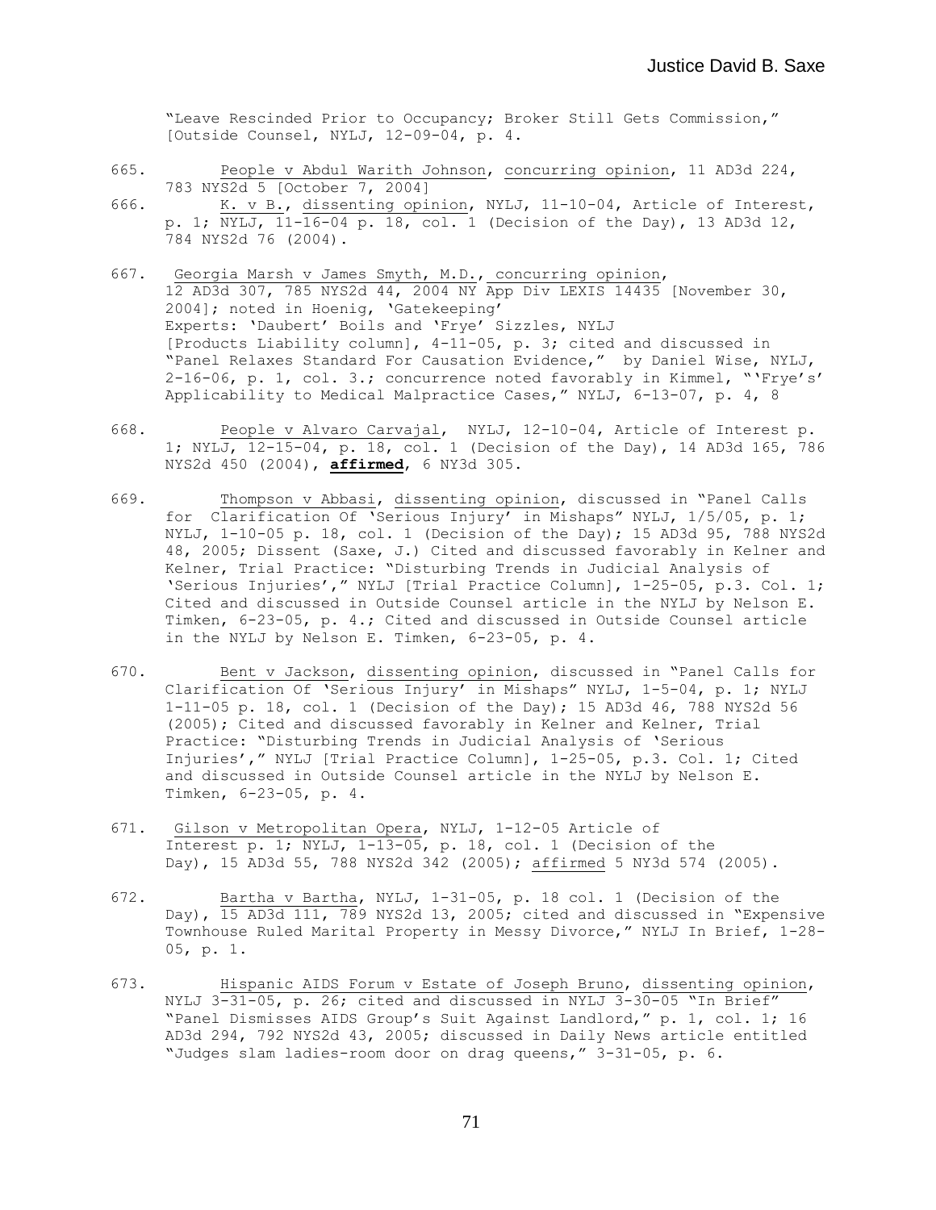"Leave Rescinded Prior to Occupancy; Broker Still Gets Commission," [Outside Counsel, NYLJ, 12-09-04, p. 4.

665. People v Abdul Warith Johnson, concurring opinion, 11 AD3d 224, 783 NYS2d 5 [October 7, 2004]

666. K. v B., dissenting opinion, NYLJ, 11-10-04, Article of Interest, p. 1; NYLJ, 11-16-04 p. 18, col. 1 (Decision of the Day), 13 AD3d 12, 784 NYS2d 76 (2004).

667. Georgia Marsh v James Smyth, M.D., concurring opinion, 12 AD3d 307, 785 NYS2d 44, 2004 NY App Div LEXIS 14435 [November 30, 2004]; noted in Hoenig, 'Gatekeeping' Experts: 'Daubert' Boils and 'Frye' Sizzles, NYLJ [Products Liability column], 4-11-05, p. 3; cited and discussed in "Panel Relaxes Standard For Causation Evidence," by Daniel Wise, NYLJ, 2-16-06, p. 1, col. 3.; concurrence noted favorably in Kimmel, "'Frye's' Applicability to Medical Malpractice Cases," NYLJ, 6-13-07, p. 4, 8

668. People v Alvaro Carvajal, NYLJ, 12-10-04, Article of Interest p. 1; NYLJ, 12-15-04, p. 18, col. 1 (Decision of the Day), 14 AD3d 165, 786 NYS2d 450 (2004), **affirmed**, 6 NY3d 305.

669. Thompson v Abbasi, dissenting opinion, discussed in "Panel Calls for Clarification Of 'Serious Injury' in Mishaps" NYLJ, 1/5/05, p. 1; NYLJ, 1-10-05 p. 18, col. 1 (Decision of the Day); 15 AD3d 95, 788 NYS2d 48, 2005; Dissent (Saxe, J.) Cited and discussed favorably in Kelner and Kelner, Trial Practice: "Disturbing Trends in Judicial Analysis of 'Serious Injuries'," NYLJ [Trial Practice Column], 1-25-05, p.3. Col. 1; Cited and discussed in Outside Counsel article in the NYLJ by Nelson E. Timken, 6-23-05, p. 4.; Cited and discussed in Outside Counsel article in the NYLJ by Nelson E. Timken, 6-23-05, p. 4.

670. Bent v Jackson, dissenting opinion, discussed in "Panel Calls for Clarification Of 'Serious Injury' in Mishaps" NYLJ, 1-5-04, p. 1; NYLJ 1-11-05 p. 18, col. 1 (Decision of the Day); 15 AD3d 46, 788 NYS2d 56 (2005); Cited and discussed favorably in Kelner and Kelner, Trial Practice: "Disturbing Trends in Judicial Analysis of 'Serious Injuries'," NYLJ [Trial Practice Column], 1-25-05, p.3. Col. 1; Cited and discussed in Outside Counsel article in the NYLJ by Nelson E. Timken, 6-23-05, p. 4.

671. Gilson v Metropolitan Opera, NYLJ, 1-12-05 Article of Interest p. 1; NYLJ, 1-13-05, p. 18, col. 1 (Decision of the Day), 15 AD3d 55, 788 NYS2d 342 (2005); affirmed 5 NY3d 574 (2005).

672. Bartha v Bartha, NYLJ, 1-31-05, p. 18 col. 1 (Decision of the Day), 15 AD3d 111, 789 NYS2d 13, 2005; cited and discussed in "Expensive Townhouse Ruled Marital Property in Messy Divorce," NYLJ In Brief, 1-28-05, p. 1.

673. Hispanic AIDS Forum v Estate of Joseph Bruno, dissenting opinion, NYLJ 3-31-05, p. 26; cited and discussed in NYLJ 3-30-05 "In Brief" "Panel Dismisses AIDS Group's Suit Against Landlord," p. 1, col. 1; 16 AD3d 294, 792 NYS2d 43, 2005; discussed in Daily News article entitled "Judges slam ladies-room door on drag queens," 3-31-05, p. 6.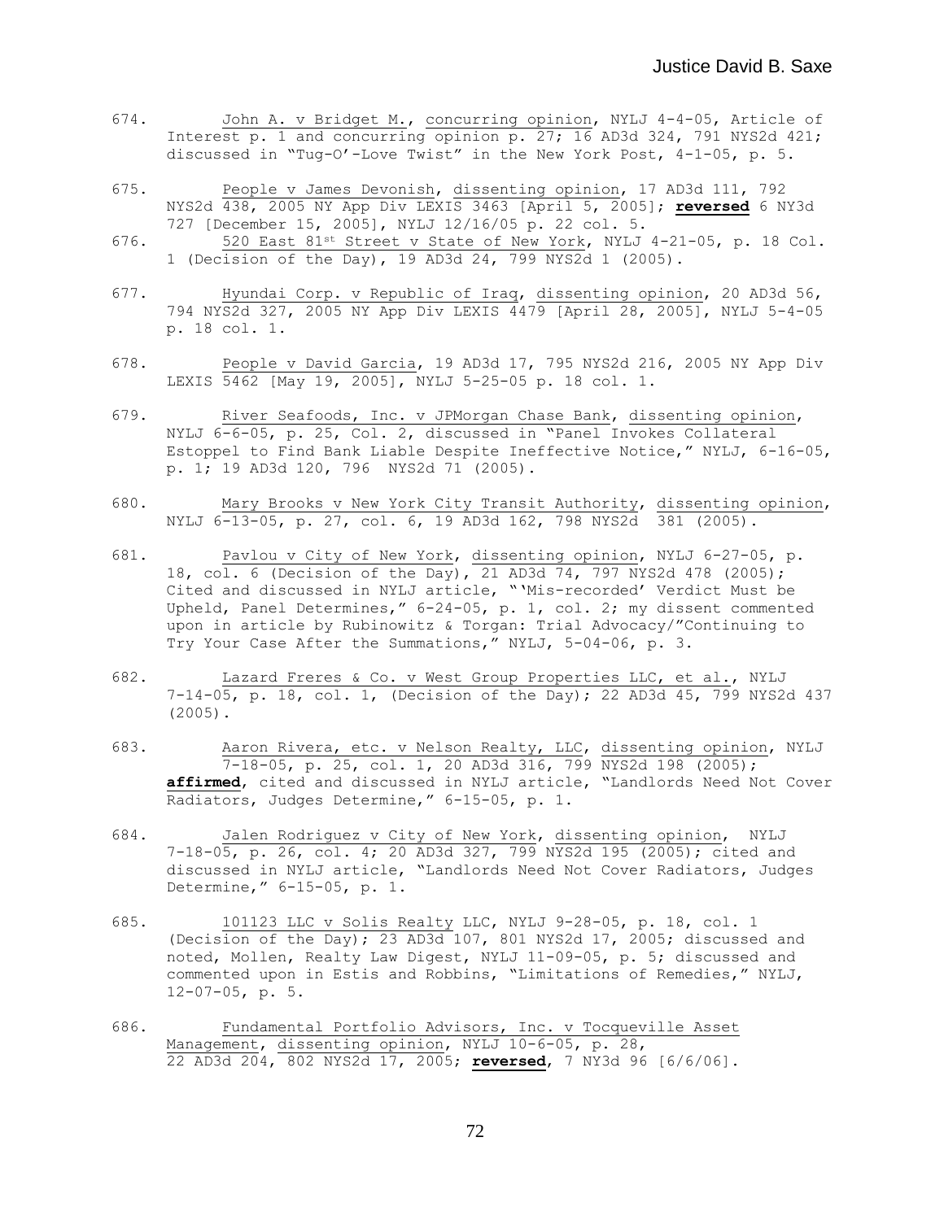674. <u>John A. v Bridget M.</u>, <u>concurring opinion</u>, NYLJ 4-4-05, Article of Interest p. 1 and concurring opinion p. 27; 16 AD3d 324, 791 NYS2d 421; discussed in "Tug-O'-Love Twist" in the New York Post, 4-1-05, p. 5.

675. <u>People v James Devonish</u>, <u>dissenting opinion</u>, 17 AD3d 111, 792 NYS2d 438, 2005 NY App Div LEXIS 3463 [April 5, 2005]; **<u>reversed</u>** 6 NY3d 727 [December 15, 2005], NYLJ 12/16/05 p. 22 col. 5.

676. <u>520 East 81st Street v State of New York</u>, NYLJ 4-21-05, p. 18 Col. 1 (Decision of the Day), 19 AD3d 24, 799 NYS2d 1 (2005).

677. <u>Hyundai Corp. v Republic of Iraq</u>, <u>dissenting opinion</u>, 20 AD3d 56, 794 NYS2d 327, 2005 NY App Div LEXIS 4479 [April 28, 2005], NYLJ 5-4-05 p. 18 col. 1.

678. <u>People v David Garcia</u>, 19 AD3d 17, 795 NYS2d 216, 2005 NY App Div LEXIS 5462 [May 19, 2005], NYLJ 5-25-05 p. 18 col. 1.

679. <u>River Seafoods, Inc. v JPMorgan Chase Bank</u>, <u>dissenting opinion</u>, NYLJ 6-6-05, p. 25, Col. 2, discussed in "Panel Invokes Collateral Estoppel to Find Bank Liable Despite Ineffective Notice," NYLJ, 6-16-05, p. 1; 19 AD3d 120, 796 NYS2d 71 (2005).

680. <u>Mary Brooks v New York City Transit Authority</u>, <u>dissenting opinion</u>, NYLJ 6-13-05, p. 27, col. 6, 19 AD3d 162, 798 NYS2d 381 (2005).

681. <u>Pavlou v City of New York</u>, <u>dissenting opinion</u>, NYLJ 6-27-05, p. 18, col. 6 (Decision of the Day), 21 AD3d 74, 797 NYS2d 478 (2005); Cited and discussed in NYLJ article, "'Mis-recorded' Verdict Must be Upheld, Panel Determines," 6-24-05, p. 1, col. 2; my dissent commented upon in article by Rubinowitz & Torgan: Trial Advocacy/"Continuing to Try Your Case After the Summations," NYLJ, 5-04-06, p. 3.

682. <u>Lazard Freres & Co. v West Group Properties LLC, et al.</u>, NYLJ 7-14-05, p. 18, col. 1, (Decision of the Day); 22 AD3d 45, 799 NYS2d 437 (2005).

683. <u>Aaron Rivera, etc. v Nelson Realty, LLC</u>, <u>dissenting opinion</u>, NYLJ 7-18-05, p. 25, col. 1, 20 AD3d 316, 799 NYS2d 198 (2005); **<u>affirmed</u>**, cited and discussed in NYLJ article, "Landlords Need Not Cover Radiators, Judges Determine," 6-15-05, p. 1.

684. <u>Jalen Rodriguez v City of New York</u>, <u>dissenting opinion</u>, NYLJ 7-18-05, p. 26, col. 4; 20 AD3d 327, 799 NYS2d 195 (2005); cited and discussed in NYLJ article, "Landlords Need Not Cover Radiators, Judges Determine," 6-15-05, p. 1.

685. <u>101123 LLC v Solis Realty</u> LLC, NYLJ 9-28-05, p. 18, col. 1 (Decision of the Day); 23 AD3d 107, 801 NYS2d 17, 2005; discussed and noted, Mollen, Realty Law Digest, NYLJ 11-09-05, p. 5; discussed and commented upon in Estis and Robbins, "Limitations of Remedies," NYLJ, 12-07-05, p. 5.

686. <u>Fundamental Portfolio Advisors, Inc. v Tocqueville Asset Management</u>, <u>dissenting opinion</u>, NYLJ 10-6-05, p. 28, 22 AD3d 204, 802 NYS2d 17, 2005; **<u>reversed</u>**, 7 NY3d 96 [6/6/06].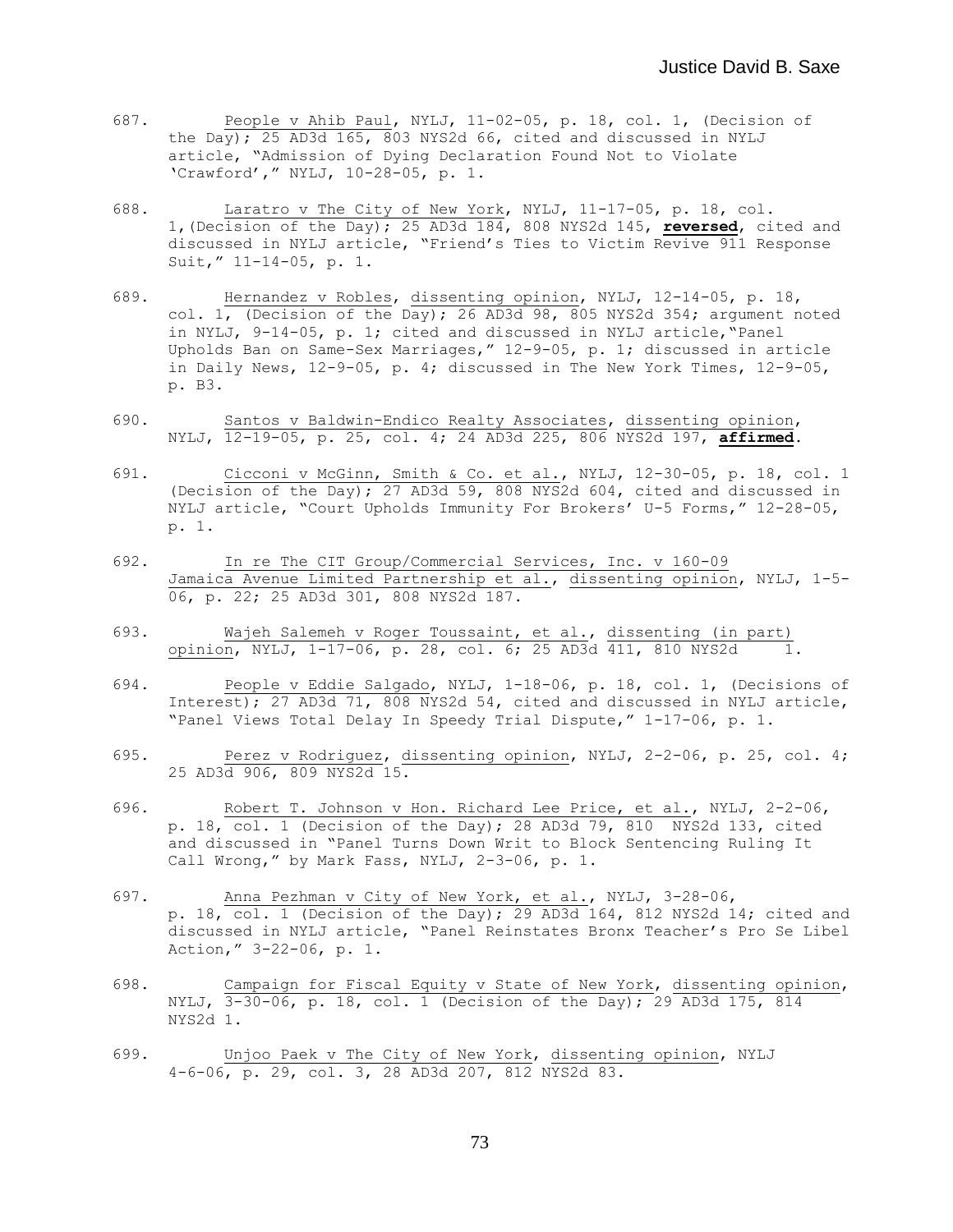687. People v Ahib Paul, NYLJ, 11-02-05, p. 18, col. 1, (Decision of the Day); 25 AD3d 165, 803 NYS2d 66, cited and discussed in NYLJ article, "Admission of Dying Declaration Found Not to Violate 'Crawford'," NYLJ, 10-28-05, p. 1.

688. Laratro v The City of New York, NYLJ, 11-17-05, p. 18, col. 1,(Decision of the Day); 25 AD3d 184, 808 NYS2d 145, **reversed**, cited and discussed in NYLJ article, "Friend's Ties to Victim Revive 911 Response Suit," 11-14-05, p. 1.

689. Hernandez v Robles, dissenting opinion, NYLJ, 12-14-05, p. 18, col. 1, (Decision of the Day); 26 AD3d 98, 805 NYS2d 354; argument noted in NYLJ, 9-14-05, p. 1; cited and discussed in NYLJ article,"Panel Upholds Ban on Same-Sex Marriages," 12-9-05, p. 1; discussed in article in Daily News, 12-9-05, p. 4; discussed in The New York Times, 12-9-05, p. B3.

690. Santos v Baldwin-Endico Realty Associates, dissenting opinion, NYLJ, 12-19-05, p. 25, col. 4; 24 AD3d 225, 806 NYS2d 197, **affirmed**.

691. Cicconi v McGinn, Smith & Co. et al., NYLJ, 12-30-05, p. 18, col. 1 (Decision of the Day); 27 AD3d 59, 808 NYS2d 604, cited and discussed in NYLJ article, "Court Upholds Immunity For Brokers' U-5 Forms," 12-28-05, p. 1.

692. In re The CIT Group/Commercial Services, Inc. v 160-09 Jamaica Avenue Limited Partnership et al., dissenting opinion, NYLJ, 1-5-06, p. 22; 25 AD3d 301, 808 NYS2d 187.

693. Wajeh Salemeh v Roger Toussaint, et al., dissenting (in part) opinion, NYLJ, 1-17-06, p. 28, col. 6; 25 AD3d 411, 810 NYS2d 1.

694. People v Eddie Salgado, NYLJ, 1-18-06, p. 18, col. 1, (Decisions of Interest); 27 AD3d 71, 808 NYS2d 54, cited and discussed in NYLJ article, "Panel Views Total Delay In Speedy Trial Dispute," 1-17-06, p. 1.

695. Perez v Rodriguez, dissenting opinion, NYLJ, 2-2-06, p. 25, col. 4; 25 AD3d 906, 809 NYS2d 15.

696. Robert T. Johnson v Hon. Richard Lee Price, et al., NYLJ, 2-2-06, p. 18, col. 1 (Decision of the Day); 28 AD3d 79, 810 NYS2d 133, cited and discussed in "Panel Turns Down Writ to Block Sentencing Ruling It Call Wrong," by Mark Fass, NYLJ, 2-3-06, p. 1.

697. Anna Pezhman v City of New York, et al., NYLJ, 3-28-06, p. 18, col. 1 (Decision of the Day); 29 AD3d 164, 812 NYS2d 14; cited and discussed in NYLJ article, "Panel Reinstates Bronx Teacher's Pro Se Libel Action," 3-22-06, p. 1.

698. Campaign for Fiscal Equity v State of New York, dissenting opinion, NYLJ, 3-30-06, p. 18, col. 1 (Decision of the Day); 29 AD3d 175, 814 NYS2d 1.

699. Unjoo Paek v The City of New York, dissenting opinion, NYLJ 4-6-06, p. 29, col. 3, 28 AD3d 207, 812 NYS2d 83.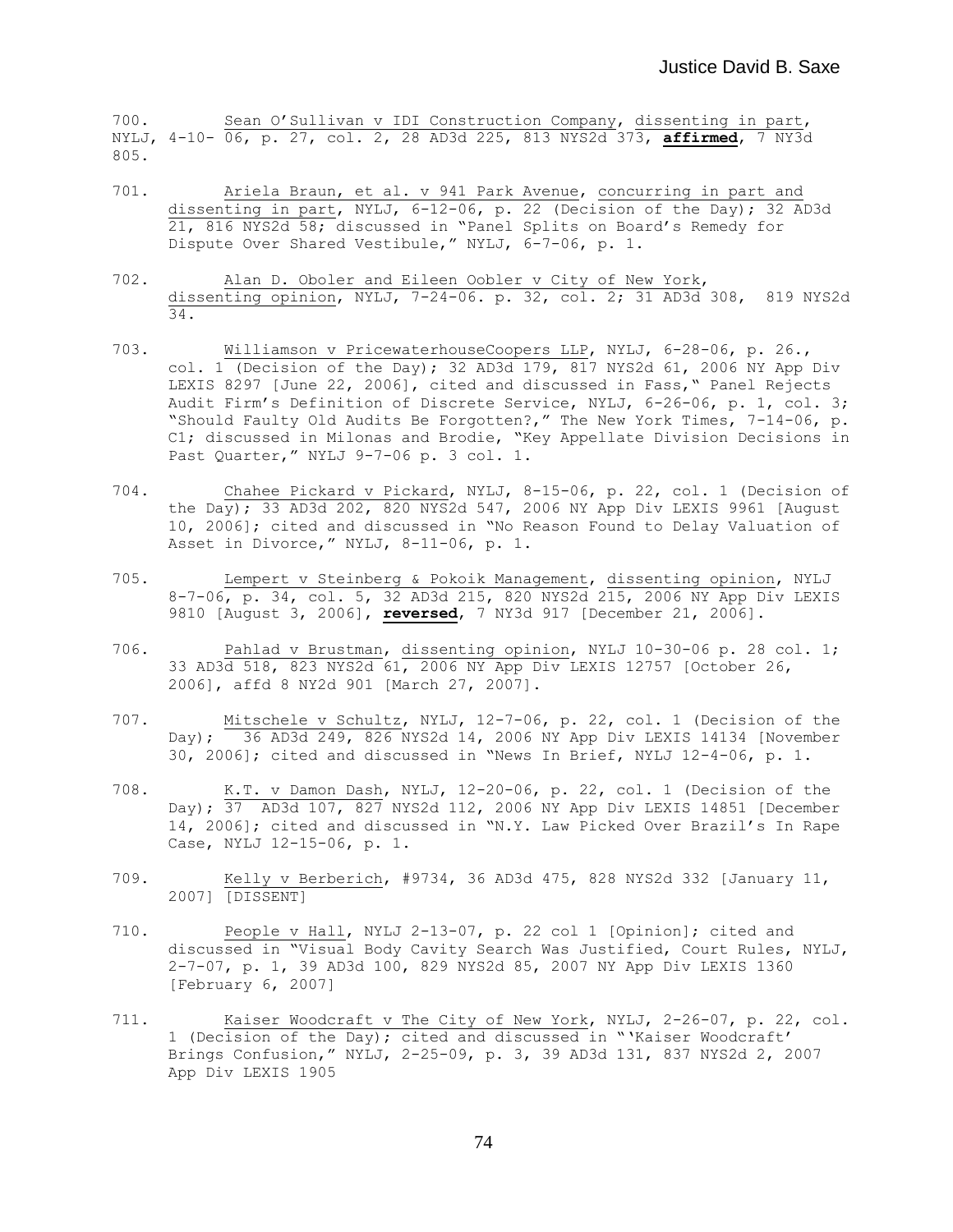700. Sean O'Sullivan v IDI Construction Company, dissenting in part, NYLJ, 4-10- 06, p. 27, col. 2, 28 AD3d 225, 813 NYS2d 373, **affirmed**, 7 NY3d 805.

701. Ariela Braun, et al. v 941 Park Avenue, concurring in part and dissenting in part, NYLJ, 6-12-06, p. 22 (Decision of the Day); 32 AD3d 21, 816 NYS2d 58; discussed in "Panel Splits on Board's Remedy for Dispute Over Shared Vestibule," NYLJ, 6-7-06, p. 1.

702. Alan D. Oboler and Eileen Oobler v City of New York, dissenting opinion, NYLJ, 7-24-06. p. 32, col. 2; 31 AD3d 308, 819 NYS2d 34.

703. Williamson v PricewaterhouseCoopers LLP, NYLJ, 6-28-06, p. 26., col. 1 (Decision of the Day); 32 AD3d 179, 817 NYS2d 61, 2006 NY App Div LEXIS 8297 [June 22, 2006], cited and discussed in Fass," Panel Rejects Audit Firm's Definition of Discrete Service, NYLJ, 6-26-06, p. 1, col. 3; "Should Faulty Old Audits Be Forgotten?," The New York Times, 7-14-06, p. C1; discussed in Milonas and Brodie, "Key Appellate Division Decisions in Past Quarter," NYLJ 9-7-06 p. 3 col. 1.

704. Chahee Pickard v Pickard, NYLJ, 8-15-06, p. 22, col. 1 (Decision of the Day); 33 AD3d 202, 820 NYS2d 547, 2006 NY App Div LEXIS 9961 [August 10, 2006]; cited and discussed in "No Reason Found to Delay Valuation of Asset in Divorce," NYLJ, 8-11-06, p. 1.

705. Lempert v Steinberg & Pokoik Management, dissenting opinion, NYLJ 8-7-06, p. 34, col. 5, 32 AD3d 215, 820 NYS2d 215, 2006 NY App Div LEXIS 9810 [August 3, 2006], **reversed**, 7 NY3d 917 [December 21, 2006].

706. Pahlad v Brustman, dissenting opinion, NYLJ 10-30-06 p. 28 col. 1; 33 AD3d 518, 823 NYS2d 61, 2006 NY App Div LEXIS 12757 [October 26, 2006], affd 8 NY2d 901 [March 27, 2007].

707. Mitschele v Schultz, NYLJ, 12-7-06, p. 22, col. 1 (Decision of the Day); 36 AD3d 249, 826 NYS2d 14, 2006 NY App Div LEXIS 14134 [November 30, 2006]; cited and discussed in "News In Brief, NYLJ 12-4-06, p. 1.

708. K.T. v Damon Dash, NYLJ, 12-20-06, p. 22, col. 1 (Decision of the Day); 37 AD3d 107, 827 NYS2d 112, 2006 NY App Div LEXIS 14851 [December 14, 2006]; cited and discussed in "N.Y. Law Picked Over Brazil's In Rape Case, NYLJ 12-15-06, p. 1.

709. Kelly v Berberich, #9734, 36 AD3d 475, 828 NYS2d 332 [January 11, 2007] [DISSENT]

710. People v Hall, NYLJ 2-13-07, p. 22 col 1 [Opinion]; cited and discussed in "Visual Body Cavity Search Was Justified, Court Rules, NYLJ, 2-7-07, p. 1, 39 AD3d 100, 829 NYS2d 85, 2007 NY App Div LEXIS 1360 [February 6, 2007]

711. Kaiser Woodcraft v The City of New York, NYLJ, 2-26-07, p. 22, col. 1 (Decision of the Day); cited and discussed in "'Kaiser Woodcraft' Brings Confusion," NYLJ, 2-25-09, p. 3, 39 AD3d 131, 837 NYS2d 2, 2007 App Div LEXIS 1905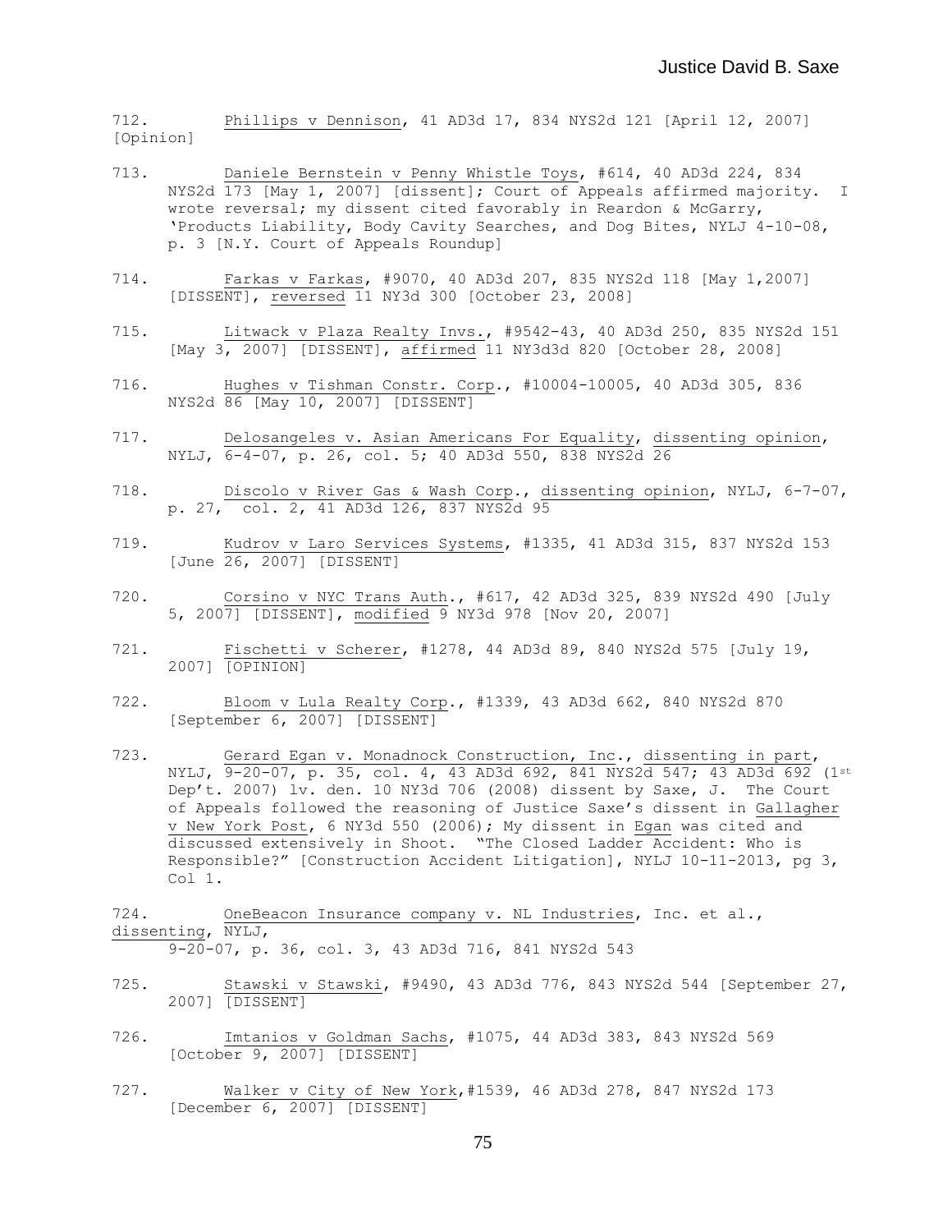712. Phillips v Dennison, 41 AD3d 17, 834 NYS2d 121 [April 12, 2007] [Opinion]

713. Daniele Bernstein v Penny Whistle Toys, #614, 40 AD3d 224, 834 NYS2d 173 [May 1, 2007] [dissent]; Court of Appeals affirmed majority. I wrote reversal; my dissent cited favorably in Reardon & McGarry, 'Products Liability, Body Cavity Searches, and Dog Bites, NYLJ 4-10-08, p. 3 [N.Y. Court of Appeals Roundup]

714. Farkas v Farkas, #9070, 40 AD3d 207, 835 NYS2d 118 [May 1,2007] [DISSENT], reversed 11 NY3d 300 [October 23, 2008]

715. Litwack v Plaza Realty Invs., #9542-43, 40 AD3d 250, 835 NYS2d 151 [May 3, 2007] [DISSENT], affirmed 11 NY3d3d 820 [October 28, 2008]

716. Hughes v Tishman Constr. Corp., #10004-10005, 40 AD3d 305, 836 NYS2d 86 [May 10, 2007] [DISSENT]

717. Delosangeles v. Asian Americans For Equality, dissenting opinion, NYLJ, 6-4-07, p. 26, col. 5; 40 AD3d 550, 838 NYS2d 26

718. Discolo v River Gas & Wash Corp., dissenting opinion, NYLJ, 6-7-07, p. 27, col. 2, 41 AD3d 126, 837 NYS2d 95

719. Kudrov v Laro Services Systems, #1335, 41 AD3d 315, 837 NYS2d 153 [June 26, 2007] [DISSENT]

720. Corsino v NYC Trans Auth., #617, 42 AD3d 325, 839 NYS2d 490 [July 5, 2007] [DISSENT], modified 9 NY3d 978 [Nov 20, 2007]

721. Fischetti v Scherer, #1278, 44 AD3d 89, 840 NYS2d 575 [July 19, 2007] [OPINION]

722. Bloom v Lula Realty Corp., #1339, 43 AD3d 662, 840 NYS2d 870 [September 6, 2007] [DISSENT]

723. Gerard Egan v. Monadnock Construction, Inc., dissenting in part, NYLJ, 9-20-07, p. 35, col. 4, 43 AD3d 692, 841 NYS2d 547; 43 AD3d 692 (1st Dep't. 2007) lv. den. 10 NY3d 706 (2008) dissent by Saxe, J. The Court of Appeals followed the reasoning of Justice Saxe's dissent in Gallagher v New York Post, 6 NY3d 550 (2006); My dissent in Egan was cited and discussed extensively in Shoot. "The Closed Ladder Accident: Who is Responsible?" [Construction Accident Litigation], NYLJ 10-11-2013, pg 3, Col 1.

724. OneBeacon Insurance company v. NL Industries, Inc. et al., dissenting, NYLJ, 9-20-07, p. 36, col. 3, 43 AD3d 716, 841 NYS2d 543

725. Stawski v Stawski, #9490, 43 AD3d 776, 843 NYS2d 544 [September 27, 2007] [DISSENT]

726. Imtanios v Goldman Sachs, #1075, 44 AD3d 383, 843 NYS2d 569 [October 9, 2007] [DISSENT]

727. Walker v City of New York,#1539, 46 AD3d 278, 847 NYS2d 173 [December 6, 2007] [DISSENT]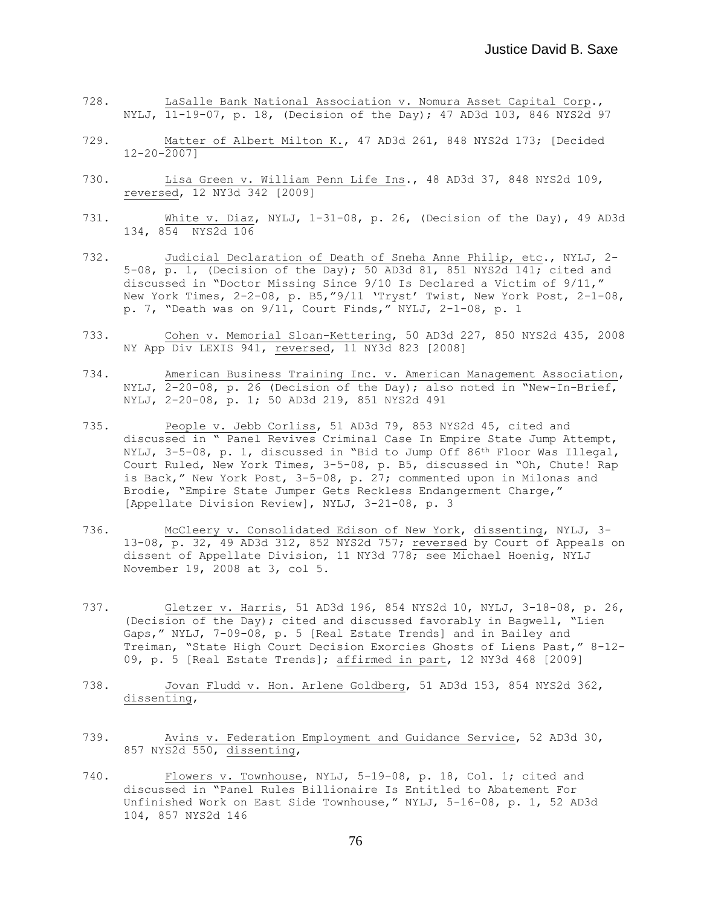728. <u>LaSalle Bank National Association v. Nomura Asset Capital Corp</u>., NYLJ, 11-19-07, p. 18, (Decision of the Day); 47 AD3d 103, 846 NYS2d 97

729. <u>Matter of Albert Milton K.</u>, 47 AD3d 261, 848 NYS2d 173; [Decided 12-20-2007]

730. <u>Lisa Green v. William Penn Life Ins</u>., 48 AD3d 37, 848 NYS2d 109, <u>reversed</u>, 12 NY3d 342 [2009]

731. <u>White v. Diaz</u>, NYLJ, 1-31-08, p. 26, (Decision of the Day), 49 AD3d 134, 854 NYS2d 106

732. <u>Judicial Declaration of Death of Sneha Anne Philip, etc</u>., NYLJ, 2-5-08, p. 1, (Decision of the Day); 50 AD3d 81, 851 NYS2d 141; cited and discussed in "Doctor Missing Since 9/10 Is Declared a Victim of 9/11," New York Times, 2-2-08, p. B5,"9/11 'Tryst' Twist, New York Post, 2-1-08, p. 7, "Death was on 9/11, Court Finds," NYLJ, 2-1-08, p. 1

733. <u>Cohen v. Memorial Sloan-Kettering</u>, 50 AD3d 227, 850 NYS2d 435, 2008 NY App Div LEXIS 941, <u>reversed</u>, 11 NY3d 823 [2008]

734. <u>American Business Training Inc. v. American Management Association</u>, NYLJ, 2-20-08, p. 26 (Decision of the Day); also noted in "New-In-Brief, NYLJ, 2-20-08, p. 1; 50 AD3d 219, 851 NYS2d 491

735. <u>People v. Jebb Corliss</u>, 51 AD3d 79, 853 NYS2d 45, cited and discussed in " Panel Revives Criminal Case In Empire State Jump Attempt, NYLJ, 3-5-08, p. 1, discussed in "Bid to Jump Off 86th Floor Was Illegal, Court Ruled, New York Times, 3-5-08, p. B5, discussed in "Oh, Chute! Rap is Back," New York Post, 3-5-08, p. 27; commented upon in Milonas and Brodie, "Empire State Jumper Gets Reckless Endangerment Charge," [Appellate Division Review], NYLJ, 3-21-08, p. 3

736. <u>McCleery v. Consolidated Edison of New York</u>, <u>dissenting</u>, NYLJ, 3-13-08, p. 32, 49 AD3d 312, 852 NYS2d 757; <u>reversed</u> by Court of Appeals on dissent of Appellate Division, 11 NY3d 778; see Michael Hoenig, NYLJ November 19, 2008 at 3, col 5.

737. <u>Gletzer v. Harris</u>, 51 AD3d 196, 854 NYS2d 10, NYLJ, 3-18-08, p. 26, (Decision of the Day); cited and discussed favorably in Bagwell, "Lien Gaps," NYLJ, 7-09-08, p. 5 [Real Estate Trends] and in Bailey and Treiman, "State High Court Decision Exorcies Ghosts of Liens Past," 8-12-09, p. 5 [Real Estate Trends]; <u>affirmed in part</u>, 12 NY3d 468 [2009]

738. <u>Jovan Fludd v. Hon. Arlene Goldberg</u>, 51 AD3d 153, 854 NYS2d 362, <u>dissenting</u>,

739. <u>Avins v. Federation Employment and Guidance Service</u>, 52 AD3d 30, 857 NYS2d 550, <u>dissenting</u>,

740. <u>Flowers v. Townhouse</u>, NYLJ, 5-19-08, p. 18, Col. 1; cited and discussed in "Panel Rules Billionaire Is Entitled to Abatement For Unfinished Work on East Side Townhouse," NYLJ, 5-16-08, p. 1, 52 AD3d 104, 857 NYS2d 146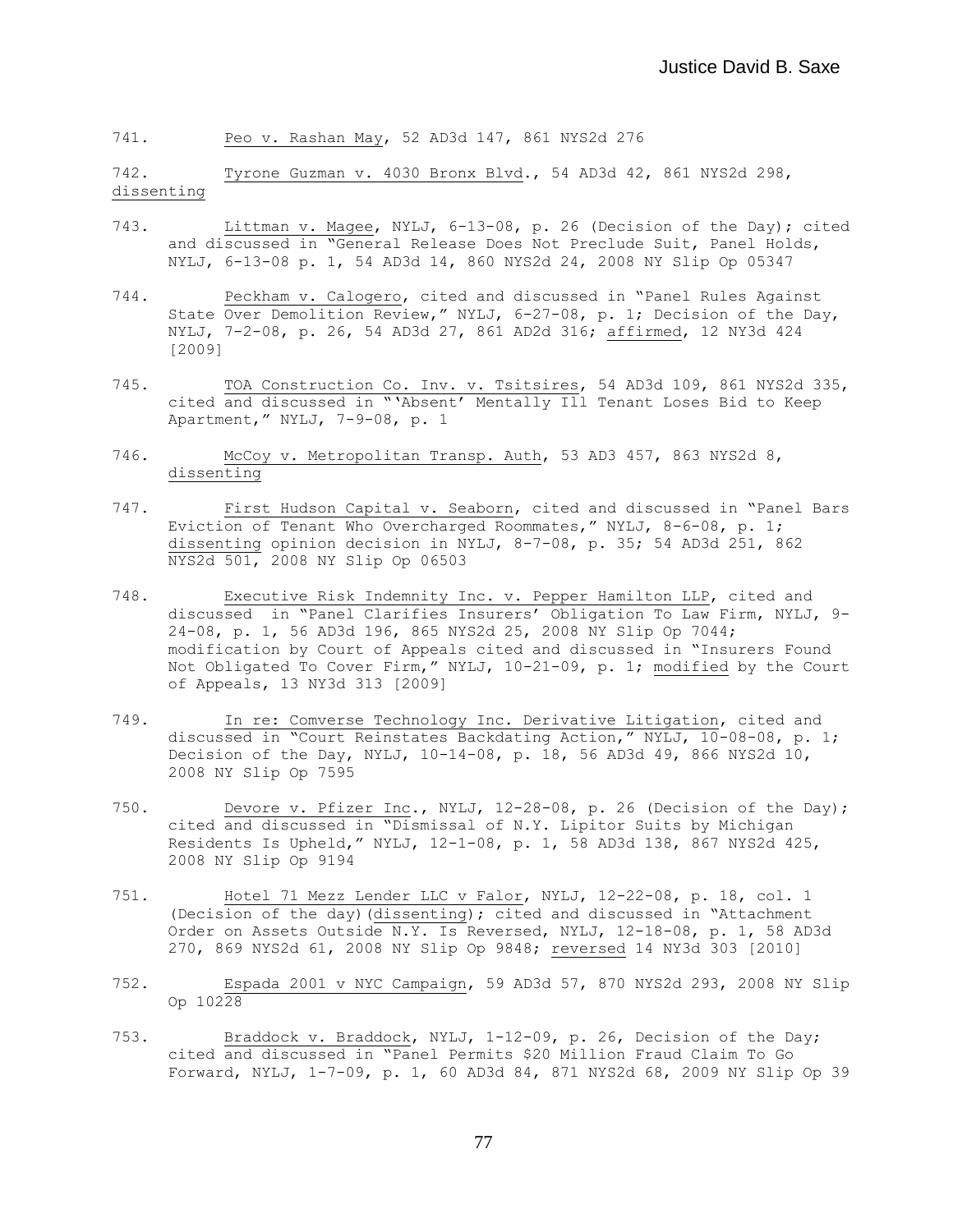741. Peo v. Rashan May, 52 AD3d 147, 861 NYS2d 276

742. Tyrone Guzman v. 4030 Bronx Blvd., 54 AD3d 42, 861 NYS2d 298, dissenting

743. Littman v. Magee, NYLJ, 6-13-08, p. 26 (Decision of the Day); cited and discussed in "General Release Does Not Preclude Suit, Panel Holds, NYLJ, 6-13-08 p. 1, 54 AD3d 14, 860 NYS2d 24, 2008 NY Slip Op 05347

744. Peckham v. Calogero, cited and discussed in "Panel Rules Against State Over Demolition Review," NYLJ, 6-27-08, p. 1; Decision of the Day, NYLJ, 7-2-08, p. 26, 54 AD3d 27, 861 AD2d 316; affirmed, 12 NY3d 424 [2009]

745. TOA Construction Co. Inv. v. Tsitsires, 54 AD3d 109, 861 NYS2d 335, cited and discussed in "'Absent' Mentally Ill Tenant Loses Bid to Keep Apartment," NYLJ, 7-9-08, p. 1

746. McCoy v. Metropolitan Transp. Auth, 53 AD3 457, 863 NYS2d 8, dissenting

747. First Hudson Capital v. Seaborn, cited and discussed in "Panel Bars Eviction of Tenant Who Overcharged Roommates," NYLJ, 8-6-08, p. 1; dissenting opinion decision in NYLJ, 8-7-08, p. 35; 54 AD3d 251, 862 NYS2d 501, 2008 NY Slip Op 06503

748. Executive Risk Indemnity Inc. v. Pepper Hamilton LLP, cited and discussed in "Panel Clarifies Insurers' Obligation To Law Firm, NYLJ, 9-24-08, p. 1, 56 AD3d 196, 865 NYS2d 25, 2008 NY Slip Op 7044; modification by Court of Appeals cited and discussed in "Insurers Found Not Obligated To Cover Firm," NYLJ, 10-21-09, p. 1; modified by the Court of Appeals, 13 NY3d 313 [2009]

749. In re: Comverse Technology Inc. Derivative Litigation, cited and discussed in "Court Reinstates Backdating Action," NYLJ, 10-08-08, p. 1; Decision of the Day, NYLJ, 10-14-08, p. 18, 56 AD3d 49, 866 NYS2d 10, 2008 NY Slip Op 7595

750. Devore v. Pfizer Inc., NYLJ, 12-28-08, p. 26 (Decision of the Day); cited and discussed in "Dismissal of N.Y. Lipitor Suits by Michigan Residents Is Upheld," NYLJ, 12-1-08, p. 1, 58 AD3d 138, 867 NYS2d 425, 2008 NY Slip Op 9194

751. Hotel 71 Mezz Lender LLC v Falor, NYLJ, 12-22-08, p. 18, col. 1 (Decision of the day)(dissenting); cited and discussed in "Attachment Order on Assets Outside N.Y. Is Reversed, NYLJ, 12-18-08, p. 1, 58 AD3d 270, 869 NYS2d 61, 2008 NY Slip Op 9848; reversed 14 NY3d 303 [2010]

752. Espada 2001 v NYC Campaign, 59 AD3d 57, 870 NYS2d 293, 2008 NY Slip Op 10228

753. Braddock v. Braddock, NYLJ, 1-12-09, p. 26, Decision of the Day; cited and discussed in "Panel Permits $20 Million Fraud Claim To Go Forward, NYLJ, 1-7-09, p. 1, 60 AD3d 84, 871 NYS2d 68, 2009 NY Slip Op 39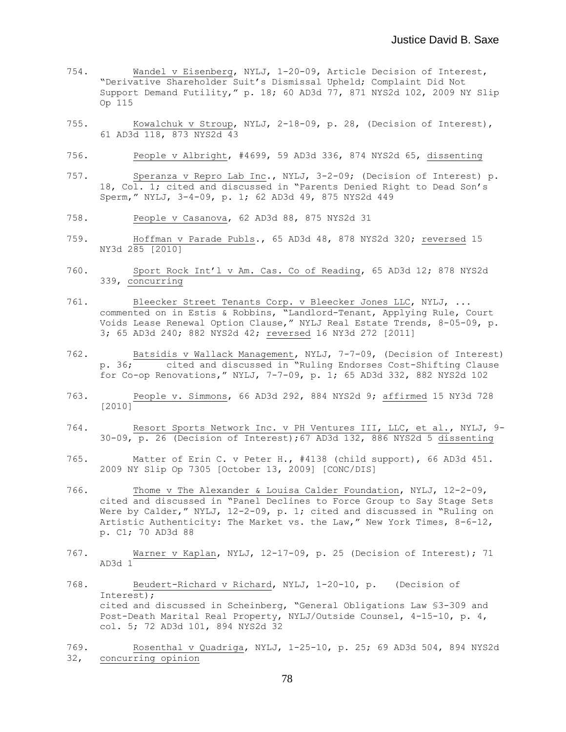754. Wandel v Eisenberg, NYLJ, 1-20-09, Article Decision of Interest, "Derivative Shareholder Suit's Dismissal Upheld; Complaint Did Not Support Demand Futility," p. 18; 60 AD3d 77, 871 NYS2d 102, 2009 NY Slip Op 115

755. Kowalchuk v Stroup, NYLJ, 2-18-09, p. 28, (Decision of Interest), 61 AD3d 118, 873 NYS2d 43

756. People v Albright, #4699, 59 AD3d 336, 874 NYS2d 65, dissenting

757. Speranza v Repro Lab Inc., NYLJ, 3-2-09; (Decision of Interest) p. 18, Col. 1; cited and discussed in "Parents Denied Right to Dead Son's Sperm," NYLJ, 3-4-09, p. 1; 62 AD3d 49, 875 NYS2d 449

758. People v Casanova, 62 AD3d 88, 875 NYS2d 31

759. Hoffman v Parade Publs., 65 AD3d 48, 878 NYS2d 320; reversed 15 NY3d 285 [2010]

760. Sport Rock Int'l v Am. Cas. Co of Reading, 65 AD3d 12; 878 NYS2d 339, concurring

761. Bleecker Street Tenants Corp. v Bleecker Jones LLC, NYLJ, ... commented on in Estis & Robbins, "Landlord-Tenant, Applying Rule, Court Voids Lease Renewal Option Clause," NYLJ Real Estate Trends, 8-05-09, p. 3; 65 AD3d 240; 882 NYS2d 42; reversed 16 NY3d 272 [2011]

762. Batsidis v Wallack Management, NYLJ, 7-7-09, (Decision of Interest) p. 36; cited and discussed in "Ruling Endorses Cost-Shifting Clause for Co-op Renovations," NYLJ, 7-7-09, p. 1; 65 AD3d 332, 882 NYS2d 102

763. People v. Simmons, 66 AD3d 292, 884 NYS2d 9; affirmed 15 NY3d 728 [2010]

764. Resort Sports Network Inc. v PH Ventures III, LLC, et al., NYLJ, 9-30-09, p. 26 (Decision of Interest);67 AD3d 132, 886 NYS2d 5 dissenting

765. Matter of Erin C. v Peter H., #4138 (child support), 66 AD3d 451. 2009 NY Slip Op 7305 [October 13, 2009] [CONC/DIS]

766. Thome v The Alexander & Louisa Calder Foundation, NYLJ, 12-2-09, cited and discussed in "Panel Declines to Force Group to Say Stage Sets Were by Calder," NYLJ, 12-2-09, p. 1; cited and discussed in "Ruling on Artistic Authenticity: The Market vs. the Law," New York Times, 8-6-12, p. C1; 70 AD3d 88

767. Warner v Kaplan, NYLJ, 12-17-09, p. 25 (Decision of Interest); 71 AD3d 1

768. Beudert-Richard v Richard, NYLJ, 1-20-10, p. (Decision of Interest);
cited and discussed in Scheinberg, "General Obligations Law §3-309 and Post-Death Marital Real Property, NYLJ/Outside Counsel, 4-15-10, p. 4, col. 5; 72 AD3d 101, 894 NYS2d 32

769. Rosenthal v Quadriga, NYLJ, 1-25-10, p. 25; 69 AD3d 504, 894 NYS2d 32, concurring opinion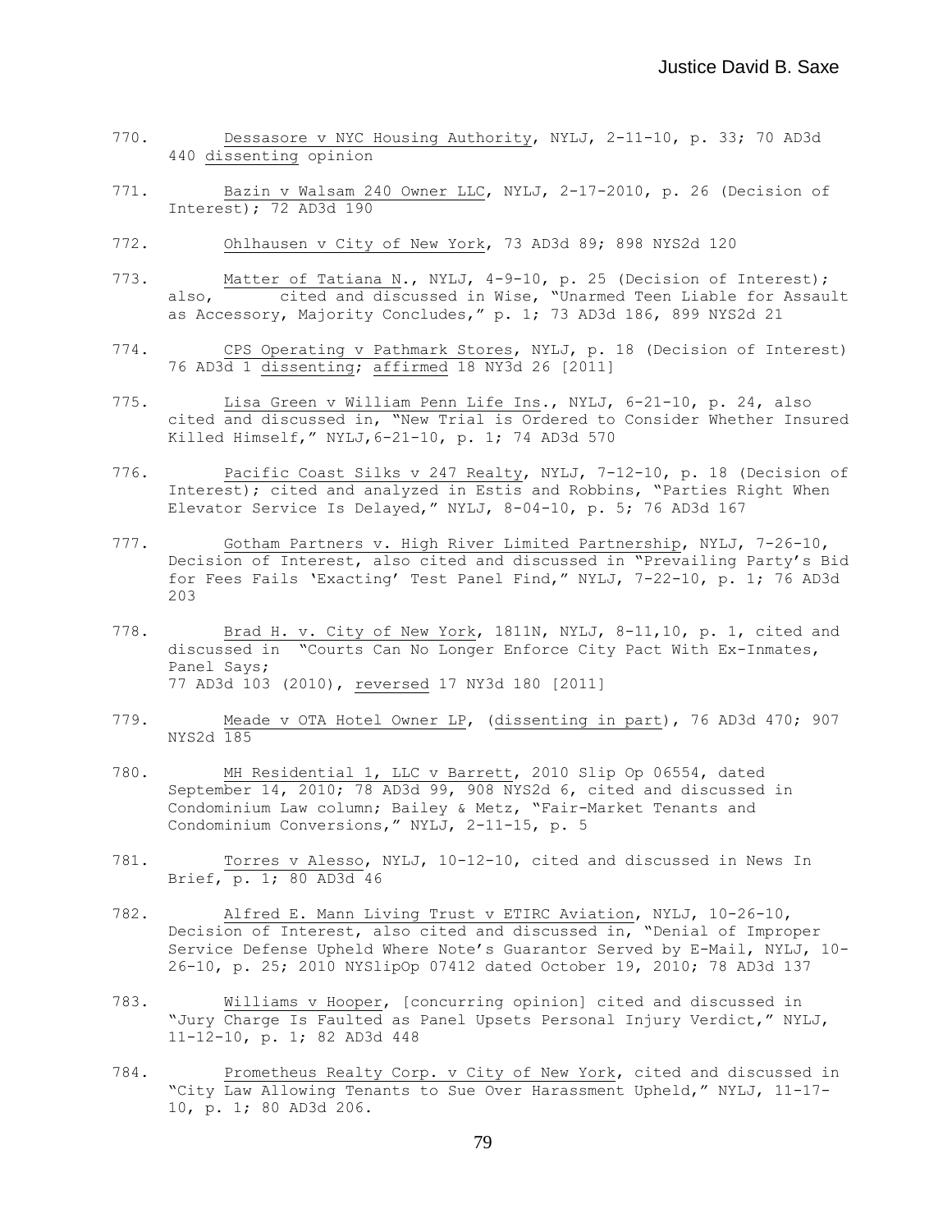770. Dessasore v NYC Housing Authority, NYLJ, 2-11-10, p. 33; 70 AD3d 440 dissenting opinion

771. Bazin v Walsam 240 Owner LLC, NYLJ, 2-17-2010, p. 26 (Decision of Interest); 72 AD3d 190

772. Ohlhausen v City of New York, 73 AD3d 89; 898 NYS2d 120

773. Matter of Tatiana N., NYLJ, 4-9-10, p. 25 (Decision of Interest); also, cited and discussed in Wise, "Unarmed Teen Liable for Assault as Accessory, Majority Concludes," p. 1; 73 AD3d 186, 899 NYS2d 21

774. CPS Operating v Pathmark Stores, NYLJ, p. 18 (Decision of Interest) 76 AD3d 1 dissenting; affirmed 18 NY3d 26 [2011]

775. Lisa Green v William Penn Life Ins., NYLJ, 6-21-10, p. 24, also cited and discussed in, "New Trial is Ordered to Consider Whether Insured Killed Himself," NYLJ, 6-21-10, p. 1; 74 AD3d 570

776. Pacific Coast Silks v 247 Realty, NYLJ, 7-12-10, p. 18 (Decision of Interest); cited and analyzed in Estis and Robbins, "Parties Right When Elevator Service Is Delayed," NYLJ, 8-04-10, p. 5; 76 AD3d 167

777. Gotham Partners v. High River Limited Partnership, NYLJ, 7-26-10, Decision of Interest, also cited and discussed in "Prevailing Party's Bid for Fees Fails 'Exacting' Test Panel Find," NYLJ, 7-22-10, p. 1; 76 AD3d 203

778. Brad H. v. City of New York, 1811N, NYLJ, 8-11,10, p. 1, cited and discussed in "Courts Can No Longer Enforce City Pact With Ex-Inmates, Panel Says;
77 AD3d 103 (2010), reversed 17 NY3d 180 [2011]

779. Meade v OTA Hotel Owner LP, (dissenting in part), 76 AD3d 470; 907 NYS2d 185

780. MH Residential 1, LLC v Barrett, 2010 Slip Op 06554, dated September 14, 2010; 78 AD3d 99, 908 NYS2d 6, cited and discussed in Condominium Law column; Bailey & Metz, "Fair-Market Tenants and Condominium Conversions," NYLJ, 2-11-15, p. 5

781. Torres v Alesso, NYLJ, 10-12-10, cited and discussed in News In Brief, p. 1; 80 AD3d 46

782. Alfred E. Mann Living Trust v ETIRC Aviation, NYLJ, 10-26-10, Decision of Interest, also cited and discussed in, "Denial of Improper Service Defense Upheld Where Note's Guarantor Served by E-Mail, NYLJ, 10-26-10, p. 25; 2010 NYSlipOp 07412 dated October 19, 2010; 78 AD3d 137

783. Williams v Hooper, [concurring opinion] cited and discussed in "Jury Charge Is Faulted as Panel Upsets Personal Injury Verdict," NYLJ, 11-12-10, p. 1; 82 AD3d 448

784. Prometheus Realty Corp. v City of New York, cited and discussed in "City Law Allowing Tenants to Sue Over Harassment Upheld," NYLJ, 11-17-10, p. 1; 80 AD3d 206.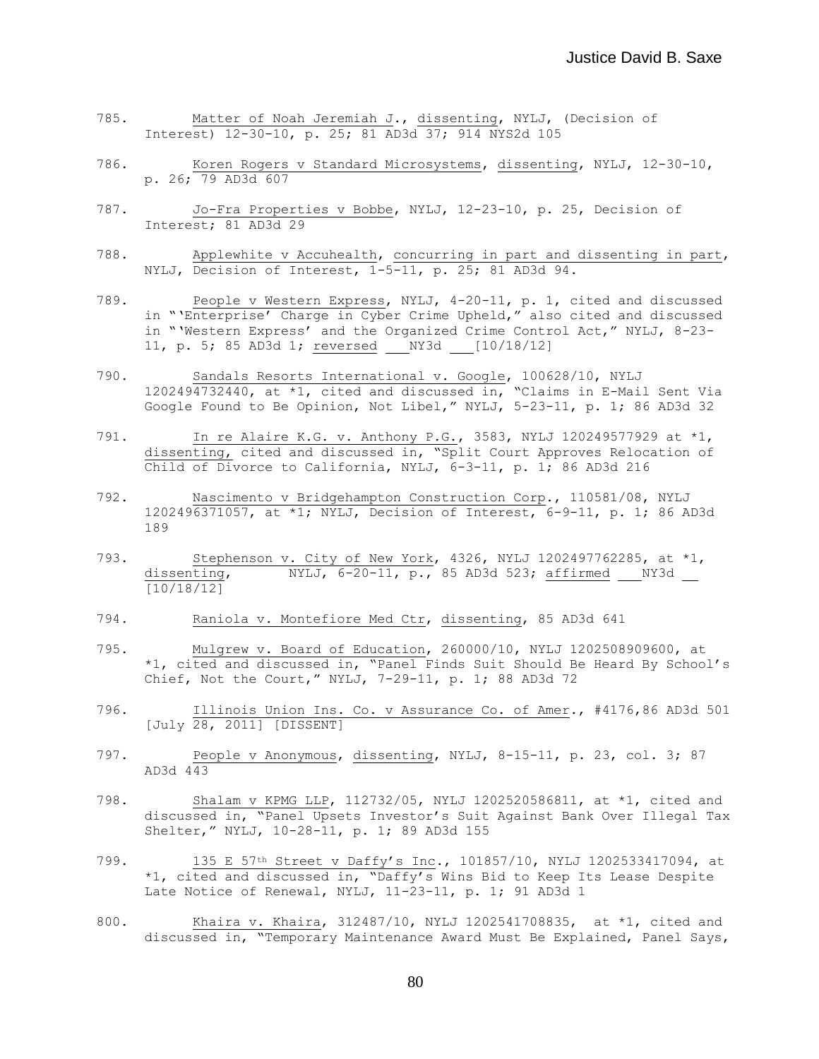785. Matter of Noah Jeremiah J., dissenting, NYLJ, (Decision of Interest) 12-30-10, p. 25; 81 AD3d 37; 914 NYS2d 105

786. Koren Rogers v Standard Microsystems, dissenting, NYLJ, 12-30-10, p. 26; 79 AD3d 607

787. Jo-Fra Properties v Bobbe, NYLJ, 12-23-10, p. 25, Decision of Interest; 81 AD3d 29

788. Applewhite v Accuhealth, concurring in part and dissenting in part, NYLJ, Decision of Interest, 1-5-11, p. 25; 81 AD3d 94.

789. People v Western Express, NYLJ, 4-20-11, p. 1, cited and discussed in "'Enterprise' Charge in Cyber Crime Upheld," also cited and discussed in "'Western Express' and the Organized Crime Control Act," NYLJ, 8-23-11, p. 5; 85 AD3d 1; reversed ___NY3d ___[10/18/12]

790. Sandals Resorts International v. Google, 100628/10, NYLJ 1202494732440, at *1, cited and discussed in, "Claims in E-Mail Sent Via Google Found to Be Opinion, Not Libel," NYLJ, 5-23-11, p. 1; 86 AD3d 32

791. In re Alaire K.G. v. Anthony P.G., 3583, NYLJ 120249577929 at *1, dissenting, cited and discussed in, "Split Court Approves Relocation of Child of Divorce to California, NYLJ, 6-3-11, p. 1; 86 AD3d 216

792. Nascimento v Bridgehampton Construction Corp., 110581/08, NYLJ 1202496371057, at *1; NYLJ, Decision of Interest, 6-9-11, p. 1; 86 AD3d 189

793. Stephenson v. City of New York, 4326, NYLJ 1202497762285, at *1, dissenting, NYLJ, 6-20-11, p., 85 AD3d 523; affirmed ___NY3d __ [10/18/12]

794. Raniola v. Montefiore Med Ctr, dissenting, 85 AD3d 641

795. Mulgrew v. Board of Education, 260000/10, NYLJ 1202508909600, at *1, cited and discussed in, "Panel Finds Suit Should Be Heard By School's Chief, Not the Court," NYLJ, 7-29-11, p. 1; 88 AD3d 72

796. Illinois Union Ins. Co. v Assurance Co. of Amer., #4176,86 AD3d 501 [July 28, 2011] [DISSENT]

797. People v Anonymous, dissenting, NYLJ, 8-15-11, p. 23, col. 3; 87 AD3d 443

798. Shalam v KPMG LLP, 112732/05, NYLJ 1202520586811, at *1, cited and discussed in, "Panel Upsets Investor's Suit Against Bank Over Illegal Tax Shelter," NYLJ, 10-28-11, p. 1; 89 AD3d 155

799. 135 E 57th Street v Daffy's Inc., 101857/10, NYLJ 1202533417094, at *1, cited and discussed in, "Daffy's Wins Bid to Keep Its Lease Despite Late Notice of Renewal, NYLJ, 11-23-11, p. 1; 91 AD3d 1

800. Khaira v. Khaira, 312487/10, NYLJ 1202541708835, at *1, cited and discussed in, "Temporary Maintenance Award Must Be Explained, Panel Says,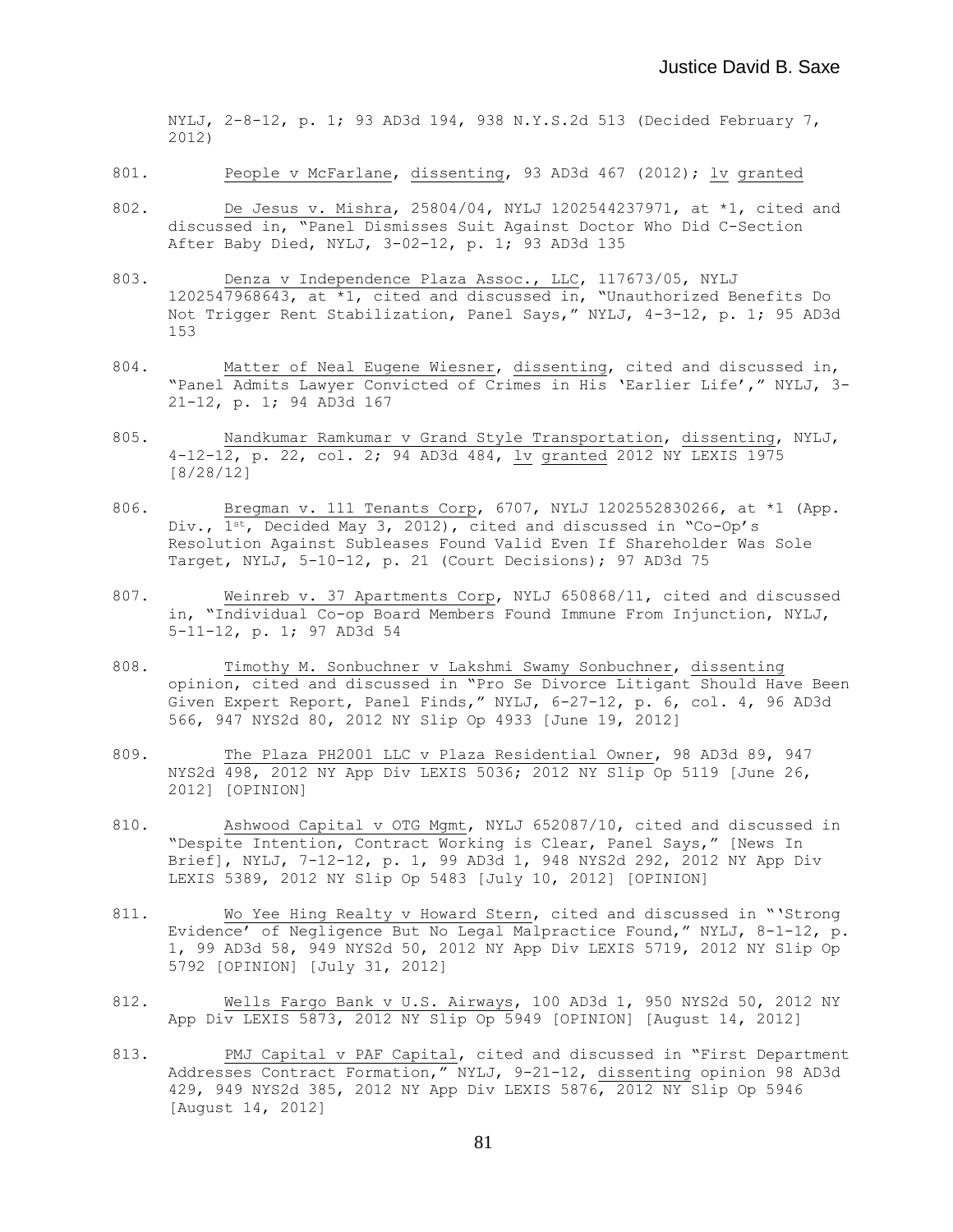NYLJ, 2-8-12, p. 1; 93 AD3d 194, 938 N.Y.S.2d 513 (Decided February 7, 2012)

801. People v McFarlane, dissenting, 93 AD3d 467 (2012); lv granted

802. De Jesus v. Mishra, 25804/04, NYLJ 1202544237971, at *1, cited and discussed in, "Panel Dismisses Suit Against Doctor Who Did C-Section After Baby Died, NYLJ, 3-02-12, p. 1; 93 AD3d 135

803. Denza v Independence Plaza Assoc., LLC, 117673/05, NYLJ 1202547968643, at *1, cited and discussed in, "Unauthorized Benefits Do Not Trigger Rent Stabilization, Panel Says," NYLJ, 4-3-12, p. 1; 95 AD3d 153

804. Matter of Neal Eugene Wiesner, dissenting, cited and discussed in, "Panel Admits Lawyer Convicted of Crimes in His 'Earlier Life'," NYLJ, 3-21-12, p. 1; 94 AD3d 167

805. Nandkumar Ramkumar v Grand Style Transportation, dissenting, NYLJ, 4-12-12, p. 22, col. 2; 94 AD3d 484, lv granted 2012 NY LEXIS 1975 [8/28/12]

806. Bregman v. 111 Tenants Corp, 6707, NYLJ 1202552830266, at *1 (App. Div., 1st, Decided May 3, 2012), cited and discussed in "Co-Op's Resolution Against Subleases Found Valid Even If Shareholder Was Sole Target, NYLJ, 5-10-12, p. 21 (Court Decisions); 97 AD3d 75

807. Weinreb v. 37 Apartments Corp, NYLJ 650868/11, cited and discussed in, "Individual Co-op Board Members Found Immune From Injunction, NYLJ, 5-11-12, p. 1; 97 AD3d 54

808. Timothy M. Sonbuchner v Lakshmi Swamy Sonbuchner, dissenting opinion, cited and discussed in "Pro Se Divorce Litigant Should Have Been Given Expert Report, Panel Finds," NYLJ, 6-27-12, p. 6, col. 4, 96 AD3d 566, 947 NYS2d 80, 2012 NY Slip Op 4933 [June 19, 2012]

809. The Plaza PH2001 LLC v Plaza Residential Owner, 98 AD3d 89, 947 NYS2d 498, 2012 NY App Div LEXIS 5036; 2012 NY Slip Op 5119 [June 26, 2012] [OPINION]

810. Ashwood Capital v OTG Mgmt, NYLJ 652087/10, cited and discussed in "Despite Intention, Contract Working is Clear, Panel Says," [News In Brief], NYLJ, 7-12-12, p. 1, 99 AD3d 1, 948 NYS2d 292, 2012 NY App Div LEXIS 5389, 2012 NY Slip Op 5483 [July 10, 2012] [OPINION]

811. Wo Yee Hing Realty v Howard Stern, cited and discussed in "'Strong Evidence' of Negligence But No Legal Malpractice Found," NYLJ, 8-1-12, p. 1, 99 AD3d 58, 949 NYS2d 50, 2012 NY App Div LEXIS 5719, 2012 NY Slip Op 5792 [OPINION] [July 31, 2012]

812. Wells Fargo Bank v U.S. Airways, 100 AD3d 1, 950 NYS2d 50, 2012 NY App Div LEXIS 5873, 2012 NY Slip Op 5949 [OPINION] [August 14, 2012]

813. PMJ Capital v PAF Capital, cited and discussed in "First Department Addresses Contract Formation," NYLJ, 9-21-12, dissenting opinion 98 AD3d 429, 949 NYS2d 385, 2012 NY App Div LEXIS 5876, 2012 NY Slip Op 5946 [August 14, 2012]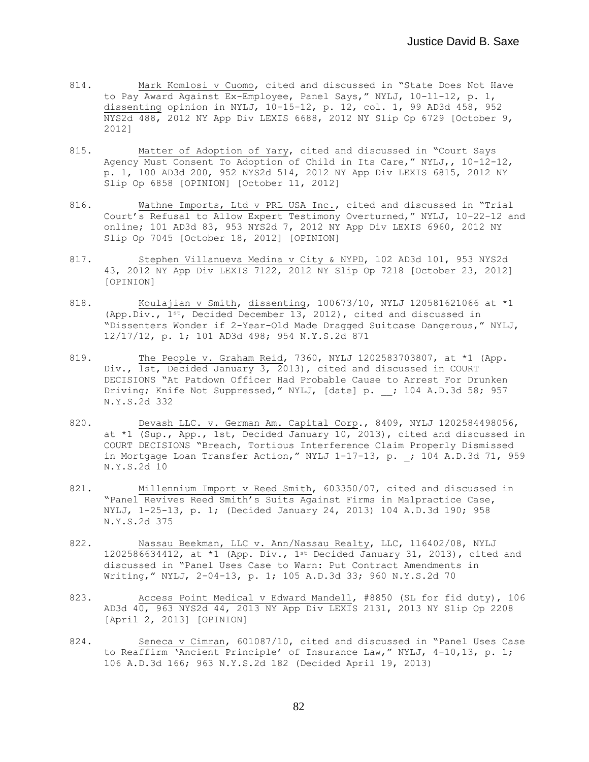814. <u>Mark Komlosi v Cuomo</u>, cited and discussed in "State Does Not Have to Pay Award Against Ex-Employee, Panel Says," NYLJ, 10-11-12, p. 1, <u>dissenting</u> opinion in NYLJ, 10-15-12, p. 12, col. 1, 99 AD3d 458, 952 NYS2d 488, 2012 NY App Div LEXIS 6688, 2012 NY Slip Op 6729 [October 9, 2012]

815. <u>Matter of Adoption of Yary</u>, cited and discussed in "Court Says Agency Must Consent To Adoption of Child in Its Care," NYLJ,, 10-12-12, p. 1, 100 AD3d 200, 952 NYS2d 514, 2012 NY App Div LEXIS 6815, 2012 NY Slip Op 6858 [OPINION] [October 11, 2012]

816. <u>Wathne Imports, Ltd v PRL USA Inc.</u>, cited and discussed in "Trial Court's Refusal to Allow Expert Testimony Overturned," NYLJ, 10-22-12 and online; 101 AD3d 83, 953 NYS2d 7, 2012 NY App Div LEXIS 6960, 2012 NY Slip Op 7045 [October 18, 2012] [OPINION]

817. <u>Stephen Villanueva Medina v City & NYPD</u>, 102 AD3d 101, 953 NYS2d 43, 2012 NY App Div LEXIS 7122, 2012 NY Slip Op 7218 [October 23, 2012] [OPINION]

818. <u>Koulajian v Smith</u>, <u>dissenting</u>, 100673/10, NYLJ 120581621066 at *1 (App.Div., 1st, Decided December 13, 2012), cited and discussed in "Dissenters Wonder if 2-Year-Old Made Dragged Suitcase Dangerous," NYLJ, 12/17/12, p. 1; 101 AD3d 498; 954 N.Y.S.2d 871

819. <u>The People v. Graham Reid</u>, 7360, NYLJ 1202583703807, at *1 (App. Div., 1st, Decided January 3, 2013), cited and discussed in COURT DECISIONS "At Patdown Officer Had Probable Cause to Arrest For Drunken Driving; Knife Not Suppressed," NYLJ, [date] p. __; 104 A.D.3d 58; 957 N.Y.S.2d 332

820. <u>Devash LLC. v. German Am. Capital Corp.</u>, 8409, NYLJ 1202584498056, at *1 (Sup., App., 1st, Decided January 10, 2013), cited and discussed in COURT DECISIONS "Breach, Tortious Interference Claim Properly Dismissed in Mortgage Loan Transfer Action," NYLJ 1-17-13, p. _; 104 A.D.3d 71, 959 N.Y.S.2d 10

821. <u>Millennium Import v Reed Smith</u>, 603350/07, cited and discussed in "Panel Revives Reed Smith's Suits Against Firms in Malpractice Case, NYLJ, 1-25-13, p. 1; (Decided January 24, 2013) 104 A.D.3d 190; 958 N.Y.S.2d 375

822. <u>Nassau Beekman, LLC v. Ann/Nassau Realty, LLC</u>, 116402/08, NYLJ 1202586634412, at *1 (App. Div., 1st Decided January 31, 2013), cited and discussed in "Panel Uses Case to Warn: Put Contract Amendments in Writing," NYLJ, 2-04-13, p. 1; 105 A.D.3d 33; 960 N.Y.S.2d 70

823. <u>Access Point Medical v Edward Mandell</u>, #8850 (SL for fid duty), 106 AD3d 40, 963 NYS2d 44, 2013 NY App Div LEXIS 2131, 2013 NY Slip Op 2208 [April 2, 2013] [OPINION]

824. <u>Seneca v Cimran</u>, 601087/10, cited and discussed in "Panel Uses Case to Reaffirm 'Ancient Principle' of Insurance Law," NYLJ, 4-10,13, p. 1; 106 A.D.3d 166; 963 N.Y.S.2d 182 (Decided April 19, 2013)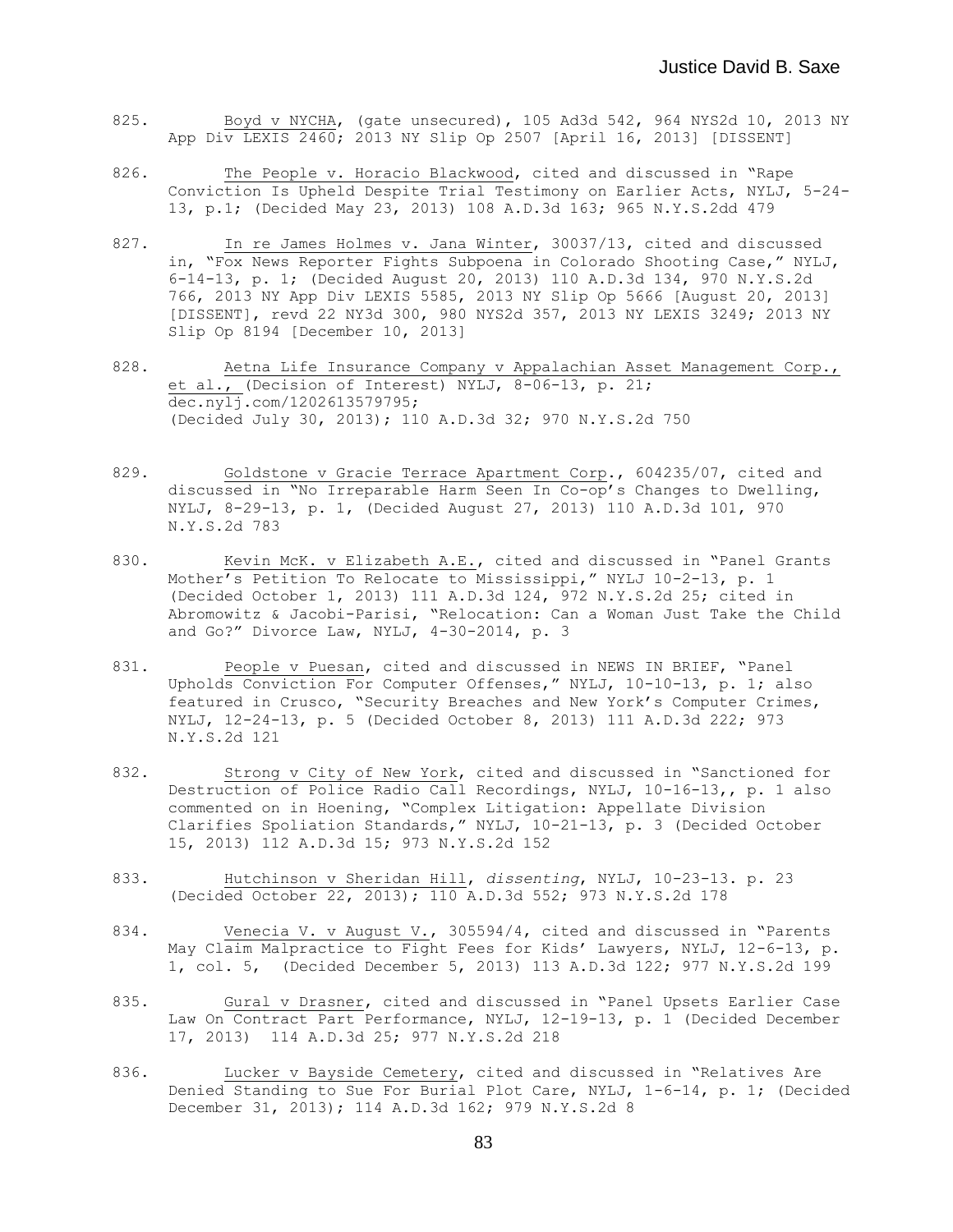825. Boyd v NYCHA, (gate unsecured), 105 Ad3d 542, 964 NYS2d 10, 2013 NY App Div LEXIS 2460; 2013 NY Slip Op 2507 [April 16, 2013] [DISSENT]

826. The People v. Horacio Blackwood, cited and discussed in "Rape Conviction Is Upheld Despite Trial Testimony on Earlier Acts, NYLJ, 5-24-13, p.1; (Decided May 23, 2013) 108 A.D.3d 163; 965 N.Y.S.2dd 479

827. In re James Holmes v. Jana Winter, 30037/13, cited and discussed in, "Fox News Reporter Fights Subpoena in Colorado Shooting Case," NYLJ, 6-14-13, p. 1; (Decided August 20, 2013) 110 A.D.3d 134, 970 N.Y.S.2d 766, 2013 NY App Div LEXIS 5585, 2013 NY Slip Op 5666 [August 20, 2013] [DISSENT], revd 22 NY3d 300, 980 NYS2d 357, 2013 NY LEXIS 3249; 2013 NY Slip Op 8194 [December 10, 2013]

828. Aetna Life Insurance Company v Appalachian Asset Management Corp., et al., (Decision of Interest) NYLJ, 8-06-13, p. 21; dec.nylj.com/1202613579795; (Decided July 30, 2013); 110 A.D.3d 32; 970 N.Y.S.2d 750

829. Goldstone v Gracie Terrace Apartment Corp., 604235/07, cited and discussed in "No Irreparable Harm Seen In Co-op's Changes to Dwelling, NYLJ, 8-29-13, p. 1, (Decided August 27, 2013) 110 A.D.3d 101, 970 N.Y.S.2d 783

830. Kevin McK. v Elizabeth A.E., cited and discussed in "Panel Grants Mother's Petition To Relocate to Mississippi," NYLJ 10-2-13, p. 1 (Decided October 1, 2013) 111 A.D.3d 124, 972 N.Y.S.2d 25; cited in Abromowitz & Jacobi-Parisi, "Relocation: Can a Woman Just Take the Child and Go?" Divorce Law, NYLJ, 4-30-2014, p. 3

831. People v Puesan, cited and discussed in NEWS IN BRIEF, "Panel Upholds Conviction For Computer Offenses," NYLJ, 10-10-13, p. 1; also featured in Crusco, "Security Breaches and New York's Computer Crimes, NYLJ, 12-24-13, p. 5 (Decided October 8, 2013) 111 A.D.3d 222; 973 N.Y.S.2d 121

832. Strong v City of New York, cited and discussed in "Sanctioned for Destruction of Police Radio Call Recordings, NYLJ, 10-16-13,, p. 1 also commented on in Hoening, "Complex Litigation: Appellate Division Clarifies Spoliation Standards," NYLJ, 10-21-13, p. 3 (Decided October 15, 2013) 112 A.D.3d 15; 973 N.Y.S.2d 152

833. Hutchinson v Sheridan Hill, *dissenting*, NYLJ, 10-23-13. p. 23 (Decided October 22, 2013); 110 A.D.3d 552; 973 N.Y.S.2d 178

834. Venecia V. v August V., 305594/4, cited and discussed in "Parents May Claim Malpractice to Fight Fees for Kids' Lawyers, NYLJ, 12-6-13, p. 1, col. 5, (Decided December 5, 2013) 113 A.D.3d 122; 977 N.Y.S.2d 199

835. Gural v Drasner, cited and discussed in "Panel Upsets Earlier Case Law On Contract Part Performance, NYLJ, 12-19-13, p. 1 (Decided December 17, 2013) 114 A.D.3d 25; 977 N.Y.S.2d 218

836. Lucker v Bayside Cemetery, cited and discussed in "Relatives Are Denied Standing to Sue For Burial Plot Care, NYLJ, 1-6-14, p. 1; (Decided December 31, 2013); 114 A.D.3d 162; 979 N.Y.S.2d 8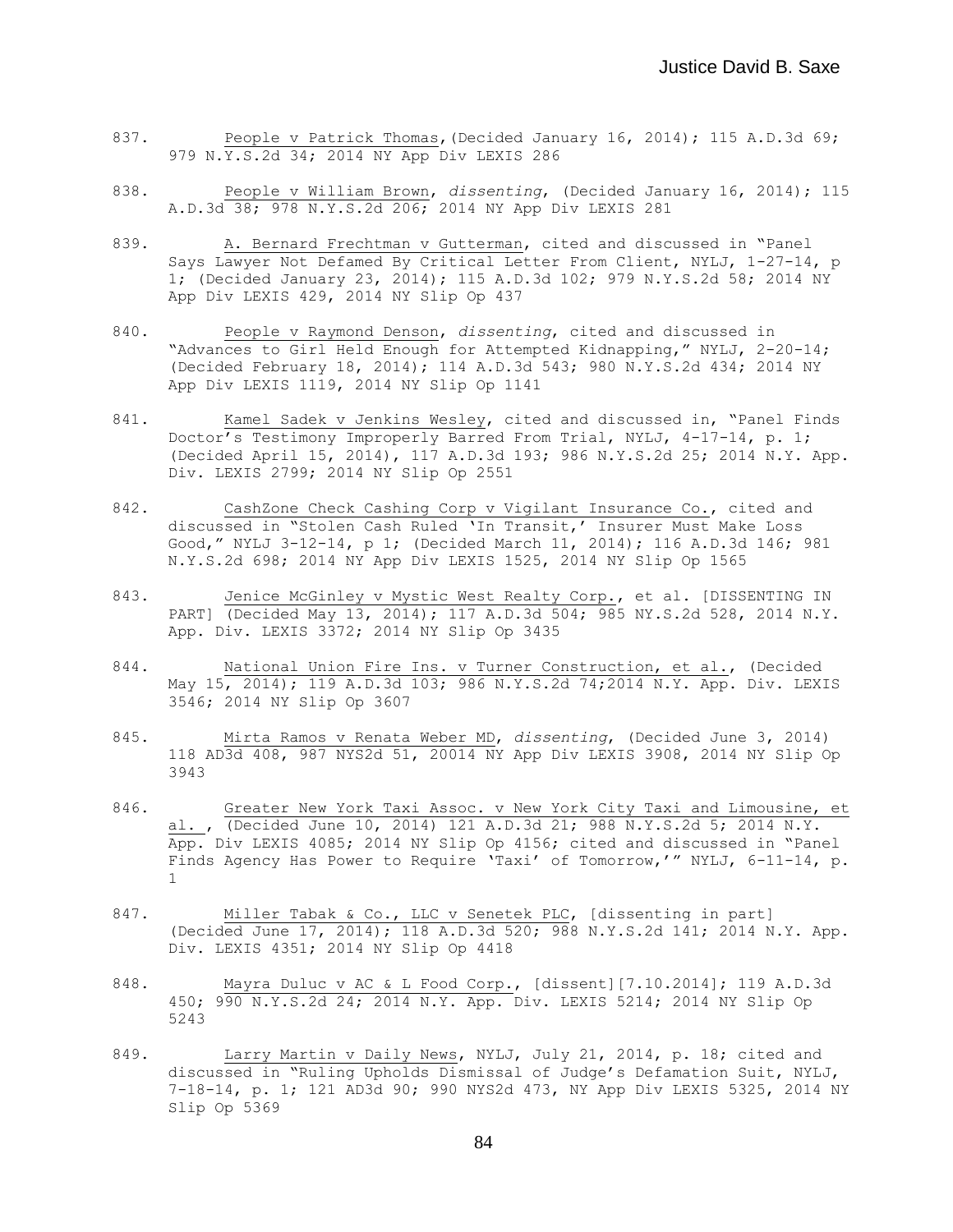837. <u>People v Patrick Thomas</u>,(Decided January 16, 2014); 115 A.D.3d 69; 979 N.Y.S.2d 34; 2014 NY App Div LEXIS 286

838. <u>People v William Brown</u>, *dissenting*, (Decided January 16, 2014); 115 A.D.3d 38; 978 N.Y.S.2d 206; 2014 NY App Div LEXIS 281

839. <u>A. Bernard Frechtman v Gutterman</u>, cited and discussed in "Panel Says Lawyer Not Defamed By Critical Letter From Client, NYLJ, 1-27-14, p 1; (Decided January 23, 2014); 115 A.D.3d 102; 979 N.Y.S.2d 58; 2014 NY App Div LEXIS 429, 2014 NY Slip Op 437

840. <u>People v Raymond Denson</u>, *dissenting*, cited and discussed in "Advances to Girl Held Enough for Attempted Kidnapping," NYLJ, 2-20-14; (Decided February 18, 2014); 114 A.D.3d 543; 980 N.Y.S.2d 434; 2014 NY App Div LEXIS 1119, 2014 NY Slip Op 1141

841. <u>Kamel Sadek v Jenkins Wesley</u>, cited and discussed in, "Panel Finds Doctor's Testimony Improperly Barred From Trial, NYLJ, 4-17-14, p. 1; (Decided April 15, 2014), 117 A.D.3d 193; 986 N.Y.S.2d 25; 2014 N.Y. App. Div. LEXIS 2799; 2014 NY Slip Op 2551

842. <u>CashZone Check Cashing Corp v Vigilant Insurance Co.</u>, cited and discussed in "Stolen Cash Ruled 'In Transit,' Insurer Must Make Loss Good," NYLJ 3-12-14, p 1; (Decided March 11, 2014); 116 A.D.3d 146; 981 N.Y.S.2d 698; 2014 NY App Div LEXIS 1525, 2014 NY Slip Op 1565

843. <u>Jenice McGinley v Mystic West Realty Corp.</u>, et al. [DISSENTING IN PART] (Decided May 13, 2014); 117 A.D.3d 504; 985 NY.S.2d 528, 2014 N.Y. App. Div. LEXIS 3372; 2014 NY Slip Op 3435

844. <u>National Union Fire Ins. v Turner Construction, et al.</u>, (Decided May 15, 2014); 119 A.D.3d 103; 986 N.Y.S.2d 74;2014 N.Y. App. Div. LEXIS 3546; 2014 NY Slip Op 3607

845. <u>Mirta Ramos v Renata Weber MD</u>, *dissenting*, (Decided June 3, 2014) 118 AD3d 408, 987 NYS2d 51, 20014 NY App Div LEXIS 3908, 2014 NY Slip Op 3943

846. <u>Greater New York Taxi Assoc. v New York City Taxi and Limousine, et al.</u> , (Decided June 10, 2014) 121 A.D.3d 21; 988 N.Y.S.2d 5; 2014 N.Y. App. Div LEXIS 4085; 2014 NY Slip Op 4156; cited and discussed in "Panel Finds Agency Has Power to Require 'Taxi' of Tomorrow,'" NYLJ, 6-11-14, p. 1

847. <u>Miller Tabak & Co., LLC v Senetek PLC</u>, [dissenting in part] (Decided June 17, 2014); 118 A.D.3d 520; 988 N.Y.S.2d 141; 2014 N.Y. App. Div. LEXIS 4351; 2014 NY Slip Op 4418

848. <u>Mayra Duluc v AC & L Food Corp.</u>, [dissent][7.10.2014]; 119 A.D.3d 450; 990 N.Y.S.2d 24; 2014 N.Y. App. Div. LEXIS 5214; 2014 NY Slip Op 5243

849. <u>Larry Martin v Daily News</u>, NYLJ, July 21, 2014, p. 18; cited and discussed in "Ruling Upholds Dismissal of Judge's Defamation Suit, NYLJ, 7-18-14, p. 1; 121 AD3d 90; 990 NYS2d 473, NY App Div LEXIS 5325, 2014 NY Slip Op 5369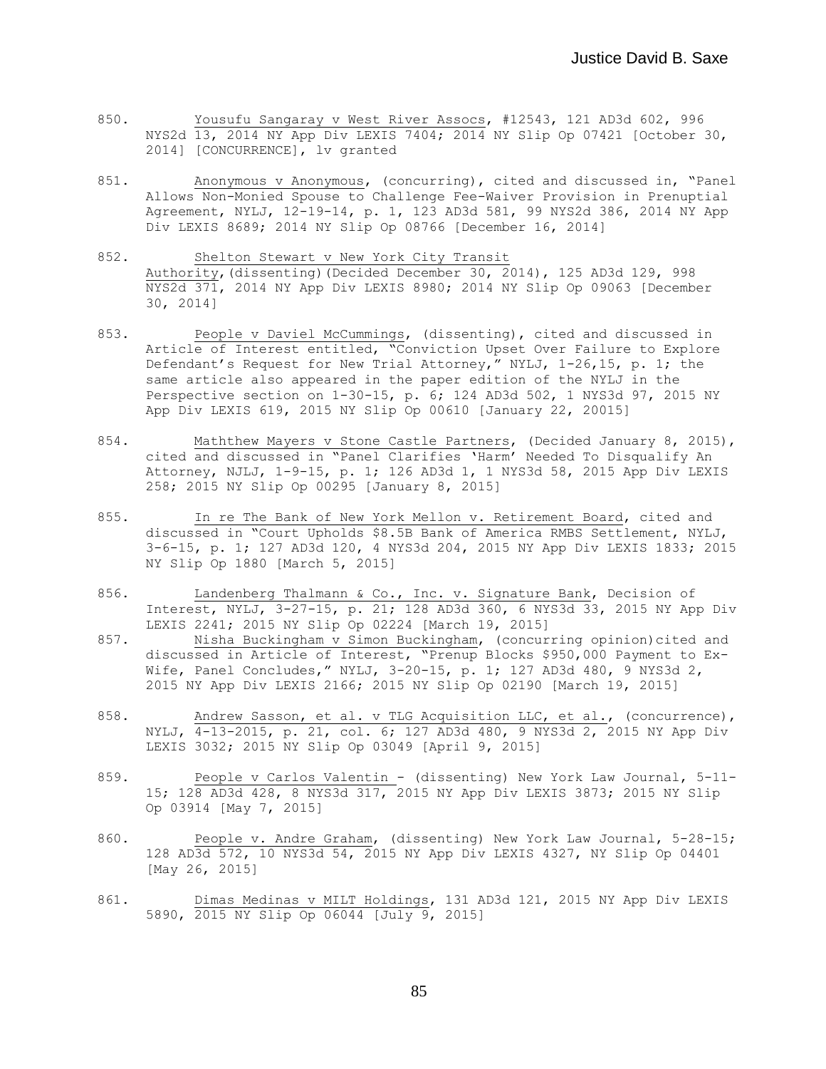850. Yousufu Sangaray v West River Assocs, #12543, 121 AD3d 602, 996 NYS2d 13, 2014 NY App Div LEXIS 7404; 2014 NY Slip Op 07421 [October 30, 2014] [CONCURRENCE], lv granted

851. Anonymous v Anonymous, (concurring), cited and discussed in, "Panel Allows Non-Monied Spouse to Challenge Fee-Waiver Provision in Prenuptial Agreement, NYLJ, 12-19-14, p. 1, 123 AD3d 581, 99 NYS2d 386, 2014 NY App Div LEXIS 8689; 2014 NY Slip Op 08766 [December 16, 2014]

852. Shelton Stewart v New York City Transit Authority,(dissenting)(Decided December 30, 2014), 125 AD3d 129, 998 NYS2d 371, 2014 NY App Div LEXIS 8980; 2014 NY Slip Op 09063 [December 30, 2014]

853. People v Daviel McCummings, (dissenting), cited and discussed in Article of Interest entitled, "Conviction Upset Over Failure to Explore Defendant's Request for New Trial Attorney," NYLJ, 1-26,15, p. 1; the same article also appeared in the paper edition of the NYLJ in the Perspective section on 1-30-15, p. 6; 124 AD3d 502, 1 NYS3d 97, 2015 NY App Div LEXIS 619, 2015 NY Slip Op 00610 [January 22, 20015]

854. Maththew Mayers v Stone Castle Partners, (Decided January 8, 2015), cited and discussed in "Panel Clarifies 'Harm' Needed To Disqualify An Attorney, NJLJ, 1-9-15, p. 1; 126 AD3d 1, 1 NYS3d 58, 2015 App Div LEXIS 258; 2015 NY Slip Op 00295 [January 8, 2015]

855. In re The Bank of New York Mellon v. Retirement Board, cited and discussed in "Court Upholds $8.5B Bank of America RMBS Settlement, NYLJ, 3-6-15, p. 1; 127 AD3d 120, 4 NYS3d 204, 2015 NY App Div LEXIS 1833; 2015 NY Slip Op 1880 [March 5, 2015]

856. Landenberg Thalmann & Co., Inc. v. Signature Bank, Decision of Interest, NYLJ, 3-27-15, p. 21; 128 AD3d 360, 6 NYS3d 33, 2015 NY App Div LEXIS 2241; 2015 NY Slip Op 02224 [March 19, 2015]

857. Nisha Buckingham v Simon Buckingham, (concurring opinion)cited and discussed in Article of Interest, "Prenup Blocks $950,000 Payment to Ex-Wife, Panel Concludes," NYLJ, 3-20-15, p. 1; 127 AD3d 480, 9 NYS3d 2, 2015 NY App Div LEXIS 2166; 2015 NY Slip Op 02190 [March 19, 2015]

858. Andrew Sasson, et al. v TLG Acquisition LLC, et al., (concurrence), NYLJ, 4-13-2015, p. 21, col. 6; 127 AD3d 480, 9 NYS3d 2, 2015 NY App Div LEXIS 3032; 2015 NY Slip Op 03049 [April 9, 2015]

859. People v Carlos Valentin - (dissenting) New York Law Journal, 5-11-15; 128 AD3d 428, 8 NYS3d 317, 2015 NY App Div LEXIS 3873; 2015 NY Slip Op 03914 [May 7, 2015]

860. People v. Andre Graham, (dissenting) New York Law Journal, 5-28-15; 128 AD3d 572, 10 NYS3d 54, 2015 NY App Div LEXIS 4327, NY Slip Op 04401 [May 26, 2015]

861. Dimas Medinas v MILT Holdings, 131 AD3d 121, 2015 NY App Div LEXIS 5890, 2015 NY Slip Op 06044 [July 9, 2015]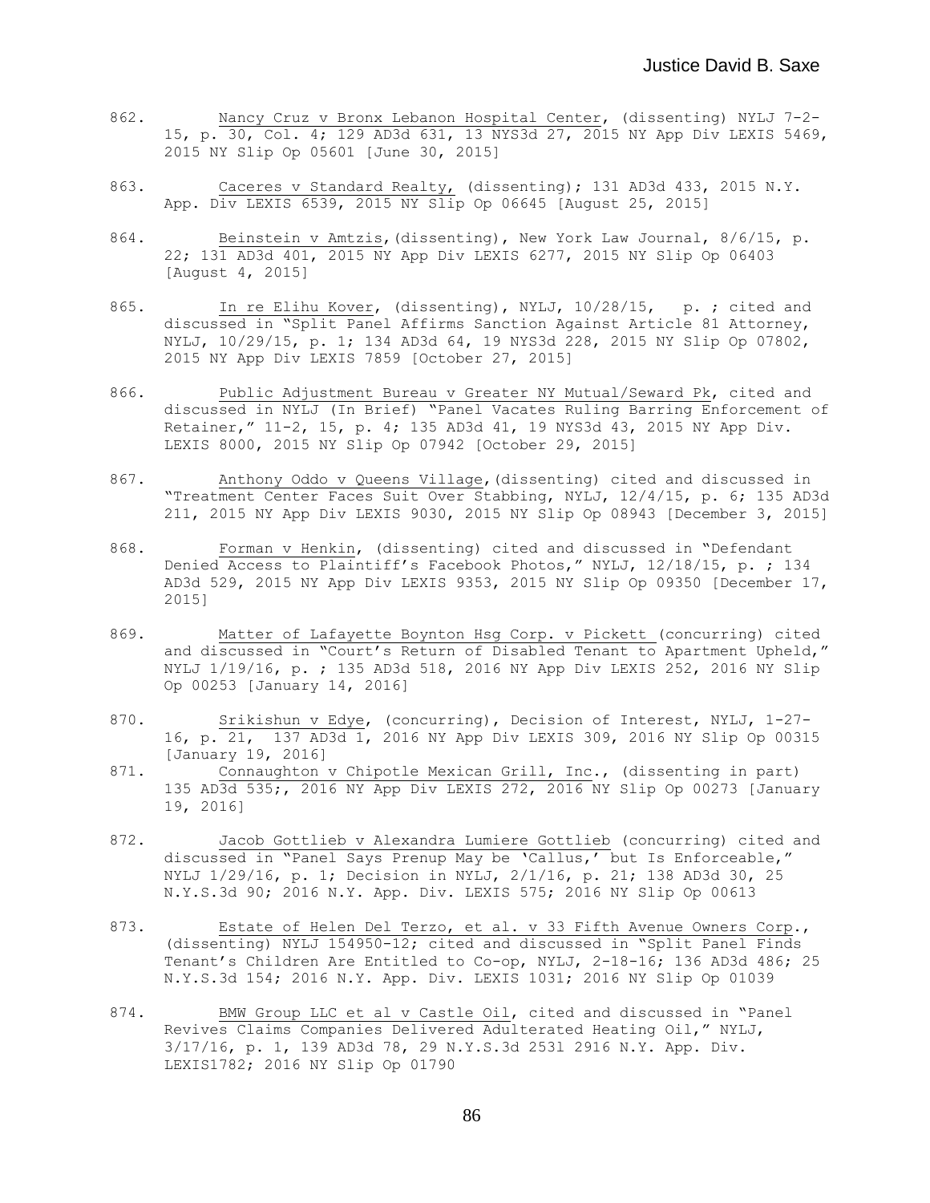862. Nancy Cruz v Bronx Lebanon Hospital Center, (dissenting) NYLJ 7-2-15, p. 30, Col. 4; 129 AD3d 631, 13 NYS3d 27, 2015 NY App Div LEXIS 5469, 2015 NY Slip Op 05601 [June 30, 2015]

863. Caceres v Standard Realty, (dissenting); 131 AD3d 433, 2015 N.Y. App. Div LEXIS 6539, 2015 NY Slip Op 06645 [August 25, 2015]

864. Beinstein v Amtzis,(dissenting), New York Law Journal, 8/6/15, p. 22; 131 AD3d 401, 2015 NY App Div LEXIS 6277, 2015 NY Slip Op 06403 [August 4, 2015]

865. In re Elihu Kover, (dissenting), NYLJ, 10/28/15, p. ; cited and discussed in "Split Panel Affirms Sanction Against Article 81 Attorney, NYLJ, 10/29/15, p. 1; 134 AD3d 64, 19 NYS3d 228, 2015 NY Slip Op 07802, 2015 NY App Div LEXIS 7859 [October 27, 2015]

866. Public Adjustment Bureau v Greater NY Mutual/Seward Pk, cited and discussed in NYLJ (In Brief) "Panel Vacates Ruling Barring Enforcement of Retainer," 11-2, 15, p. 4; 135 AD3d 41, 19 NYS3d 43, 2015 NY App Div. LEXIS 8000, 2015 NY Slip Op 07942 [October 29, 2015]

867. Anthony Oddo v Queens Village,(dissenting) cited and discussed in "Treatment Center Faces Suit Over Stabbing, NYLJ, 12/4/15, p. 6; 135 AD3d 211, 2015 NY App Div LEXIS 9030, 2015 NY Slip Op 08943 [December 3, 2015]

868. Forman v Henkin, (dissenting) cited and discussed in "Defendant Denied Access to Plaintiff's Facebook Photos," NYLJ, 12/18/15, p. ; 134 AD3d 529, 2015 NY App Div LEXIS 9353, 2015 NY Slip Op 09350 [December 17, 2015]

869. Matter of Lafayette Boynton Hsg Corp. v Pickett (concurring) cited and discussed in "Court's Return of Disabled Tenant to Apartment Upheld," NYLJ 1/19/16, p. ; 135 AD3d 518, 2016 NY App Div LEXIS 252, 2016 NY Slip Op 00253 [January 14, 2016]

870. Srikishun v Edye, (concurring), Decision of Interest, NYLJ, 1-27-16, p. 21, 137 AD3d 1, 2016 NY App Div LEXIS 309, 2016 NY Slip Op 00315 [January 19, 2016]

871. Connaughton v Chipotle Mexican Grill, Inc., (dissenting in part) 135 AD3d 535;, 2016 NY App Div LEXIS 272, 2016 NY Slip Op 00273 [January 19, 2016]

872. Jacob Gottlieb v Alexandra Lumiere Gottlieb (concurring) cited and discussed in "Panel Says Prenup May be 'Callus,' but Is Enforceable," NYLJ 1/29/16, p. 1; Decision in NYLJ, 2/1/16, p. 21; 138 AD3d 30, 25 N.Y.S.3d 90; 2016 N.Y. App. Div. LEXIS 575; 2016 NY Slip Op 00613

873. Estate of Helen Del Terzo, et al. v 33 Fifth Avenue Owners Corp., (dissenting) NYLJ 154950-12; cited and discussed in "Split Panel Finds Tenant's Children Are Entitled to Co-op, NYLJ, 2-18-16; 136 AD3d 486; 25 N.Y.S.3d 154; 2016 N.Y. App. Div. LEXIS 1031; 2016 NY Slip Op 01039

874. BMW Group LLC et al v Castle Oil, cited and discussed in "Panel Revives Claims Companies Delivered Adulterated Heating Oil," NYLJ, 3/17/16, p. 1, 139 AD3d 78, 29 N.Y.S.3d 253l 2916 N.Y. App. Div. LEXIS1782; 2016 NY Slip Op 01790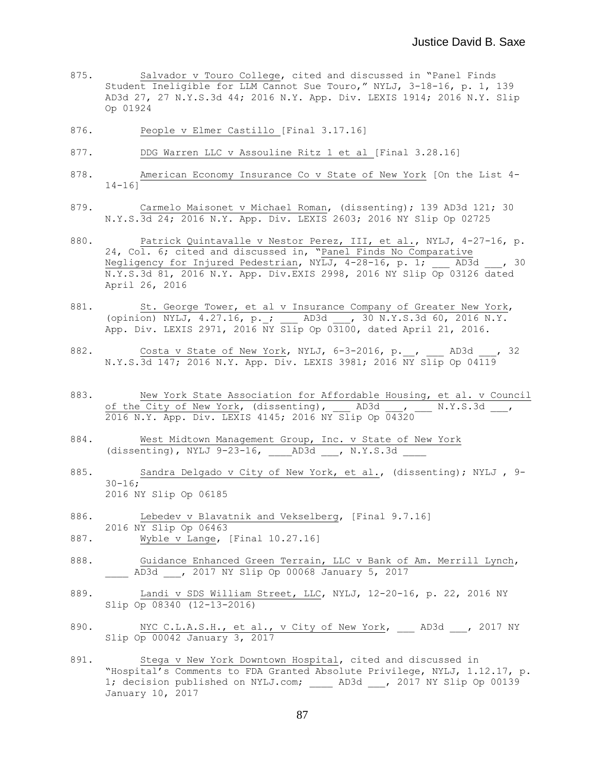875. Salvador v Touro College, cited and discussed in "Panel Finds Student Ineligible for LLM Cannot Sue Touro," NYLJ, 3-18-16, p. 1, 139 AD3d 27, 27 N.Y.S.3d 44; 2016 N.Y. App. Div. LEXIS 1914; 2016 N.Y. Slip Op 01924

876. People v Elmer Castillo [Final 3.17.16]

877. DDG Warren LLC v Assouline Ritz 1 et al [Final 3.28.16]

878. American Economy Insurance Co v State of New York [On the List 4-14-16]

879. Carmelo Maisonet v Michael Roman, (dissenting); 139 AD3d 121; 30 N.Y.S.3d 24; 2016 N.Y. App. Div. LEXIS 2603; 2016 NY Slip Op 02725

880. Patrick Quintavalle v Nestor Perez, III, et al., NYLJ, 4-27-16, p. 24, Col. 6; cited and discussed in, "Panel Finds No Comparative Negligency for Injured Pedestrian, NYLJ, 4-28-16, p. 1; ___ AD3d ___, 30 N.Y.S.3d 81, 2016 N.Y. App. Div.EXIS 2998, 2016 NY Slip Op 03126 dated April 26, 2016

881. St. George Tower, et al v Insurance Company of Greater New York, (opinion) NYLJ, 4.27.16, p._; ___ AD3d ___, 30 N.Y.S.3d 60, 2016 N.Y. App. Div. LEXIS 2971, 2016 NY Slip Op 03100, dated April 21, 2016.

882. Costa v State of New York, NYLJ, 6-3-2016, p.__, ___ AD3d ___, 32 N.Y.S.3d 147; 2016 N.Y. App. Div. LEXIS 3981; 2016 NY Slip Op 04119

883. New York State Association for Affordable Housing, et al. v Council of the City of New York, (dissenting), ___ AD3d ___, ___ N.Y.S.3d ___, 2016 N.Y. App. Div. LEXIS 4145; 2016 NY Slip Op 04320

884. West Midtown Management Group, Inc. v State of New York (dissenting), NYLJ 9-23-16, ____AD3d ___, N.Y.S.3d ____

885. Sandra Delgado v City of New York, et al., (dissenting); NYLJ , 9-30-16;
2016 NY Slip Op 06185

886. Lebedev v Blavatnik and Vekselberg, [Final 9.7.16]
2016 NY Slip Op 06463

887. Wyble v Lange, [Final 10.27.16]

888. Guidance Enhanced Green Terrain, LLC v Bank of Am. Merrill Lynch, ____ AD3d ___, 2017 NY Slip Op 00068 January 5, 2017

889. Landi v SDS William Street, LLC, NYLJ, 12-20-16, p. 22, 2016 NY Slip Op 08340 (12-13-2016)

890. NYC C.L.A.S.H., et al., v City of New York, ___ AD3d ___, 2017 NY Slip Op 00042 January 3, 2017

891. Stega v New York Downtown Hospital, cited and discussed in "Hospital's Comments to FDA Granted Absolute Privilege, NYLJ, 1.12.17, p. 1; decision published on NYLJ.com; ____ AD3d ___, 2017 NY Slip Op 00139 January 10, 2017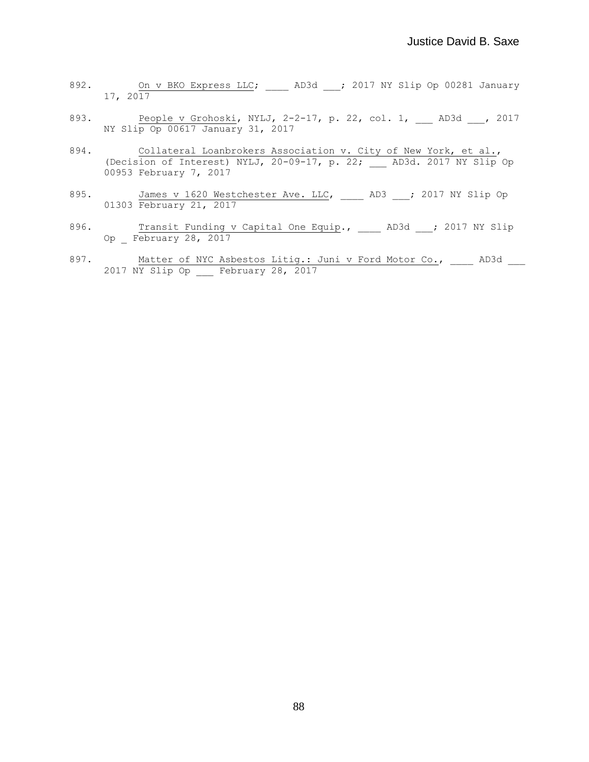892. On v BKO Express LLC; ____ AD3d ___; 2017 NY Slip Op 00281 January 17, 2017

893. People v Grohoski, NYLJ, 2-2-17, p. 22, col. 1, ___ AD3d ___, 2017 NY Slip Op 00617 January 31, 2017

894. Collateral Loanbrokers Association v. City of New York, et al., (Decision of Interest) NYLJ, 20-09-17, p. 22; ___ AD3d. 2017 NY Slip Op 00953 February 7, 2017

895. James v 1620 Westchester Ave. LLC, ____ AD3 ___; 2017 NY Slip Op 01303 February 21, 2017

896. Transit Funding v Capital One Equip., ____ AD3d ___; 2017 NY Slip Op _ February 28, 2017

897. Matter of NYC Asbestos Litig.: Juni v Ford Motor Co., ____ AD3d ___ 2017 NY Slip Op ___ February 28, 2017